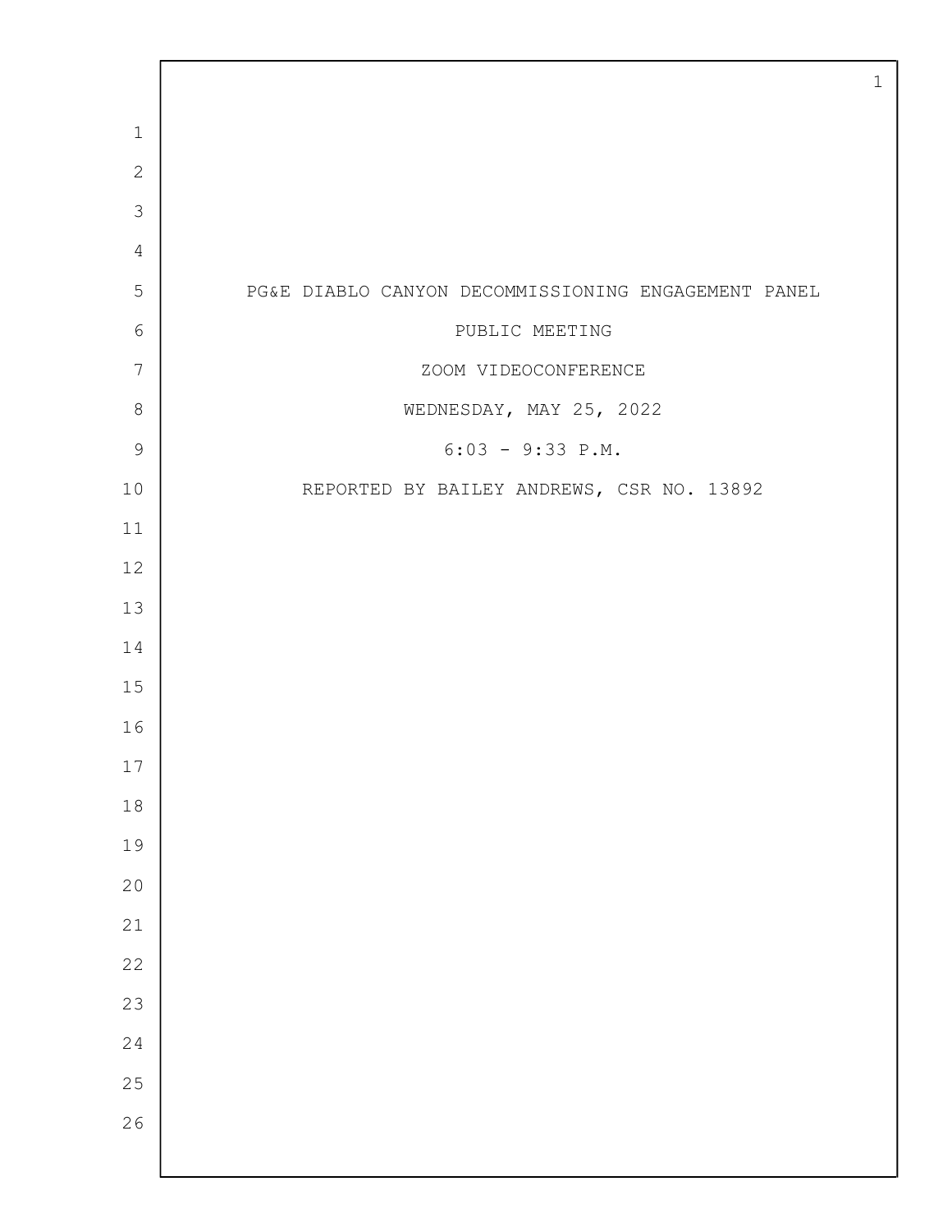PG&E DIABLO CANYON DECOMMISSIONING ENGAGEMENT PANEL

PUBLIC MEETING

ZOOM VIDEOCONFERENCE

WEDNESDAY, MAY 25, 2022

6:03 - 9:33 P.M.

REPORTED BY BAILEY ANDREWS, CSR NO. 13892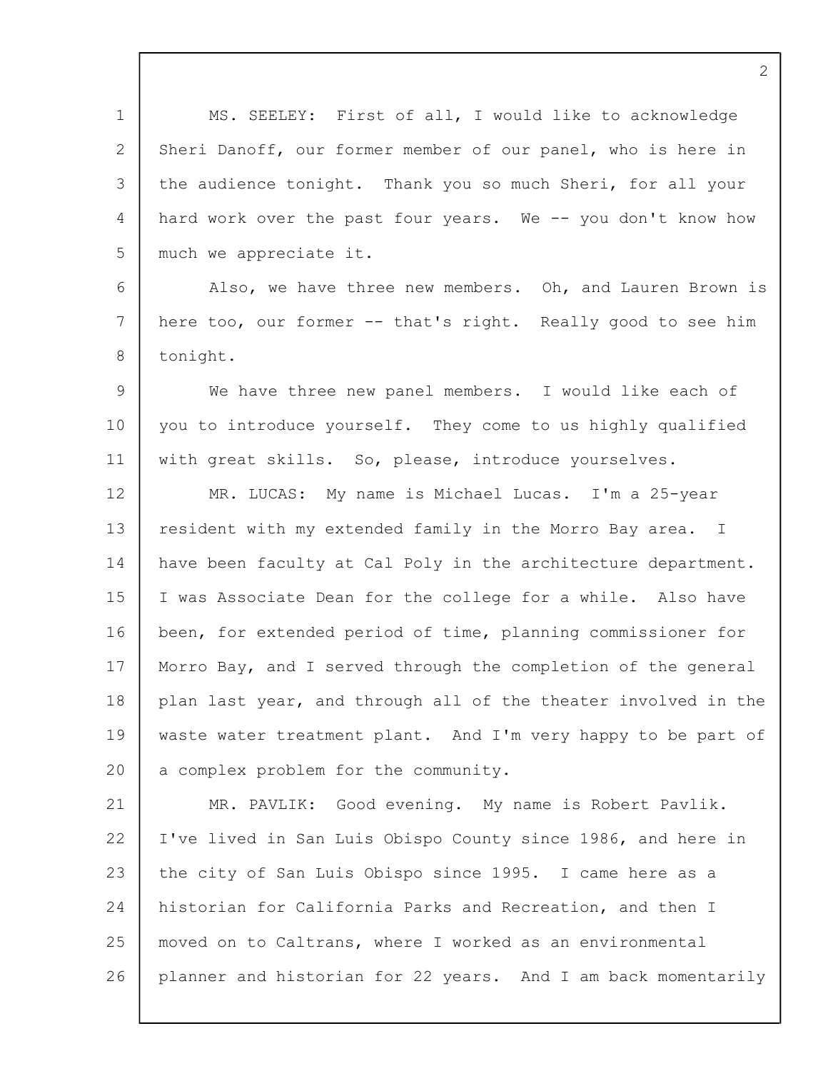MS. SEELEY: First of all, I would like to acknowledge Sheri Danoff, our former member of our panel, who is here in the audience tonight. Thank you so much Sheri, for all your hard work over the past four years. We -- you don't know how much we appreciate it.

Also, we have three new members. Oh, and Lauren Brown is here too, our former -- that's right. Really good to see him tonight.

We have three new panel members. I would like each of you to introduce yourself. They come to us highly qualified with great skills. So, please, introduce yourselves.

MR. LUCAS: My name is Michael Lucas. I'm a 25-year resident with my extended family in the Morro Bay area. I have been faculty at Cal Poly in the architecture department. I was Associate Dean for the college for a while. Also have been, for extended period of time, planning commissioner for Morro Bay, and I served through the completion of the general plan last year, and through all of the theater involved in the waste water treatment plant. And I'm very happy to be part of a complex problem for the community.

MR. PAVLIK: Good evening. My name is Robert Pavlik. I've lived in San Luis Obispo County since 1986, and here in the city of San Luis Obispo since 1995. I came here as a historian for California Parks and Recreation, and then I moved on to Caltrans, where I worked as an environmental planner and historian for 22 years. And I am back momentarily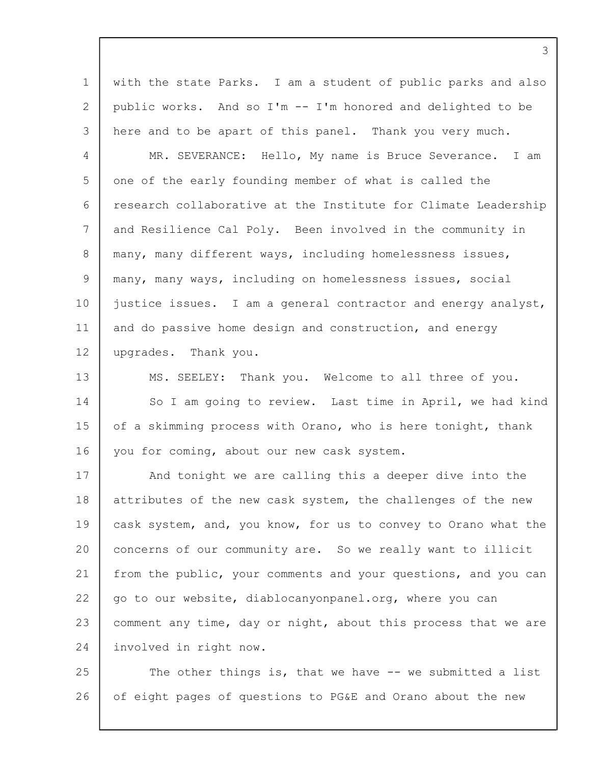with the state Parks. I am a student of public parks and also public works. And so I'm -- I'm honored and delighted to be here and to be apart of this panel. Thank you very much.

MR. SEVERANCE: Hello, My name is Bruce Severance. I am one of the early founding member of what is called the research collaborative at the Institute for Climate Leadership and Resilience Cal Poly. Been involved in the community in many, many different ways, including homelessness issues, many, many ways, including on homelessness issues, social justice issues. I am a general contractor and energy analyst, and do passive home design and construction, and energy upgrades. Thank you.

MS. SEELEY: Thank you. Welcome to all three of you.

So I am going to review. Last time in April, we had kind of a skimming process with Orano, who is here tonight, thank you for coming, about our new cask system.

And tonight we are calling this a deeper dive into the attributes of the new cask system, the challenges of the new cask system, and, you know, for us to convey to Orano what the concerns of our community are. So we really want to illicit from the public, your comments and your questions, and you can go to our website, diablocanyonpanel.org, where you can comment any time, day or night, about this process that we are involved in right now.

The other things is, that we have -- we submitted a list of eight pages of questions to PG&E and Orano about the new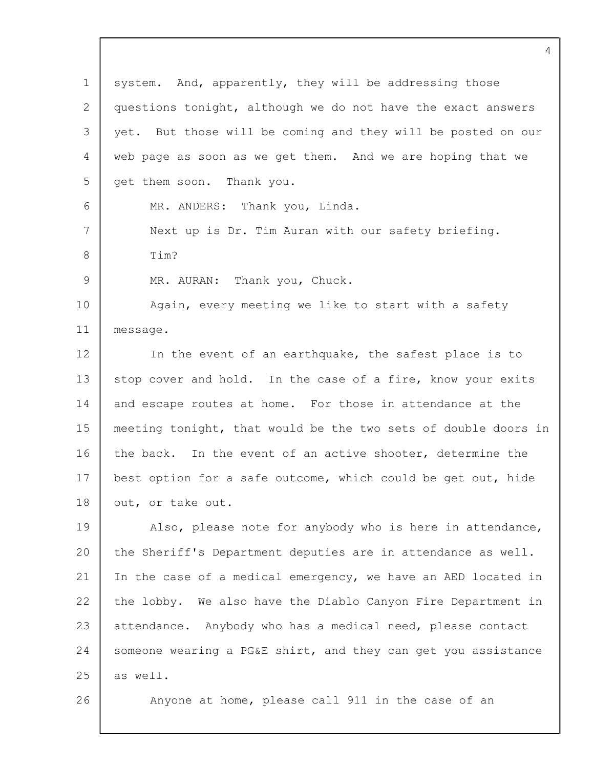system. And, apparently, they will be addressing those questions tonight, although we do not have the exact answers yet. But those will be coming and they will be posted on our web page as soon as we get them. And we are hoping that we get them soon. Thank you.

MR. ANDERS: Thank you, Linda.

Next up is Dr. Tim Auran with our safety briefing.

Tim?

MR. AURAN: Thank you, Chuck.

Again, every meeting we like to start with a safety message.

In the event of an earthquake, the safest place is to stop cover and hold. In the case of a fire, know your exits and escape routes at home. For those in attendance at the meeting tonight, that would be the two sets of double doors in the back. In the event of an active shooter, determine the best option for a safe outcome, which could be get out, hide out, or take out.

Also, please note for anybody who is here in attendance, the Sheriff's Department deputies are in attendance as well. In the case of a medical emergency, we have an AED located in the lobby. We also have the Diablo Canyon Fire Department in attendance. Anybody who has a medical need, please contact someone wearing a PG&E shirt, and they can get you assistance as well.

Anyone at home, please call 911 in the case of an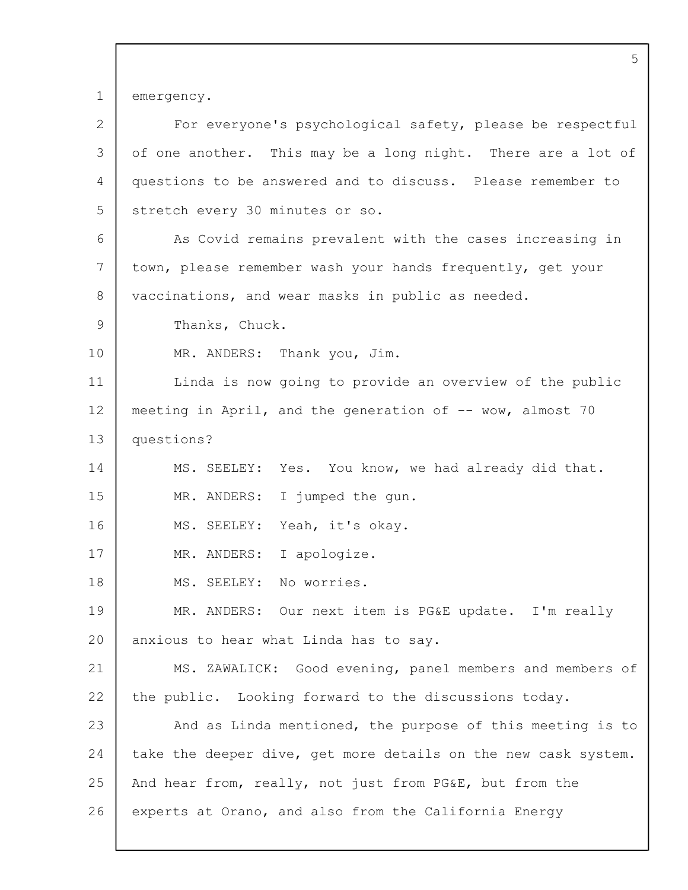emergency.

For everyone's psychological safety, please be respectful of one another. This may be a long night. There are a lot of questions to be answered and to discuss. Please remember to stretch every 30 minutes or so.

As Covid remains prevalent with the cases increasing in town, please remember wash your hands frequently, get your vaccinations, and wear masks in public as needed.

Thanks, Chuck.

MR. ANDERS: Thank you, Jim.

Linda is now going to provide an overview of the public meeting in April, and the generation of -- wow, almost 70 questions?

MS. SEELEY: Yes. You know, we had already did that.

MR. ANDERS: I jumped the gun.

MS. SEELEY: Yeah, it's okay.

MR. ANDERS: I apologize.

MS. SEELEY: No worries.

MR. ANDERS: Our next item is PG&E update. I'm really anxious to hear what Linda has to say.

MS. ZAWALICK: Good evening, panel members and members of the public. Looking forward to the discussions today.

And as Linda mentioned, the purpose of this meeting is to take the deeper dive, get more details on the new cask system. And hear from, really, not just from PG&E, but from the experts at Orano, and also from the California Energy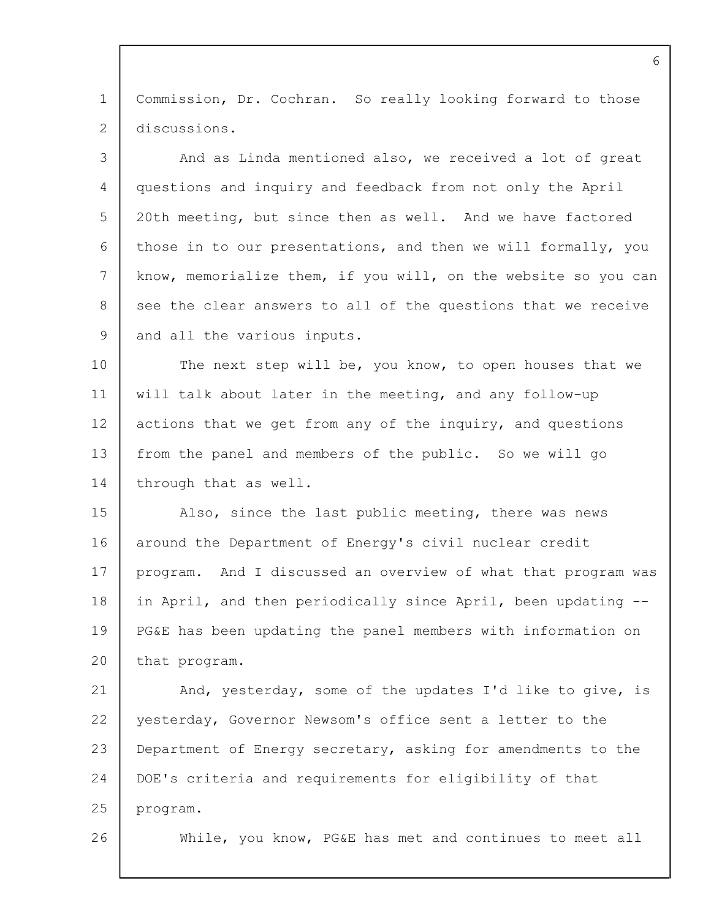Commission, Dr. Cochran. So really looking forward to those discussions.

And as Linda mentioned also, we received a lot of great questions and inquiry and feedback from not only the April 20th meeting, but since then as well. And we have factored those in to our presentations, and then we will formally, you know, memorialize them, if you will, on the website so you can see the clear answers to all of the questions that we receive and all the various inputs.

The next step will be, you know, to open houses that we will talk about later in the meeting, and any follow-up actions that we get from any of the inquiry, and questions from the panel and members of the public. So we will go through that as well.

Also, since the last public meeting, there was news around the Department of Energy's civil nuclear credit program. And I discussed an overview of what that program was in April, and then periodically since April, been updating -- PG&E has been updating the panel members with information on that program.

And, yesterday, some of the updates I'd like to give, is yesterday, Governor Newsom's office sent a letter to the Department of Energy secretary, asking for amendments to the DOE's criteria and requirements for eligibility of that program.

While, you know, PG&E has met and continues to meet all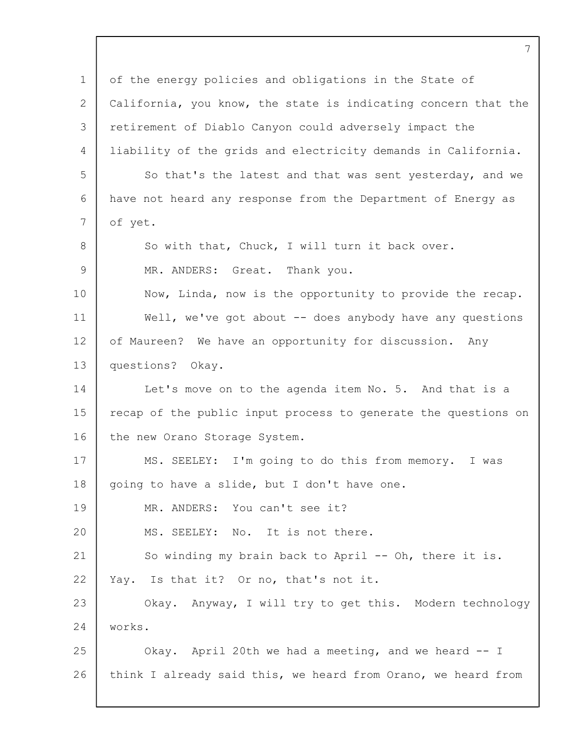of the energy policies and obligations in the State of California, you know, the state is indicating concern that the retirement of Diablo Canyon could adversely impact the liability of the grids and electricity demands in California.

So that's the latest and that was sent yesterday, and we have not heard any response from the Department of Energy as of yet.

So with that, Chuck, I will turn it back over.

MR. ANDERS: Great. Thank you.

Now, Linda, now is the opportunity to provide the recap.

Well, we've got about -- does anybody have any questions of Maureen? We have an opportunity for discussion. Any questions? Okay.

Let's move on to the agenda item No. 5. And that is a recap of the public input process to generate the questions on the new Orano Storage System.

MS. SEELEY: I'm going to do this from memory. I was going to have a slide, but I don't have one.

MR. ANDERS: You can't see it?

MS. SEELEY: No. It is not there.

So winding my brain back to April -- Oh, there it is. Yay. Is that it? Or no, that's not it.

Okay. Anyway, I will try to get this. Modern technology works.

Okay. April 20th we had a meeting, and we heard -- I think I already said this, we heard from Orano, we heard from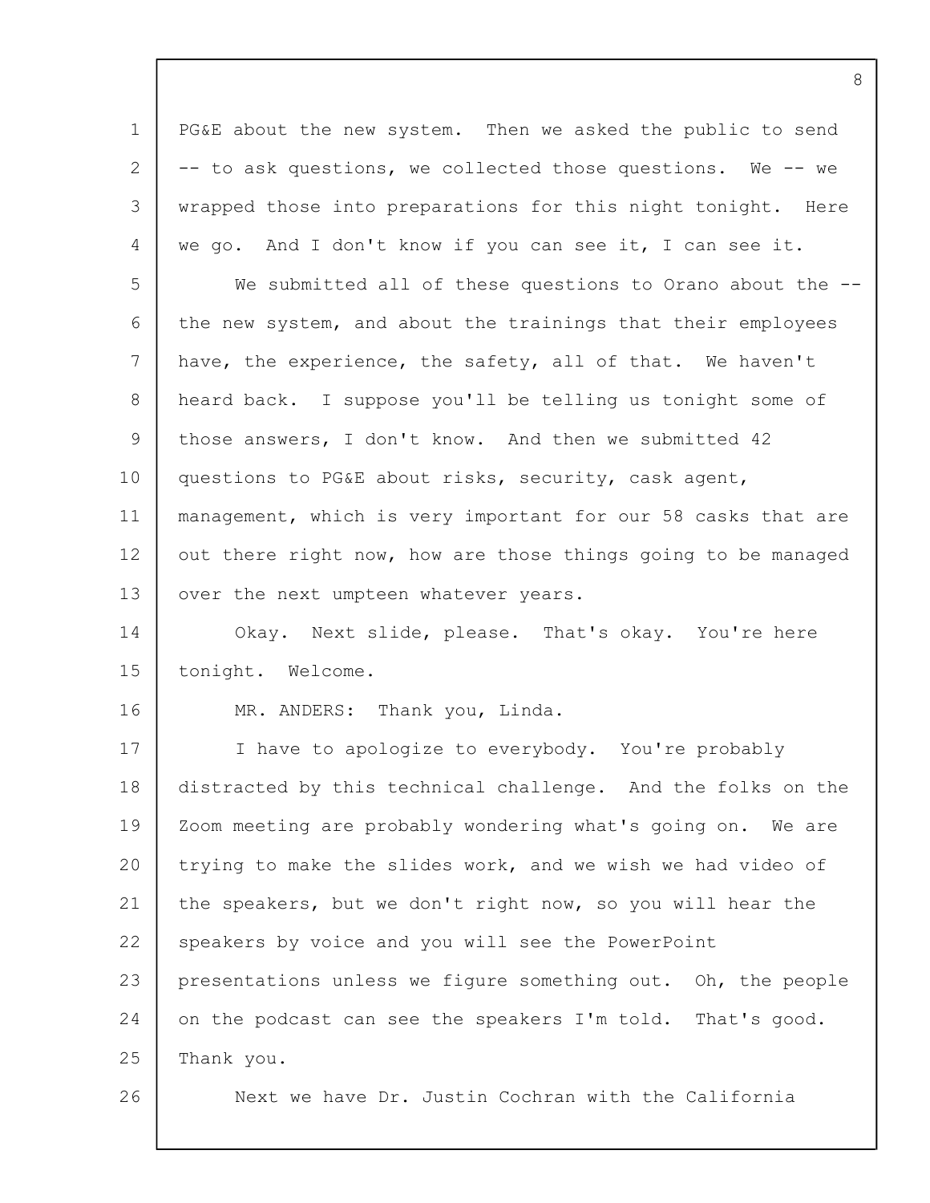PG&E about the new system. Then we asked the public to send -- to ask questions, we collected those questions. We -- we wrapped those into preparations for this night tonight. Here we go. And I don't know if you can see it, I can see it.

We submitted all of these questions to Orano about the -- the new system, and about the trainings that their employees have, the experience, the safety, all of that. We haven't heard back. I suppose you'll be telling us tonight some of those answers, I don't know. And then we submitted 42 questions to PG&E about risks, security, cask agent, management, which is very important for our 58 casks that are out there right now, how are those things going to be managed over the next umpteen whatever years.

Okay. Next slide, please. That's okay. You're here tonight. Welcome.

MR. ANDERS: Thank you, Linda.

I have to apologize to everybody. You're probably distracted by this technical challenge. And the folks on the Zoom meeting are probably wondering what's going on. We are trying to make the slides work, and we wish we had video of the speakers, but we don't right now, so you will hear the speakers by voice and you will see the PowerPoint presentations unless we figure something out. Oh, the people on the podcast can see the speakers I'm told. That's good. Thank you.

Next we have Dr. Justin Cochran with the California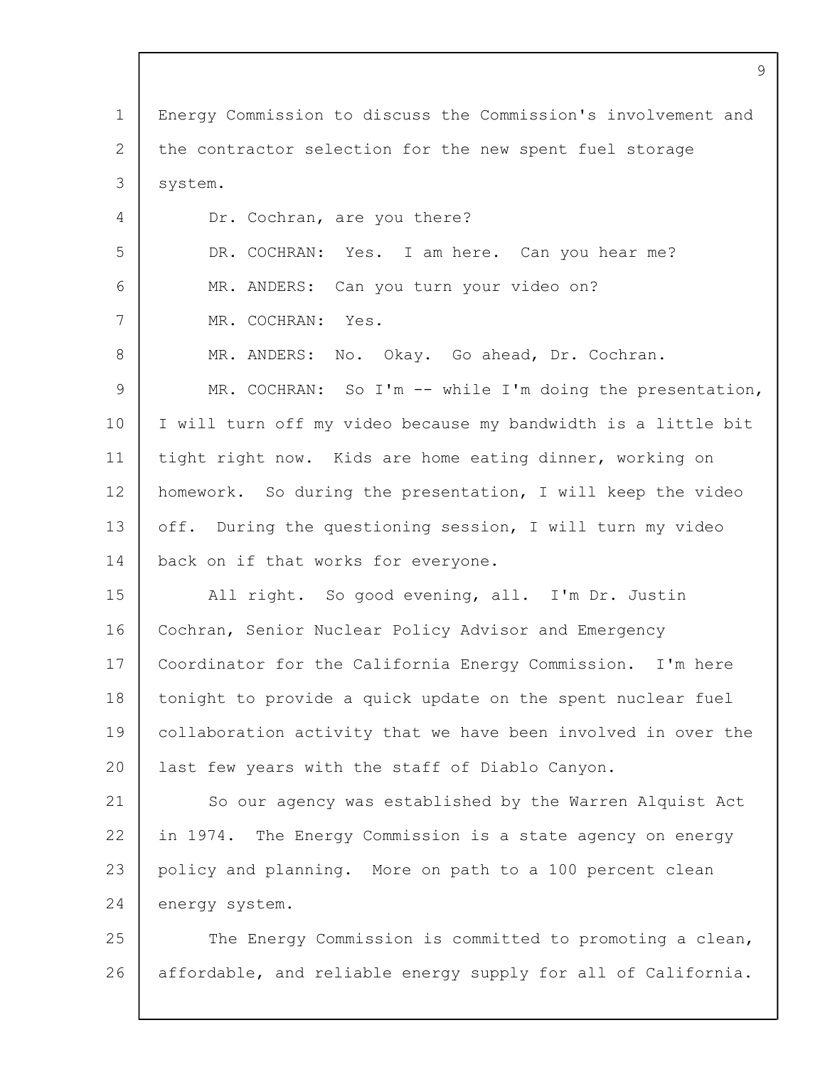Energy Commission to discuss the Commission's involvement and the contractor selection for the new spent fuel storage system.

Dr. Cochran, are you there?

DR. COCHRAN: Yes. I am here. Can you hear me?

MR. ANDERS: Can you turn your video on?

MR. COCHRAN: Yes.

MR. ANDERS: No. Okay. Go ahead, Dr. Cochran.

MR. COCHRAN: So I'm -- while I'm doing the presentation, I will turn off my video because my bandwidth is a little bit tight right now. Kids are home eating dinner, working on homework. So during the presentation, I will keep the video off. During the questioning session, I will turn my video back on if that works for everyone.

All right. So good evening, all. I'm Dr. Justin Cochran, Senior Nuclear Policy Advisor and Emergency Coordinator for the California Energy Commission. I'm here tonight to provide a quick update on the spent nuclear fuel collaboration activity that we have been involved in over the last few years with the staff of Diablo Canyon.

So our agency was established by the Warren Alquist Act in 1974. The Energy Commission is a state agency on energy policy and planning. More on path to a 100 percent clean energy system.

The Energy Commission is committed to promoting a clean, affordable, and reliable energy supply for all of California.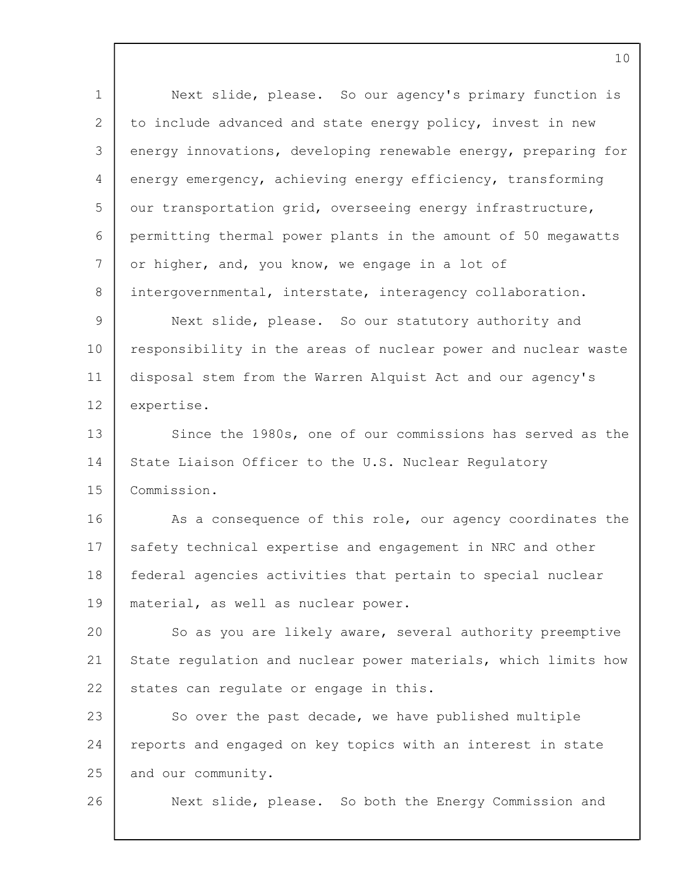Next slide, please. So our agency's primary function is to include advanced and state energy policy, invest in new energy innovations, developing renewable energy, preparing for energy emergency, achieving energy efficiency, transforming our transportation grid, overseeing energy infrastructure, permitting thermal power plants in the amount of 50 megawatts or higher, and, you know, we engage in a lot of intergovernmental, interstate, interagency collaboration.

Next slide, please. So our statutory authority and responsibility in the areas of nuclear power and nuclear waste disposal stem from the Warren Alquist Act and our agency's expertise.

Since the 1980s, one of our commissions has served as the State Liaison Officer to the U.S. Nuclear Regulatory Commission.

As a consequence of this role, our agency coordinates the safety technical expertise and engagement in NRC and other federal agencies activities that pertain to special nuclear material, as well as nuclear power.

So as you are likely aware, several authority preemptive State regulation and nuclear power materials, which limits how states can regulate or engage in this.

So over the past decade, we have published multiple reports and engaged on key topics with an interest in state and our community.

Next slide, please. So both the Energy Commission and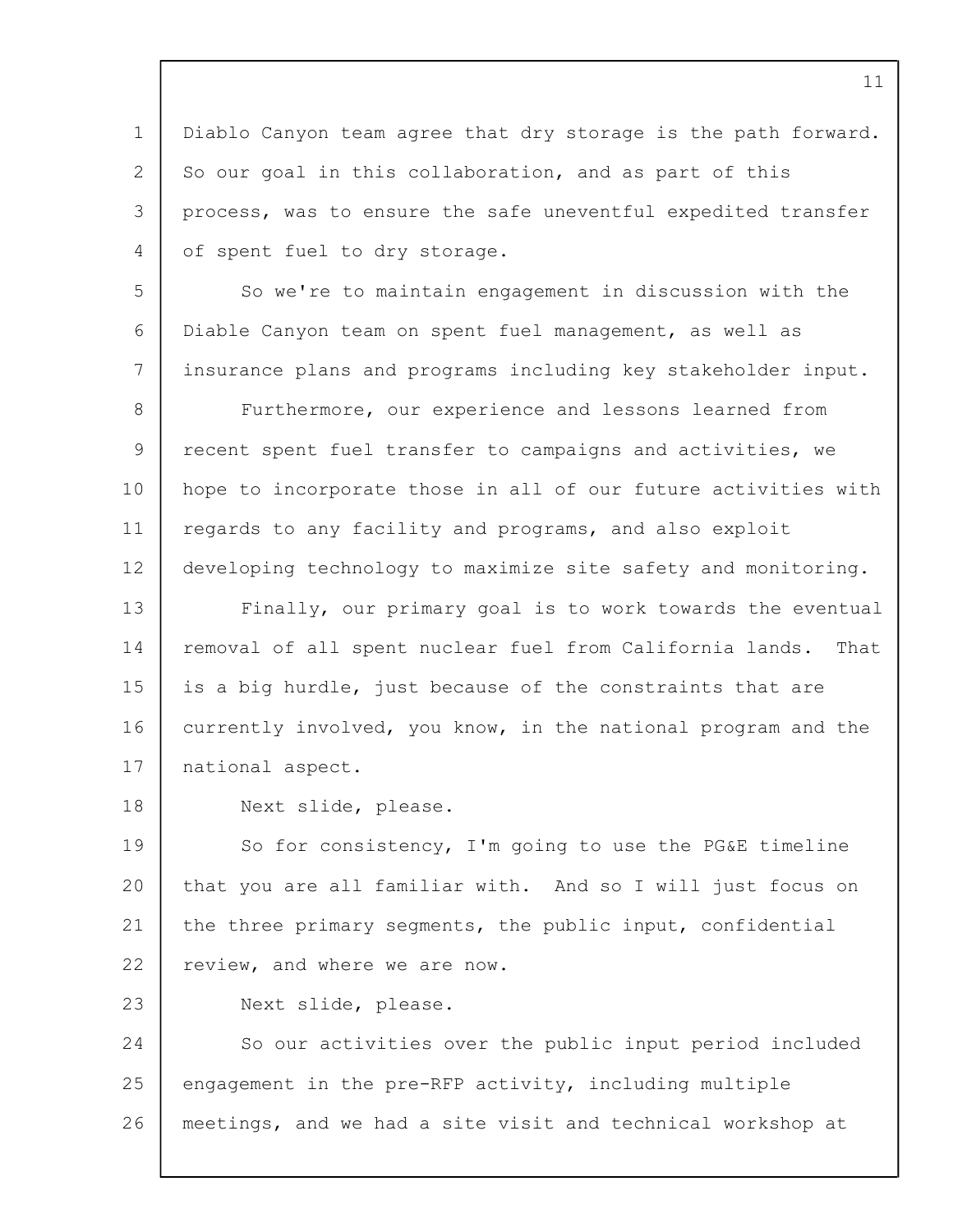Diablo Canyon team agree that dry storage is the path forward. So our goal in this collaboration, and as part of this process, was to ensure the safe uneventful expedited transfer of spent fuel to dry storage.

So we're to maintain engagement in discussion with the Diable Canyon team on spent fuel management, as well as insurance plans and programs including key stakeholder input.

Furthermore, our experience and lessons learned from recent spent fuel transfer to campaigns and activities, we hope to incorporate those in all of our future activities with regards to any facility and programs, and also exploit developing technology to maximize site safety and monitoring.

Finally, our primary goal is to work towards the eventual removal of all spent nuclear fuel from California lands. That is a big hurdle, just because of the constraints that are currently involved, you know, in the national program and the national aspect.

Next slide, please.

So for consistency, I'm going to use the PG&E timeline that you are all familiar with. And so I will just focus on the three primary segments, the public input, confidential review, and where we are now.

Next slide, please.

So our activities over the public input period included engagement in the pre-RFP activity, including multiple meetings, and we had a site visit and technical workshop at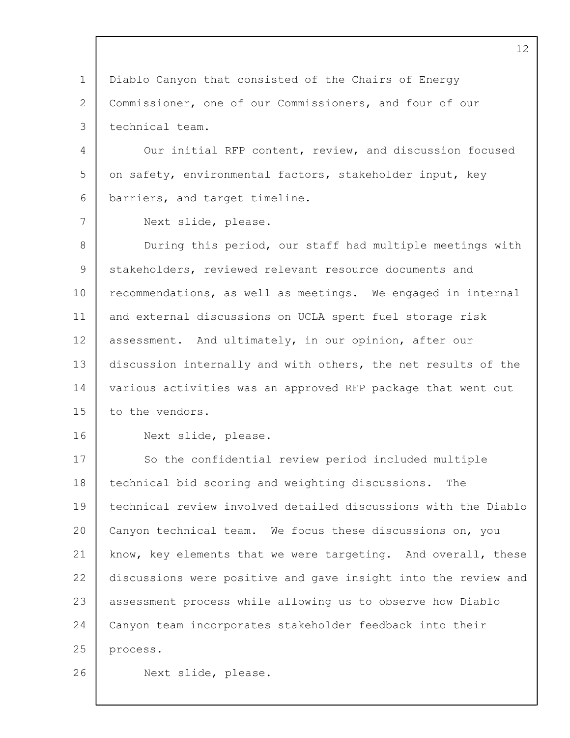Diablo Canyon that consisted of the Chairs of Energy Commissioner, one of our Commissioners, and four of our technical team.

Our initial RFP content, review, and discussion focused on safety, environmental factors, stakeholder input, key barriers, and target timeline.

Next slide, please.

During this period, our staff had multiple meetings with stakeholders, reviewed relevant resource documents and recommendations, as well as meetings. We engaged in internal and external discussions on UCLA spent fuel storage risk assessment. And ultimately, in our opinion, after our discussion internally and with others, the net results of the various activities was an approved RFP package that went out to the vendors.

Next slide, please.

So the confidential review period included multiple technical bid scoring and weighting discussions. The technical review involved detailed discussions with the Diablo Canyon technical team. We focus these discussions on, you know, key elements that we were targeting. And overall, these discussions were positive and gave insight into the review and assessment process while allowing us to observe how Diablo Canyon team incorporates stakeholder feedback into their process.

Next slide, please.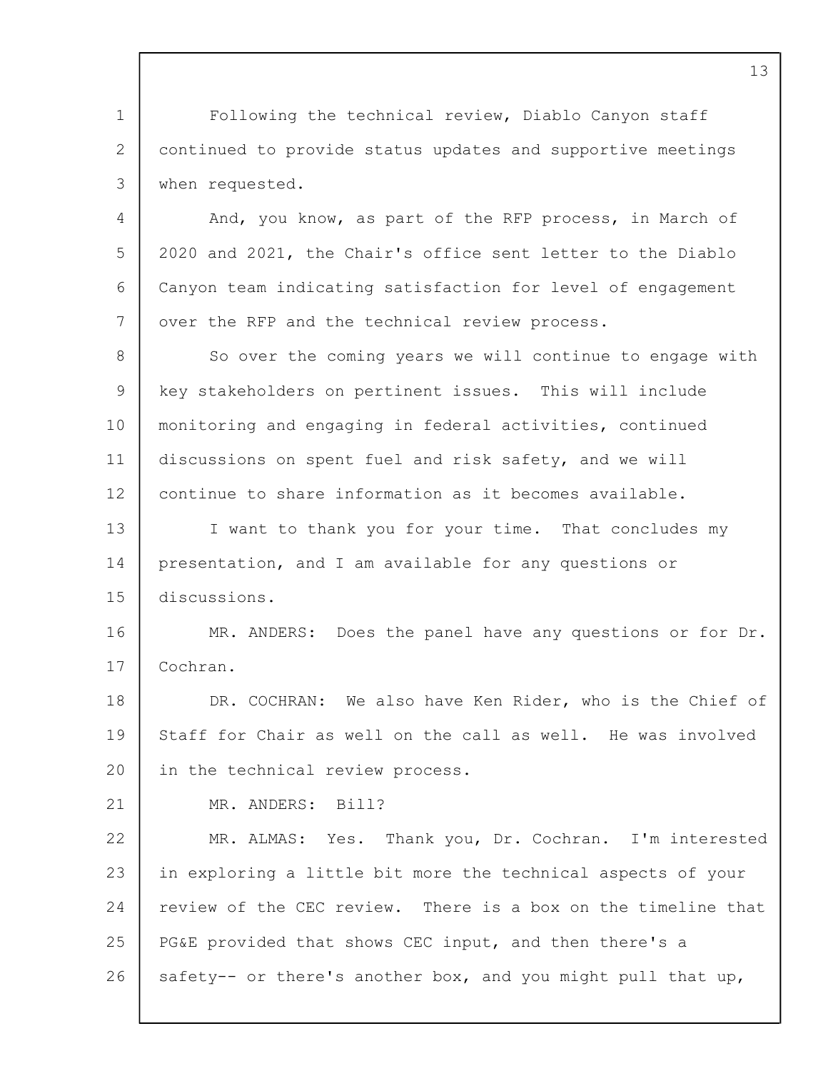Following the technical review, Diablo Canyon staff continued to provide status updates and supportive meetings when requested.

And, you know, as part of the RFP process, in March of 2020 and 2021, the Chair's office sent letter to the Diablo Canyon team indicating satisfaction for level of engagement over the RFP and the technical review process.

So over the coming years we will continue to engage with key stakeholders on pertinent issues. This will include monitoring and engaging in federal activities, continued discussions on spent fuel and risk safety, and we will continue to share information as it becomes available.

I want to thank you for your time. That concludes my presentation, and I am available for any questions or discussions.

MR. ANDERS: Does the panel have any questions or for Dr. Cochran.

DR. COCHRAN: We also have Ken Rider, who is the Chief of Staff for Chair as well on the call as well. He was involved in the technical review process.

MR. ANDERS: Bill?

MR. ALMAS: Yes. Thank you, Dr. Cochran. I'm interested in exploring a little bit more the technical aspects of your review of the CEC review. There is a box on the timeline that PG&E provided that shows CEC input, and then there's a safety-- or there's another box, and you might pull that up,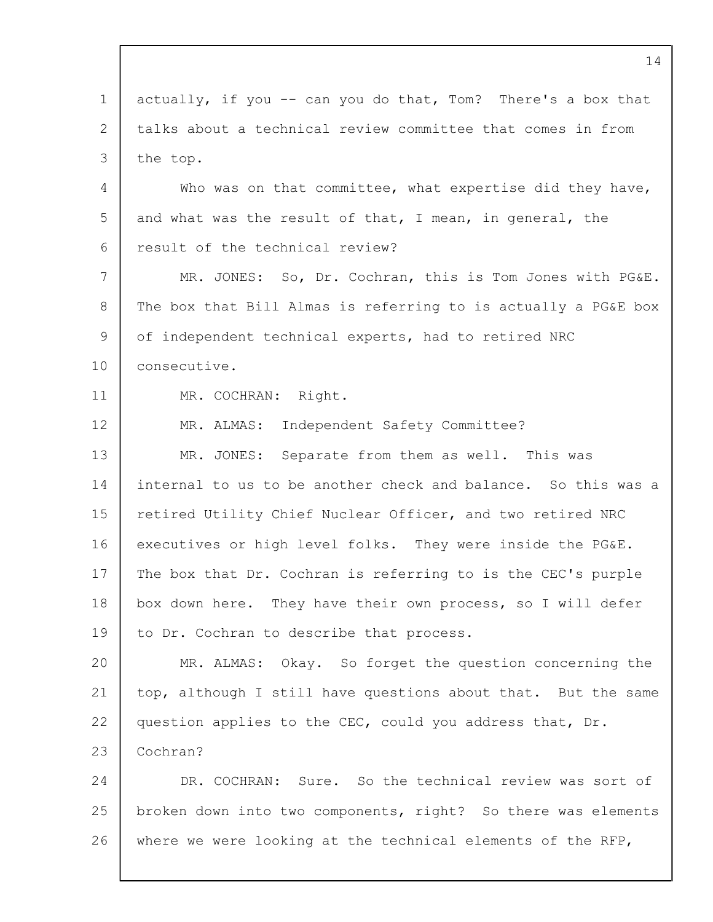actually, if you -- can you do that, Tom? There's a box that talks about a technical review committee that comes in from the top.

Who was on that committee, what expertise did they have, and what was the result of that, I mean, in general, the result of the technical review?

MR. JONES: So, Dr. Cochran, this is Tom Jones with PG&E. The box that Bill Almas is referring to is actually a PG&E box of independent technical experts, had to retired NRC consecutive.

MR. COCHRAN: Right.

MR. ALMAS: Independent Safety Committee?

MR. JONES: Separate from them as well. This was internal to us to be another check and balance. So this was a retired Utility Chief Nuclear Officer, and two retired NRC executives or high level folks. They were inside the PG&E. The box that Dr. Cochran is referring to is the CEC's purple box down here. They have their own process, so I will defer to Dr. Cochran to describe that process.

MR. ALMAS: Okay. So forget the question concerning the top, although I still have questions about that. But the same question applies to the CEC, could you address that, Dr. Cochran?

DR. COCHRAN: Sure. So the technical review was sort of broken down into two components, right? So there was elements where we were looking at the technical elements of the RFP,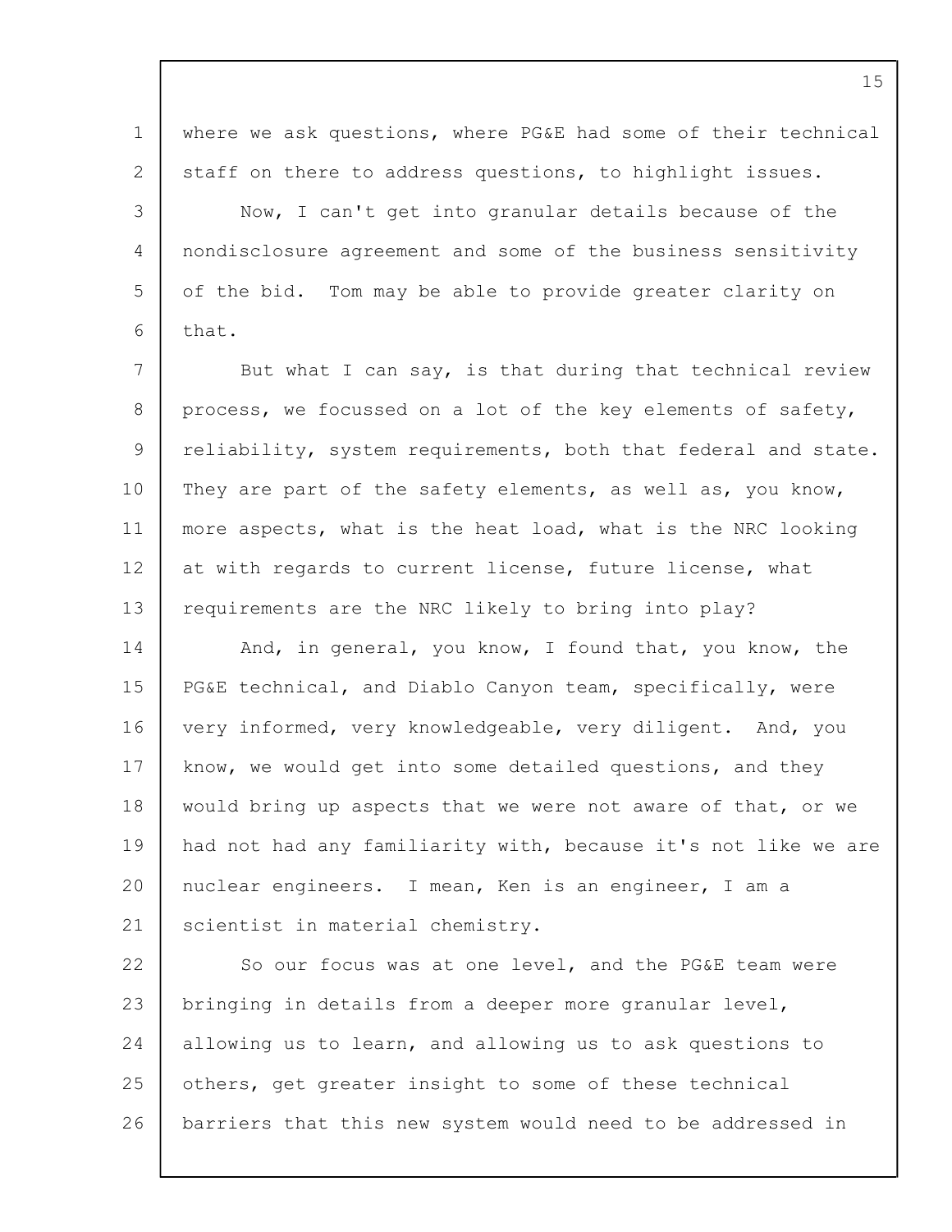where we ask questions, where PG&E had some of their technical staff on there to address questions, to highlight issues.

Now, I can't get into granular details because of the nondisclosure agreement and some of the business sensitivity of the bid. Tom may be able to provide greater clarity on that.

But what I can say, is that during that technical review process, we focussed on a lot of the key elements of safety, reliability, system requirements, both that federal and state. They are part of the safety elements, as well as, you know, more aspects, what is the heat load, what is the NRC looking at with regards to current license, future license, what requirements are the NRC likely to bring into play?

And, in general, you know, I found that, you know, the PG&E technical, and Diablo Canyon team, specifically, were very informed, very knowledgeable, very diligent. And, you know, we would get into some detailed questions, and they would bring up aspects that we were not aware of that, or we had not had any familiarity with, because it's not like we are nuclear engineers. I mean, Ken is an engineer, I am a scientist in material chemistry.

So our focus was at one level, and the PG&E team were bringing in details from a deeper more granular level, allowing us to learn, and allowing us to ask questions to others, get greater insight to some of these technical barriers that this new system would need to be addressed in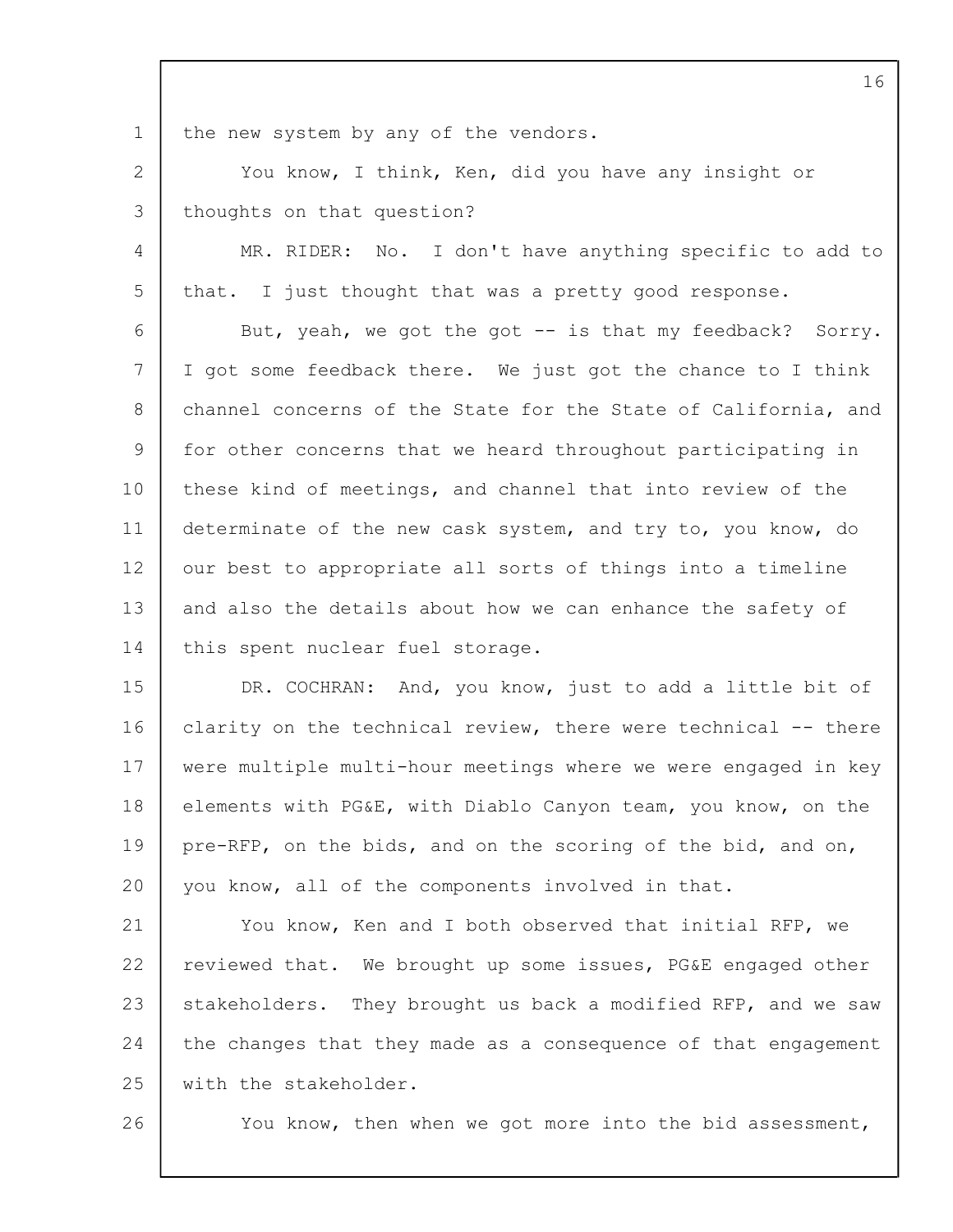the new system by any of the vendors.

You know, I think, Ken, did you have any insight or thoughts on that question?

MR. RIDER: No. I don't have anything specific to add to that. I just thought that was a pretty good response.

But, yeah, we got the got -- is that my feedback? Sorry. I got some feedback there. We just got the chance to I think channel concerns of the State for the State of California, and for other concerns that we heard throughout participating in these kind of meetings, and channel that into review of the determinate of the new cask system, and try to, you know, do our best to appropriate all sorts of things into a timeline and also the details about how we can enhance the safety of this spent nuclear fuel storage.

DR. COCHRAN: And, you know, just to add a little bit of clarity on the technical review, there were technical -- there were multiple multi-hour meetings where we were engaged in key elements with PG&E, with Diablo Canyon team, you know, on the pre-RFP, on the bids, and on the scoring of the bid, and on, you know, all of the components involved in that.

You know, Ken and I both observed that initial RFP, we reviewed that. We brought up some issues, PG&E engaged other stakeholders. They brought us back a modified RFP, and we saw the changes that they made as a consequence of that engagement with the stakeholder.

You know, then when we got more into the bid assessment,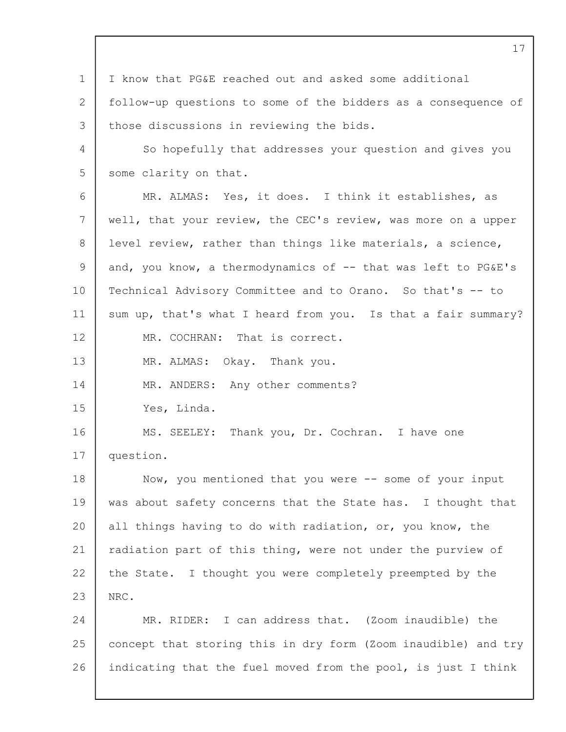I know that PG&E reached out and asked some additional follow-up questions to some of the bidders as a consequence of those discussions in reviewing the bids.

So hopefully that addresses your question and gives you some clarity on that.

MR. ALMAS: Yes, it does. I think it establishes, as well, that your review, the CEC's review, was more on a upper level review, rather than things like materials, a science, and, you know, a thermodynamics of -- that was left to PG&E's Technical Advisory Committee and to Orano. So that's -- to sum up, that's what I heard from you. Is that a fair summary?

MR. COCHRAN: That is correct.

MR. ALMAS: Okay. Thank you.

MR. ANDERS: Any other comments?

Yes, Linda.

MS. SEELEY: Thank you, Dr. Cochran. I have one question.

Now, you mentioned that you were -- some of your input was about safety concerns that the State has. I thought that all things having to do with radiation, or, you know, the radiation part of this thing, were not under the purview of the State. I thought you were completely preempted by the NRC.

MR. RIDER: I can address that. (Zoom inaudible) the concept that storing this in dry form (Zoom inaudible) and try indicating that the fuel moved from the pool, is just I think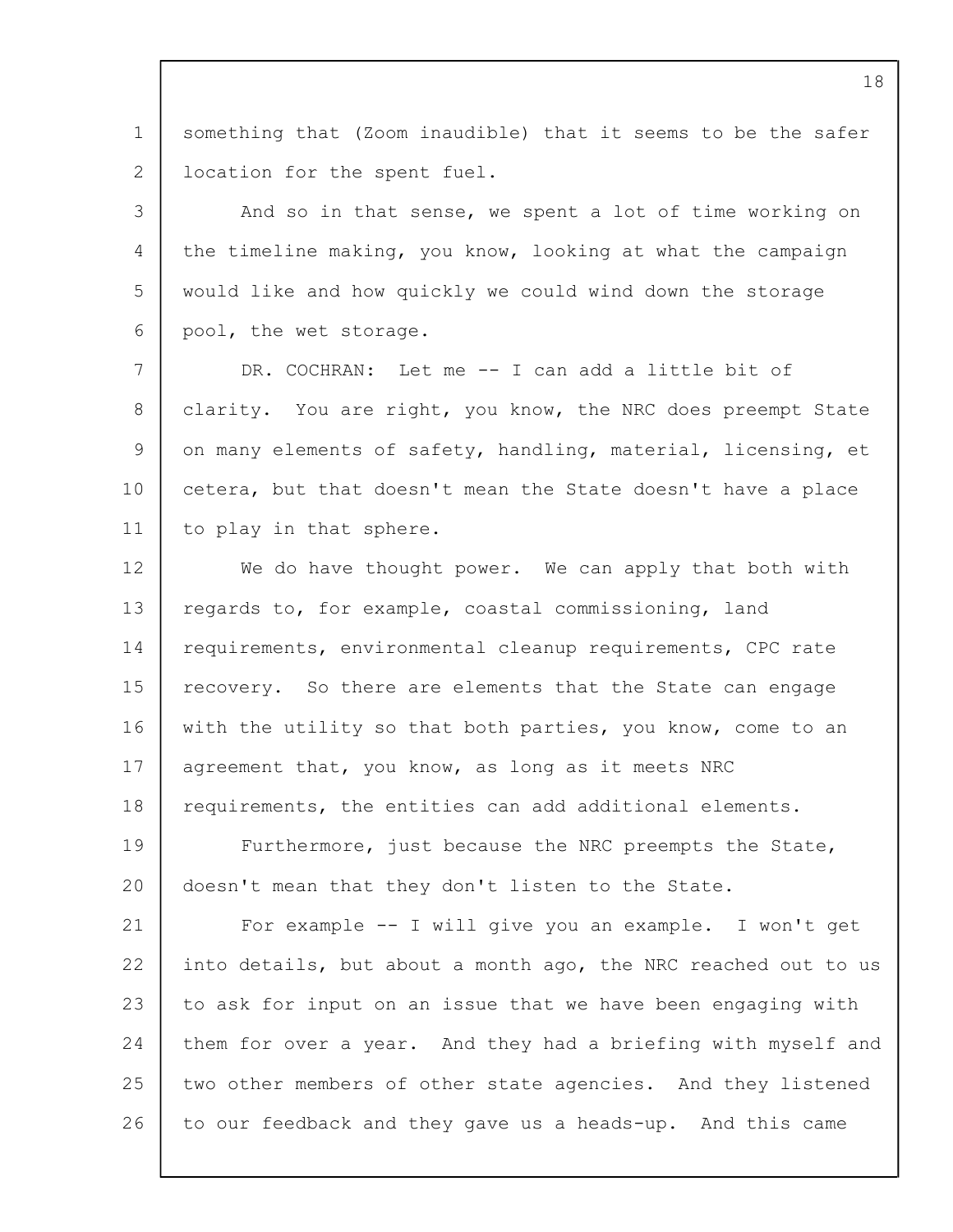something that (Zoom inaudible) that it seems to be the safer location for the spent fuel.

And so in that sense, we spent a lot of time working on the timeline making, you know, looking at what the campaign would like and how quickly we could wind down the storage pool, the wet storage.

DR. COCHRAN: Let me -- I can add a little bit of clarity. You are right, you know, the NRC does preempt State on many elements of safety, handling, material, licensing, et cetera, but that doesn't mean the State doesn't have a place to play in that sphere.

We do have thought power. We can apply that both with regards to, for example, coastal commissioning, land requirements, environmental cleanup requirements, CPC rate recovery. So there are elements that the State can engage with the utility so that both parties, you know, come to an agreement that, you know, as long as it meets NRC requirements, the entities can add additional elements.

Furthermore, just because the NRC preempts the State, doesn't mean that they don't listen to the State.

For example -- I will give you an example. I won't get into details, but about a month ago, the NRC reached out to us to ask for input on an issue that we have been engaging with them for over a year. And they had a briefing with myself and two other members of other state agencies. And they listened to our feedback and they gave us a heads-up. And this came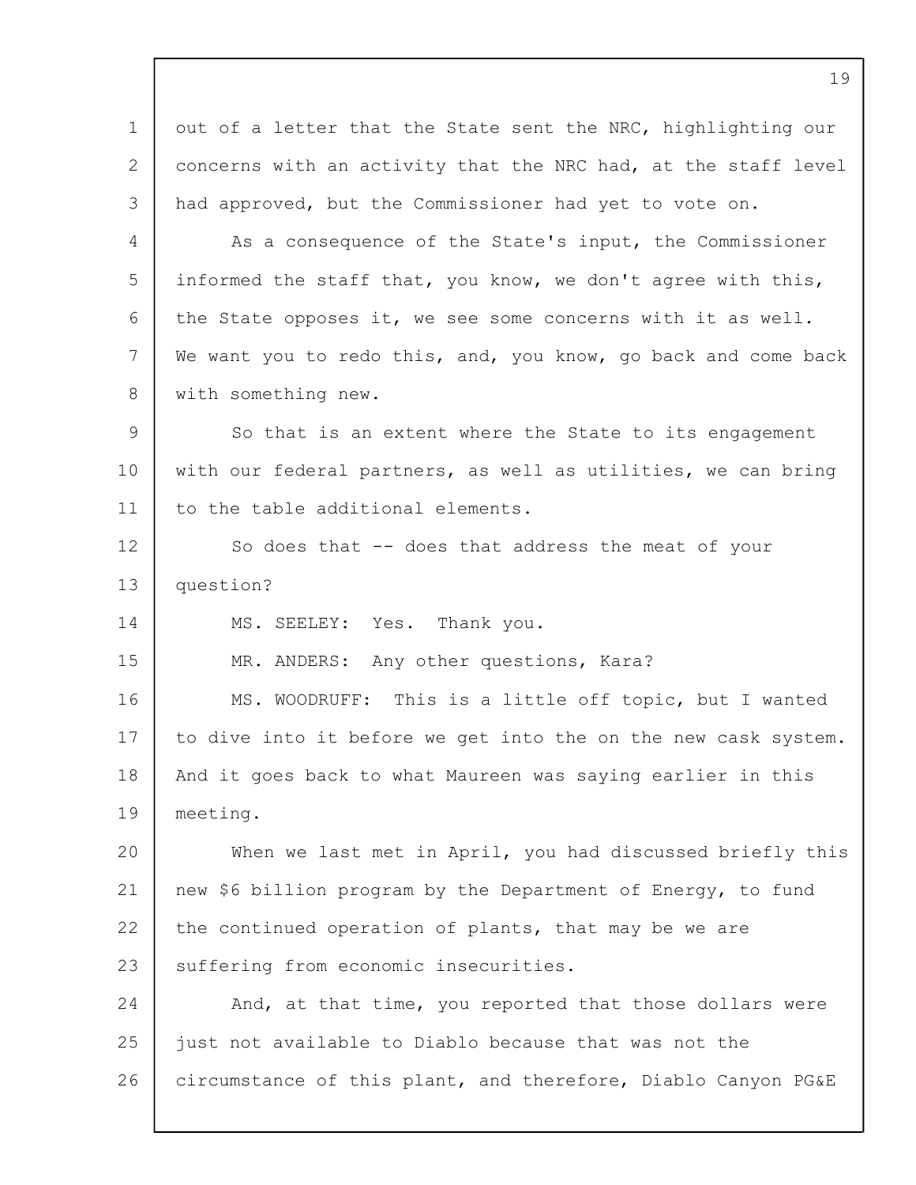out of a letter that the State sent the NRC, highlighting our concerns with an activity that the NRC had, at the staff level had approved, but the Commissioner had yet to vote on.

As a consequence of the State's input, the Commissioner informed the staff that, you know, we don't agree with this, the State opposes it, we see some concerns with it as well. We want you to redo this, and, you know, go back and come back with something new.

So that is an extent where the State to its engagement with our federal partners, as well as utilities, we can bring to the table additional elements.

So does that -- does that address the meat of your question?

MS. SEELEY: Yes. Thank you.

MR. ANDERS: Any other questions, Kara?

MS. WOODRUFF: This is a little off topic, but I wanted to dive into it before we get into the on the new cask system. And it goes back to what Maureen was saying earlier in this meeting.

When we last met in April, you had discussed briefly this new $6 billion program by the Department of Energy, to fund the continued operation of plants, that may be we are suffering from economic insecurities.

And, at that time, you reported that those dollars were just not available to Diablo because that was not the circumstance of this plant, and therefore, Diablo Canyon PG&E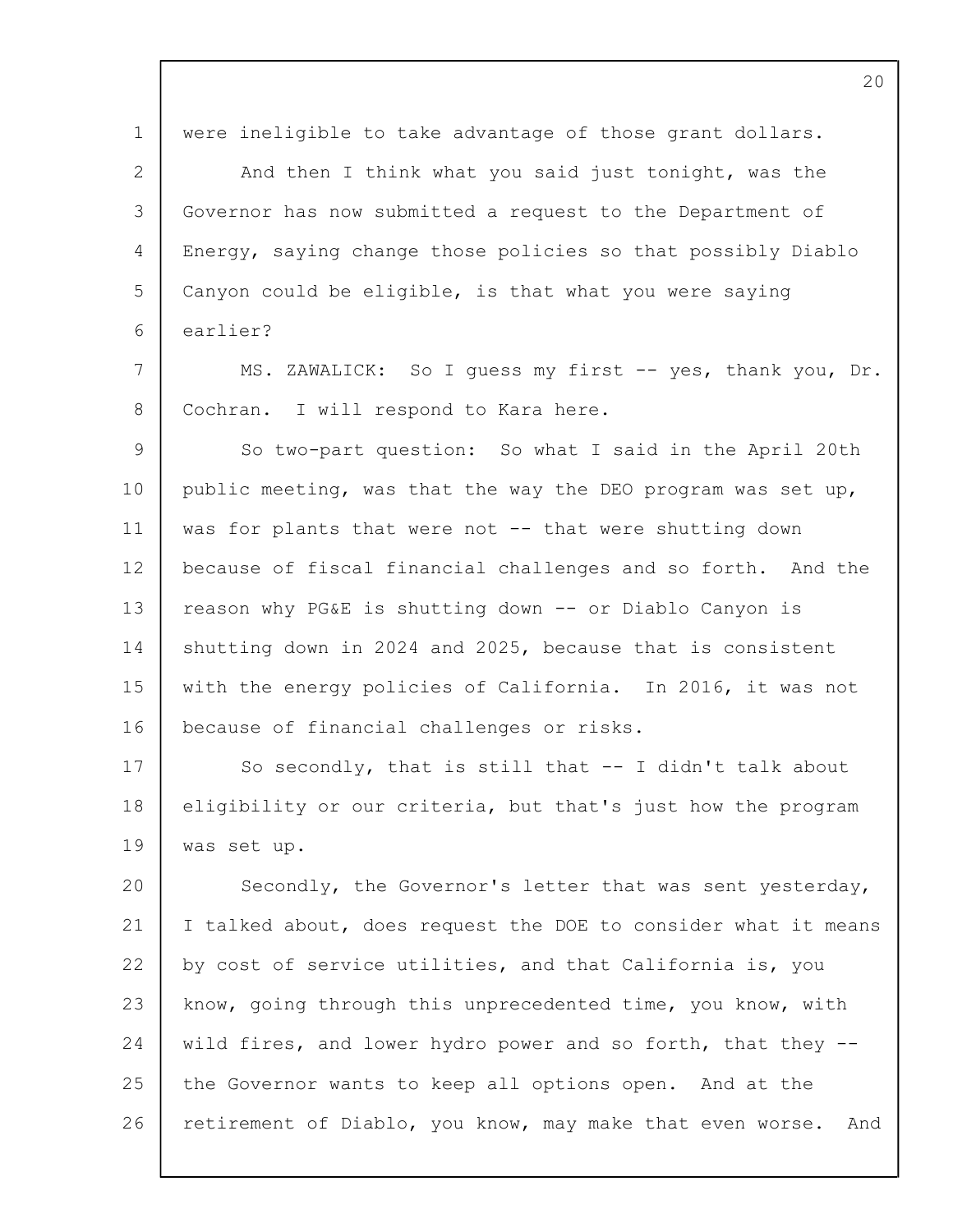were ineligible to take advantage of those grant dollars.

And then I think what you said just tonight, was the Governor has now submitted a request to the Department of Energy, saying change those policies so that possibly Diablo Canyon could be eligible, is that what you were saying earlier?

MS. ZAWALICK: So I guess my first -- yes, thank you, Dr. Cochran. I will respond to Kara here.

So two-part question: So what I said in the April 20th public meeting, was that the way the DEO program was set up, was for plants that were not -- that were shutting down because of fiscal financial challenges and so forth. And the reason why PG&E is shutting down -- or Diablo Canyon is shutting down in 2024 and 2025, because that is consistent with the energy policies of California. In 2016, it was not because of financial challenges or risks.

So secondly, that is still that -- I didn't talk about eligibility or our criteria, but that's just how the program was set up.

Secondly, the Governor's letter that was sent yesterday, I talked about, does request the DOE to consider what it means by cost of service utilities, and that California is, you know, going through this unprecedented time, you know, with wild fires, and lower hydro power and so forth, that they -- the Governor wants to keep all options open. And at the retirement of Diablo, you know, may make that even worse. And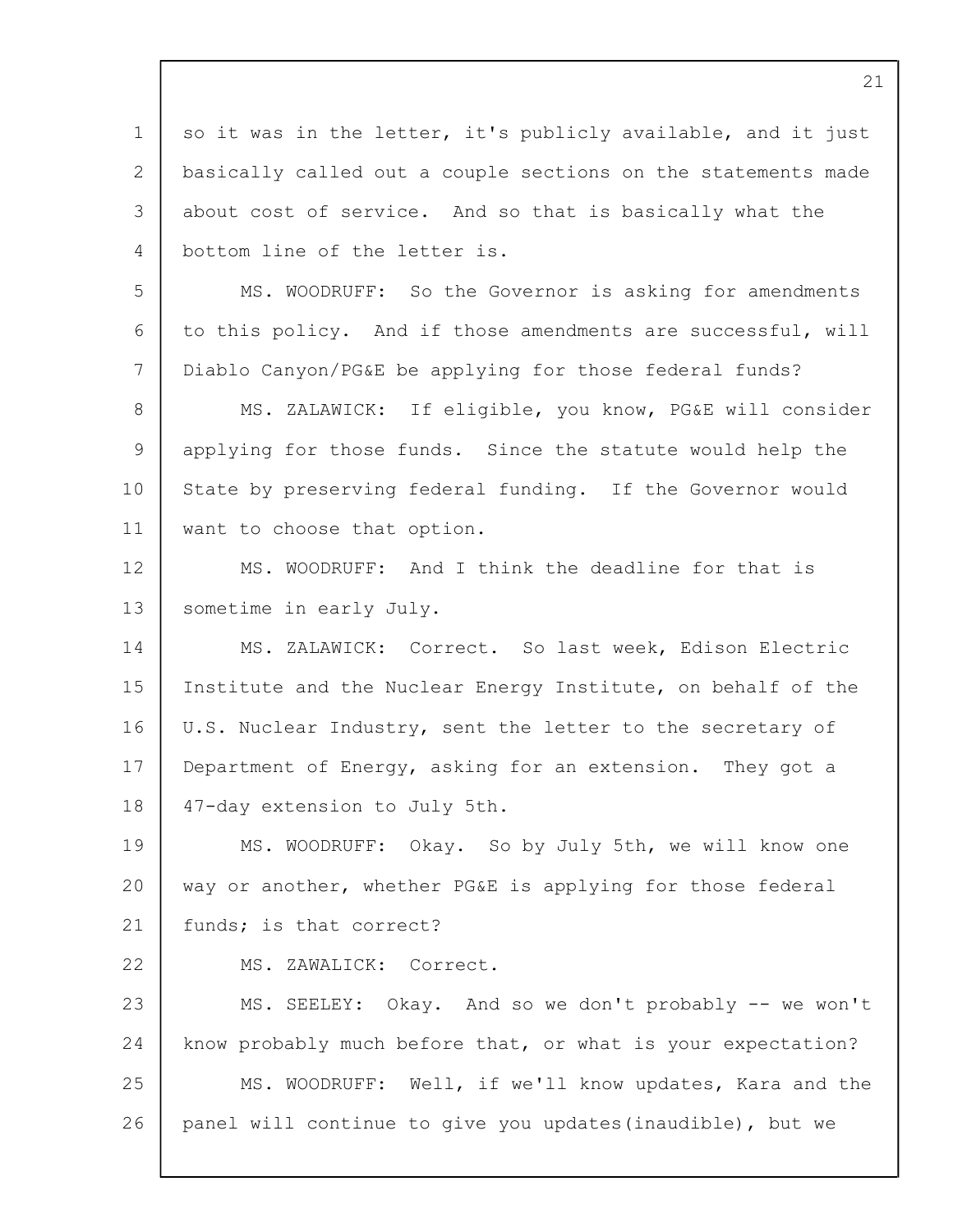so it was in the letter, it's publicly available, and it just basically called out a couple sections on the statements made about cost of service. And so that is basically what the bottom line of the letter is.

MS. WOODRUFF: So the Governor is asking for amendments to this policy. And if those amendments are successful, will Diablo Canyon/PG&E be applying for those federal funds?

MS. ZALAWICK: If eligible, you know, PG&E will consider applying for those funds. Since the statute would help the State by preserving federal funding. If the Governor would want to choose that option.

MS. WOODRUFF: And I think the deadline for that is sometime in early July.

MS. ZALAWICK: Correct. So last week, Edison Electric Institute and the Nuclear Energy Institute, on behalf of the U.S. Nuclear Industry, sent the letter to the secretary of Department of Energy, asking for an extension. They got a 47-day extension to July 5th.

MS. WOODRUFF: Okay. So by July 5th, we will know one way or another, whether PG&E is applying for those federal funds; is that correct?

MS. ZAWALICK: Correct.

MS. SEELEY: Okay. And so we don't probably -- we won't know probably much before that, or what is your expectation?

MS. WOODRUFF: Well, if we'll know updates, Kara and the panel will continue to give you updates(inaudible), but we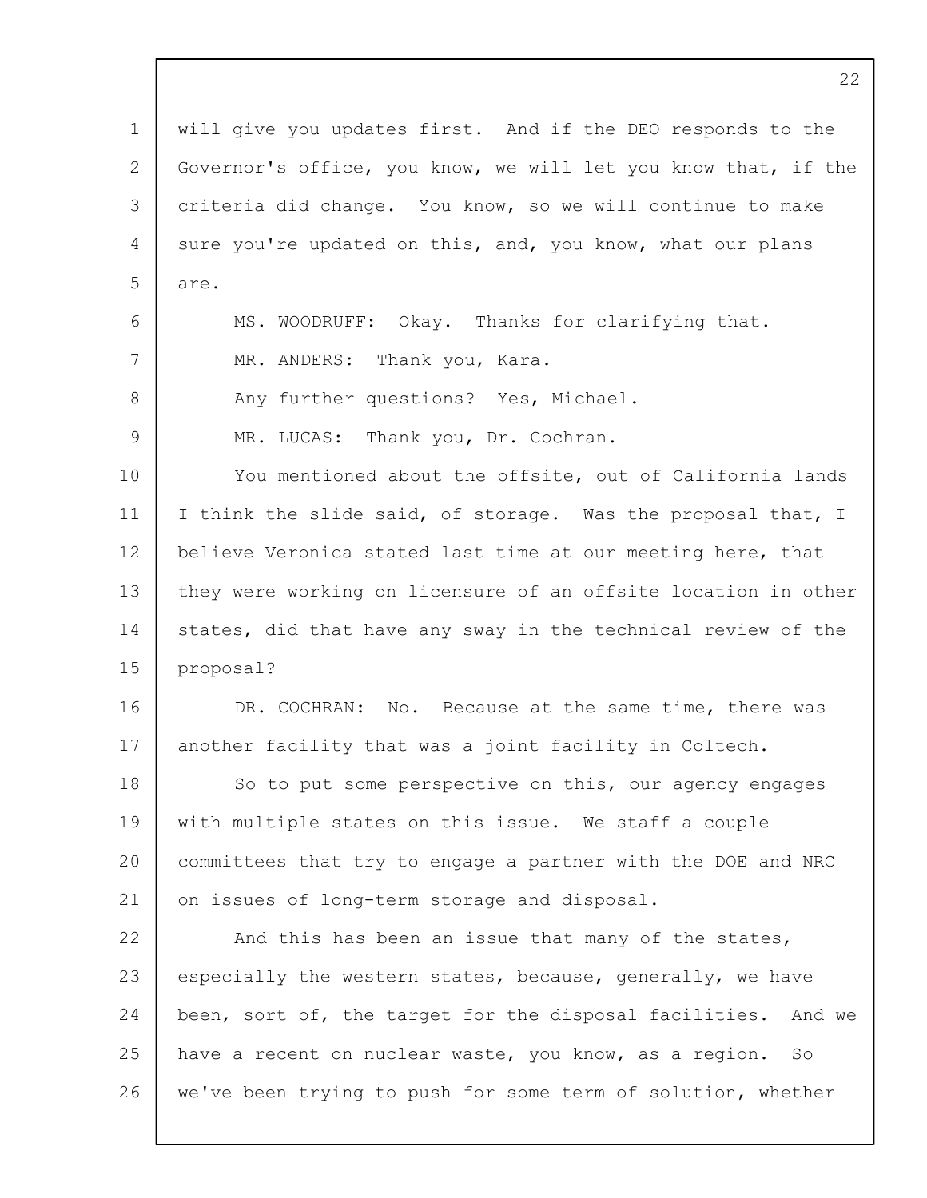will give you updates first. And if the DEO responds to the Governor's office, you know, we will let you know that, if the criteria did change. You know, so we will continue to make sure you're updated on this, and, you know, what our plans are.

MS. WOODRUFF: Okay. Thanks for clarifying that.

MR. ANDERS: Thank you, Kara.

Any further questions? Yes, Michael.

MR. LUCAS: Thank you, Dr. Cochran.

You mentioned about the offsite, out of California lands I think the slide said, of storage. Was the proposal that, I believe Veronica stated last time at our meeting here, that they were working on licensure of an offsite location in other states, did that have any sway in the technical review of the proposal?

DR. COCHRAN: No. Because at the same time, there was another facility that was a joint facility in Coltech.

So to put some perspective on this, our agency engages with multiple states on this issue. We staff a couple committees that try to engage a partner with the DOE and NRC on issues of long-term storage and disposal.

And this has been an issue that many of the states, especially the western states, because, generally, we have been, sort of, the target for the disposal facilities. And we have a recent on nuclear waste, you know, as a region. So we've been trying to push for some term of solution, whether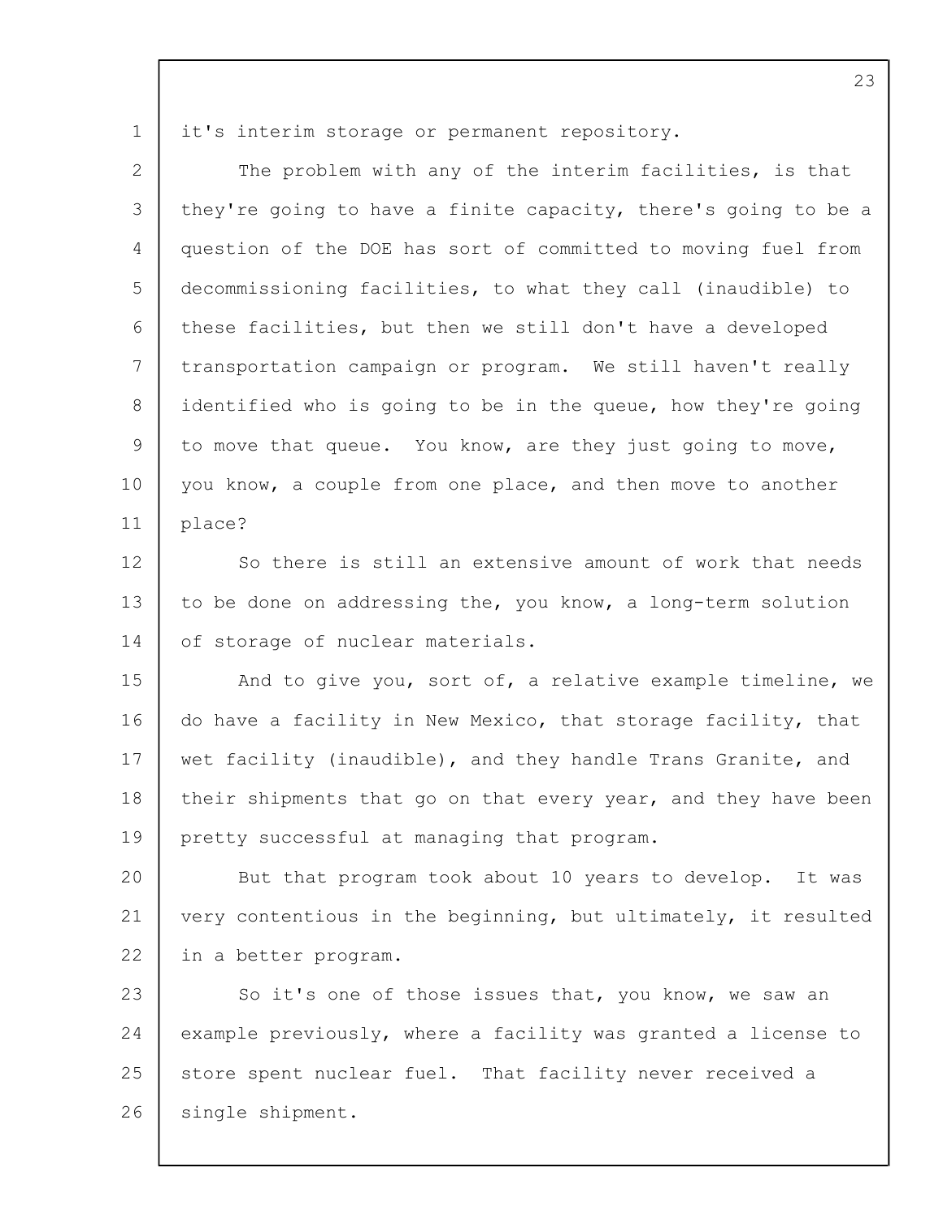it's interim storage or permanent repository.

The problem with any of the interim facilities, is that they're going to have a finite capacity, there's going to be a question of the DOE has sort of committed to moving fuel from decommissioning facilities, to what they call (inaudible) to these facilities, but then we still don't have a developed transportation campaign or program. We still haven't really identified who is going to be in the queue, how they're going to move that queue. You know, are they just going to move, you know, a couple from one place, and then move to another place?

So there is still an extensive amount of work that needs to be done on addressing the, you know, a long-term solution of storage of nuclear materials.

And to give you, sort of, a relative example timeline, we do have a facility in New Mexico, that storage facility, that wet facility (inaudible), and they handle Trans Granite, and their shipments that go on that every year, and they have been pretty successful at managing that program.

But that program took about 10 years to develop. It was very contentious in the beginning, but ultimately, it resulted in a better program.

So it's one of those issues that, you know, we saw an example previously, where a facility was granted a license to store spent nuclear fuel. That facility never received a single shipment.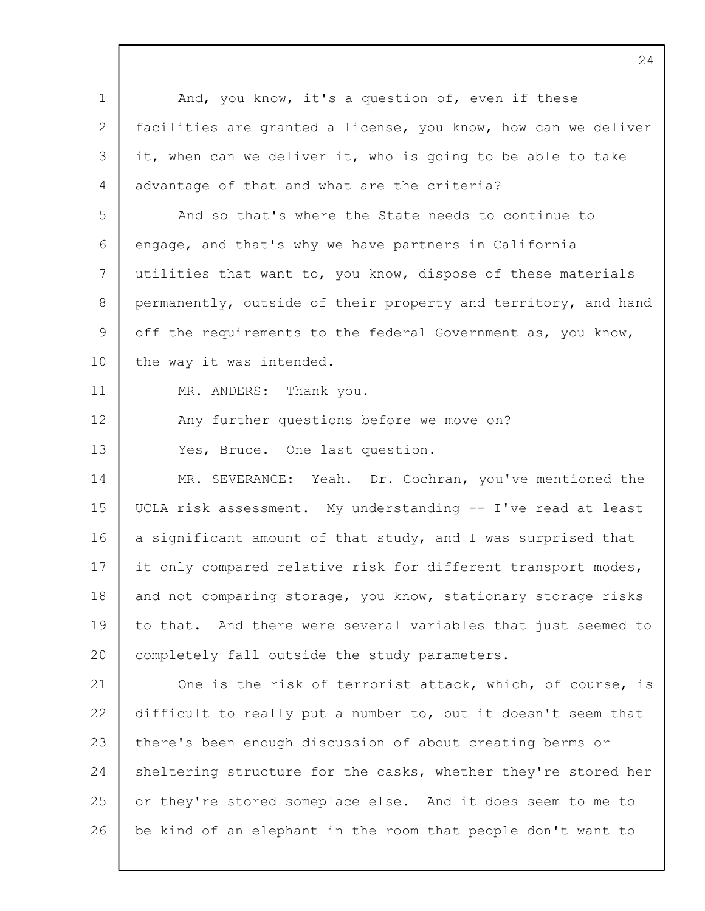And, you know, it's a question of, even if these facilities are granted a license, you know, how can we deliver it, when can we deliver it, who is going to be able to take advantage of that and what are the criteria?

And so that's where the State needs to continue to engage, and that's why we have partners in California utilities that want to, you know, dispose of these materials permanently, outside of their property and territory, and hand off the requirements to the federal Government as, you know, the way it was intended.

MR. ANDERS: Thank you.

Any further questions before we move on?

Yes, Bruce. One last question.

MR. SEVERANCE: Yeah. Dr. Cochran, you've mentioned the UCLA risk assessment. My understanding -- I've read at least a significant amount of that study, and I was surprised that it only compared relative risk for different transport modes, and not comparing storage, you know, stationary storage risks to that. And there were several variables that just seemed to completely fall outside the study parameters.

One is the risk of terrorist attack, which, of course, is difficult to really put a number to, but it doesn't seem that there's been enough discussion of about creating berms or sheltering structure for the casks, whether they're stored her or they're stored someplace else. And it does seem to me to be kind of an elephant in the room that people don't want to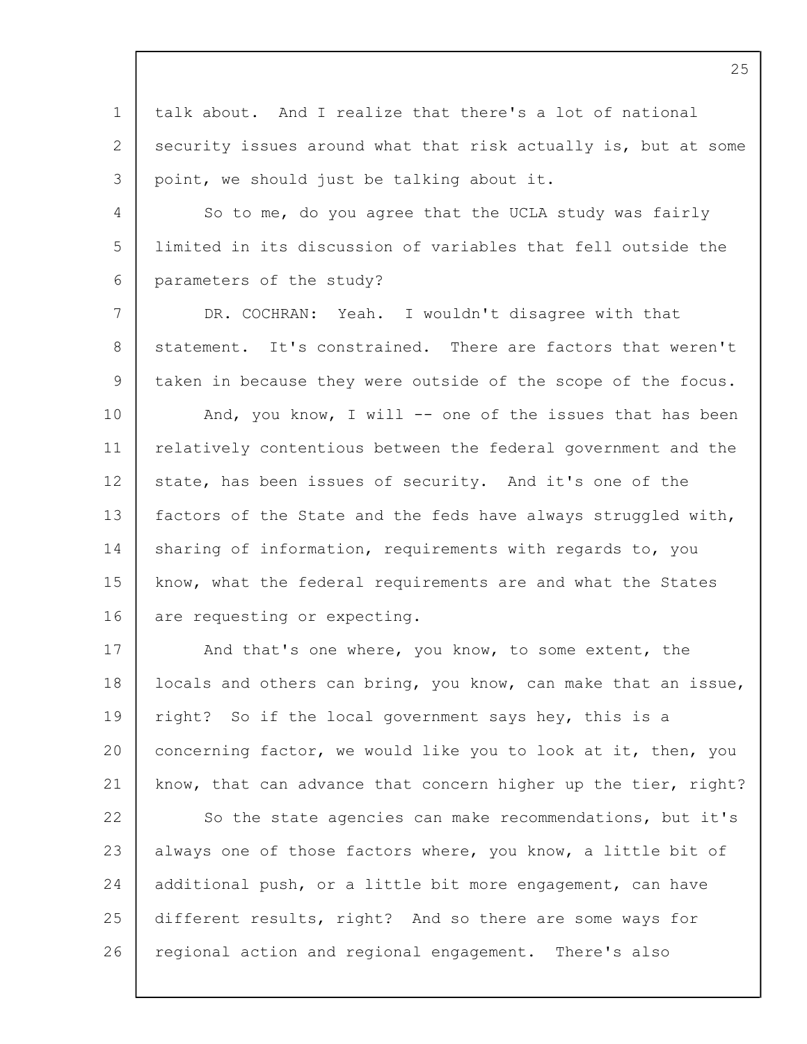talk about. And I realize that there's a lot of national security issues around what that risk actually is, but at some point, we should just be talking about it.

So to me, do you agree that the UCLA study was fairly limited in its discussion of variables that fell outside the parameters of the study?

DR. COCHRAN: Yeah. I wouldn't disagree with that statement. It's constrained. There are factors that weren't taken in because they were outside of the scope of the focus.

And, you know, I will -- one of the issues that has been relatively contentious between the federal government and the state, has been issues of security. And it's one of the factors of the State and the feds have always struggled with, sharing of information, requirements with regards to, you know, what the federal requirements are and what the States are requesting or expecting.

And that's one where, you know, to some extent, the locals and others can bring, you know, can make that an issue, right? So if the local government says hey, this is a concerning factor, we would like you to look at it, then, you know, that can advance that concern higher up the tier, right?

So the state agencies can make recommendations, but it's always one of those factors where, you know, a little bit of additional push, or a little bit more engagement, can have different results, right? And so there are some ways for regional action and regional engagement. There's also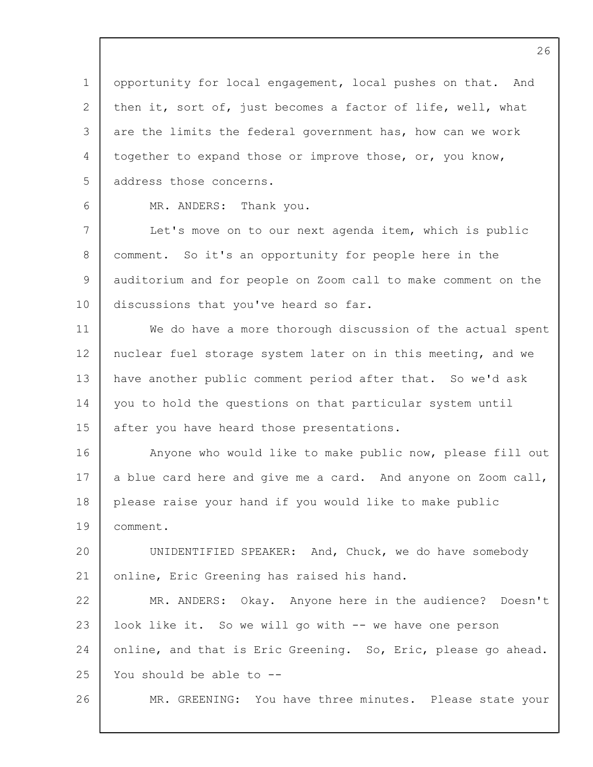opportunity for local engagement, local pushes on that. And then it, sort of, just becomes a factor of life, well, what are the limits the federal government has, how can we work together to expand those or improve those, or, you know, address those concerns.

MR. ANDERS: Thank you.

Let's move on to our next agenda item, which is public comment. So it's an opportunity for people here in the auditorium and for people on Zoom call to make comment on the discussions that you've heard so far.

We do have a more thorough discussion of the actual spent nuclear fuel storage system later on in this meeting, and we have another public comment period after that. So we'd ask you to hold the questions on that particular system until after you have heard those presentations.

Anyone who would like to make public now, please fill out a blue card here and give me a card. And anyone on Zoom call, please raise your hand if you would like to make public comment.

UNIDENTIFIED SPEAKER: And, Chuck, we do have somebody online, Eric Greening has raised his hand.

MR. ANDERS: Okay. Anyone here in the audience? Doesn't look like it. So we will go with -- we have one person online, and that is Eric Greening. So, Eric, please go ahead. You should be able to --

MR. GREENING: You have three minutes. Please state your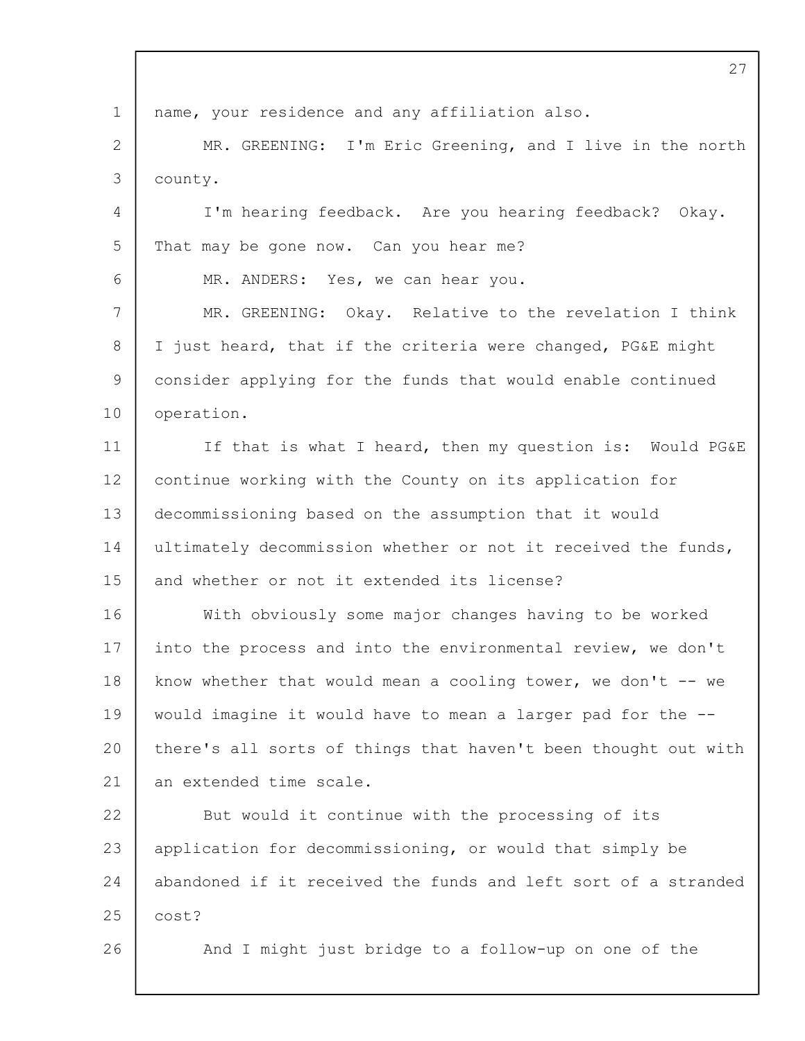name, your residence and any affiliation also.

MR. GREENING: I'm Eric Greening, and I live in the north county.

I'm hearing feedback. Are you hearing feedback? Okay. That may be gone now. Can you hear me?

MR. ANDERS: Yes, we can hear you.

MR. GREENING: Okay. Relative to the revelation I think I just heard, that if the criteria were changed, PG&E might consider applying for the funds that would enable continued operation.

If that is what I heard, then my question is: Would PG&E continue working with the County on its application for decommissioning based on the assumption that it would ultimately decommission whether or not it received the funds, and whether or not it extended its license?

With obviously some major changes having to be worked into the process and into the environmental review, we don't know whether that would mean a cooling tower, we don't -- we would imagine it would have to mean a larger pad for the -- there's all sorts of things that haven't been thought out with an extended time scale.

But would it continue with the processing of its application for decommissioning, or would that simply be abandoned if it received the funds and left sort of a stranded cost?

And I might just bridge to a follow-up on one of the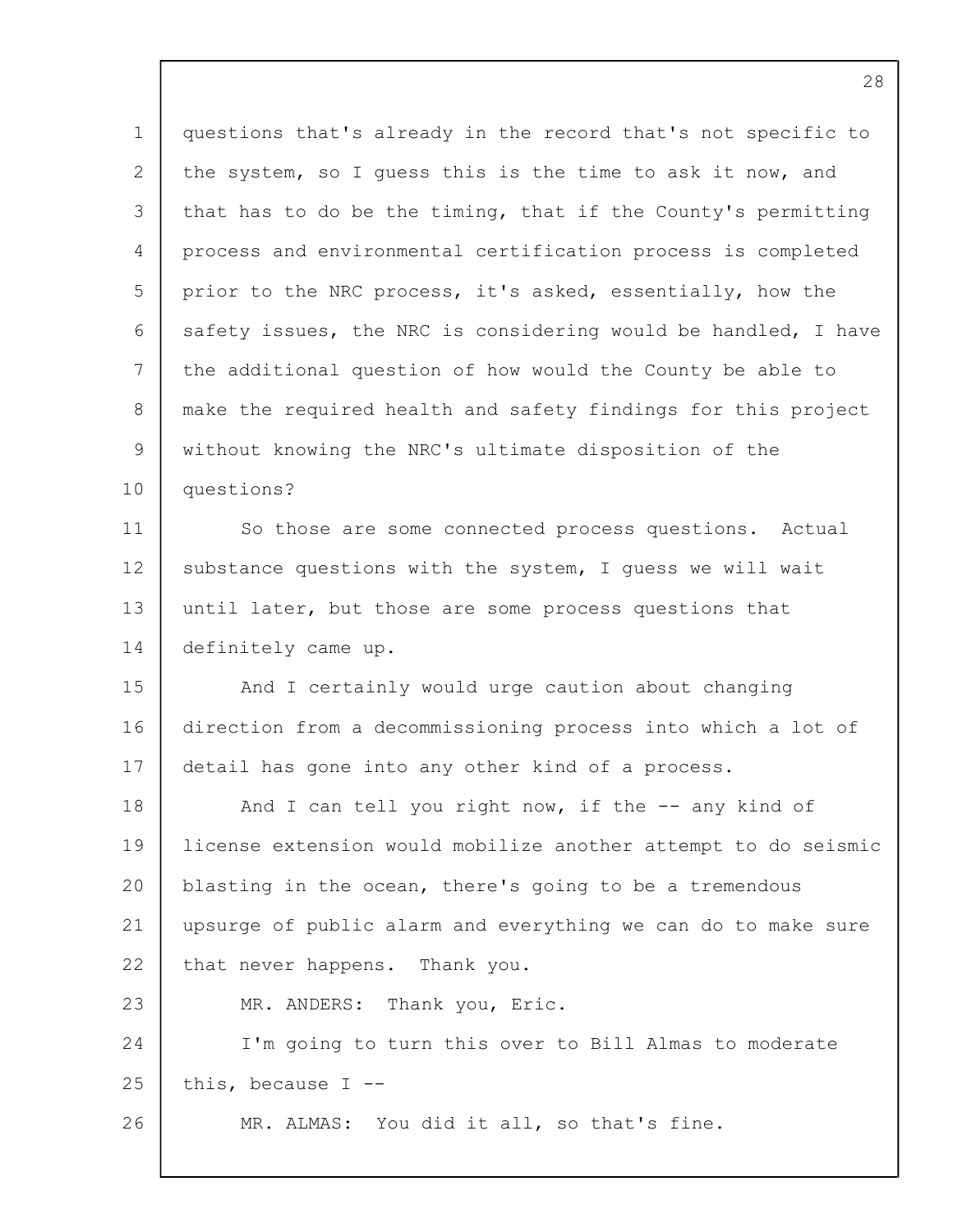questions that's already in the record that's not specific to the system, so I guess this is the time to ask it now, and that has to do be the timing, that if the County's permitting process and environmental certification process is completed prior to the NRC process, it's asked, essentially, how the safety issues, the NRC is considering would be handled, I have the additional question of how would the County be able to make the required health and safety findings for this project without knowing the NRC's ultimate disposition of the questions?

So those are some connected process questions. Actual substance questions with the system, I guess we will wait until later, but those are some process questions that definitely came up.

And I certainly would urge caution about changing direction from a decommissioning process into which a lot of detail has gone into any other kind of a process.

And I can tell you right now, if the -- any kind of license extension would mobilize another attempt to do seismic blasting in the ocean, there's going to be a tremendous upsurge of public alarm and everything we can do to make sure that never happens. Thank you.

MR. ANDERS: Thank you, Eric.

I'm going to turn this over to Bill Almas to moderate this, because I --

MR. ALMAS: You did it all, so that's fine.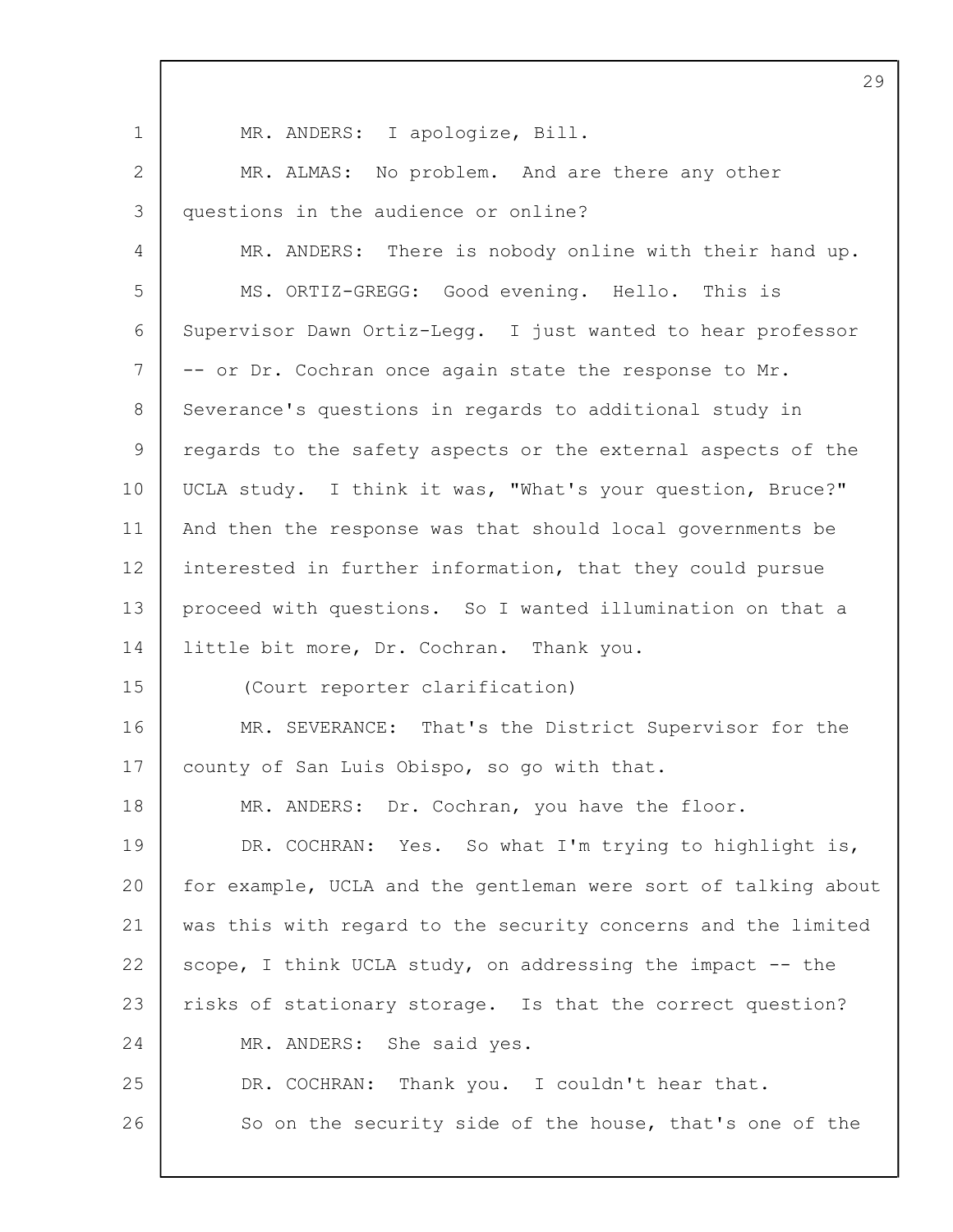MR. ANDERS: I apologize, Bill.

MR. ALMAS: No problem. And are there any other questions in the audience or online?

MR. ANDERS: There is nobody online with their hand up.

MS. ORTIZ-GREGG: Good evening. Hello. This is Supervisor Dawn Ortiz-Legg. I just wanted to hear professor -- or Dr. Cochran once again state the response to Mr. Severance's questions in regards to additional study in regards to the safety aspects or the external aspects of the UCLA study. I think it was, "What's your question, Bruce?" And then the response was that should local governments be interested in further information, that they could pursue proceed with questions. So I wanted illumination on that a little bit more, Dr. Cochran. Thank you.

(Court reporter clarification)

MR. SEVERANCE: That's the District Supervisor for the county of San Luis Obispo, so go with that.

MR. ANDERS: Dr. Cochran, you have the floor.

DR. COCHRAN: Yes. So what I'm trying to highlight is, for example, UCLA and the gentleman were sort of talking about was this with regard to the security concerns and the limited scope, I think UCLA study, on addressing the impact -- the risks of stationary storage. Is that the correct question?

MR. ANDERS: She said yes.

DR. COCHRAN: Thank you. I couldn't hear that.

So on the security side of the house, that's one of the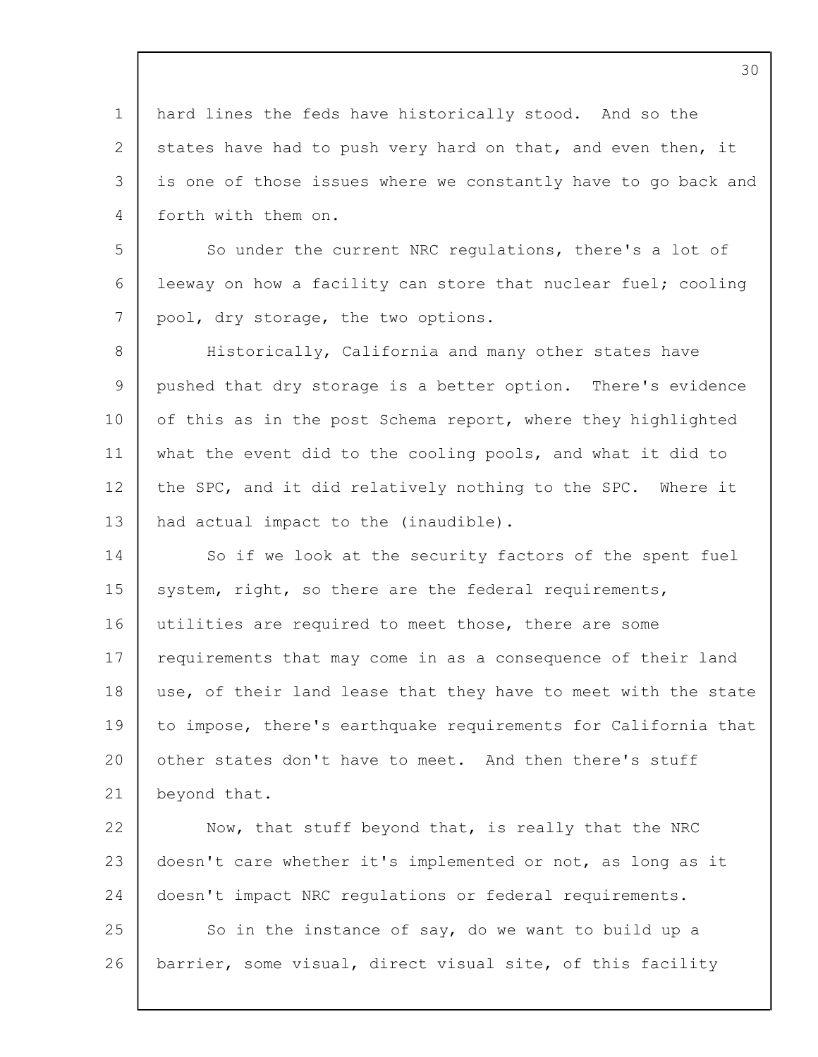hard lines the feds have historically stood. And so the states have had to push very hard on that, and even then, it is one of those issues where we constantly have to go back and forth with them on.

So under the current NRC regulations, there's a lot of leeway on how a facility can store that nuclear fuel; cooling pool, dry storage, the two options.

Historically, California and many other states have pushed that dry storage is a better option. There's evidence of this as in the post Schema report, where they highlighted what the event did to the cooling pools, and what it did to the SPC, and it did relatively nothing to the SPC. Where it had actual impact to the (inaudible).

So if we look at the security factors of the spent fuel system, right, so there are the federal requirements, utilities are required to meet those, there are some requirements that may come in as a consequence of their land use, of their land lease that they have to meet with the state to impose, there's earthquake requirements for California that other states don't have to meet. And then there's stuff beyond that.

Now, that stuff beyond that, is really that the NRC doesn't care whether it's implemented or not, as long as it doesn't impact NRC regulations or federal requirements.

So in the instance of say, do we want to build up a barrier, some visual, direct visual site, of this facility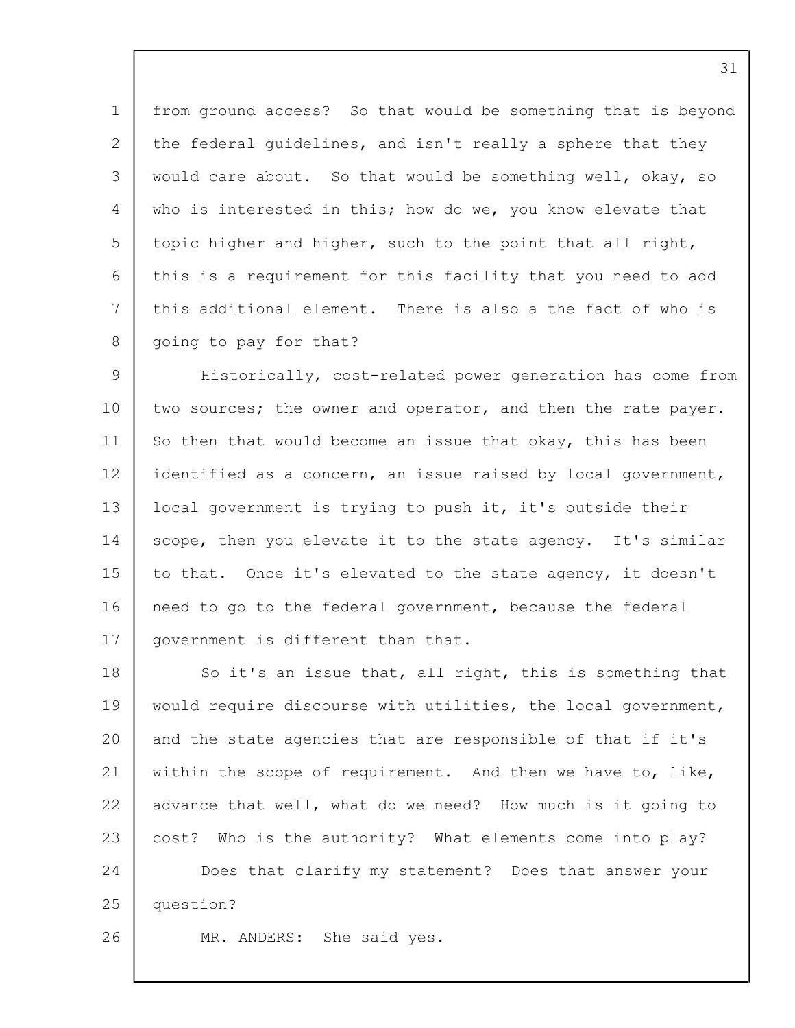from ground access? So that would be something that is beyond the federal guidelines, and isn't really a sphere that they would care about. So that would be something well, okay, so who is interested in this; how do we, you know elevate that topic higher and higher, such to the point that all right, this is a requirement for this facility that you need to add this additional element. There is also a the fact of who is going to pay for that?

Historically, cost-related power generation has come from two sources; the owner and operator, and then the rate payer. So then that would become an issue that okay, this has been identified as a concern, an issue raised by local government, local government is trying to push it, it's outside their scope, then you elevate it to the state agency. It's similar to that. Once it's elevated to the state agency, it doesn't need to go to the federal government, because the federal government is different than that.

So it's an issue that, all right, this is something that would require discourse with utilities, the local government, and the state agencies that are responsible of that if it's within the scope of requirement. And then we have to, like, advance that well, what do we need? How much is it going to cost? Who is the authority? What elements come into play?

Does that clarify my statement? Does that answer your question?

MR. ANDERS: She said yes.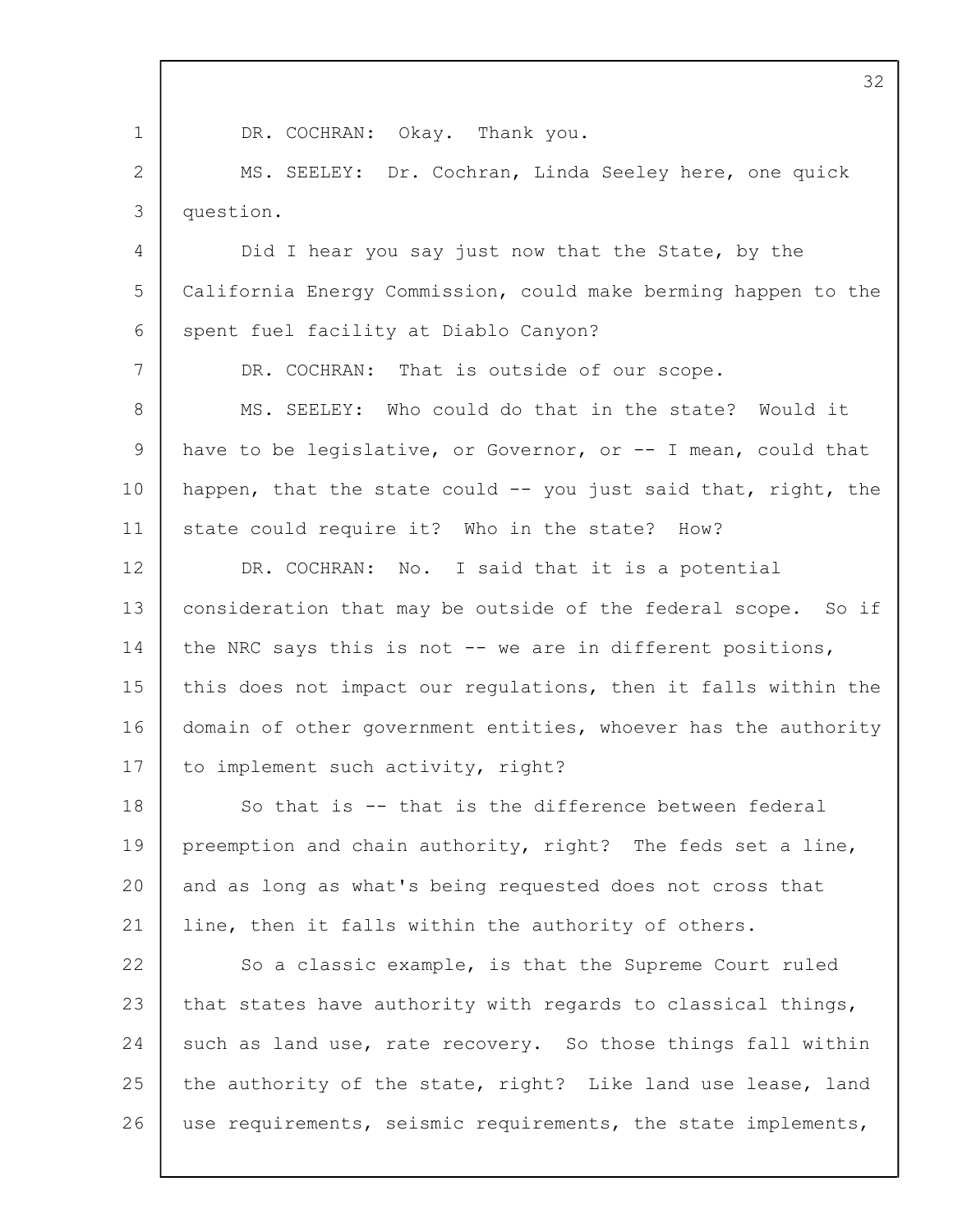DR. COCHRAN: Okay. Thank you.

MS. SEELEY: Dr. Cochran, Linda Seeley here, one quick question.

Did I hear you say just now that the State, by the California Energy Commission, could make berming happen to the spent fuel facility at Diablo Canyon?

DR. COCHRAN: That is outside of our scope.

MS. SEELEY: Who could do that in the state? Would it have to be legislative, or Governor, or -- I mean, could that happen, that the state could -- you just said that, right, the state could require it? Who in the state? How?

DR. COCHRAN: No. I said that it is a potential consideration that may be outside of the federal scope. So if the NRC says this is not -- we are in different positions, this does not impact our regulations, then it falls within the domain of other government entities, whoever has the authority to implement such activity, right?

So that is -- that is the difference between federal preemption and chain authority, right? The feds set a line, and as long as what's being requested does not cross that line, then it falls within the authority of others.

So a classic example, is that the Supreme Court ruled that states have authority with regards to classical things, such as land use, rate recovery. So those things fall within the authority of the state, right? Like land use lease, land use requirements, seismic requirements, the state implements,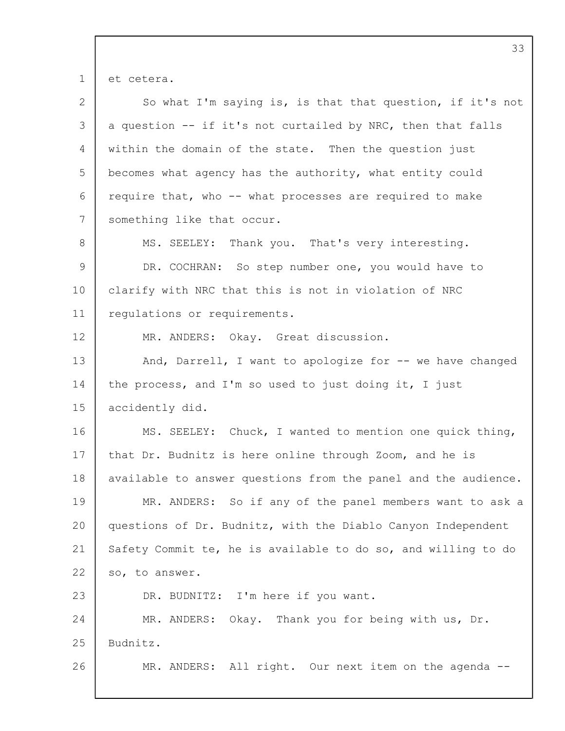et cetera.

So what I'm saying is, is that that question, if it's not a question -- if it's not curtailed by NRC, then that falls within the domain of the state. Then the question just becomes what agency has the authority, what entity could require that, who -- what processes are required to make something like that occur.

MS. SEELEY: Thank you. That's very interesting.

DR. COCHRAN: So step number one, you would have to clarify with NRC that this is not in violation of NRC regulations or requirements.

MR. ANDERS: Okay. Great discussion.

And, Darrell, I want to apologize for -- we have changed the process, and I'm so used to just doing it, I just accidently did.

MS. SEELEY: Chuck, I wanted to mention one quick thing, that Dr. Budnitz is here online through Zoom, and he is available to answer questions from the panel and the audience.

MR. ANDERS: So if any of the panel members want to ask a questions of Dr. Budnitz, with the Diablo Canyon Independent Safety Commit te, he is available to do so, and willing to do so, to answer.

DR. BUDNITZ: I'm here if you want.

MR. ANDERS: Okay. Thank you for being with us, Dr. Budnitz.

MR. ANDERS: All right. Our next item on the agenda --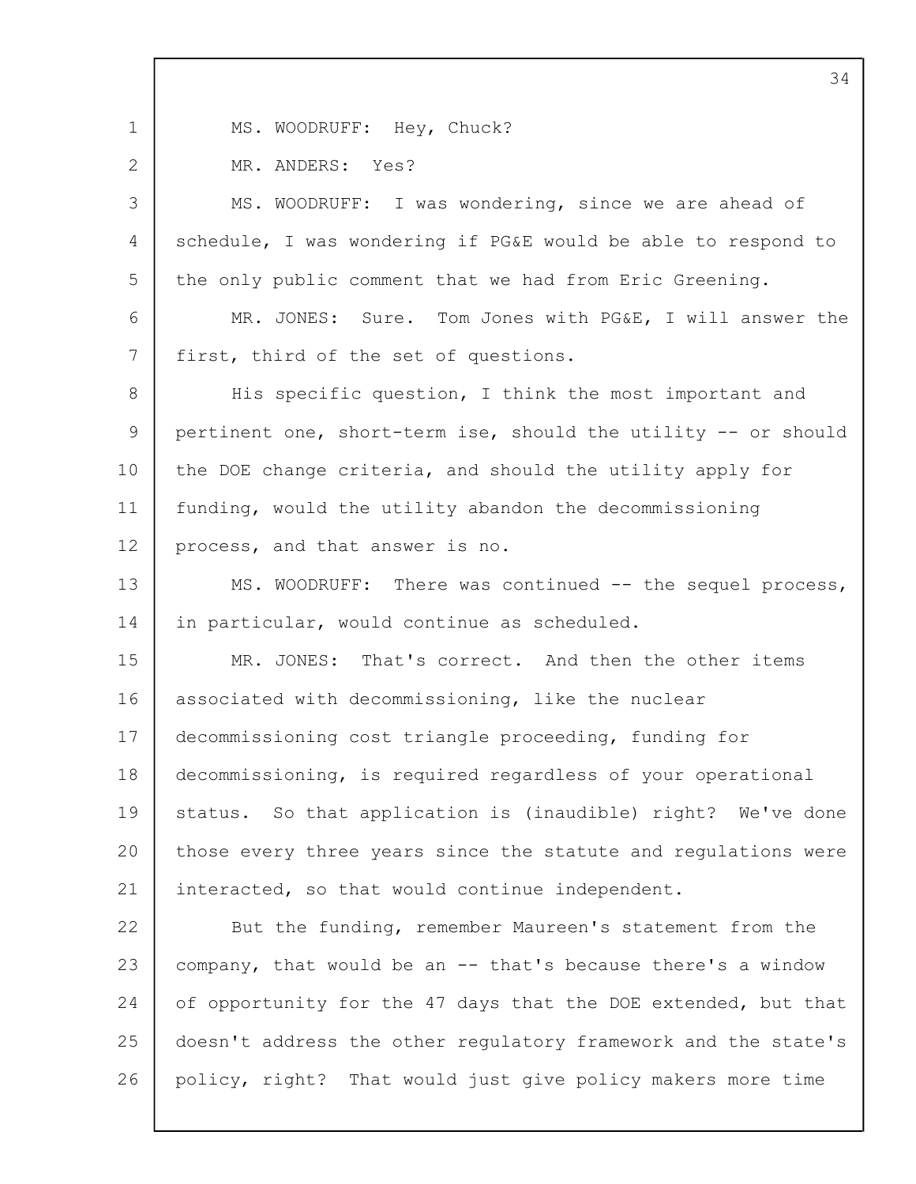MS. WOODRUFF: Hey, Chuck?

MR. ANDERS: Yes?

MS. WOODRUFF: I was wondering, since we are ahead of schedule, I was wondering if PG&E would be able to respond to the only public comment that we had from Eric Greening.

MR. JONES: Sure. Tom Jones with PG&E, I will answer the first, third of the set of questions.

His specific question, I think the most important and pertinent one, short-term ise, should the utility -- or should the DOE change criteria, and should the utility apply for funding, would the utility abandon the decommissioning process, and that answer is no.

MS. WOODRUFF: There was continued -- the sequel process, in particular, would continue as scheduled.

MR. JONES: That's correct. And then the other items associated with decommissioning, like the nuclear decommissioning cost triangle proceeding, funding for decommissioning, is required regardless of your operational status. So that application is (inaudible) right? We've done those every three years since the statute and regulations were interacted, so that would continue independent.

But the funding, remember Maureen's statement from the company, that would be an -- that's because there's a window of opportunity for the 47 days that the DOE extended, but that doesn't address the other regulatory framework and the state's policy, right? That would just give policy makers more time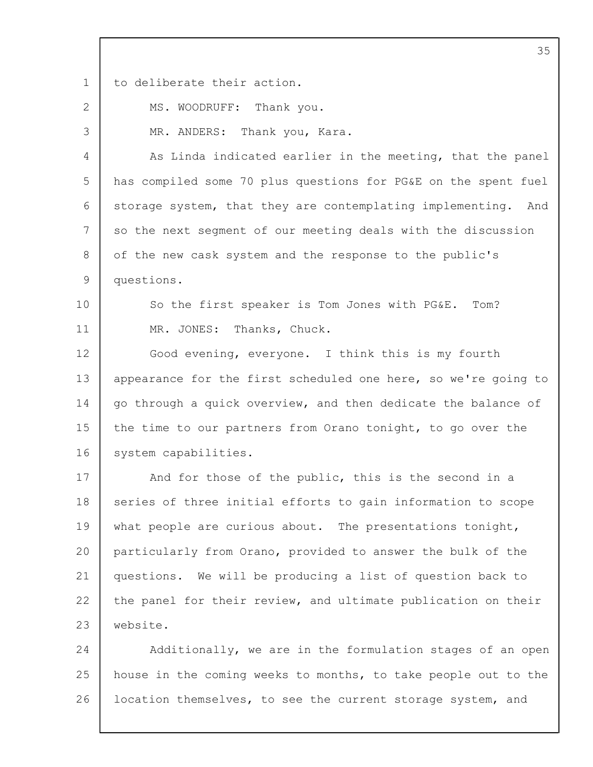to deliberate their action.

MS. WOODRUFF: Thank you.

MR. ANDERS: Thank you, Kara.

As Linda indicated earlier in the meeting, that the panel has compiled some 70 plus questions for PG&E on the spent fuel storage system, that they are contemplating implementing. And so the next segment of our meeting deals with the discussion of the new cask system and the response to the public's questions.

So the first speaker is Tom Jones with PG&E. Tom?

MR. JONES: Thanks, Chuck.

Good evening, everyone. I think this is my fourth appearance for the first scheduled one here, so we're going to go through a quick overview, and then dedicate the balance of the time to our partners from Orano tonight, to go over the system capabilities.

And for those of the public, this is the second in a series of three initial efforts to gain information to scope what people are curious about. The presentations tonight, particularly from Orano, provided to answer the bulk of the questions. We will be producing a list of question back to the panel for their review, and ultimate publication on their website.

Additionally, we are in the formulation stages of an open house in the coming weeks to months, to take people out to the location themselves, to see the current storage system, and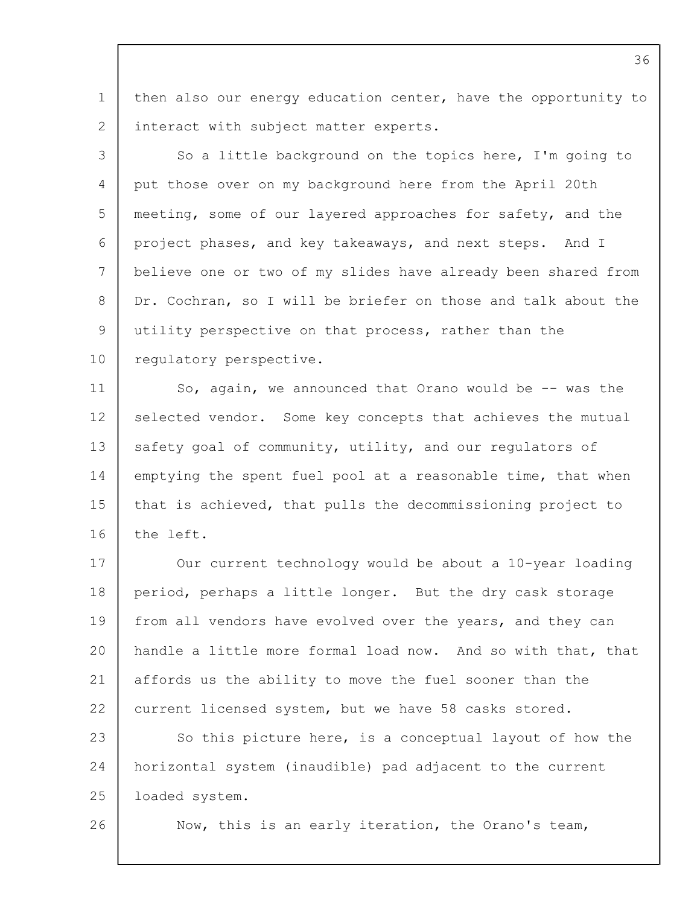then also our energy education center, have the opportunity to interact with subject matter experts.

So a little background on the topics here, I'm going to put those over on my background here from the April 20th meeting, some of our layered approaches for safety, and the project phases, and key takeaways, and next steps. And I believe one or two of my slides have already been shared from Dr. Cochran, so I will be briefer on those and talk about the utility perspective on that process, rather than the regulatory perspective.

So, again, we announced that Orano would be -- was the selected vendor. Some key concepts that achieves the mutual safety goal of community, utility, and our regulators of emptying the spent fuel pool at a reasonable time, that when that is achieved, that pulls the decommissioning project to the left.

Our current technology would be about a 10-year loading period, perhaps a little longer. But the dry cask storage from all vendors have evolved over the years, and they can handle a little more formal load now. And so with that, that affords us the ability to move the fuel sooner than the current licensed system, but we have 58 casks stored.

So this picture here, is a conceptual layout of how the horizontal system (inaudible) pad adjacent to the current loaded system.

Now, this is an early iteration, the Orano's team,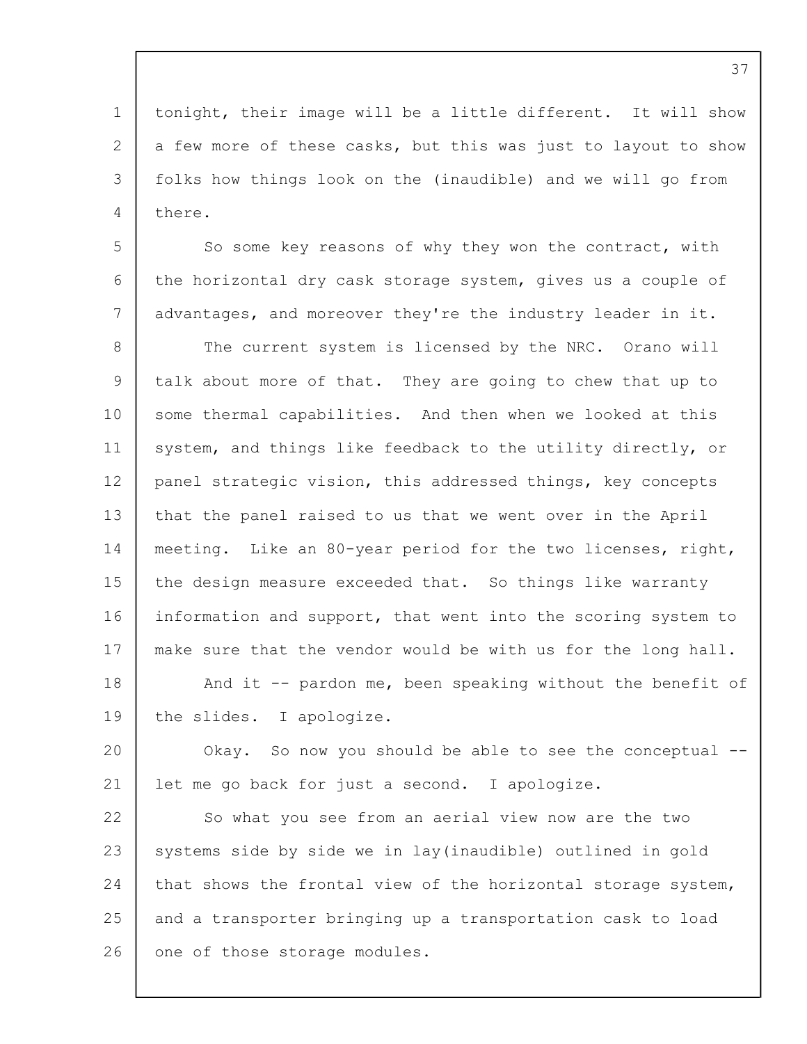tonight, their image will be a little different. It will show a few more of these casks, but this was just to layout to show folks how things look on the (inaudible) and we will go from there.

So some key reasons of why they won the contract, with the horizontal dry cask storage system, gives us a couple of advantages, and moreover they're the industry leader in it.

The current system is licensed by the NRC. Orano will talk about more of that. They are going to chew that up to some thermal capabilities. And then when we looked at this system, and things like feedback to the utility directly, or panel strategic vision, this addressed things, key concepts that the panel raised to us that we went over in the April meeting. Like an 80-year period for the two licenses, right, the design measure exceeded that. So things like warranty information and support, that went into the scoring system to make sure that the vendor would be with us for the long hall.

And it -- pardon me, been speaking without the benefit of the slides. I apologize.

Okay. So now you should be able to see the conceptual -- let me go back for just a second. I apologize.

So what you see from an aerial view now are the two systems side by side we in lay(inaudible) outlined in gold that shows the frontal view of the horizontal storage system, and a transporter bringing up a transportation cask to load one of those storage modules.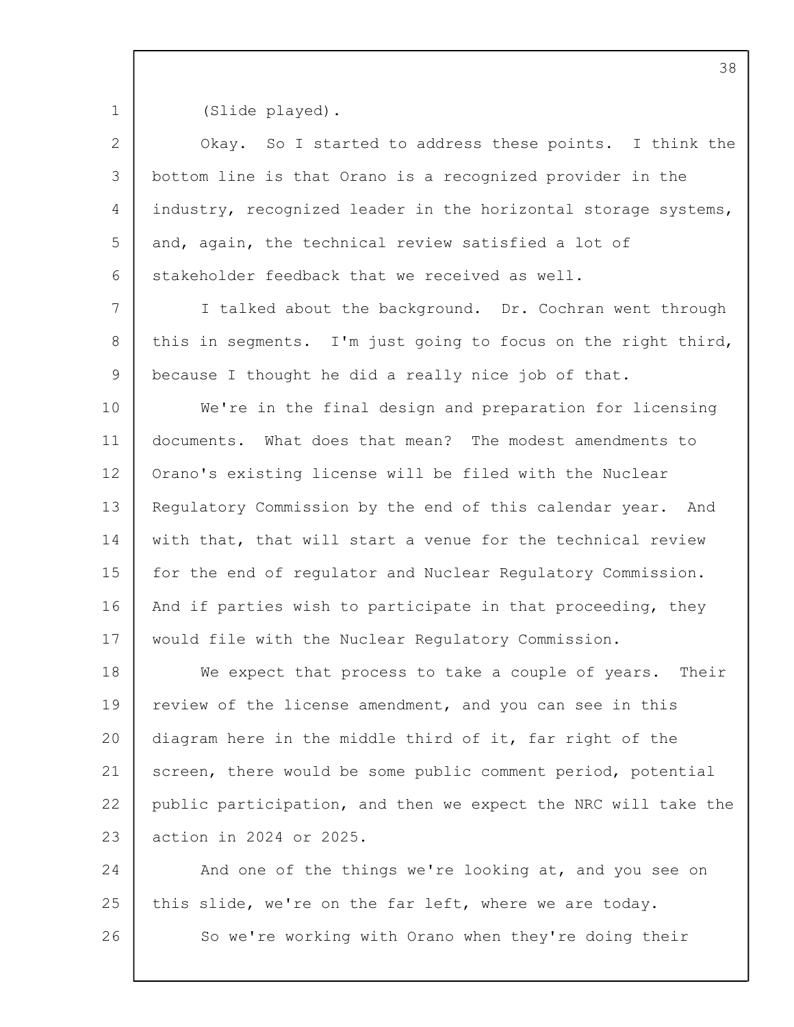(Slide played).

Okay. So I started to address these points. I think the bottom line is that Orano is a recognized provider in the industry, recognized leader in the horizontal storage systems, and, again, the technical review satisfied a lot of stakeholder feedback that we received as well.

I talked about the background. Dr. Cochran went through this in segments. I'm just going to focus on the right third, because I thought he did a really nice job of that.

We're in the final design and preparation for licensing documents. What does that mean? The modest amendments to Orano's existing license will be filed with the Nuclear Regulatory Commission by the end of this calendar year. And with that, that will start a venue for the technical review for the end of regulator and Nuclear Regulatory Commission. And if parties wish to participate in that proceeding, they would file with the Nuclear Regulatory Commission.

We expect that process to take a couple of years. Their review of the license amendment, and you can see in this diagram here in the middle third of it, far right of the screen, there would be some public comment period, potential public participation, and then we expect the NRC will take the action in 2024 or 2025.

And one of the things we're looking at, and you see on this slide, we're on the far left, where we are today.

So we're working with Orano when they're doing their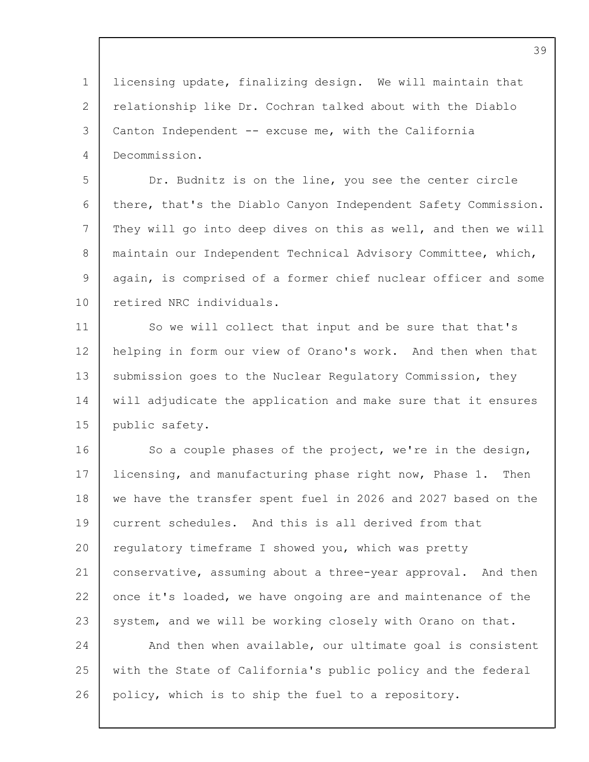licensing update, finalizing design. We will maintain that relationship like Dr. Cochran talked about with the Diablo Canton Independent -- excuse me, with the California Decommission.

Dr. Budnitz is on the line, you see the center circle there, that's the Diablo Canyon Independent Safety Commission. They will go into deep dives on this as well, and then we will maintain our Independent Technical Advisory Committee, which, again, is comprised of a former chief nuclear officer and some retired NRC individuals.

So we will collect that input and be sure that that's helping in form our view of Orano's work. And then when that submission goes to the Nuclear Regulatory Commission, they will adjudicate the application and make sure that it ensures public safety.

So a couple phases of the project, we're in the design, licensing, and manufacturing phase right now, Phase 1. Then we have the transfer spent fuel in 2026 and 2027 based on the current schedules. And this is all derived from that regulatory timeframe I showed you, which was pretty conservative, assuming about a three-year approval. And then once it's loaded, we have ongoing are and maintenance of the system, and we will be working closely with Orano on that.

And then when available, our ultimate goal is consistent with the State of California's public policy and the federal policy, which is to ship the fuel to a repository.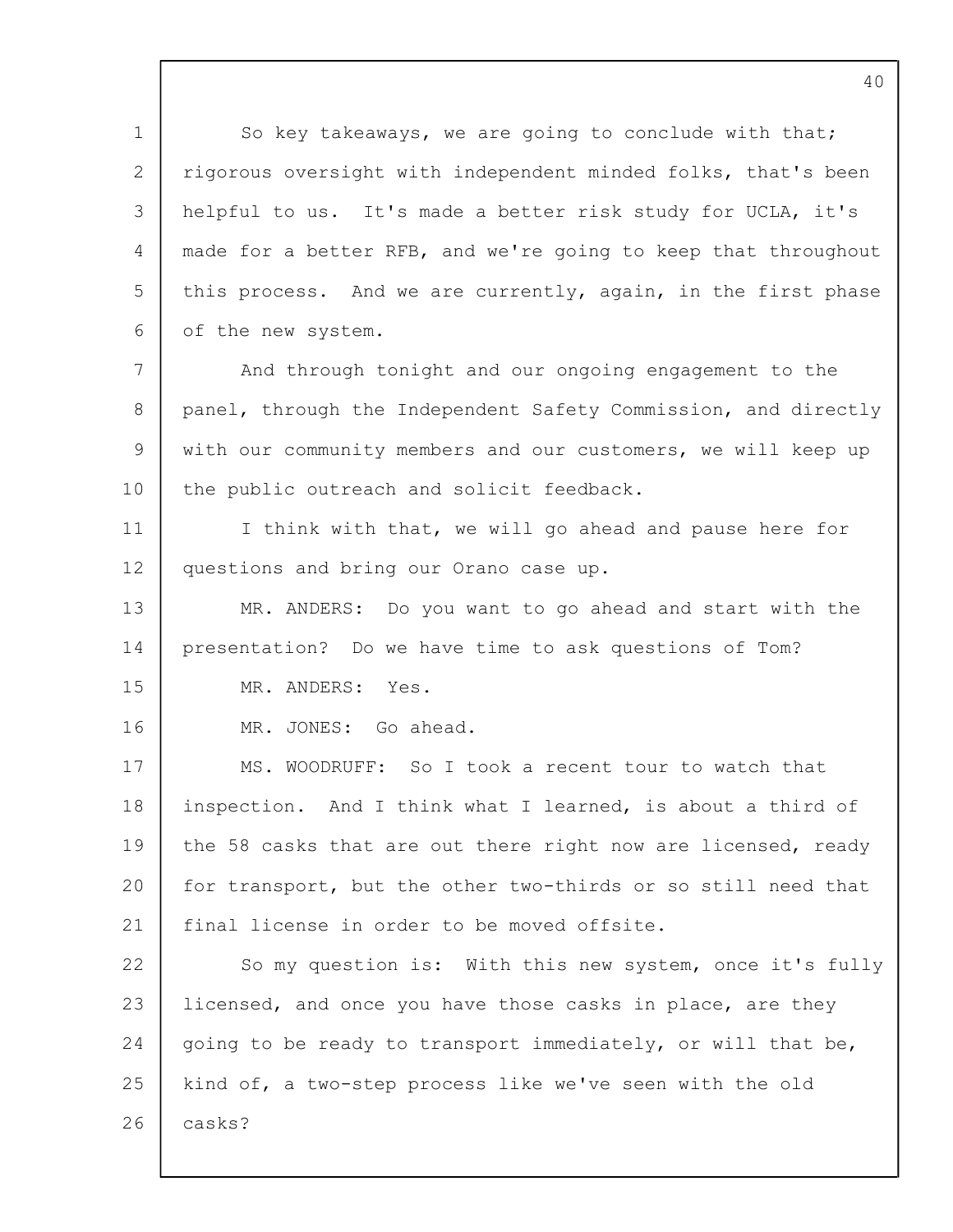So key takeaways, we are going to conclude with that; rigorous oversight with independent minded folks, that's been helpful to us. It's made a better risk study for UCLA, it's made for a better RFB, and we're going to keep that throughout this process. And we are currently, again, in the first phase of the new system.

And through tonight and our ongoing engagement to the panel, through the Independent Safety Commission, and directly with our community members and our customers, we will keep up the public outreach and solicit feedback.

I think with that, we will go ahead and pause here for questions and bring our Orano case up.

MR. ANDERS: Do you want to go ahead and start with the presentation? Do we have time to ask questions of Tom?

MR. ANDERS: Yes.

MR. JONES: Go ahead.

MS. WOODRUFF: So I took a recent tour to watch that inspection. And I think what I learned, is about a third of the 58 casks that are out there right now are licensed, ready for transport, but the other two-thirds or so still need that final license in order to be moved offsite.

So my question is: With this new system, once it's fully licensed, and once you have those casks in place, are they going to be ready to transport immediately, or will that be, kind of, a two-step process like we've seen with the old casks?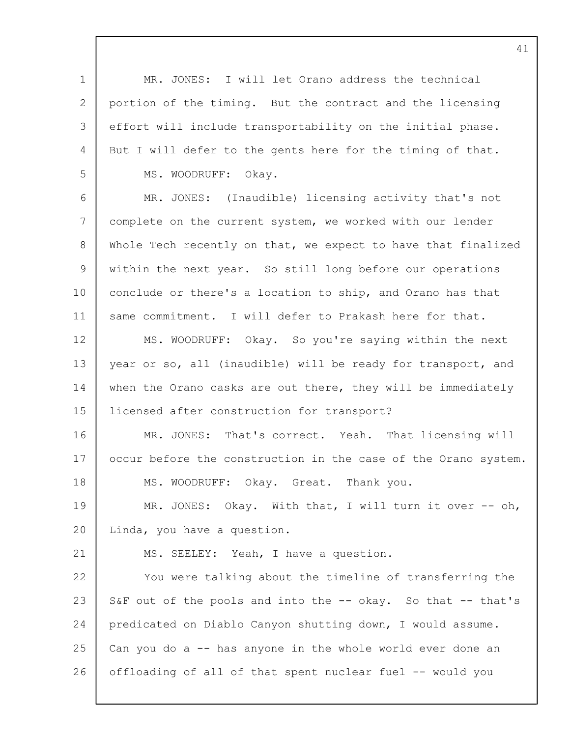MR. JONES: I will let Orano address the technical portion of the timing. But the contract and the licensing effort will include transportability on the initial phase. But I will defer to the gents here for the timing of that.

MS. WOODRUFF: Okay.

MR. JONES: (Inaudible) licensing activity that's not complete on the current system, we worked with our lender Whole Tech recently on that, we expect to have that finalized within the next year. So still long before our operations conclude or there's a location to ship, and Orano has that same commitment. I will defer to Prakash here for that.

MS. WOODRUFF: Okay. So you're saying within the next year or so, all (inaudible) will be ready for transport, and when the Orano casks are out there, they will be immediately licensed after construction for transport?

MR. JONES: That's correct. Yeah. That licensing will occur before the construction in the case of the Orano system.

MS. WOODRUFF: Okay. Great. Thank you.

MR. JONES: Okay. With that, I will turn it over -- oh, Linda, you have a question.

MS. SEELEY: Yeah, I have a question.

You were talking about the timeline of transferring the S&F out of the pools and into the -- okay. So that -- that's predicated on Diablo Canyon shutting down, I would assume. Can you do a -- has anyone in the whole world ever done an offloading of all of that spent nuclear fuel -- would you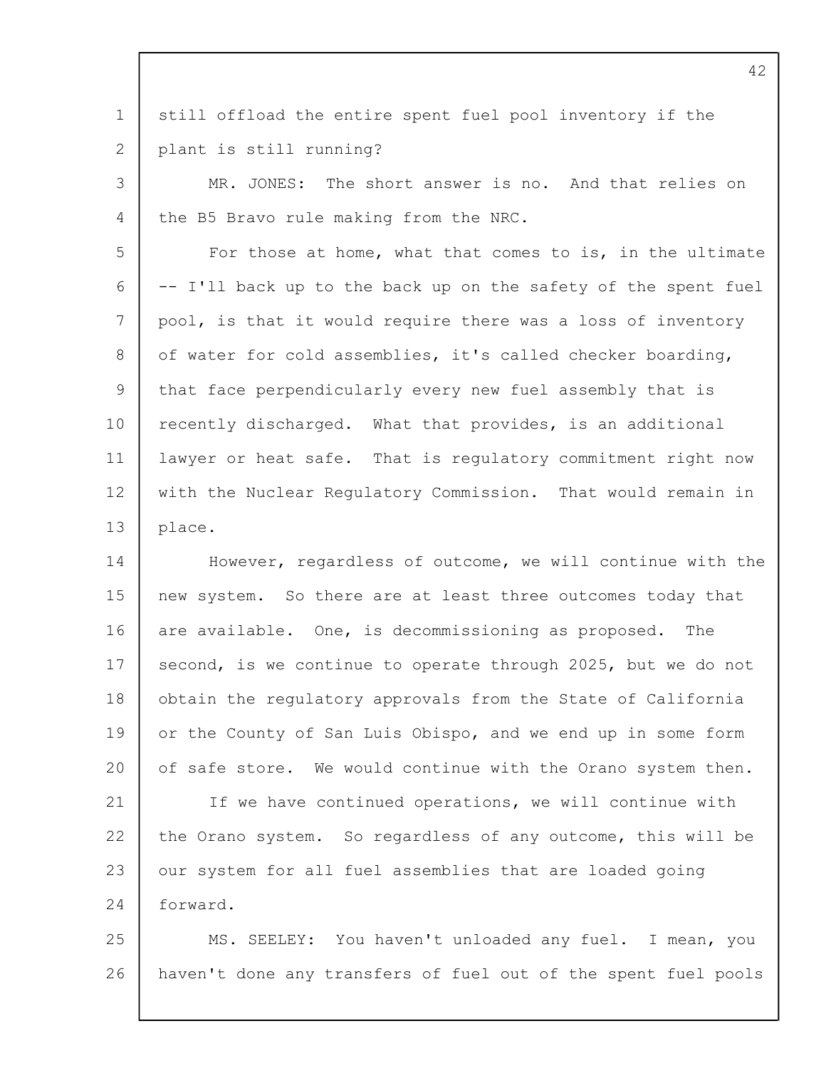still offload the entire spent fuel pool inventory if the plant is still running?

MR. JONES: The short answer is no. And that relies on the B5 Bravo rule making from the NRC.

For those at home, what that comes to is, in the ultimate -- I'll back up to the back up on the safety of the spent fuel pool, is that it would require there was a loss of inventory of water for cold assemblies, it's called checker boarding, that face perpendicularly every new fuel assembly that is recently discharged. What that provides, is an additional lawyer or heat safe. That is regulatory commitment right now with the Nuclear Regulatory Commission. That would remain in place.

However, regardless of outcome, we will continue with the new system. So there are at least three outcomes today that are available. One, is decommissioning as proposed. The second, is we continue to operate through 2025, but we do not obtain the regulatory approvals from the State of California or the County of San Luis Obispo, and we end up in some form of safe store. We would continue with the Orano system then.

If we have continued operations, we will continue with the Orano system. So regardless of any outcome, this will be our system for all fuel assemblies that are loaded going forward.

MS. SEELEY: You haven't unloaded any fuel. I mean, you haven't done any transfers of fuel out of the spent fuel pools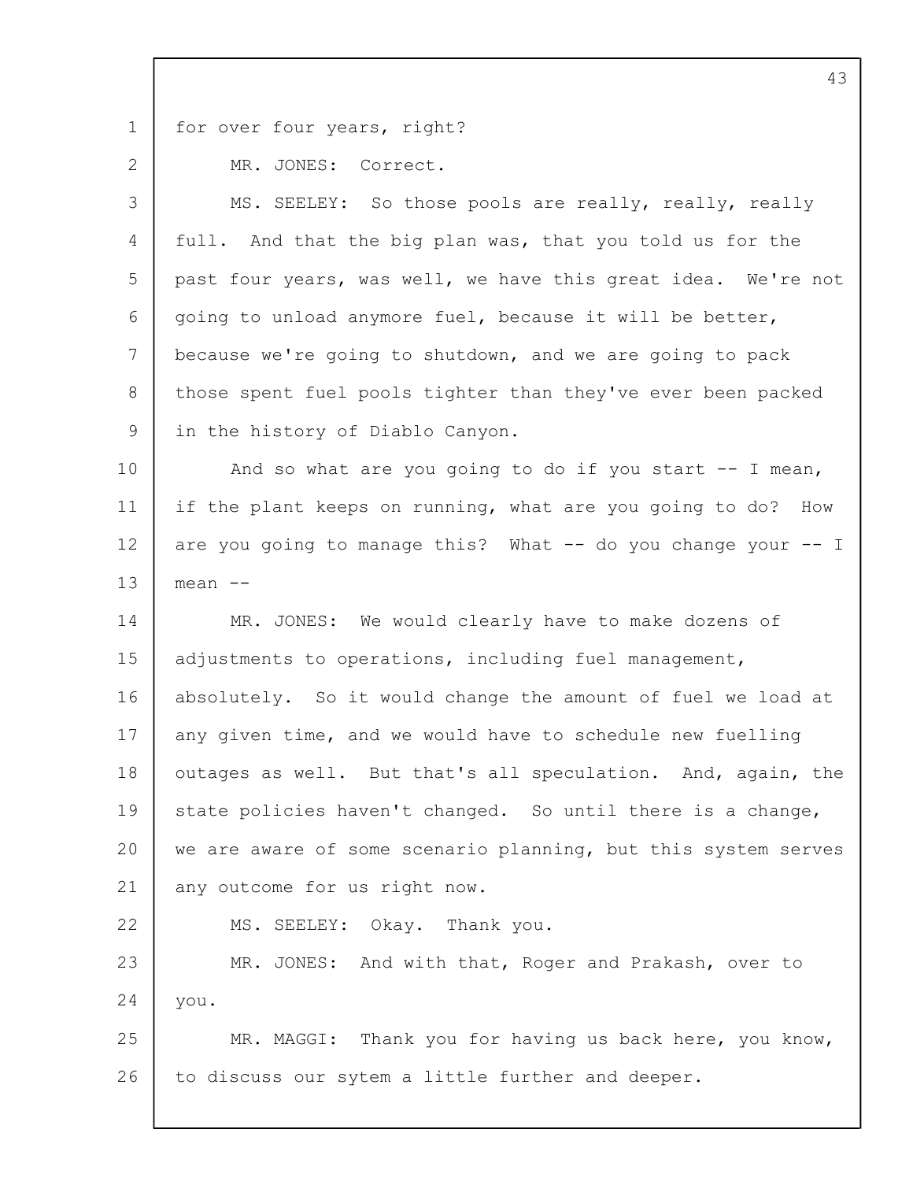for over four years, right?

MR. JONES: Correct.

MS. SEELEY: So those pools are really, really, really full. And that the big plan was, that you told us for the past four years, was well, we have this great idea. We're not going to unload anymore fuel, because it will be better, because we're going to shutdown, and we are going to pack those spent fuel pools tighter than they've ever been packed in the history of Diablo Canyon.

And so what are you going to do if you start -- I mean, if the plant keeps on running, what are you going to do? How are you going to manage this? What -- do you change your -- I mean --

MR. JONES: We would clearly have to make dozens of adjustments to operations, including fuel management, absolutely. So it would change the amount of fuel we load at any given time, and we would have to schedule new fuelling outages as well. But that's all speculation. And, again, the state policies haven't changed. So until there is a change, we are aware of some scenario planning, but this system serves any outcome for us right now.

MS. SEELEY: Okay. Thank you.

MR. JONES: And with that, Roger and Prakash, over to you.

MR. MAGGI: Thank you for having us back here, you know, to discuss our sytem a little further and deeper.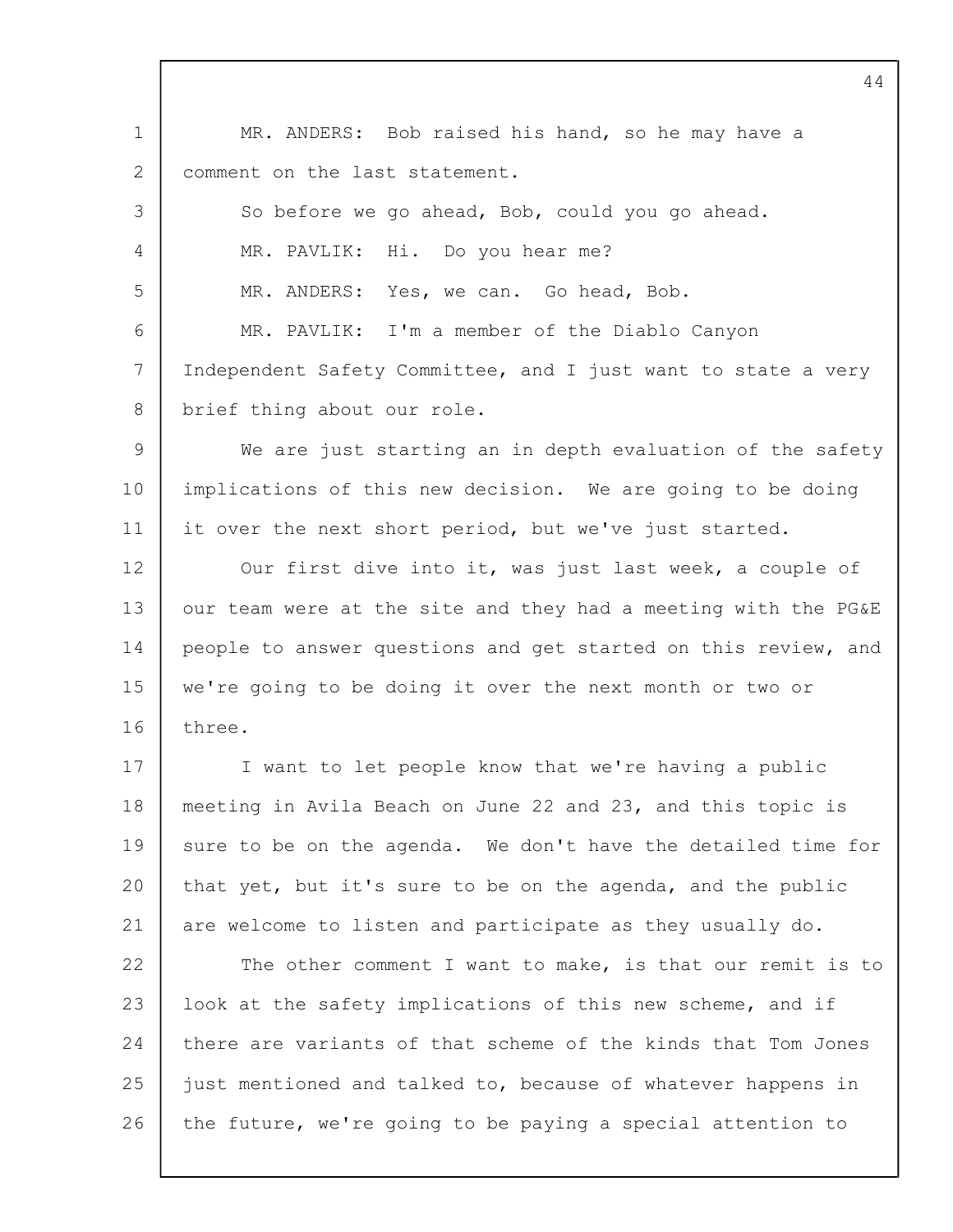MR. ANDERS: Bob raised his hand, so he may have a comment on the last statement.

So before we go ahead, Bob, could you go ahead.

MR. PAVLIK: Hi. Do you hear me?

MR. ANDERS: Yes, we can. Go head, Bob.

MR. PAVLIK: I'm a member of the Diablo Canyon Independent Safety Committee, and I just want to state a very brief thing about our role.

We are just starting an in depth evaluation of the safety implications of this new decision. We are going to be doing it over the next short period, but we've just started.

Our first dive into it, was just last week, a couple of our team were at the site and they had a meeting with the PG&E people to answer questions and get started on this review, and we're going to be doing it over the next month or two or three.

I want to let people know that we're having a public meeting in Avila Beach on June 22 and 23, and this topic is sure to be on the agenda. We don't have the detailed time for that yet, but it's sure to be on the agenda, and the public are welcome to listen and participate as they usually do.

The other comment I want to make, is that our remit is to look at the safety implications of this new scheme, and if there are variants of that scheme of the kinds that Tom Jones just mentioned and talked to, because of whatever happens in the future, we're going to be paying a special attention to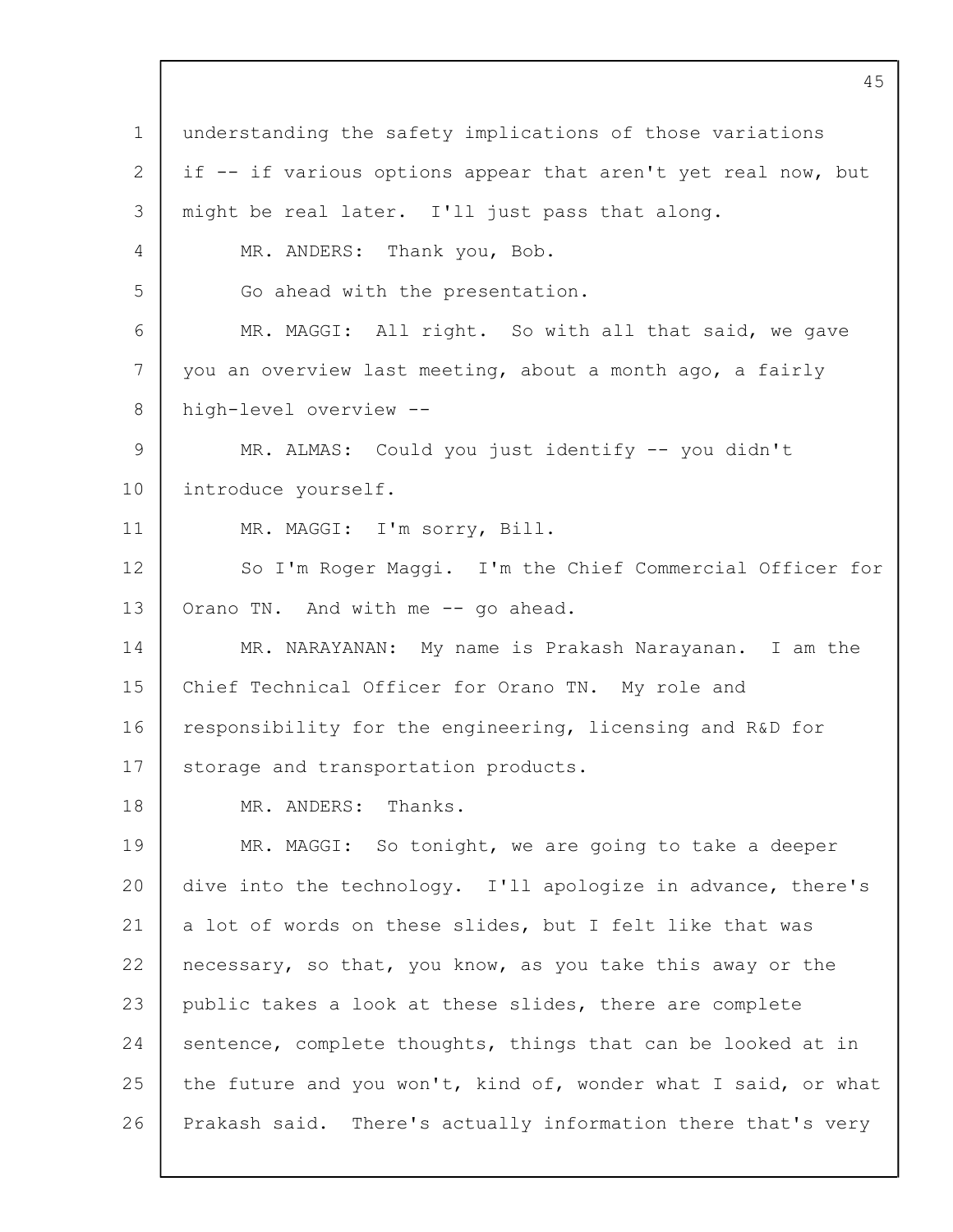understanding the safety implications of those variations if -- if various options appear that aren't yet real now, but might be real later. I'll just pass that along.

MR. ANDERS: Thank you, Bob.

Go ahead with the presentation.

MR. MAGGI: All right. So with all that said, we gave you an overview last meeting, about a month ago, a fairly high-level overview --

MR. ALMAS: Could you just identify -- you didn't introduce yourself.

MR. MAGGI: I'm sorry, Bill.

So I'm Roger Maggi. I'm the Chief Commercial Officer for Orano TN. And with me -- go ahead.

MR. NARAYANAN: My name is Prakash Narayanan. I am the Chief Technical Officer for Orano TN. My role and responsibility for the engineering, licensing and R&D for storage and transportation products.

MR. ANDERS: Thanks.

MR. MAGGI: So tonight, we are going to take a deeper dive into the technology. I'll apologize in advance, there's a lot of words on these slides, but I felt like that was necessary, so that, you know, as you take this away or the public takes a look at these slides, there are complete sentence, complete thoughts, things that can be looked at in the future and you won't, kind of, wonder what I said, or what Prakash said. There's actually information there that's very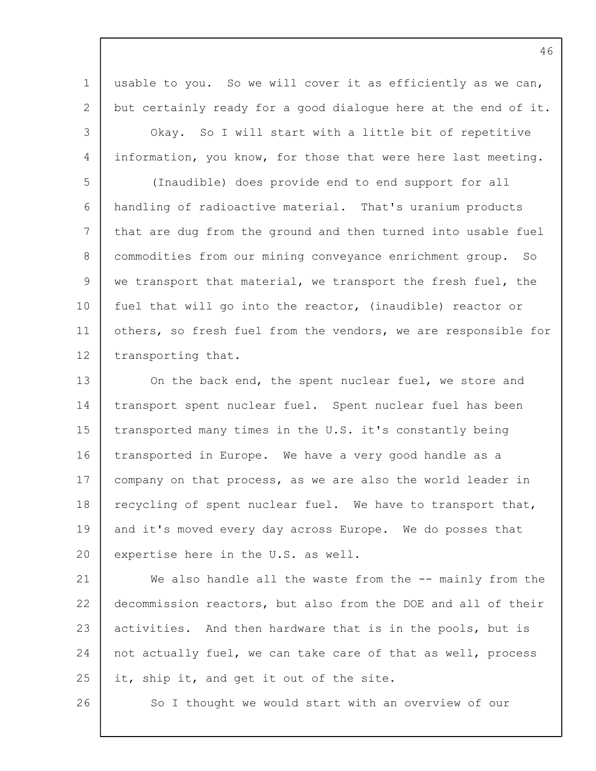usable to you. So we will cover it as efficiently as we can, but certainly ready for a good dialogue here at the end of it.

Okay. So I will start with a little bit of repetitive information, you know, for those that were here last meeting.

(Inaudible) does provide end to end support for all handling of radioactive material. That's uranium products that are dug from the ground and then turned into usable fuel commodities from our mining conveyance enrichment group. So we transport that material, we transport the fresh fuel, the fuel that will go into the reactor, (inaudible) reactor or others, so fresh fuel from the vendors, we are responsible for transporting that.

On the back end, the spent nuclear fuel, we store and transport spent nuclear fuel. Spent nuclear fuel has been transported many times in the U.S. it's constantly being transported in Europe. We have a very good handle as a company on that process, as we are also the world leader in recycling of spent nuclear fuel. We have to transport that, and it's moved every day across Europe. We do posses that expertise here in the U.S. as well.

We also handle all the waste from the -- mainly from the decommission reactors, but also from the DOE and all of their activities. And then hardware that is in the pools, but is not actually fuel, we can take care of that as well, process it, ship it, and get it out of the site.

So I thought we would start with an overview of our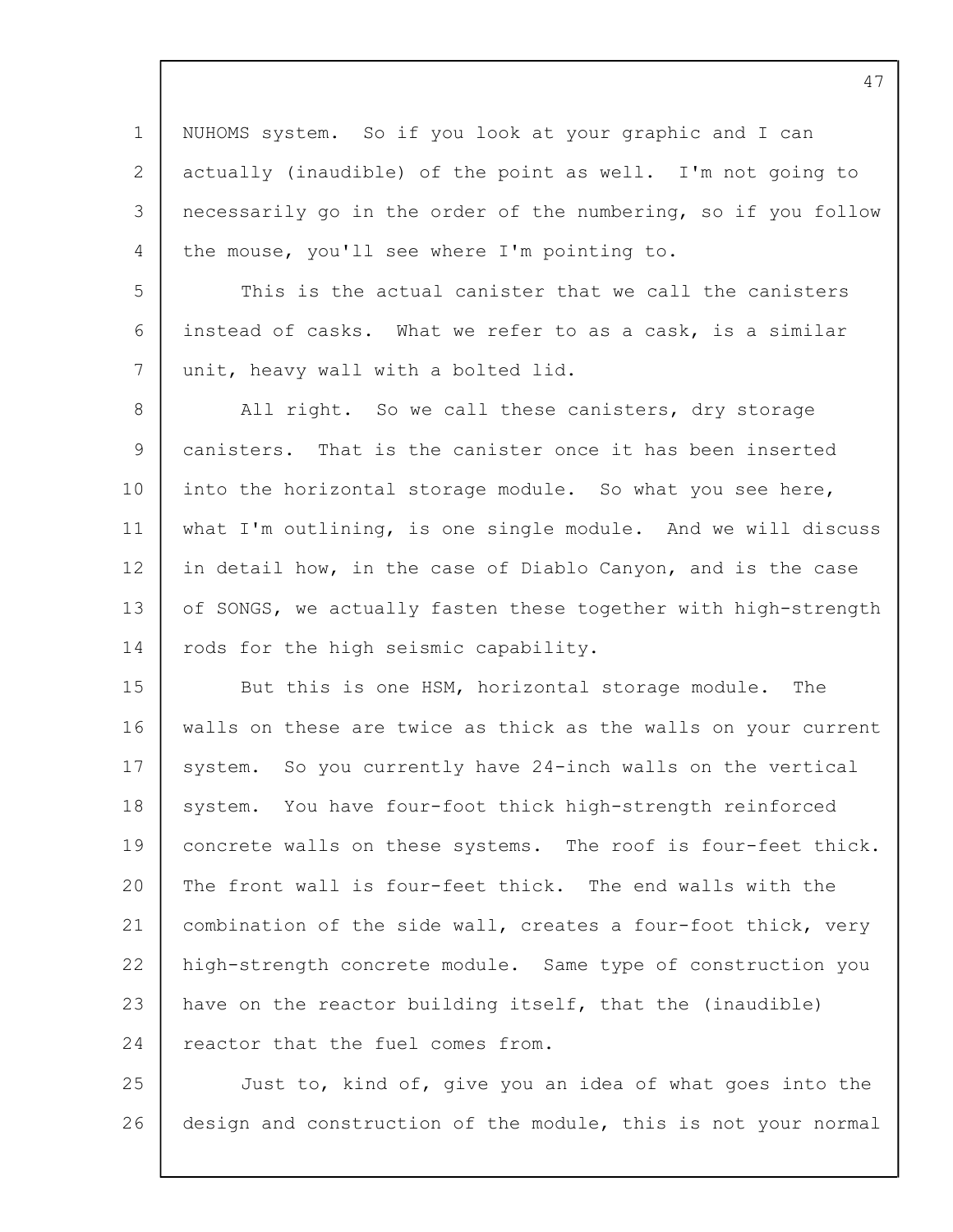NUHOMS system. So if you look at your graphic and I can actually (inaudible) of the point as well. I'm not going to necessarily go in the order of the numbering, so if you follow the mouse, you'll see where I'm pointing to.

This is the actual canister that we call the canisters instead of casks. What we refer to as a cask, is a similar unit, heavy wall with a bolted lid.

All right. So we call these canisters, dry storage canisters. That is the canister once it has been inserted into the horizontal storage module. So what you see here, what I'm outlining, is one single module. And we will discuss in detail how, in the case of Diablo Canyon, and is the case of SONGS, we actually fasten these together with high-strength rods for the high seismic capability.

But this is one HSM, horizontal storage module. The walls on these are twice as thick as the walls on your current system. So you currently have 24-inch walls on the vertical system. You have four-foot thick high-strength reinforced concrete walls on these systems. The roof is four-feet thick. The front wall is four-feet thick. The end walls with the combination of the side wall, creates a four-foot thick, very high-strength concrete module. Same type of construction you have on the reactor building itself, that the (inaudible) reactor that the fuel comes from.

Just to, kind of, give you an idea of what goes into the design and construction of the module, this is not your normal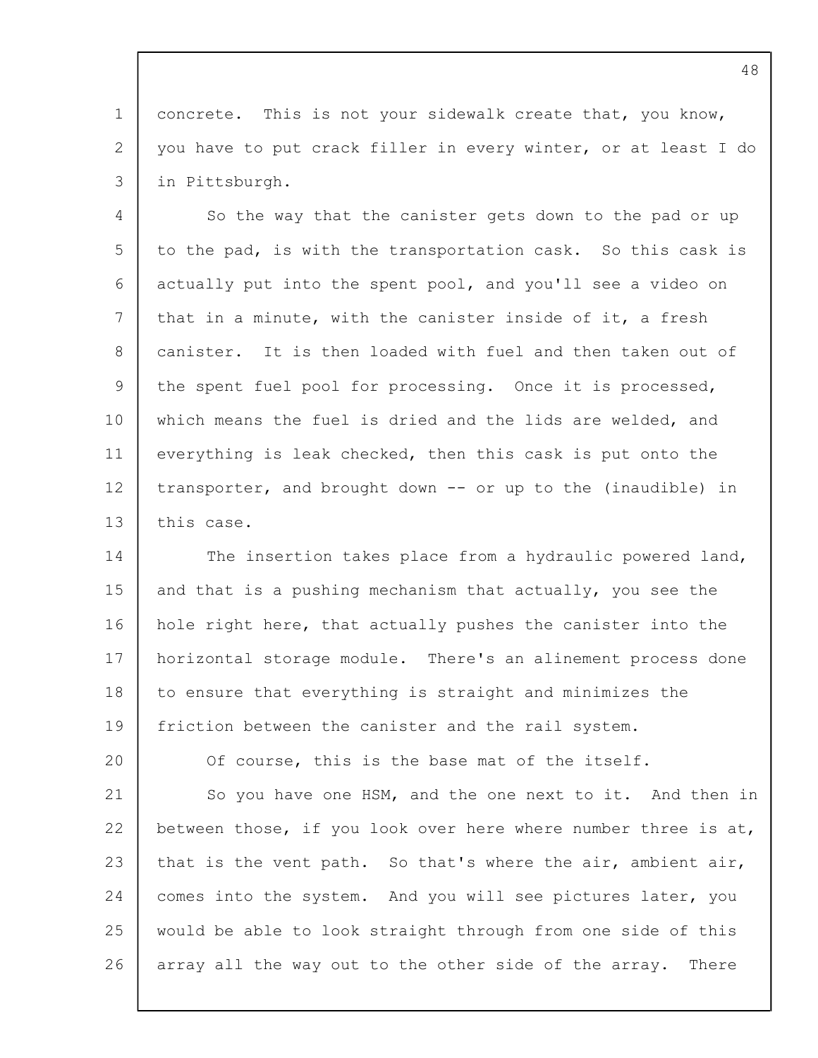concrete. This is not your sidewalk create that, you know, you have to put crack filler in every winter, or at least I do in Pittsburgh.

So the way that the canister gets down to the pad or up to the pad, is with the transportation cask. So this cask is actually put into the spent pool, and you'll see a video on that in a minute, with the canister inside of it, a fresh canister. It is then loaded with fuel and then taken out of the spent fuel pool for processing. Once it is processed, which means the fuel is dried and the lids are welded, and everything is leak checked, then this cask is put onto the transporter, and brought down -- or up to the (inaudible) in this case.

The insertion takes place from a hydraulic powered land, and that is a pushing mechanism that actually, you see the hole right here, that actually pushes the canister into the horizontal storage module. There's an alinement process done to ensure that everything is straight and minimizes the friction between the canister and the rail system.

Of course, this is the base mat of the itself.

So you have one HSM, and the one next to it. And then in between those, if you look over here where number three is at, that is the vent path. So that's where the air, ambient air, comes into the system. And you will see pictures later, you would be able to look straight through from one side of this array all the way out to the other side of the array. There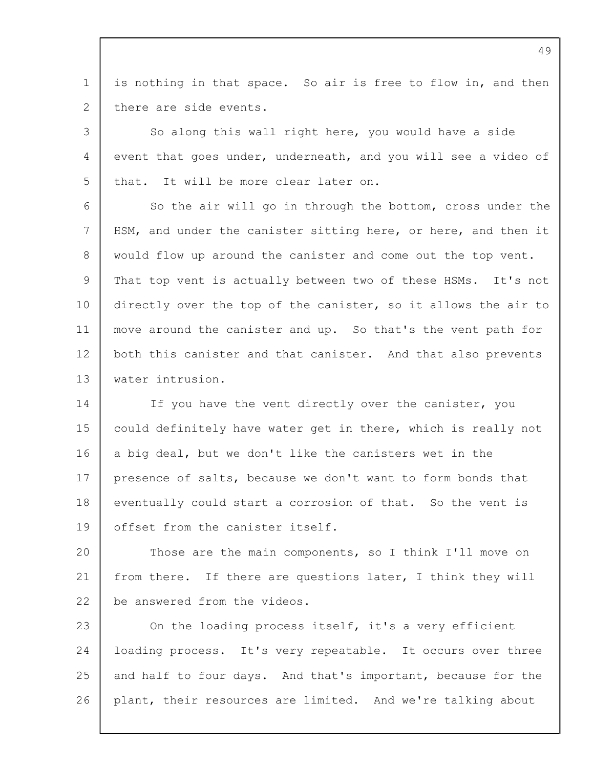is nothing in that space. So air is free to flow in, and then there are side events.

So along this wall right here, you would have a side event that goes under, underneath, and you will see a video of that. It will be more clear later on.

So the air will go in through the bottom, cross under the HSM, and under the canister sitting here, or here, and then it would flow up around the canister and come out the top vent. That top vent is actually between two of these HSMs. It's not directly over the top of the canister, so it allows the air to move around the canister and up. So that's the vent path for both this canister and that canister. And that also prevents water intrusion.

If you have the vent directly over the canister, you could definitely have water get in there, which is really not a big deal, but we don't like the canisters wet in the presence of salts, because we don't want to form bonds that eventually could start a corrosion of that. So the vent is offset from the canister itself.

Those are the main components, so I think I'll move on from there. If there are questions later, I think they will be answered from the videos.

On the loading process itself, it's a very efficient loading process. It's very repeatable. It occurs over three and half to four days. And that's important, because for the plant, their resources are limited. And we're talking about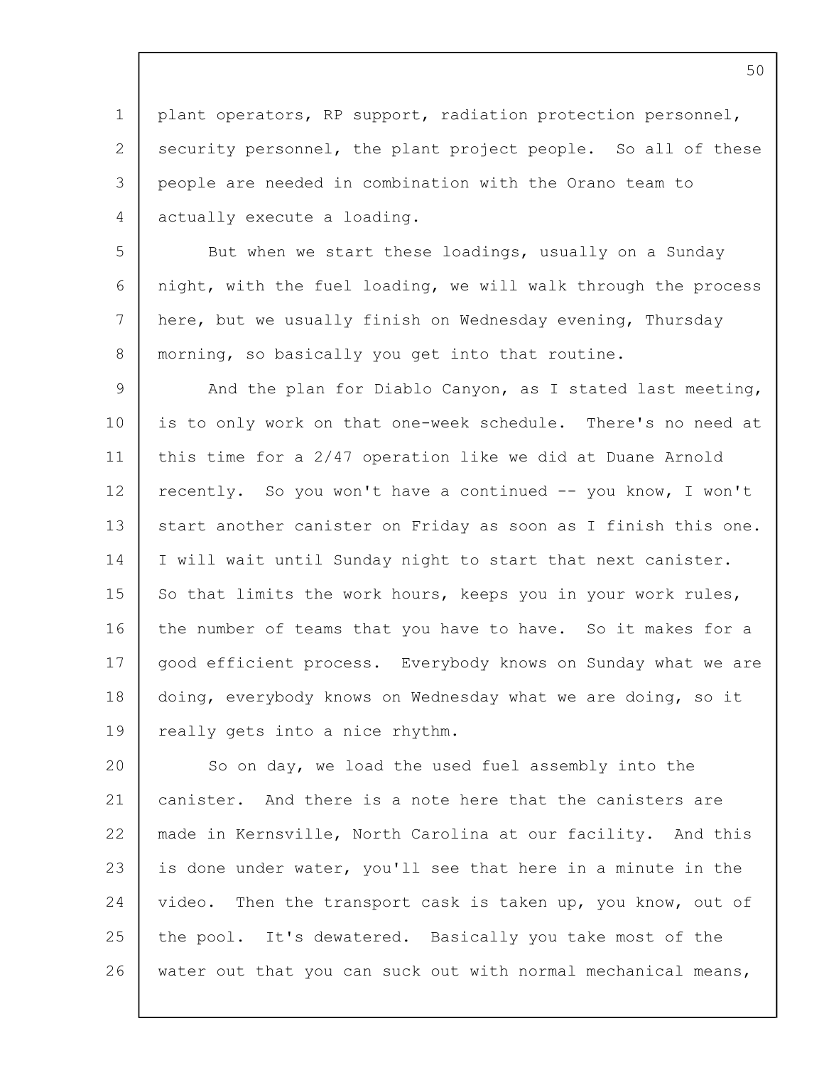plant operators, RP support, radiation protection personnel, security personnel, the plant project people. So all of these people are needed in combination with the Orano team to actually execute a loading.

But when we start these loadings, usually on a Sunday night, with the fuel loading, we will walk through the process here, but we usually finish on Wednesday evening, Thursday morning, so basically you get into that routine.

And the plan for Diablo Canyon, as I stated last meeting, is to only work on that one-week schedule. There's no need at this time for a 2/47 operation like we did at Duane Arnold recently. So you won't have a continued -- you know, I won't start another canister on Friday as soon as I finish this one. I will wait until Sunday night to start that next canister. So that limits the work hours, keeps you in your work rules, the number of teams that you have to have. So it makes for a good efficient process. Everybody knows on Sunday what we are doing, everybody knows on Wednesday what we are doing, so it really gets into a nice rhythm.

So on day, we load the used fuel assembly into the canister. And there is a note here that the canisters are made in Kernsville, North Carolina at our facility. And this is done under water, you'll see that here in a minute in the video. Then the transport cask is taken up, you know, out of the pool. It's dewatered. Basically you take most of the water out that you can suck out with normal mechanical means,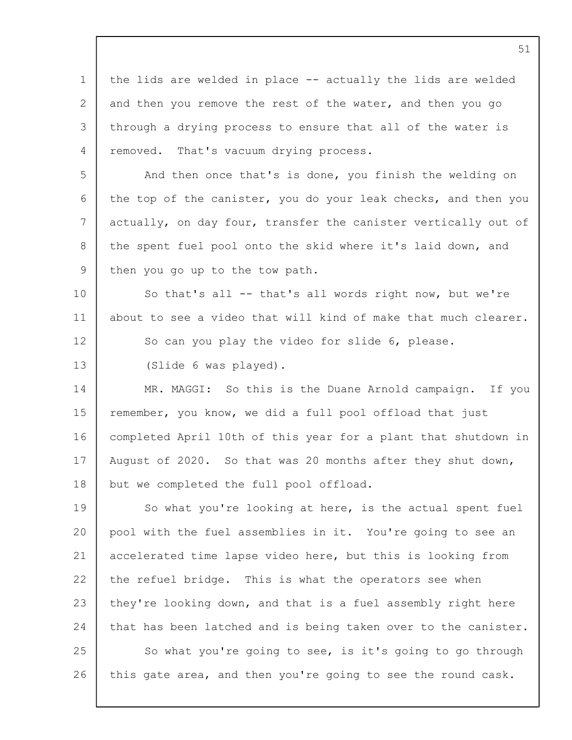the lids are welded in place -- actually the lids are welded and then you remove the rest of the water, and then you go through a drying process to ensure that all of the water is removed. That's vacuum drying process.

And then once that's is done, you finish the welding on the top of the canister, you do your leak checks, and then you actually, on day four, transfer the canister vertically out of the spent fuel pool onto the skid where it's laid down, and then you go up to the tow path.

So that's all -- that's all words right now, but we're about to see a video that will kind of make that much clearer.

So can you play the video for slide 6, please.

(Slide 6 was played).

MR. MAGGI: So this is the Duane Arnold campaign. If you remember, you know, we did a full pool offload that just completed April 10th of this year for a plant that shutdown in August of 2020. So that was 20 months after they shut down, but we completed the full pool offload.

So what you're looking at here, is the actual spent fuel pool with the fuel assemblies in it. You're going to see an accelerated time lapse video here, but this is looking from the refuel bridge. This is what the operators see when they're looking down, and that is a fuel assembly right here that has been latched and is being taken over to the canister.

So what you're going to see, is it's going to go through this gate area, and then you're going to see the round cask.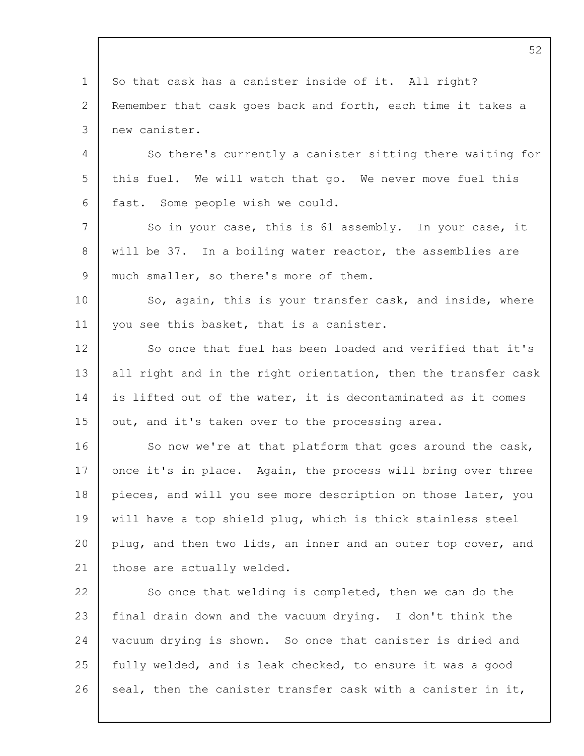So that cask has a canister inside of it. All right? Remember that cask goes back and forth, each time it takes a new canister.

So there's currently a canister sitting there waiting for this fuel. We will watch that go. We never move fuel this fast. Some people wish we could.

So in your case, this is 61 assembly. In your case, it will be 37. In a boiling water reactor, the assemblies are much smaller, so there's more of them.

So, again, this is your transfer cask, and inside, where you see this basket, that is a canister.

So once that fuel has been loaded and verified that it's all right and in the right orientation, then the transfer cask is lifted out of the water, it is decontaminated as it comes out, and it's taken over to the processing area.

So now we're at that platform that goes around the cask, once it's in place. Again, the process will bring over three pieces, and will you see more description on those later, you will have a top shield plug, which is thick stainless steel plug, and then two lids, an inner and an outer top cover, and those are actually welded.

So once that welding is completed, then we can do the final drain down and the vacuum drying. I don't think the vacuum drying is shown. So once that canister is dried and fully welded, and is leak checked, to ensure it was a good seal, then the canister transfer cask with a canister in it,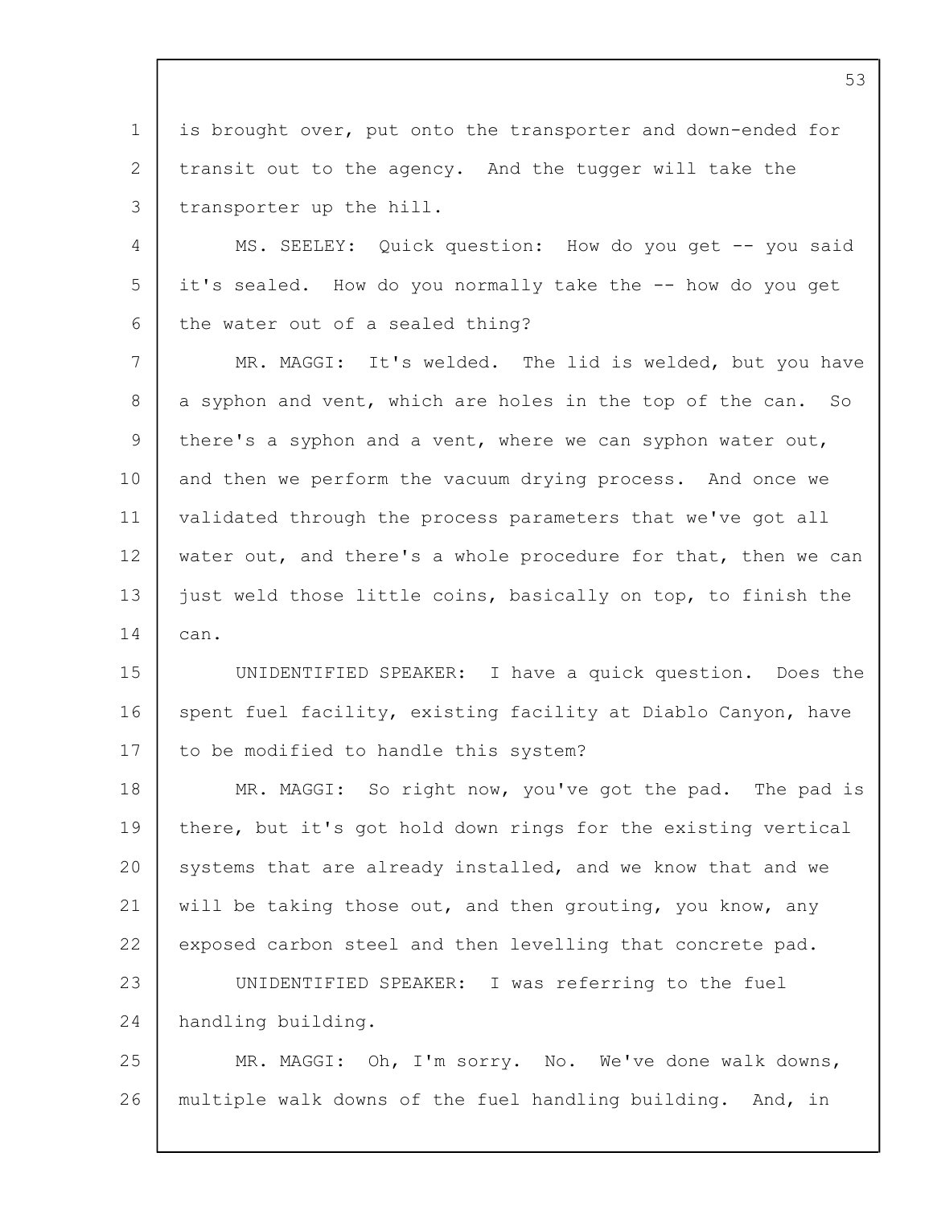is brought over, put onto the transporter and down-ended for transit out to the agency. And the tugger will take the transporter up the hill.

MS. SEELEY: Quick question: How do you get -- you said it's sealed. How do you normally take the -- how do you get the water out of a sealed thing?

MR. MAGGI: It's welded. The lid is welded, but you have a syphon and vent, which are holes in the top of the can. So there's a syphon and a vent, where we can syphon water out, and then we perform the vacuum drying process. And once we validated through the process parameters that we've got all water out, and there's a whole procedure for that, then we can just weld those little coins, basically on top, to finish the can.

UNIDENTIFIED SPEAKER: I have a quick question. Does the spent fuel facility, existing facility at Diablo Canyon, have to be modified to handle this system?

MR. MAGGI: So right now, you've got the pad. The pad is there, but it's got hold down rings for the existing vertical systems that are already installed, and we know that and we will be taking those out, and then grouting, you know, any exposed carbon steel and then levelling that concrete pad.

UNIDENTIFIED SPEAKER: I was referring to the fuel handling building.

MR. MAGGI: Oh, I'm sorry. No. We've done walk downs, multiple walk downs of the fuel handling building. And, in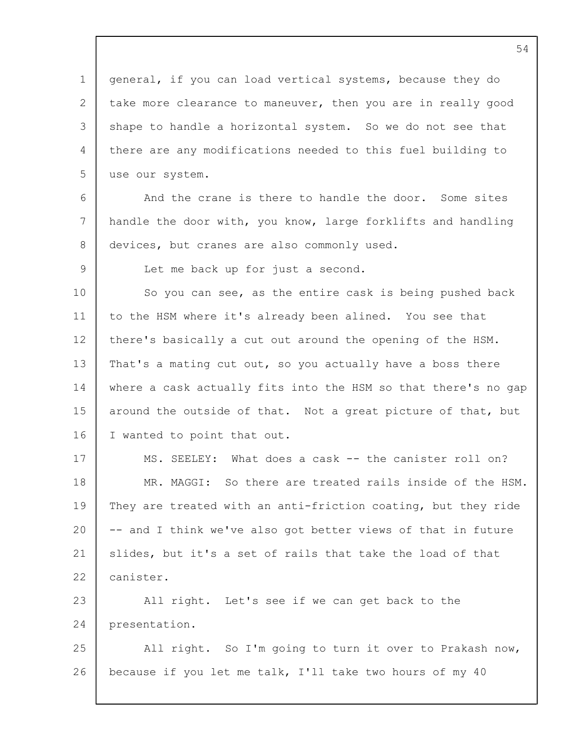general, if you can load vertical systems, because they do take more clearance to maneuver, then you are in really good shape to handle a horizontal system. So we do not see that there are any modifications needed to this fuel building to use our system.

And the crane is there to handle the door. Some sites handle the door with, you know, large forklifts and handling devices, but cranes are also commonly used.

Let me back up for just a second.

So you can see, as the entire cask is being pushed back to the HSM where it's already been alined. You see that there's basically a cut out around the opening of the HSM. That's a mating cut out, so you actually have a boss there where a cask actually fits into the HSM so that there's no gap around the outside of that. Not a great picture of that, but I wanted to point that out.

MS. SEELEY: What does a cask -- the canister roll on?

MR. MAGGI: So there are treated rails inside of the HSM. They are treated with an anti-friction coating, but they ride -- and I think we've also got better views of that in future slides, but it's a set of rails that take the load of that canister.

All right. Let's see if we can get back to the presentation.

All right. So I'm going to turn it over to Prakash now, because if you let me talk, I'll take two hours of my 40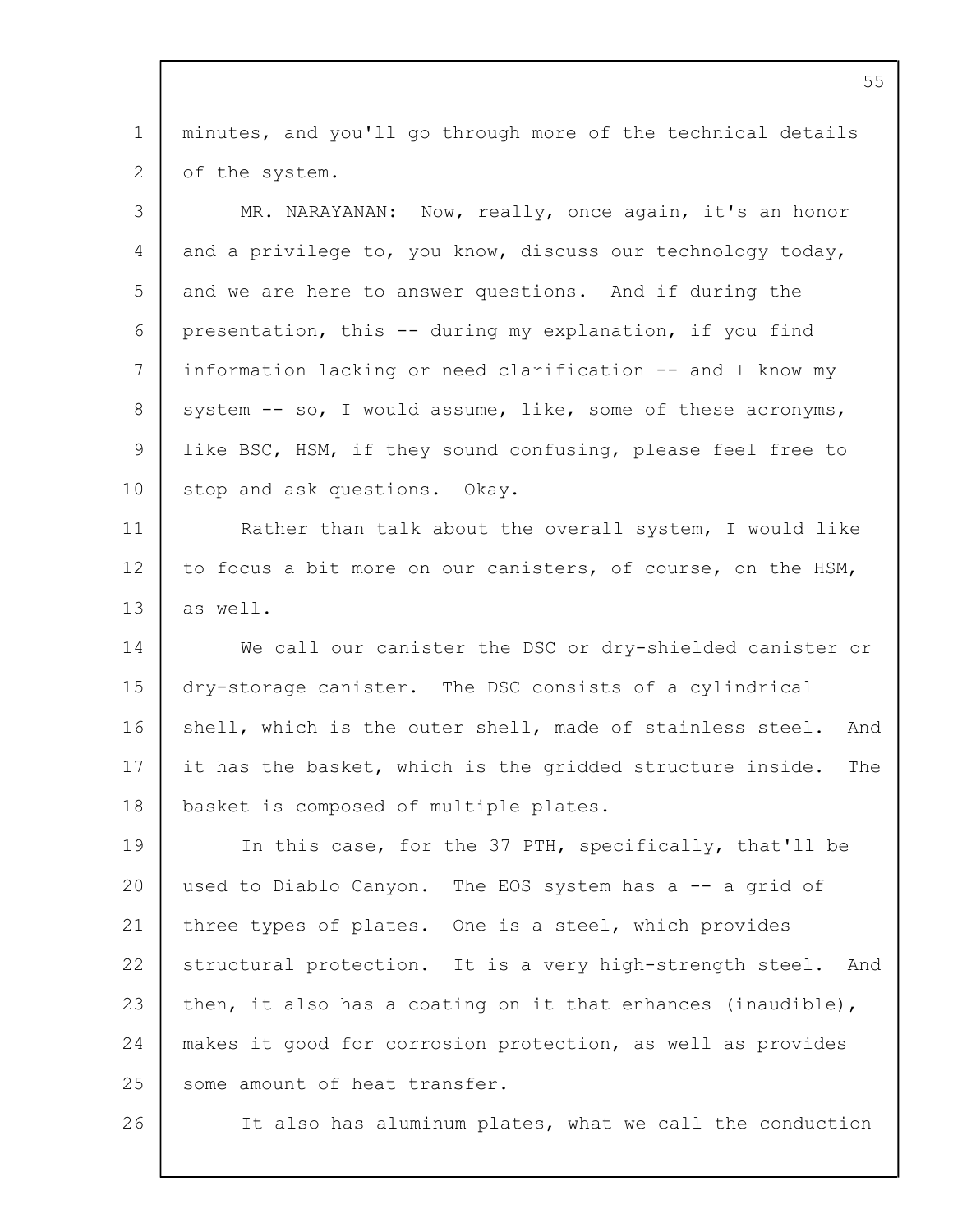minutes, and you'll go through more of the technical details of the system.

MR. NARAYANAN: Now, really, once again, it's an honor and a privilege to, you know, discuss our technology today, and we are here to answer questions. And if during the presentation, this -- during my explanation, if you find information lacking or need clarification -- and I know my system -- so, I would assume, like, some of these acronyms, like BSC, HSM, if they sound confusing, please feel free to stop and ask questions. Okay.

Rather than talk about the overall system, I would like to focus a bit more on our canisters, of course, on the HSM, as well.

We call our canister the DSC or dry-shielded canister or dry-storage canister. The DSC consists of a cylindrical shell, which is the outer shell, made of stainless steel. And it has the basket, which is the gridded structure inside. The basket is composed of multiple plates.

In this case, for the 37 PTH, specifically, that'll be used to Diablo Canyon. The EOS system has a -- a grid of three types of plates. One is a steel, which provides structural protection. It is a very high-strength steel. And then, it also has a coating on it that enhances (inaudible), makes it good for corrosion protection, as well as provides some amount of heat transfer.

It also has aluminum plates, what we call the conduction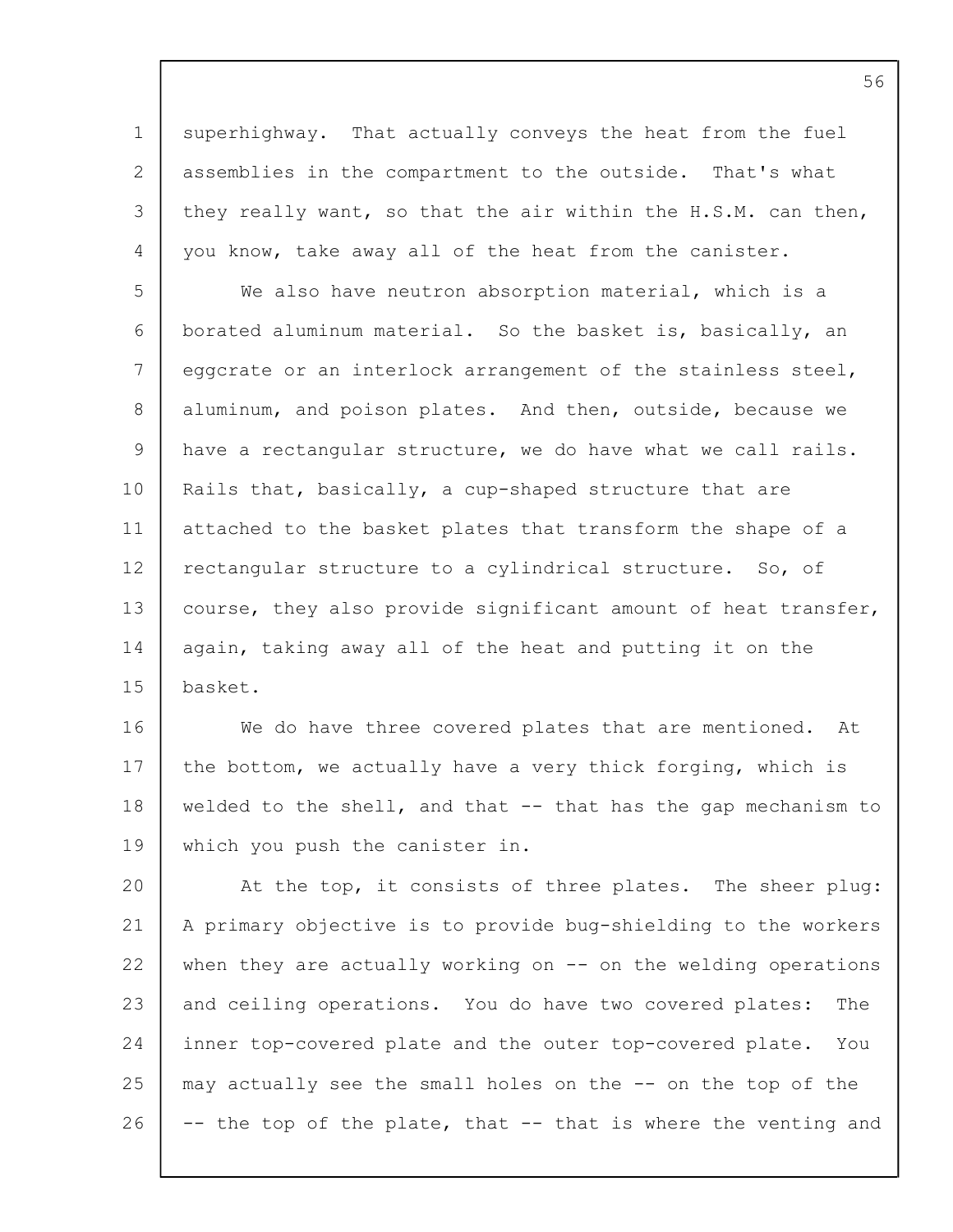superhighway. That actually conveys the heat from the fuel assemblies in the compartment to the outside. That's what they really want, so that the air within the H.S.M. can then, you know, take away all of the heat from the canister.

We also have neutron absorption material, which is a borated aluminum material. So the basket is, basically, an eggcrate or an interlock arrangement of the stainless steel, aluminum, and poison plates. And then, outside, because we have a rectangular structure, we do have what we call rails. Rails that, basically, a cup-shaped structure that are attached to the basket plates that transform the shape of a rectangular structure to a cylindrical structure. So, of course, they also provide significant amount of heat transfer, again, taking away all of the heat and putting it on the basket.

We do have three covered plates that are mentioned. At the bottom, we actually have a very thick forging, which is welded to the shell, and that -- that has the gap mechanism to which you push the canister in.

At the top, it consists of three plates. The sheer plug: A primary objective is to provide bug-shielding to the workers when they are actually working on -- on the welding operations and ceiling operations. You do have two covered plates: The inner top-covered plate and the outer top-covered plate. You may actually see the small holes on the -- on the top of the -- the top of the plate, that -- that is where the venting and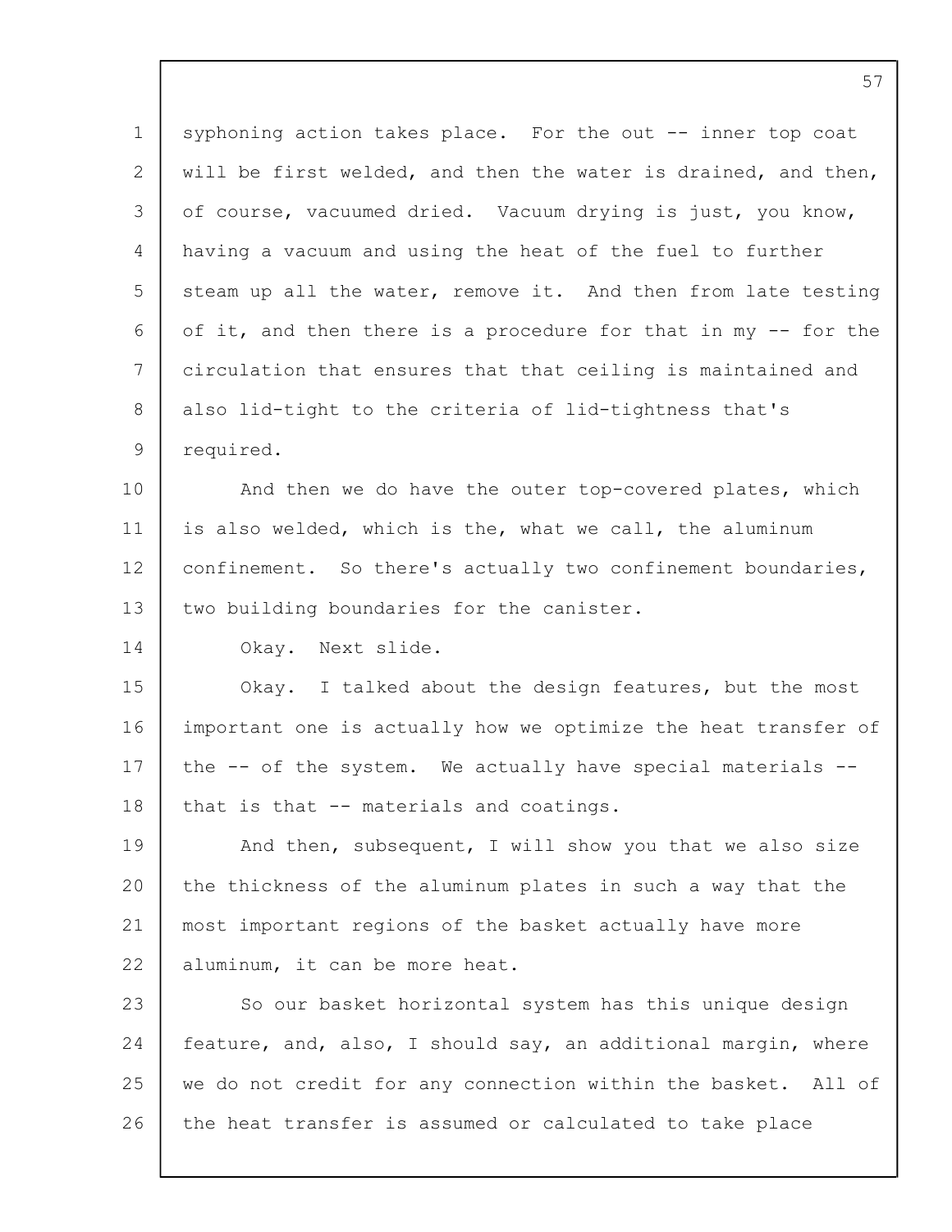syphoning action takes place. For the out -- inner top coat will be first welded, and then the water is drained, and then, of course, vacuumed dried. Vacuum drying is just, you know, having a vacuum and using the heat of the fuel to further steam up all the water, remove it. And then from late testing of it, and then there is a procedure for that in my -- for the circulation that ensures that that ceiling is maintained and also lid-tight to the criteria of lid-tightness that's required.

And then we do have the outer top-covered plates, which is also welded, which is the, what we call, the aluminum confinement. So there's actually two confinement boundaries, two building boundaries for the canister.

Okay. Next slide.

Okay. I talked about the design features, but the most important one is actually how we optimize the heat transfer of the -- of the system. We actually have special materials -- that is that -- materials and coatings.

And then, subsequent, I will show you that we also size the thickness of the aluminum plates in such a way that the most important regions of the basket actually have more aluminum, it can be more heat.

So our basket horizontal system has this unique design feature, and, also, I should say, an additional margin, where we do not credit for any connection within the basket. All of the heat transfer is assumed or calculated to take place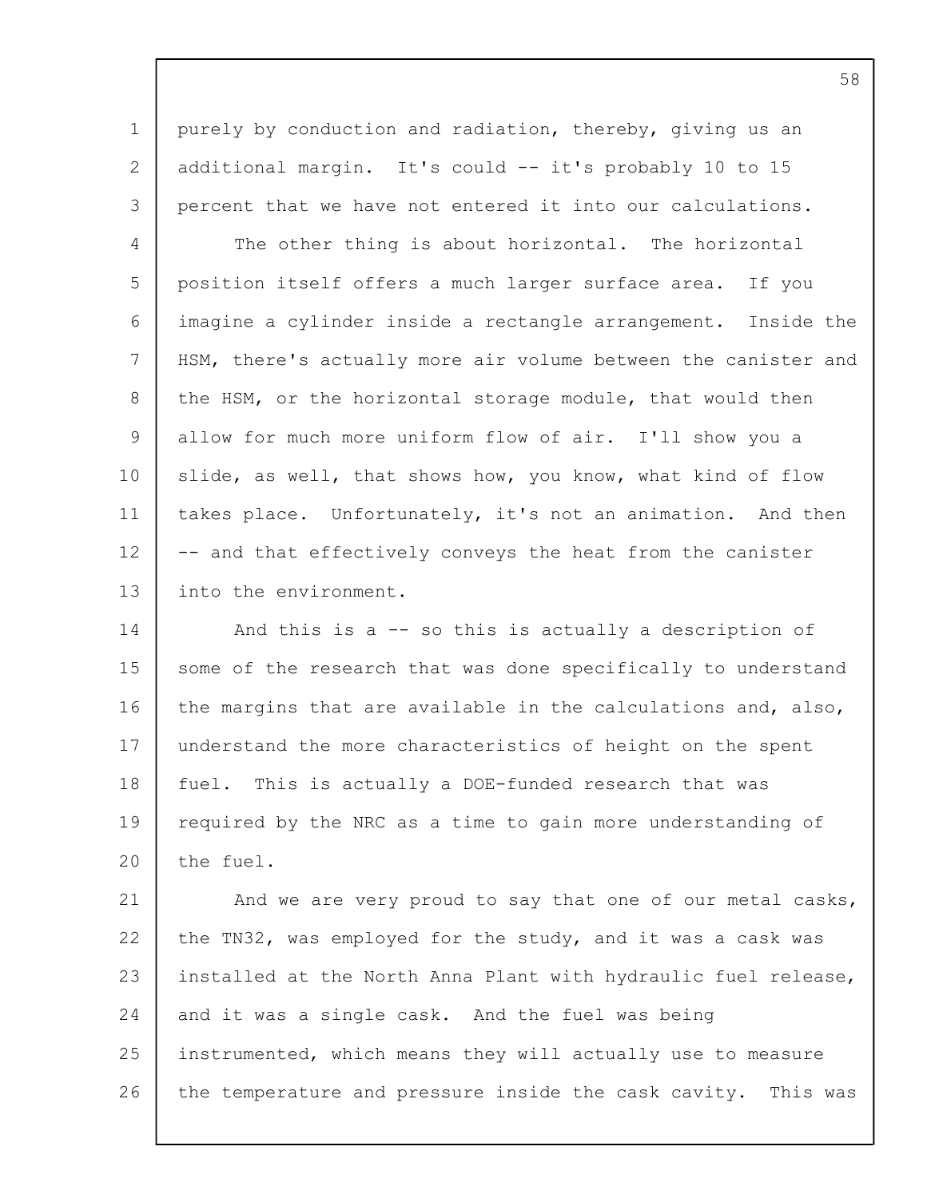purely by conduction and radiation, thereby, giving us an additional margin. It's could -- it's probably 10 to 15 percent that we have not entered it into our calculations.

The other thing is about horizontal. The horizontal position itself offers a much larger surface area. If you imagine a cylinder inside a rectangle arrangement. Inside the HSM, there's actually more air volume between the canister and the HSM, or the horizontal storage module, that would then allow for much more uniform flow of air. I'll show you a slide, as well, that shows how, you know, what kind of flow takes place. Unfortunately, it's not an animation. And then -- and that effectively conveys the heat from the canister into the environment.

And this is a -- so this is actually a description of some of the research that was done specifically to understand the margins that are available in the calculations and, also, understand the more characteristics of height on the spent fuel. This is actually a DOE-funded research that was required by the NRC as a time to gain more understanding of the fuel.

And we are very proud to say that one of our metal casks, the TN32, was employed for the study, and it was a cask was installed at the North Anna Plant with hydraulic fuel release, and it was a single cask. And the fuel was being instrumented, which means they will actually use to measure the temperature and pressure inside the cask cavity. This was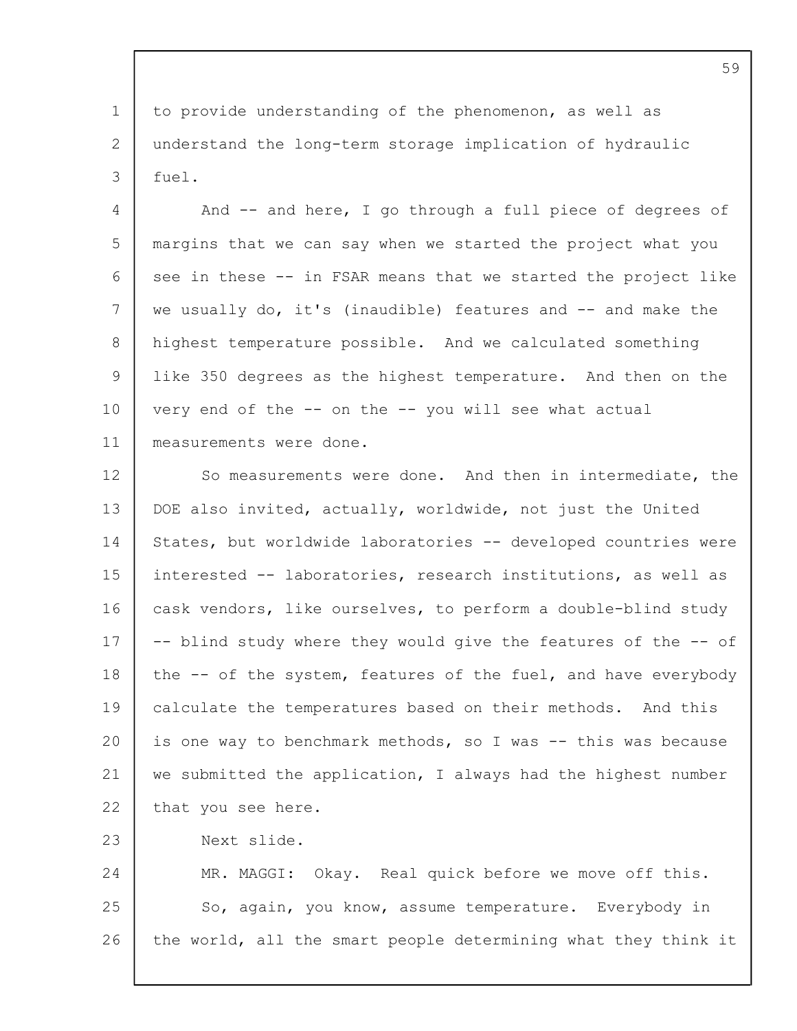to provide understanding of the phenomenon, as well as understand the long-term storage implication of hydraulic fuel.

And -- and here, I go through a full piece of degrees of margins that we can say when we started the project what you see in these -- in FSAR means that we started the project like we usually do, it's (inaudible) features and -- and make the highest temperature possible. And we calculated something like 350 degrees as the highest temperature. And then on the very end of the -- on the -- you will see what actual measurements were done.

So measurements were done. And then in intermediate, the DOE also invited, actually, worldwide, not just the United States, but worldwide laboratories -- developed countries were interested -- laboratories, research institutions, as well as cask vendors, like ourselves, to perform a double-blind study -- blind study where they would give the features of the -- of the -- of the system, features of the fuel, and have everybody calculate the temperatures based on their methods. And this is one way to benchmark methods, so I was -- this was because we submitted the application, I always had the highest number that you see here.

Next slide.

MR. MAGGI: Okay. Real quick before we move off this.

So, again, you know, assume temperature. Everybody in the world, all the smart people determining what they think it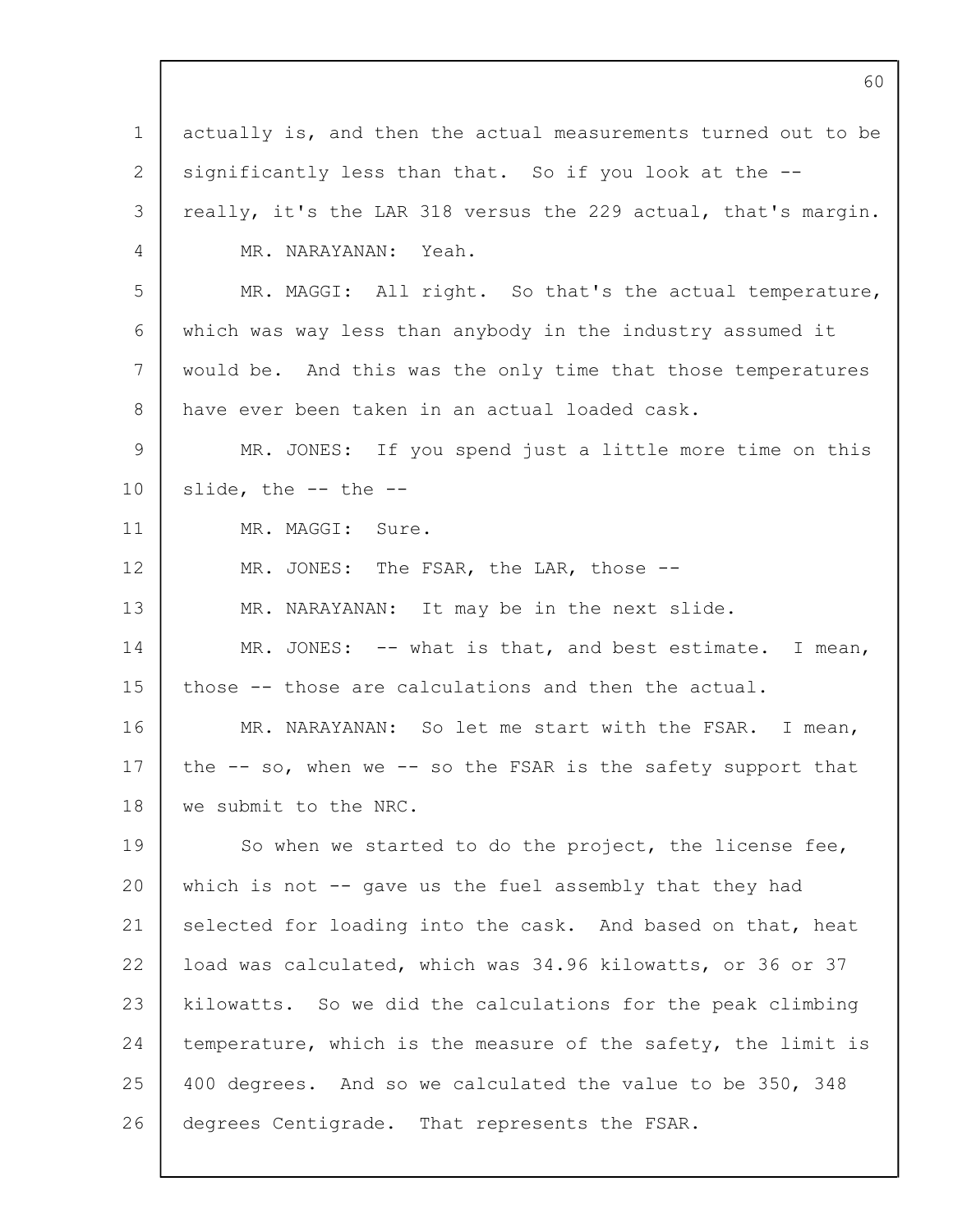actually is, and then the actual measurements turned out to be significantly less than that. So if you look at the -- really, it's the LAR 318 versus the 229 actual, that's margin.

MR. NARAYANAN: Yeah.

MR. MAGGI: All right. So that's the actual temperature, which was way less than anybody in the industry assumed it would be. And this was the only time that those temperatures have ever been taken in an actual loaded cask.

MR. JONES: If you spend just a little more time on this slide, the -- the --

MR. MAGGI: Sure.

MR. JONES: The FSAR, the LAR, those --

MR. NARAYANAN: It may be in the next slide.

MR. JONES: -- what is that, and best estimate. I mean, those -- those are calculations and then the actual.

MR. NARAYANAN: So let me start with the FSAR. I mean, the -- so, when we -- so the FSAR is the safety support that we submit to the NRC.

So when we started to do the project, the license fee, which is not -- gave us the fuel assembly that they had selected for loading into the cask. And based on that, heat load was calculated, which was 34.96 kilowatts, or 36 or 37 kilowatts. So we did the calculations for the peak climbing temperature, which is the measure of the safety, the limit is 400 degrees. And so we calculated the value to be 350, 348 degrees Centigrade. That represents the FSAR.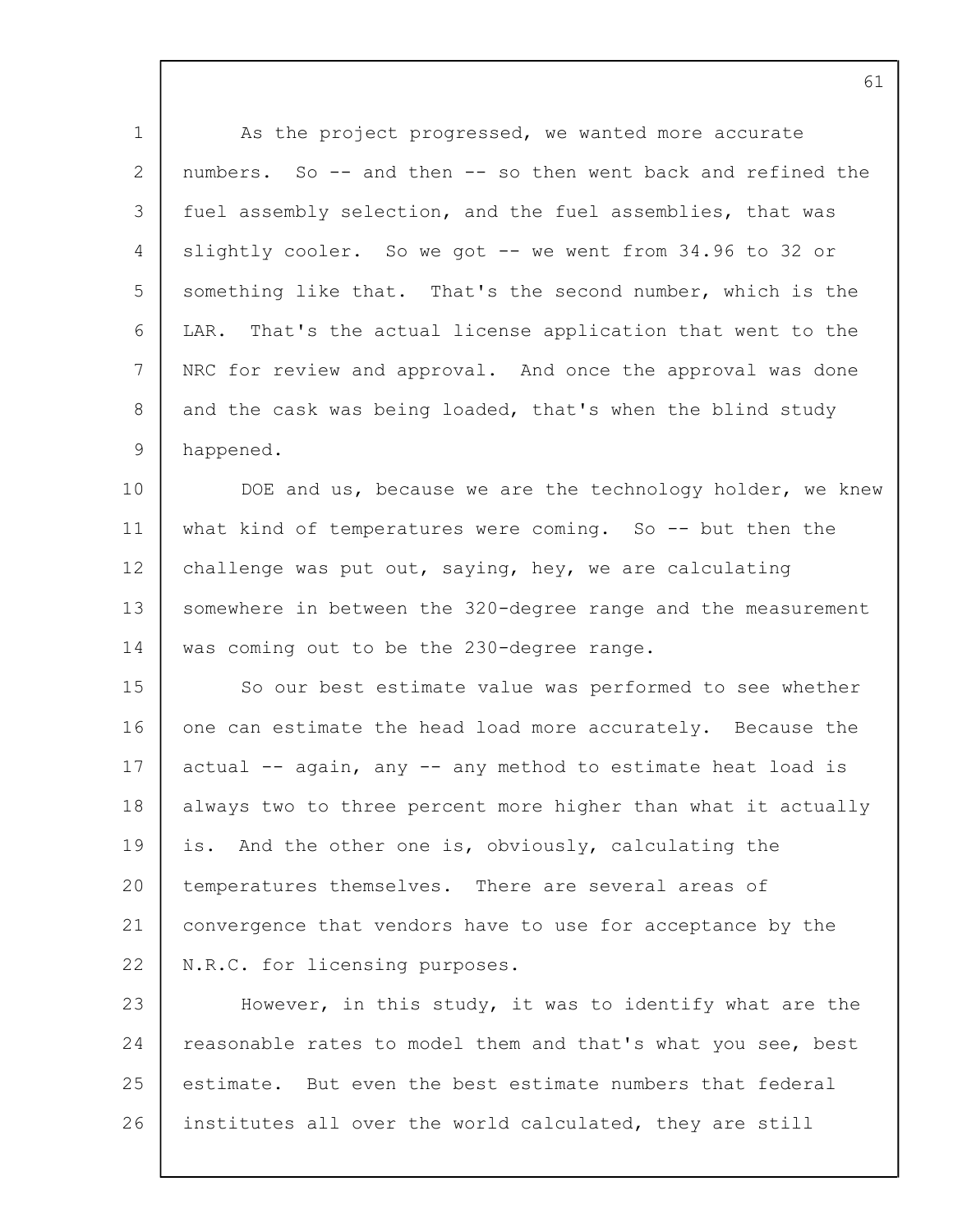As the project progressed, we wanted more accurate numbers. So -- and then -- so then went back and refined the fuel assembly selection, and the fuel assemblies, that was slightly cooler. So we got -- we went from 34.96 to 32 or something like that. That's the second number, which is the LAR. That's the actual license application that went to the NRC for review and approval. And once the approval was done and the cask was being loaded, that's when the blind study happened.

DOE and us, because we are the technology holder, we knew what kind of temperatures were coming. So -- but then the challenge was put out, saying, hey, we are calculating somewhere in between the 320-degree range and the measurement was coming out to be the 230-degree range.

So our best estimate value was performed to see whether one can estimate the head load more accurately. Because the actual -- again, any -- any method to estimate heat load is always two to three percent more higher than what it actually is. And the other one is, obviously, calculating the temperatures themselves. There are several areas of convergence that vendors have to use for acceptance by the N.R.C. for licensing purposes.

However, in this study, it was to identify what are the reasonable rates to model them and that's what you see, best estimate. But even the best estimate numbers that federal institutes all over the world calculated, they are still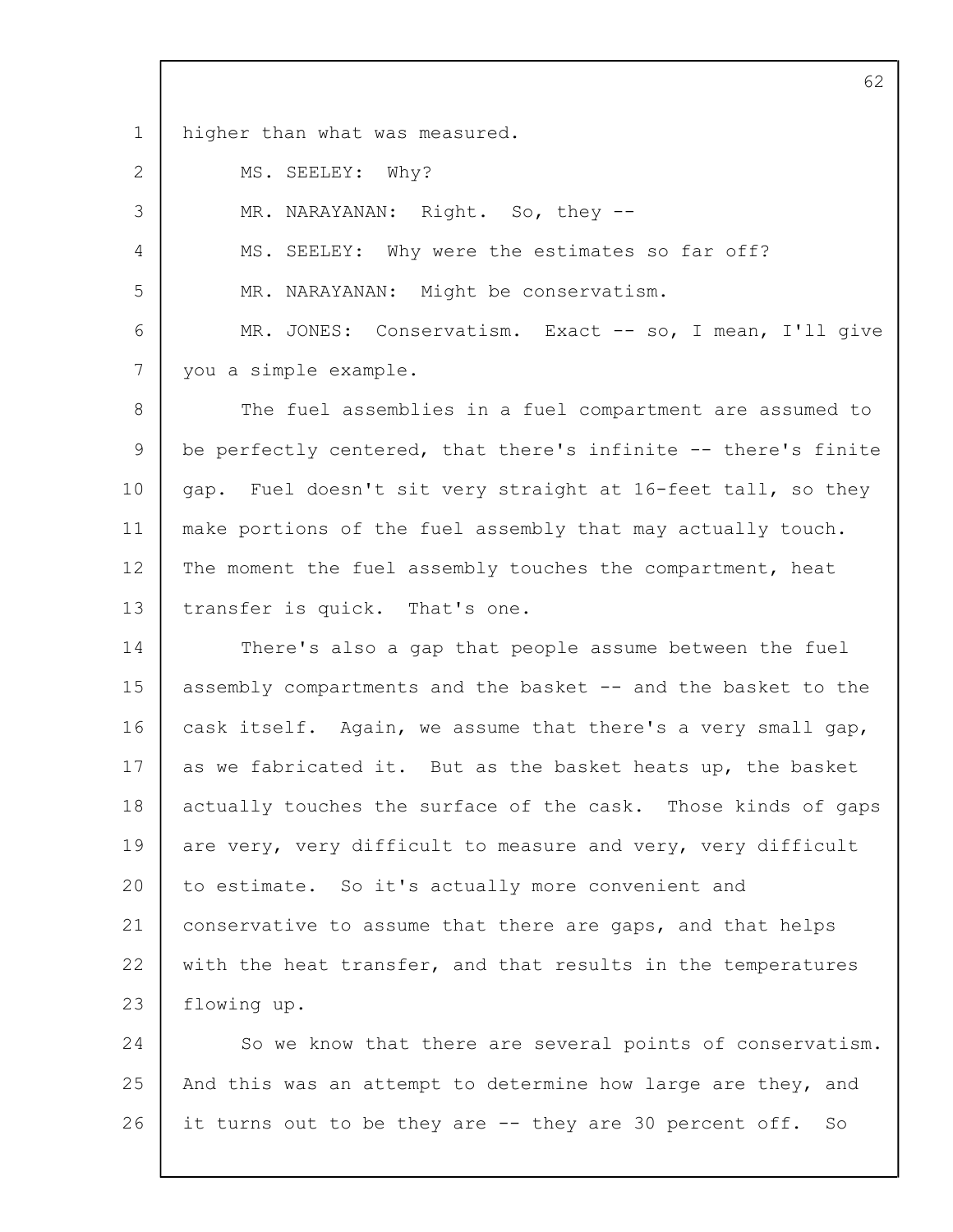higher than what was measured.

MS. SEELEY: Why?

MR. NARAYANAN: Right. So, they --

MS. SEELEY: Why were the estimates so far off?

MR. NARAYANAN: Might be conservatism.

MR. JONES: Conservatism. Exact -- so, I mean, I'll give you a simple example.

The fuel assemblies in a fuel compartment are assumed to be perfectly centered, that there's infinite -- there's finite gap. Fuel doesn't sit very straight at 16-feet tall, so they make portions of the fuel assembly that may actually touch. The moment the fuel assembly touches the compartment, heat transfer is quick. That's one.

There's also a gap that people assume between the fuel assembly compartments and the basket -- and the basket to the cask itself. Again, we assume that there's a very small gap, as we fabricated it. But as the basket heats up, the basket actually touches the surface of the cask. Those kinds of gaps are very, very difficult to measure and very, very difficult to estimate. So it's actually more convenient and conservative to assume that there are gaps, and that helps with the heat transfer, and that results in the temperatures flowing up.

So we know that there are several points of conservatism. And this was an attempt to determine how large are they, and it turns out to be they are -- they are 30 percent off. So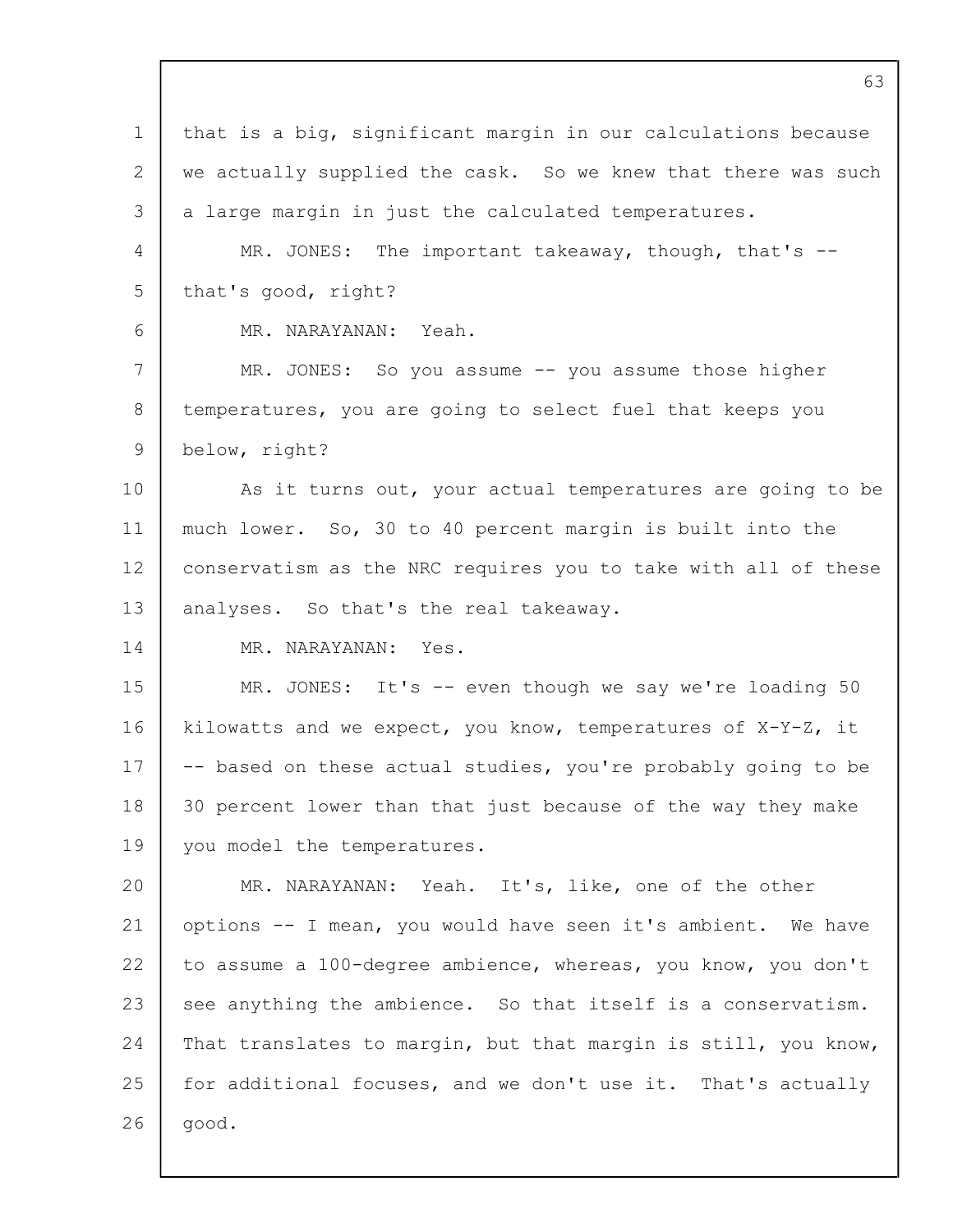that is a big, significant margin in our calculations because we actually supplied the cask. So we knew that there was such a large margin in just the calculated temperatures.

MR. JONES: The important takeaway, though, that's -- that's good, right?

MR. NARAYANAN: Yeah.

MR. JONES: So you assume -- you assume those higher temperatures, you are going to select fuel that keeps you below, right?

As it turns out, your actual temperatures are going to be much lower. So, 30 to 40 percent margin is built into the conservatism as the NRC requires you to take with all of these analyses. So that's the real takeaway.

MR. NARAYANAN: Yes.

MR. JONES: It's -- even though we say we're loading 50 kilowatts and we expect, you know, temperatures of X-Y-Z, it -- based on these actual studies, you're probably going to be 30 percent lower than that just because of the way they make you model the temperatures.

MR. NARAYANAN: Yeah. It's, like, one of the other options -- I mean, you would have seen it's ambient. We have to assume a 100-degree ambience, whereas, you know, you don't see anything the ambience. So that itself is a conservatism. That translates to margin, but that margin is still, you know, for additional focuses, and we don't use it. That's actually good.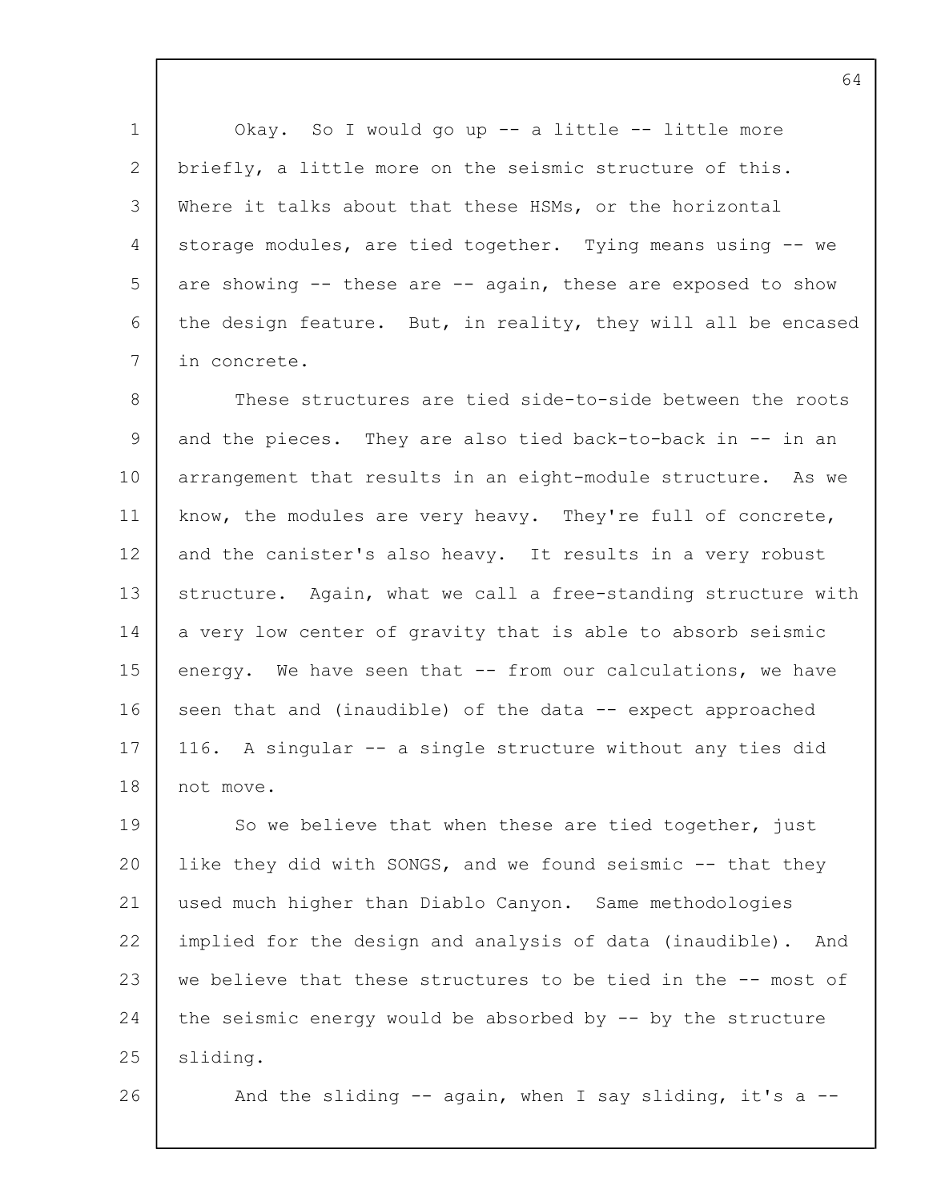Okay. So I would go up -- a little -- little more briefly, a little more on the seismic structure of this. Where it talks about that these HSMs, or the horizontal storage modules, are tied together. Tying means using -- we are showing -- these are -- again, these are exposed to show the design feature. But, in reality, they will all be encased in concrete.

These structures are tied side-to-side between the roots and the pieces. They are also tied back-to-back in -- in an arrangement that results in an eight-module structure. As we know, the modules are very heavy. They're full of concrete, and the canister's also heavy. It results in a very robust structure. Again, what we call a free-standing structure with a very low center of gravity that is able to absorb seismic energy. We have seen that -- from our calculations, we have seen that and (inaudible) of the data -- expect approached 116. A singular -- a single structure without any ties did not move.

So we believe that when these are tied together, just like they did with SONGS, and we found seismic -- that they used much higher than Diablo Canyon. Same methodologies implied for the design and analysis of data (inaudible). And we believe that these structures to be tied in the -- most of the seismic energy would be absorbed by -- by the structure sliding.

And the sliding -- again, when I say sliding, it's a --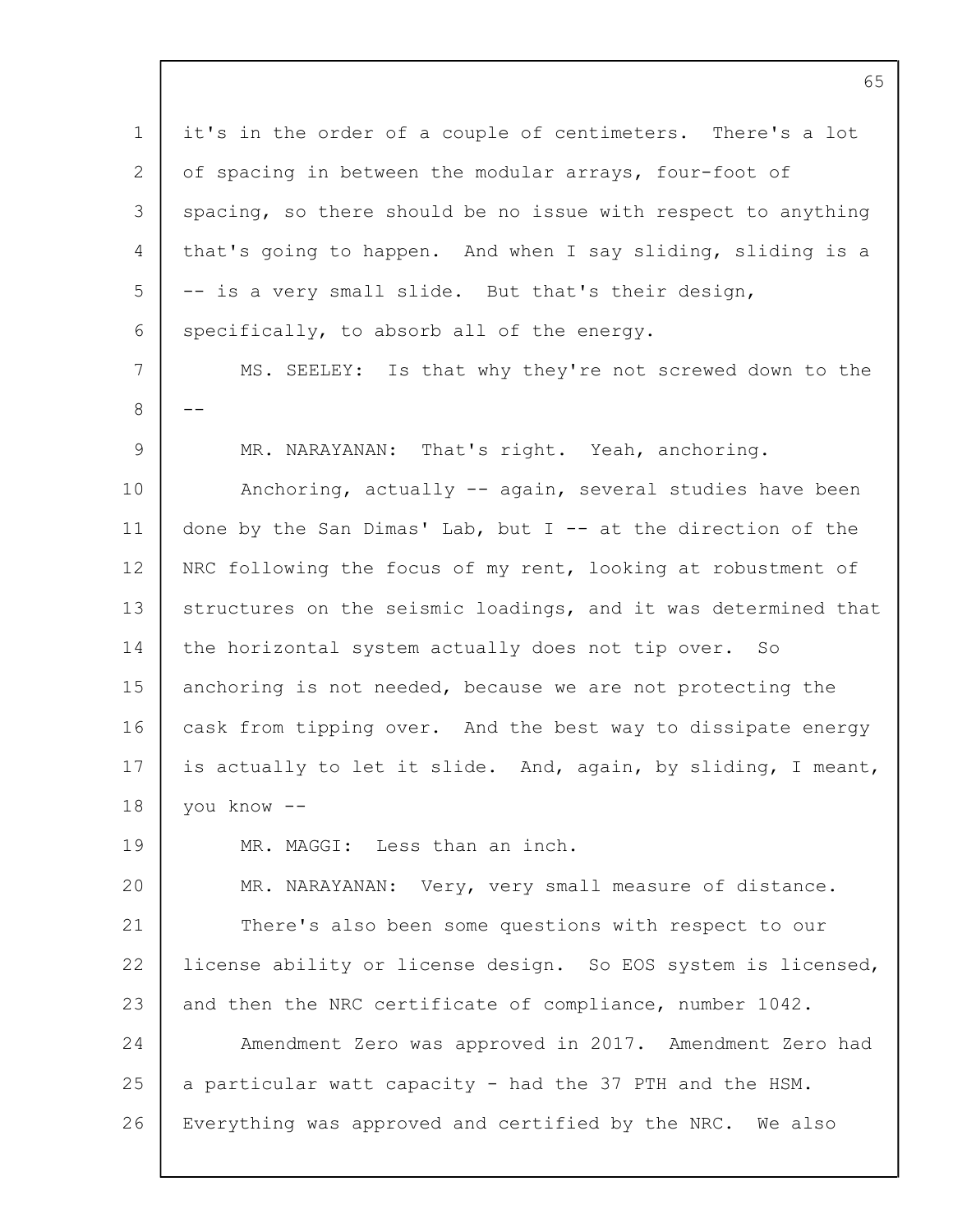it's in the order of a couple of centimeters. There's a lot of spacing in between the modular arrays, four-foot of spacing, so there should be no issue with respect to anything that's going to happen. And when I say sliding, sliding is a -- is a very small slide. But that's their design, specifically, to absorb all of the energy.

MS. SEELEY: Is that why they're not screwed down to the --

MR. NARAYANAN: That's right. Yeah, anchoring.

Anchoring, actually -- again, several studies have been done by the San Dimas' Lab, but I -- at the direction of the NRC following the focus of my rent, looking at robustment of structures on the seismic loadings, and it was determined that the horizontal system actually does not tip over. So anchoring is not needed, because we are not protecting the cask from tipping over. And the best way to dissipate energy is actually to let it slide. And, again, by sliding, I meant, you know --

MR. MAGGI: Less than an inch.

MR. NARAYANAN: Very, very small measure of distance.

There's also been some questions with respect to our license ability or license design. So EOS system is licensed, and then the NRC certificate of compliance, number 1042.

Amendment Zero was approved in 2017. Amendment Zero had a particular watt capacity - had the 37 PTH and the HSM. Everything was approved and certified by the NRC. We also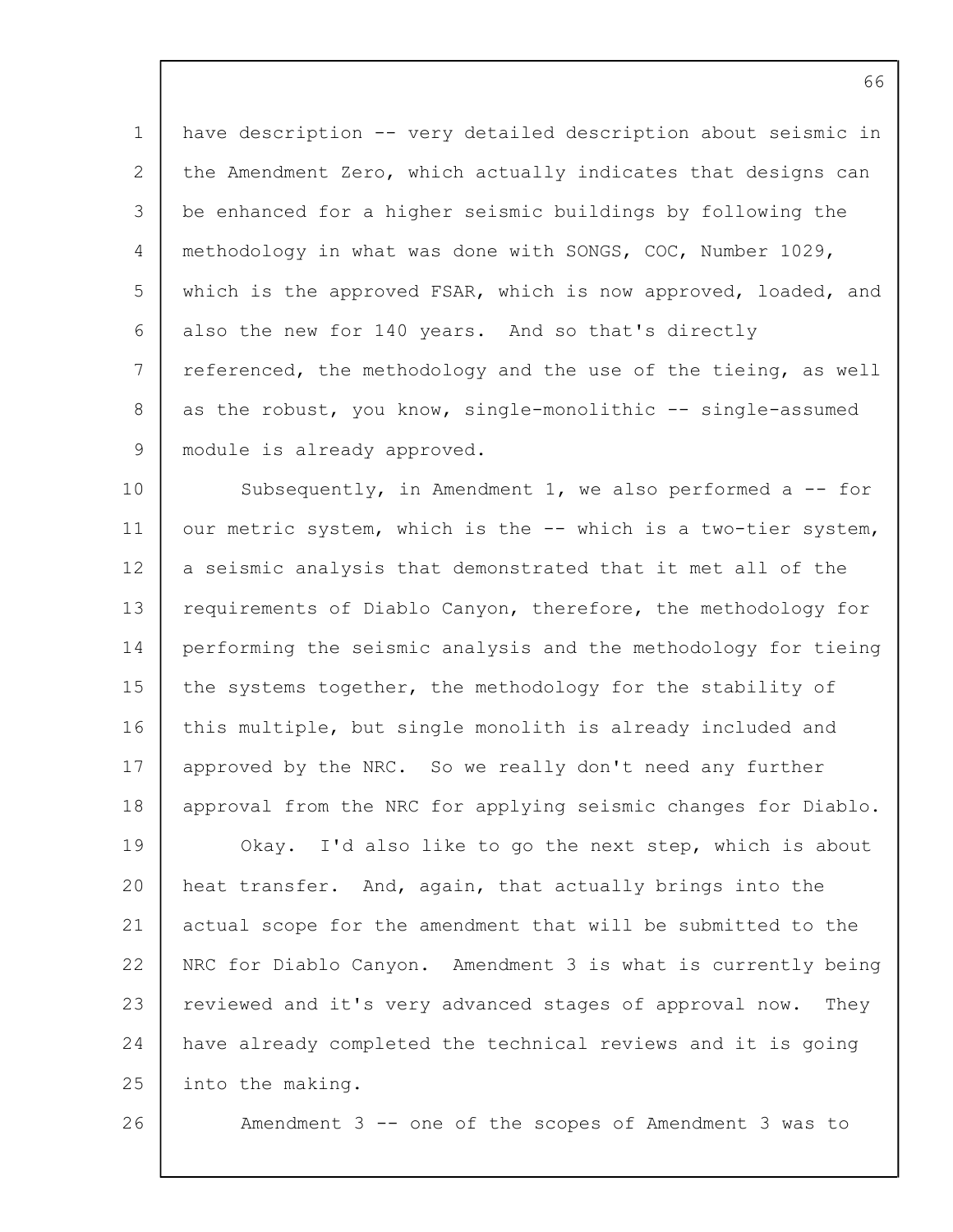have description -- very detailed description about seismic in the Amendment Zero, which actually indicates that designs can be enhanced for a higher seismic buildings by following the methodology in what was done with SONGS, COC, Number 1029, which is the approved FSAR, which is now approved, loaded, and also the new for 140 years. And so that's directly referenced, the methodology and the use of the tieing, as well as the robust, you know, single-monolithic -- single-assumed module is already approved.

Subsequently, in Amendment 1, we also performed a -- for our metric system, which is the -- which is a two-tier system, a seismic analysis that demonstrated that it met all of the requirements of Diablo Canyon, therefore, the methodology for performing the seismic analysis and the methodology for tieing the systems together, the methodology for the stability of this multiple, but single monolith is already included and approved by the NRC. So we really don't need any further approval from the NRC for applying seismic changes for Diablo.

Okay. I'd also like to go the next step, which is about heat transfer. And, again, that actually brings into the actual scope for the amendment that will be submitted to the NRC for Diablo Canyon. Amendment 3 is what is currently being reviewed and it's very advanced stages of approval now. They have already completed the technical reviews and it is going into the making.

Amendment 3 -- one of the scopes of Amendment 3 was to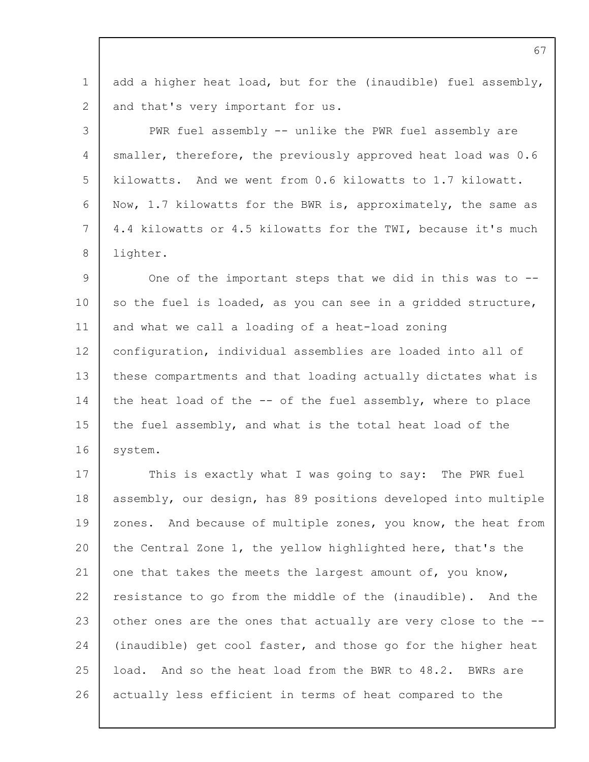add a higher heat load, but for the (inaudible) fuel assembly, and that's very important for us.

PWR fuel assembly -- unlike the PWR fuel assembly are smaller, therefore, the previously approved heat load was 0.6 kilowatts. And we went from 0.6 kilowatts to 1.7 kilowatt. Now, 1.7 kilowatts for the BWR is, approximately, the same as 4.4 kilowatts or 4.5 kilowatts for the TWI, because it's much lighter.

One of the important steps that we did in this was to -- so the fuel is loaded, as you can see in a gridded structure, and what we call a loading of a heat-load zoning configuration, individual assemblies are loaded into all of these compartments and that loading actually dictates what is the heat load of the -- of the fuel assembly, where to place the fuel assembly, and what is the total heat load of the system.

This is exactly what I was going to say: The PWR fuel assembly, our design, has 89 positions developed into multiple zones. And because of multiple zones, you know, the heat from the Central Zone 1, the yellow highlighted here, that's the one that takes the meets the largest amount of, you know, resistance to go from the middle of the (inaudible). And the other ones are the ones that actually are very close to the -- (inaudible) get cool faster, and those go for the higher heat load. And so the heat load from the BWR to 48.2. BWRs are actually less efficient in terms of heat compared to the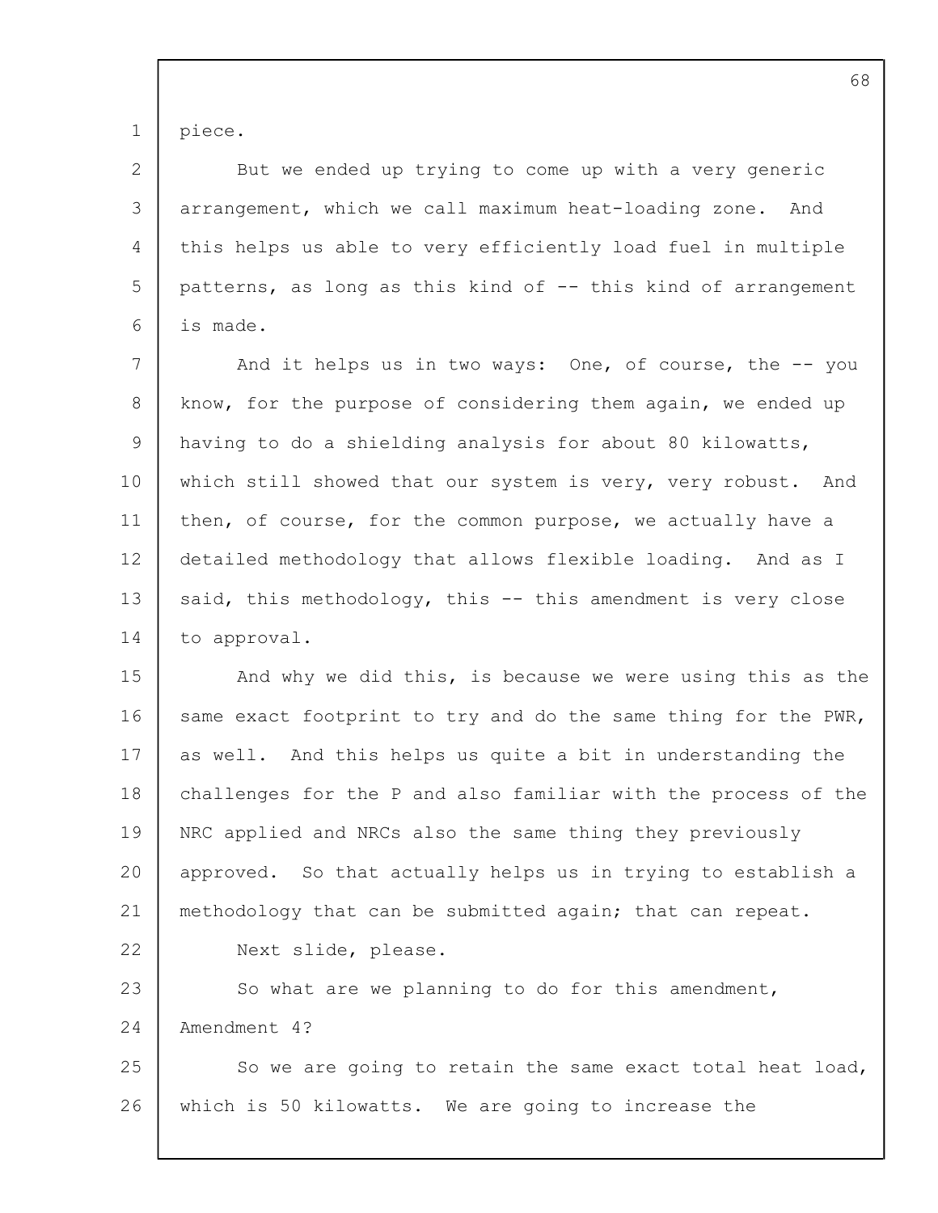piece.

But we ended up trying to come up with a very generic arrangement, which we call maximum heat-loading zone. And this helps us able to very efficiently load fuel in multiple patterns, as long as this kind of -- this kind of arrangement is made.

And it helps us in two ways: One, of course, the -- you know, for the purpose of considering them again, we ended up having to do a shielding analysis for about 80 kilowatts, which still showed that our system is very, very robust. And then, of course, for the common purpose, we actually have a detailed methodology that allows flexible loading. And as I said, this methodology, this -- this amendment is very close to approval.

And why we did this, is because we were using this as the same exact footprint to try and do the same thing for the PWR, as well. And this helps us quite a bit in understanding the challenges for the P and also familiar with the process of the NRC applied and NRCs also the same thing they previously approved. So that actually helps us in trying to establish a methodology that can be submitted again; that can repeat.

Next slide, please.

So what are we planning to do for this amendment, Amendment 4?

So we are going to retain the same exact total heat load, which is 50 kilowatts. We are going to increase the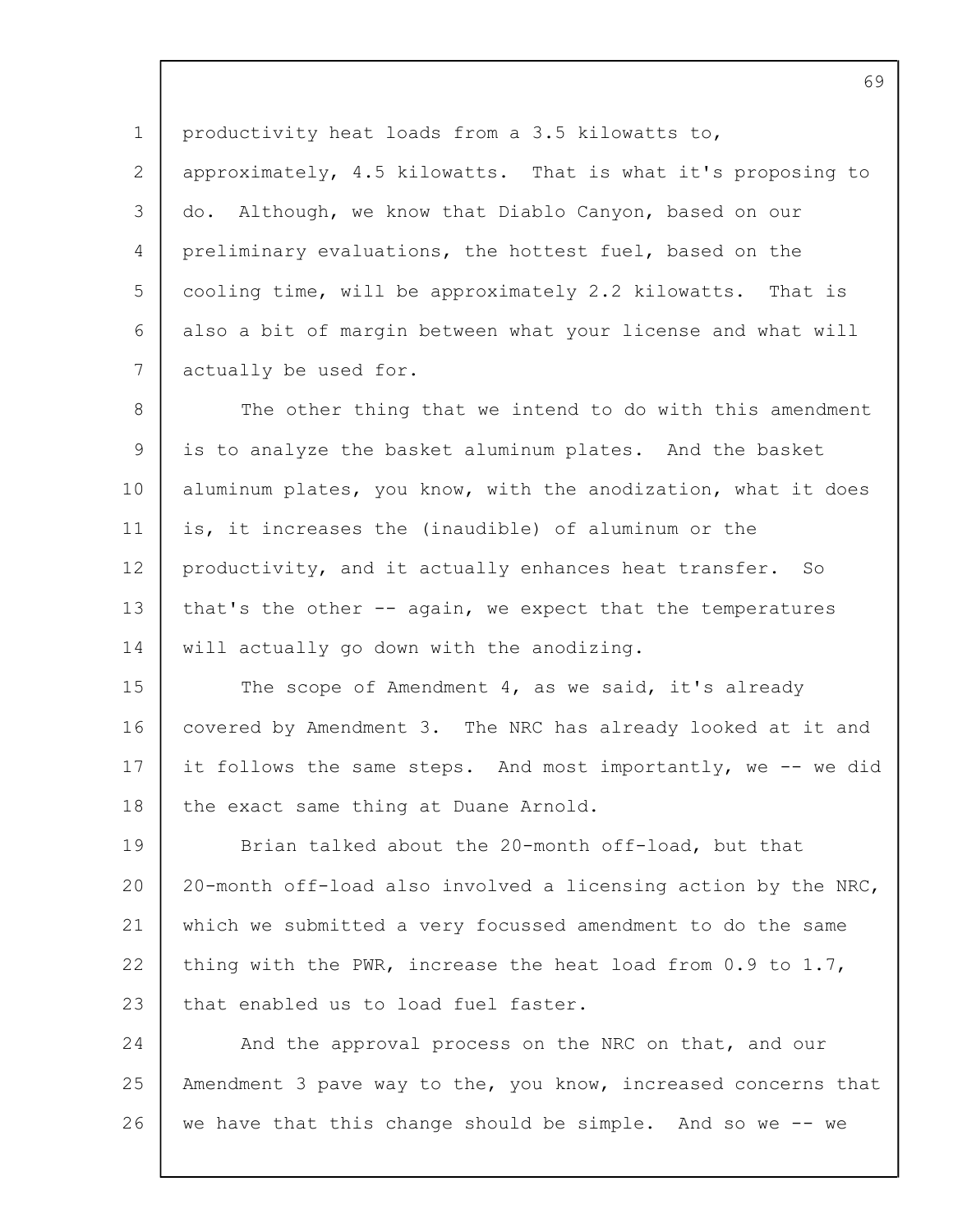productivity heat loads from a 3.5 kilowatts to, approximately, 4.5 kilowatts. That is what it's proposing to do. Although, we know that Diablo Canyon, based on our preliminary evaluations, the hottest fuel, based on the cooling time, will be approximately 2.2 kilowatts. That is also a bit of margin between what your license and what will actually be used for.

The other thing that we intend to do with this amendment is to analyze the basket aluminum plates. And the basket aluminum plates, you know, with the anodization, what it does is, it increases the (inaudible) of aluminum or the productivity, and it actually enhances heat transfer. So that's the other -- again, we expect that the temperatures will actually go down with the anodizing.

The scope of Amendment 4, as we said, it's already covered by Amendment 3. The NRC has already looked at it and it follows the same steps. And most importantly, we -- we did the exact same thing at Duane Arnold.

Brian talked about the 20-month off-load, but that 20-month off-load also involved a licensing action by the NRC, which we submitted a very focussed amendment to do the same thing with the PWR, increase the heat load from 0.9 to 1.7, that enabled us to load fuel faster.

And the approval process on the NRC on that, and our Amendment 3 pave way to the, you know, increased concerns that we have that this change should be simple. And so we -- we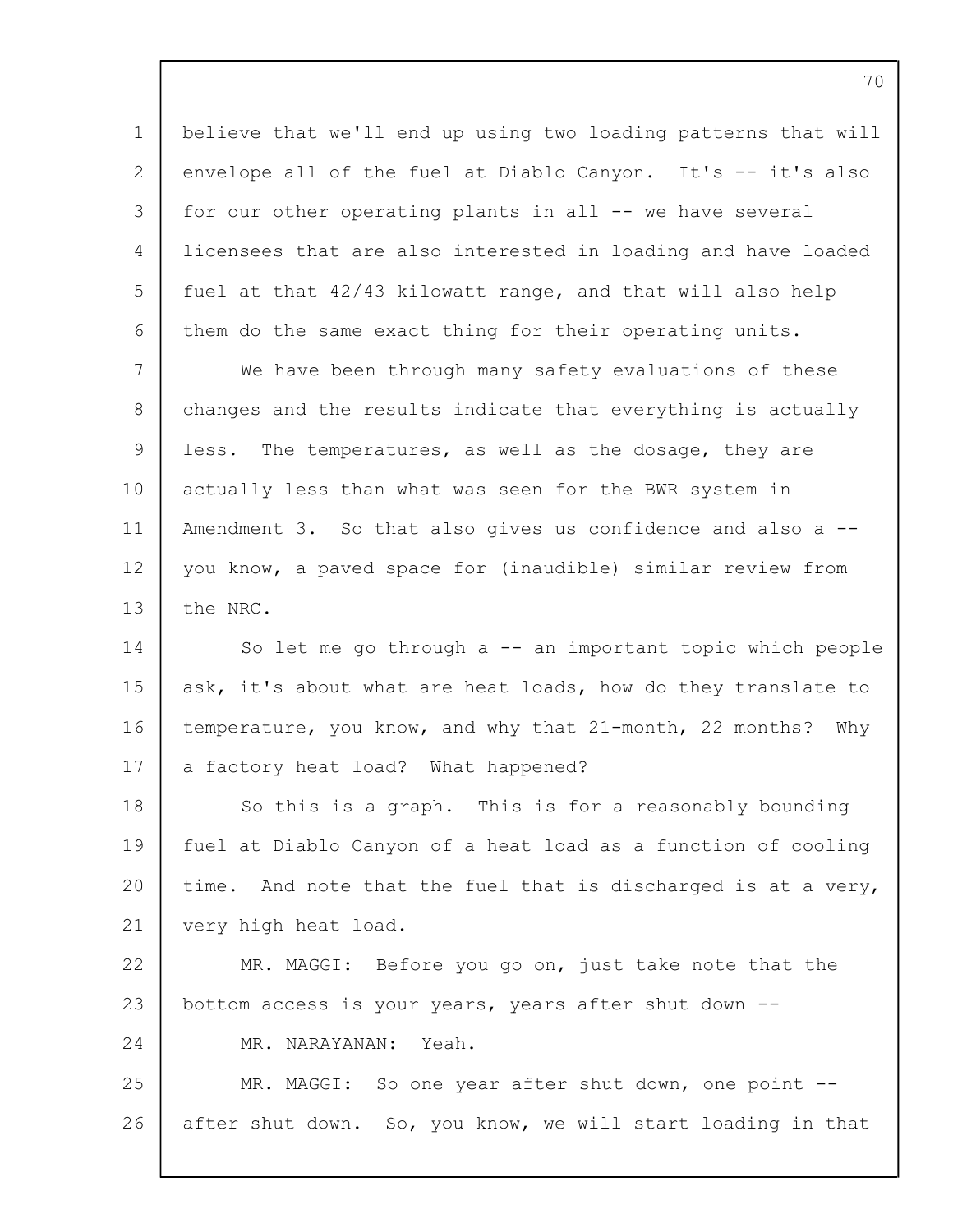believe that we'll end up using two loading patterns that will envelope all of the fuel at Diablo Canyon. It's -- it's also for our other operating plants in all -- we have several licensees that are also interested in loading and have loaded fuel at that 42/43 kilowatt range, and that will also help them do the same exact thing for their operating units.

We have been through many safety evaluations of these changes and the results indicate that everything is actually less. The temperatures, as well as the dosage, they are actually less than what was seen for the BWR system in Amendment 3. So that also gives us confidence and also a -- you know, a paved space for (inaudible) similar review from the NRC.

So let me go through a -- an important topic which people ask, it's about what are heat loads, how do they translate to temperature, you know, and why that 21-month, 22 months? Why a factory heat load? What happened?

So this is a graph. This is for a reasonably bounding fuel at Diablo Canyon of a heat load as a function of cooling time. And note that the fuel that is discharged is at a very, very high heat load.

MR. MAGGI: Before you go on, just take note that the bottom access is your years, years after shut down --

MR. NARAYANAN: Yeah.

MR. MAGGI: So one year after shut down, one point -- after shut down. So, you know, we will start loading in that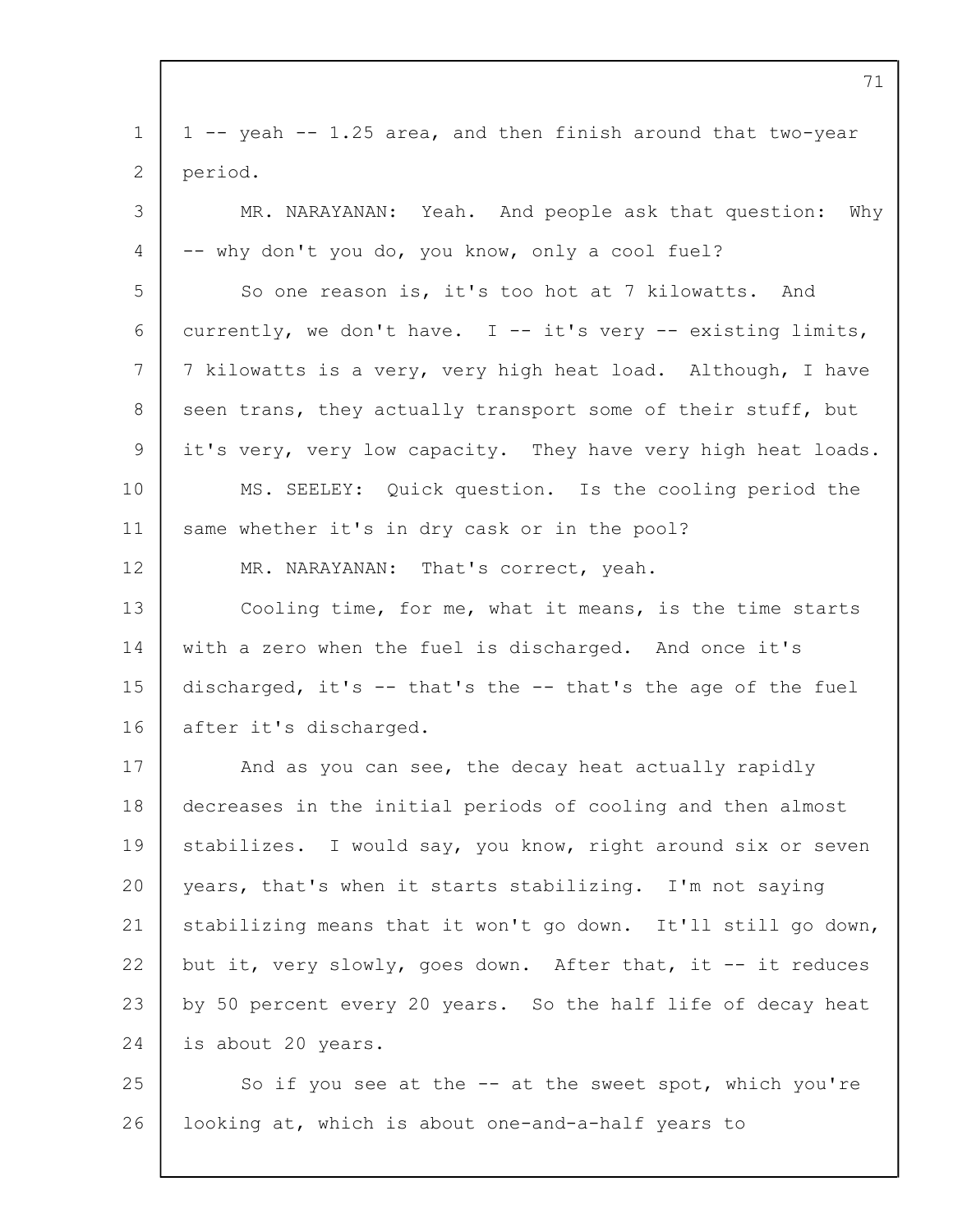1 -- yeah -- 1.25 area, and then finish around that two-year period.

MR. NARAYANAN: Yeah. And people ask that question: Why -- why don't you do, you know, only a cool fuel?

So one reason is, it's too hot at 7 kilowatts. And currently, we don't have. I -- it's very -- existing limits, 7 kilowatts is a very, very high heat load. Although, I have seen trans, they actually transport some of their stuff, but it's very, very low capacity. They have very high heat loads.

MS. SEELEY: Quick question. Is the cooling period the same whether it's in dry cask or in the pool?

MR. NARAYANAN: That's correct, yeah.

Cooling time, for me, what it means, is the time starts with a zero when the fuel is discharged. And once it's discharged, it's -- that's the -- that's the age of the fuel after it's discharged.

And as you can see, the decay heat actually rapidly decreases in the initial periods of cooling and then almost stabilizes. I would say, you know, right around six or seven years, that's when it starts stabilizing. I'm not saying stabilizing means that it won't go down. It'll still go down, but it, very slowly, goes down. After that, it -- it reduces by 50 percent every 20 years. So the half life of decay heat is about 20 years.

So if you see at the -- at the sweet spot, which you're looking at, which is about one-and-a-half years to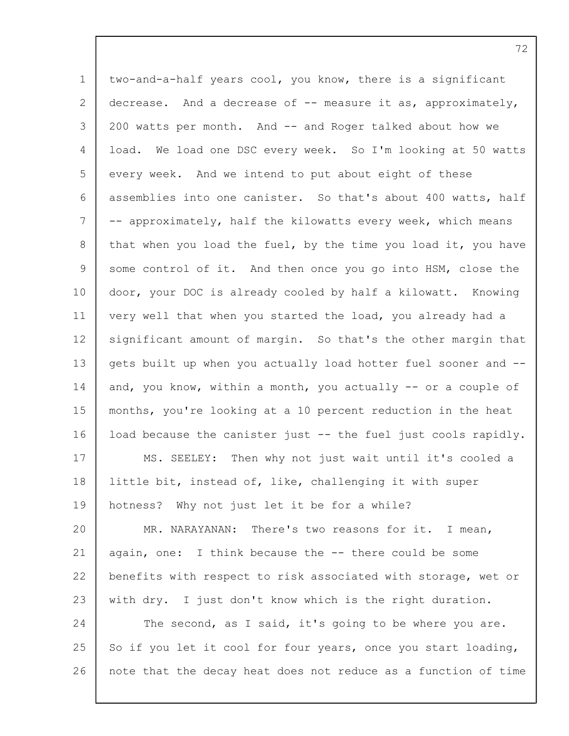two-and-a-half years cool, you know, there is a significant decrease. And a decrease of -- measure it as, approximately, 200 watts per month. And -- and Roger talked about how we load. We load one DSC every week. So I'm looking at 50 watts every week. And we intend to put about eight of these assemblies into one canister. So that's about 400 watts, half -- approximately, half the kilowatts every week, which means that when you load the fuel, by the time you load it, you have some control of it. And then once you go into HSM, close the door, your DOC is already cooled by half a kilowatt. Knowing very well that when you started the load, you already had a significant amount of margin. So that's the other margin that gets built up when you actually load hotter fuel sooner and -- and, you know, within a month, you actually -- or a couple of months, you're looking at a 10 percent reduction in the heat load because the canister just -- the fuel just cools rapidly.

MS. SEELEY: Then why not just wait until it's cooled a little bit, instead of, like, challenging it with super hotness? Why not just let it be for a while?

MR. NARAYANAN: There's two reasons for it. I mean, again, one: I think because the -- there could be some benefits with respect to risk associated with storage, wet or with dry. I just don't know which is the right duration.

The second, as I said, it's going to be where you are. So if you let it cool for four years, once you start loading, note that the decay heat does not reduce as a function of time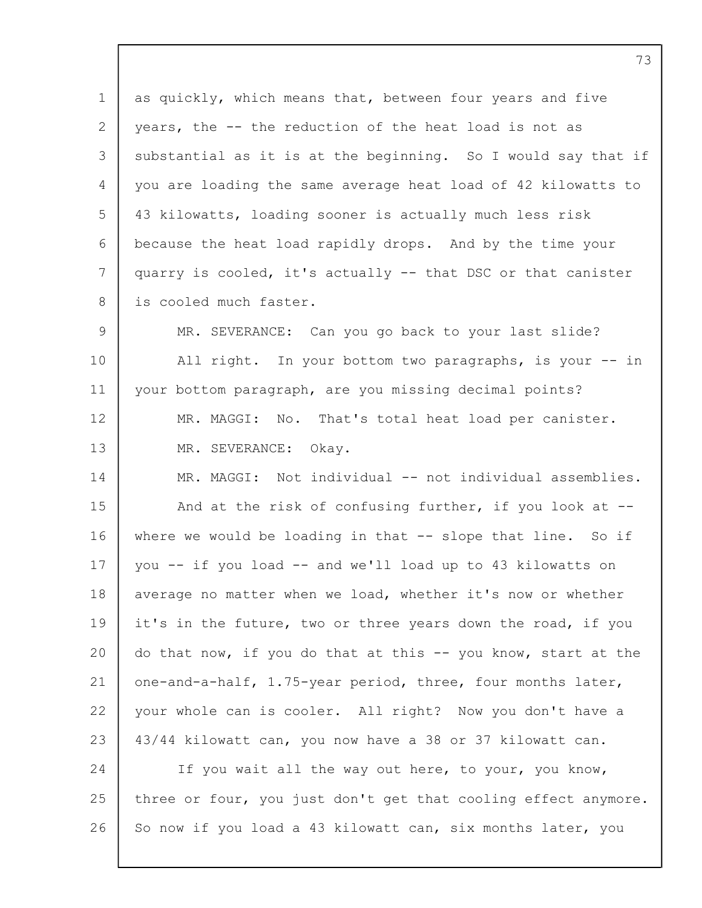as quickly, which means that, between four years and five years, the -- the reduction of the heat load is not as substantial as it is at the beginning. So I would say that if you are loading the same average heat load of 42 kilowatts to 43 kilowatts, loading sooner is actually much less risk because the heat load rapidly drops. And by the time your quarry is cooled, it's actually -- that DSC or that canister is cooled much faster.

MR. SEVERANCE: Can you go back to your last slide? All right. In your bottom two paragraphs, is your -- in your bottom paragraph, are you missing decimal points?

MR. MAGGI: No. That's total heat load per canister.

MR. SEVERANCE: Okay.

MR. MAGGI: Not individual -- not individual assemblies. And at the risk of confusing further, if you look at -- where we would be loading in that -- slope that line. So if you -- if you load -- and we'll load up to 43 kilowatts on average no matter when we load, whether it's now or whether it's in the future, two or three years down the road, if you do that now, if you do that at this -- you know, start at the one-and-a-half, 1.75-year period, three, four months later, your whole can is cooler. All right? Now you don't have a 43/44 kilowatt can, you now have a 38 or 37 kilowatt can.

If you wait all the way out here, to your, you know, three or four, you just don't get that cooling effect anymore. So now if you load a 43 kilowatt can, six months later, you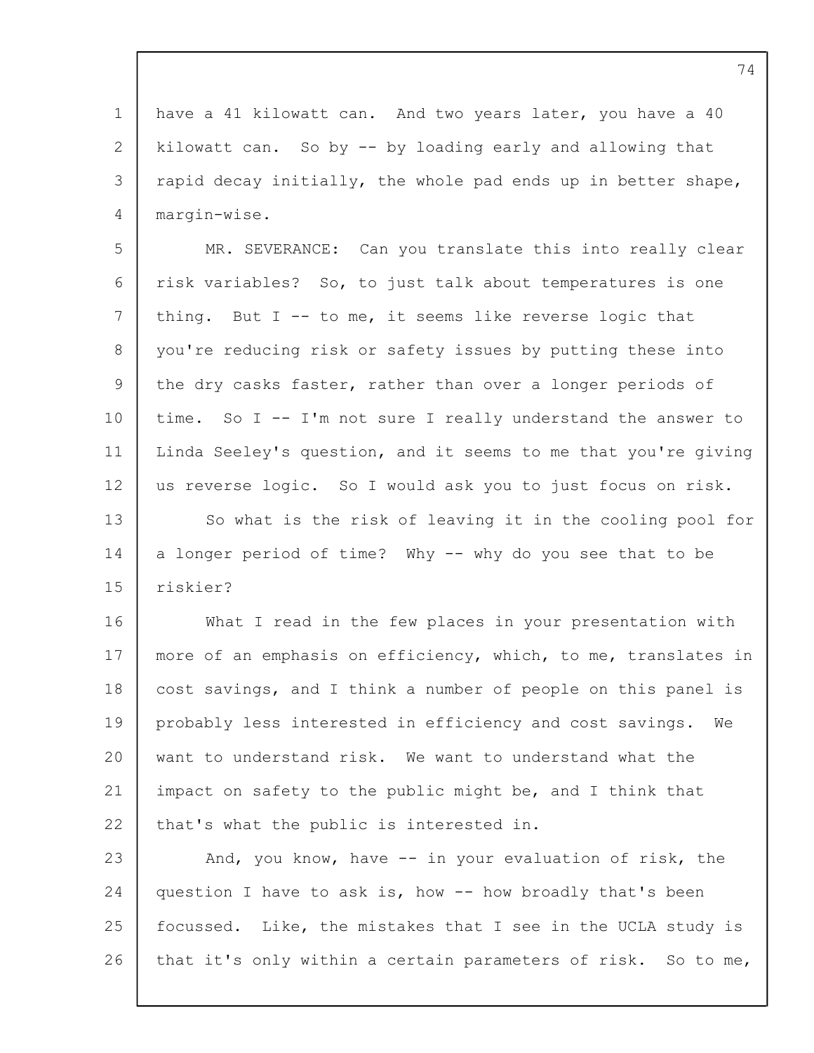have a 41 kilowatt can. And two years later, you have a 40 kilowatt can. So by -- by loading early and allowing that rapid decay initially, the whole pad ends up in better shape, margin-wise.

MR. SEVERANCE: Can you translate this into really clear risk variables? So, to just talk about temperatures is one thing. But I -- to me, it seems like reverse logic that you're reducing risk or safety issues by putting these into the dry casks faster, rather than over a longer periods of time. So I -- I'm not sure I really understand the answer to Linda Seeley's question, and it seems to me that you're giving us reverse logic. So I would ask you to just focus on risk.

So what is the risk of leaving it in the cooling pool for a longer period of time? Why -- why do you see that to be riskier?

What I read in the few places in your presentation with more of an emphasis on efficiency, which, to me, translates in cost savings, and I think a number of people on this panel is probably less interested in efficiency and cost savings. We want to understand risk. We want to understand what the impact on safety to the public might be, and I think that that's what the public is interested in.

And, you know, have -- in your evaluation of risk, the question I have to ask is, how -- how broadly that's been focussed. Like, the mistakes that I see in the UCLA study is that it's only within a certain parameters of risk. So to me,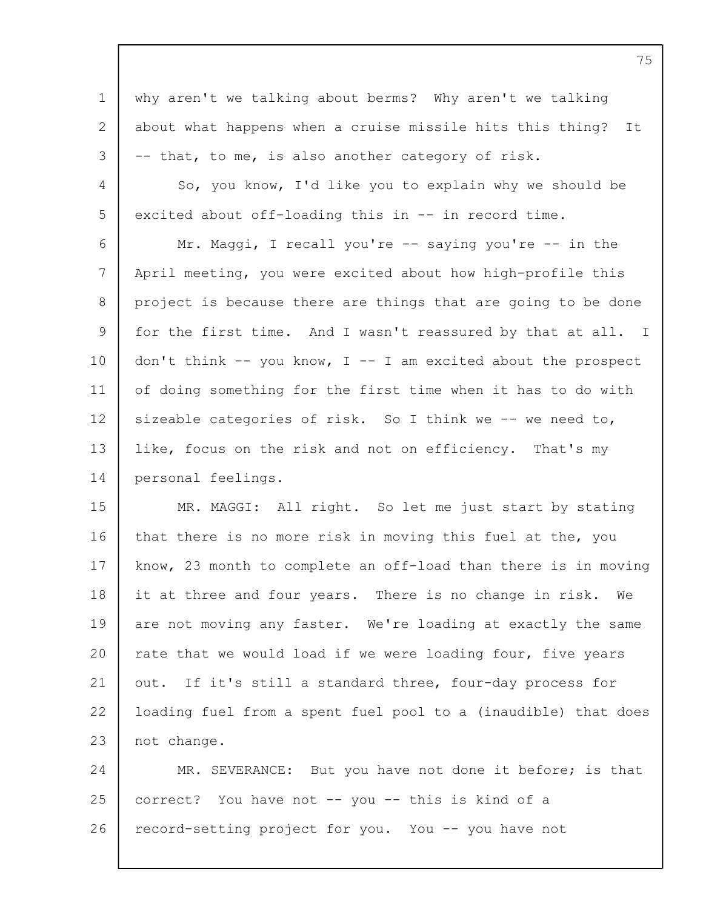why aren't we talking about berms? Why aren't we talking about what happens when a cruise missile hits this thing? It -- that, to me, is also another category of risk.

So, you know, I'd like you to explain why we should be excited about off-loading this in -- in record time.

Mr. Maggi, I recall you're -- saying you're -- in the April meeting, you were excited about how high-profile this project is because there are things that are going to be done for the first time. And I wasn't reassured by that at all. I don't think -- you know, I -- I am excited about the prospect of doing something for the first time when it has to do with sizeable categories of risk. So I think we -- we need to, like, focus on the risk and not on efficiency. That's my personal feelings.

MR. MAGGI: All right. So let me just start by stating that there is no more risk in moving this fuel at the, you know, 23 month to complete an off-load than there is in moving it at three and four years. There is no change in risk. We are not moving any faster. We're loading at exactly the same rate that we would load if we were loading four, five years out. If it's still a standard three, four-day process for loading fuel from a spent fuel pool to a (inaudible) that does not change.

MR. SEVERANCE: But you have not done it before; is that correct? You have not -- you -- this is kind of a record-setting project for you. You -- you have not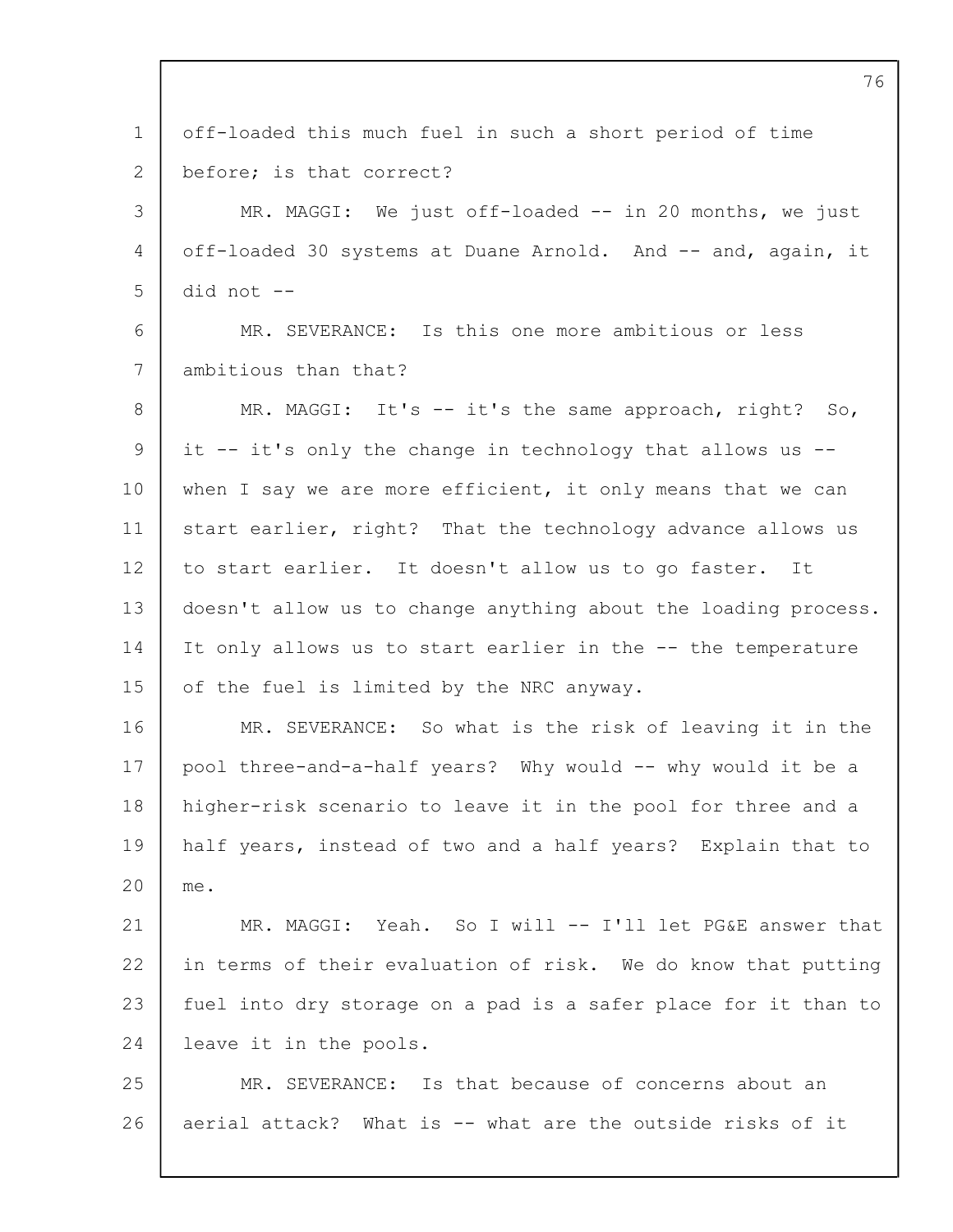off-loaded this much fuel in such a short period of time before; is that correct?

MR. MAGGI: We just off-loaded -- in 20 months, we just off-loaded 30 systems at Duane Arnold. And -- and, again, it did not --

MR. SEVERANCE: Is this one more ambitious or less ambitious than that?

MR. MAGGI: It's -- it's the same approach, right? So, it -- it's only the change in technology that allows us -- when I say we are more efficient, it only means that we can start earlier, right? That the technology advance allows us to start earlier. It doesn't allow us to go faster. It doesn't allow us to change anything about the loading process. It only allows us to start earlier in the -- the temperature of the fuel is limited by the NRC anyway.

MR. SEVERANCE: So what is the risk of leaving it in the pool three-and-a-half years? Why would -- why would it be a higher-risk scenario to leave it in the pool for three and a half years, instead of two and a half years? Explain that to me.

MR. MAGGI: Yeah. So I will -- I'll let PG&E answer that in terms of their evaluation of risk. We do know that putting fuel into dry storage on a pad is a safer place for it than to leave it in the pools.

MR. SEVERANCE: Is that because of concerns about an aerial attack? What is -- what are the outside risks of it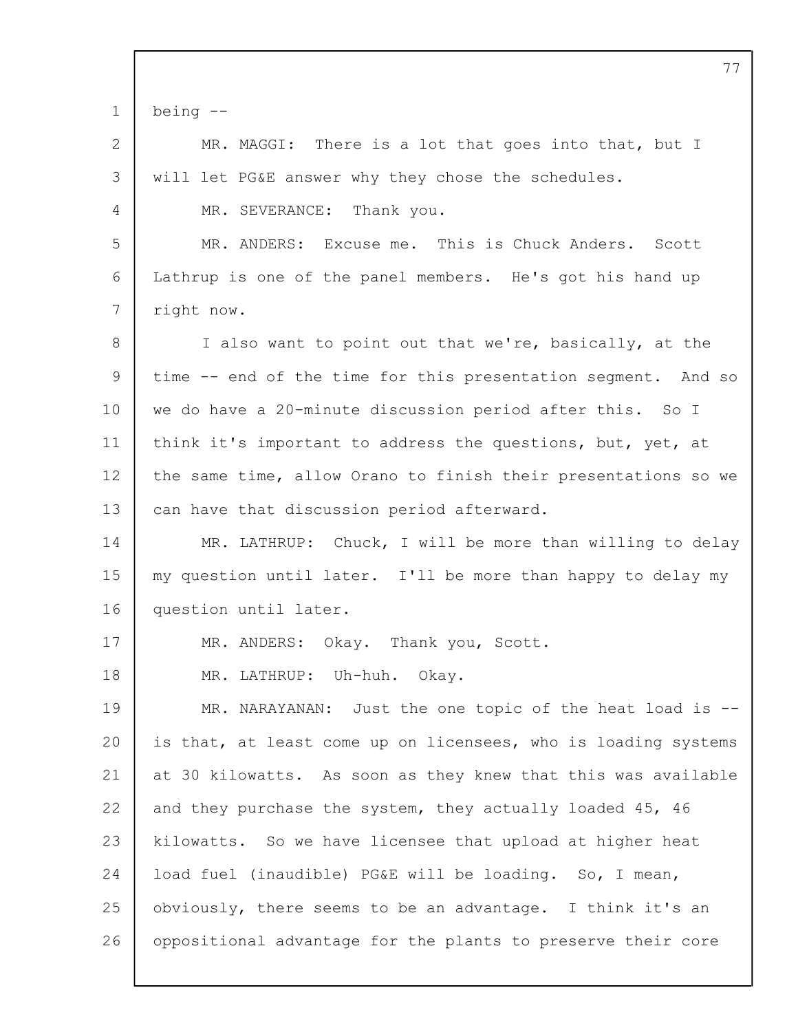being --

MR. MAGGI: There is a lot that goes into that, but I will let PG&E answer why they chose the schedules.

MR. SEVERANCE: Thank you.

MR. ANDERS: Excuse me. This is Chuck Anders. Scott Lathrup is one of the panel members. He's got his hand up right now.

I also want to point out that we're, basically, at the time -- end of the time for this presentation segment. And so we do have a 20-minute discussion period after this. So I think it's important to address the questions, but, yet, at the same time, allow Orano to finish their presentations so we can have that discussion period afterward.

MR. LATHRUP: Chuck, I will be more than willing to delay my question until later. I'll be more than happy to delay my question until later.

MR. ANDERS: Okay. Thank you, Scott.

MR. LATHRUP: Uh-huh. Okay.

MR. NARAYANAN: Just the one topic of the heat load is -- is that, at least come up on licensees, who is loading systems at 30 kilowatts. As soon as they knew that this was available and they purchase the system, they actually loaded 45, 46 kilowatts. So we have licensee that upload at higher heat load fuel (inaudible) PG&E will be loading. So, I mean, obviously, there seems to be an advantage. I think it's an oppositional advantage for the plants to preserve their core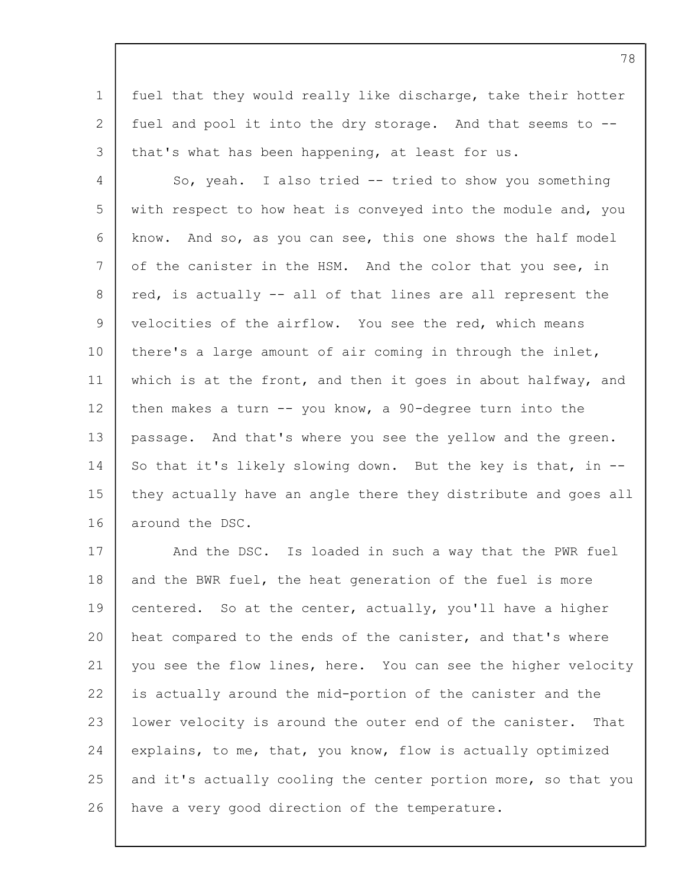fuel that they would really like discharge, take their hotter fuel and pool it into the dry storage. And that seems to -- that's what has been happening, at least for us.

So, yeah. I also tried -- tried to show you something with respect to how heat is conveyed into the module and, you know. And so, as you can see, this one shows the half model of the canister in the HSM. And the color that you see, in red, is actually -- all of that lines are all represent the velocities of the airflow. You see the red, which means there's a large amount of air coming in through the inlet, which is at the front, and then it goes in about halfway, and then makes a turn -- you know, a 90-degree turn into the passage. And that's where you see the yellow and the green. So that it's likely slowing down. But the key is that, in -- they actually have an angle there they distribute and goes all around the DSC.

And the DSC. Is loaded in such a way that the PWR fuel and the BWR fuel, the heat generation of the fuel is more centered. So at the center, actually, you'll have a higher heat compared to the ends of the canister, and that's where you see the flow lines, here. You can see the higher velocity is actually around the mid-portion of the canister and the lower velocity is around the outer end of the canister. That explains, to me, that, you know, flow is actually optimized and it's actually cooling the center portion more, so that you have a very good direction of the temperature.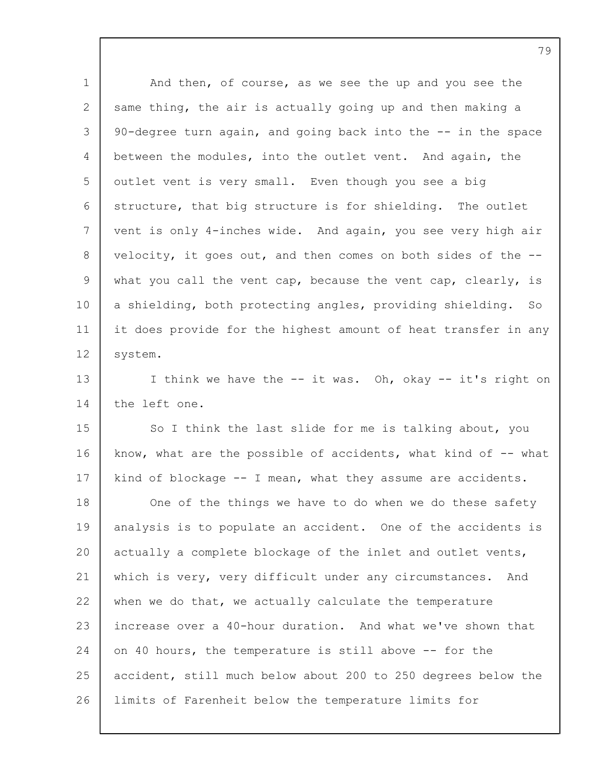And then, of course, as we see the up and you see the same thing, the air is actually going up and then making a 90-degree turn again, and going back into the -- in the space between the modules, into the outlet vent. And again, the outlet vent is very small. Even though you see a big structure, that big structure is for shielding. The outlet vent is only 4-inches wide. And again, you see very high air velocity, it goes out, and then comes on both sides of the -- what you call the vent cap, because the vent cap, clearly, is a shielding, both protecting angles, providing shielding. So it does provide for the highest amount of heat transfer in any system.

I think we have the -- it was. Oh, okay -- it's right on the left one.

So I think the last slide for me is talking about, you know, what are the possible of accidents, what kind of -- what kind of blockage -- I mean, what they assume are accidents.

One of the things we have to do when we do these safety analysis is to populate an accident. One of the accidents is actually a complete blockage of the inlet and outlet vents, which is very, very difficult under any circumstances. And when we do that, we actually calculate the temperature increase over a 40-hour duration. And what we've shown that on 40 hours, the temperature is still above -- for the accident, still much below about 200 to 250 degrees below the limits of Farenheit below the temperature limits for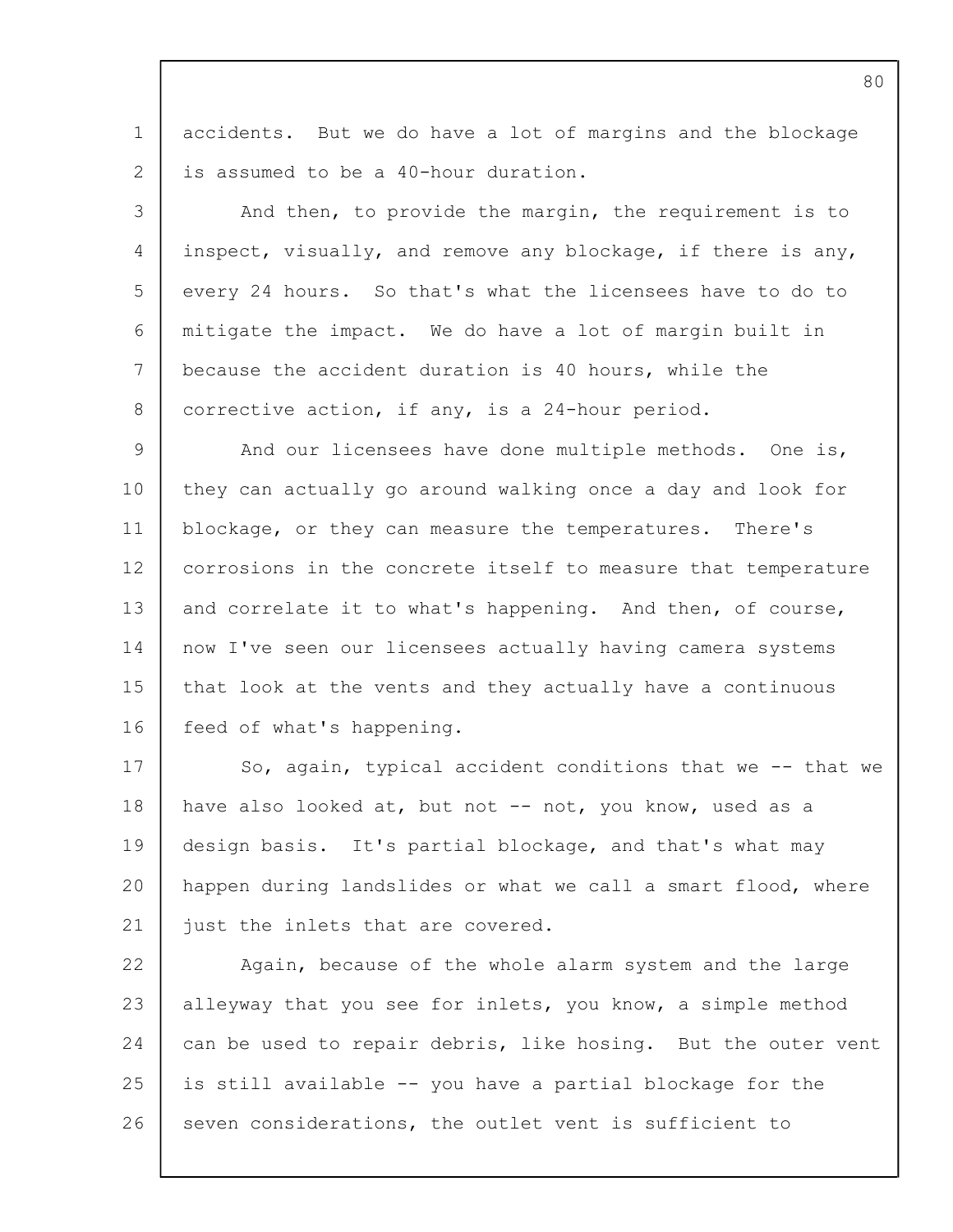accidents. But we do have a lot of margins and the blockage is assumed to be a 40-hour duration.

And then, to provide the margin, the requirement is to inspect, visually, and remove any blockage, if there is any, every 24 hours. So that's what the licensees have to do to mitigate the impact. We do have a lot of margin built in because the accident duration is 40 hours, while the corrective action, if any, is a 24-hour period.

And our licensees have done multiple methods. One is, they can actually go around walking once a day and look for blockage, or they can measure the temperatures. There's corrosions in the concrete itself to measure that temperature and correlate it to what's happening. And then, of course, now I've seen our licensees actually having camera systems that look at the vents and they actually have a continuous feed of what's happening.

So, again, typical accident conditions that we -- that we have also looked at, but not -- not, you know, used as a design basis. It's partial blockage, and that's what may happen during landslides or what we call a smart flood, where just the inlets that are covered.

Again, because of the whole alarm system and the large alleyway that you see for inlets, you know, a simple method can be used to repair debris, like hosing. But the outer vent is still available -- you have a partial blockage for the seven considerations, the outlet vent is sufficient to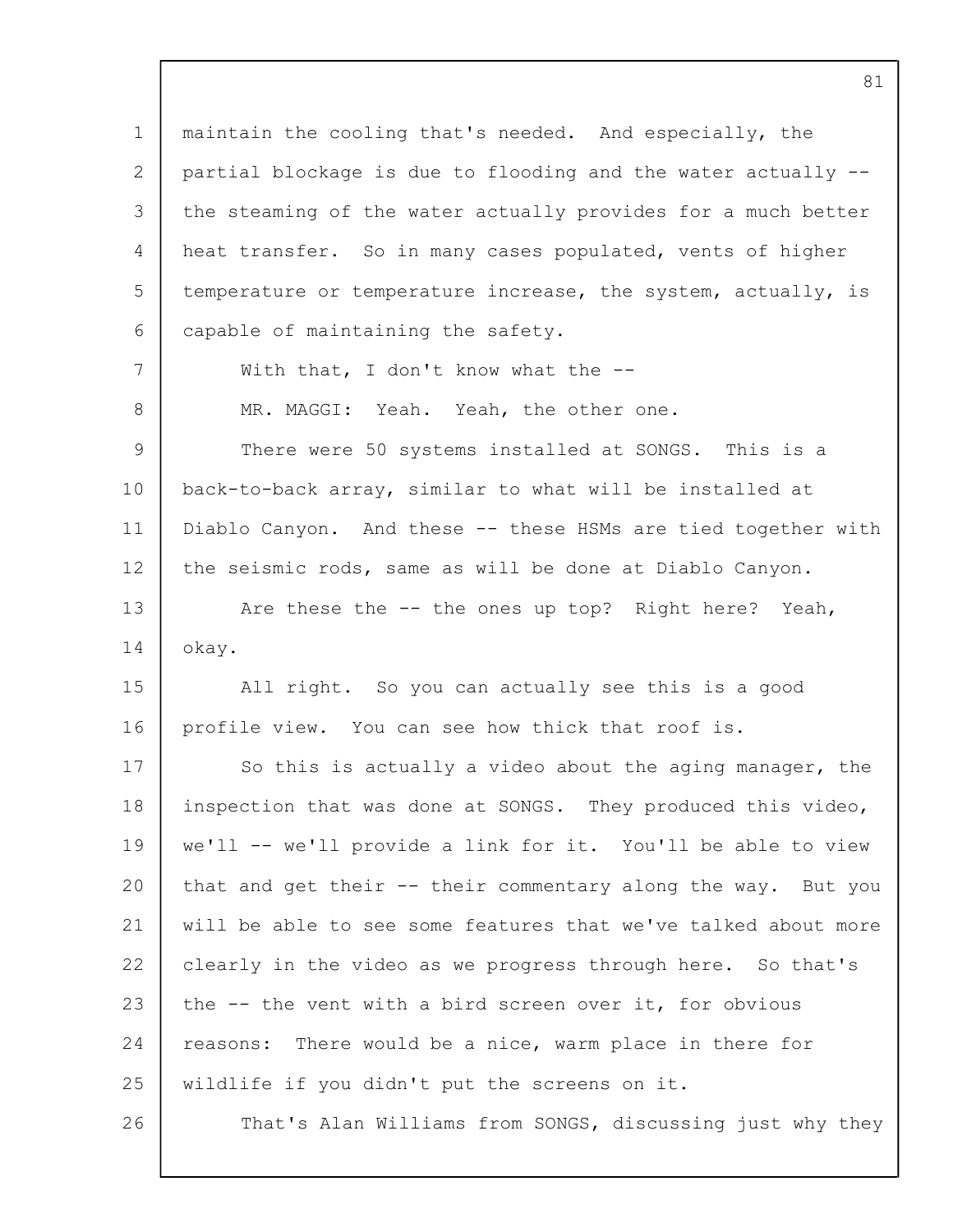maintain the cooling that's needed. And especially, the partial blockage is due to flooding and the water actually -- the steaming of the water actually provides for a much better heat transfer. So in many cases populated, vents of higher temperature or temperature increase, the system, actually, is capable of maintaining the safety.

With that, I don't know what the --

MR. MAGGI: Yeah. Yeah, the other one.

There were 50 systems installed at SONGS. This is a back-to-back array, similar to what will be installed at Diablo Canyon. And these -- these HSMs are tied together with the seismic rods, same as will be done at Diablo Canyon.

Are these the -- the ones up top? Right here? Yeah, okay.

All right. So you can actually see this is a good profile view. You can see how thick that roof is.

So this is actually a video about the aging manager, the inspection that was done at SONGS. They produced this video, we'll -- we'll provide a link for it. You'll be able to view that and get their -- their commentary along the way. But you will be able to see some features that we've talked about more clearly in the video as we progress through here. So that's the -- the vent with a bird screen over it, for obvious reasons: There would be a nice, warm place in there for wildlife if you didn't put the screens on it.

That's Alan Williams from SONGS, discussing just why they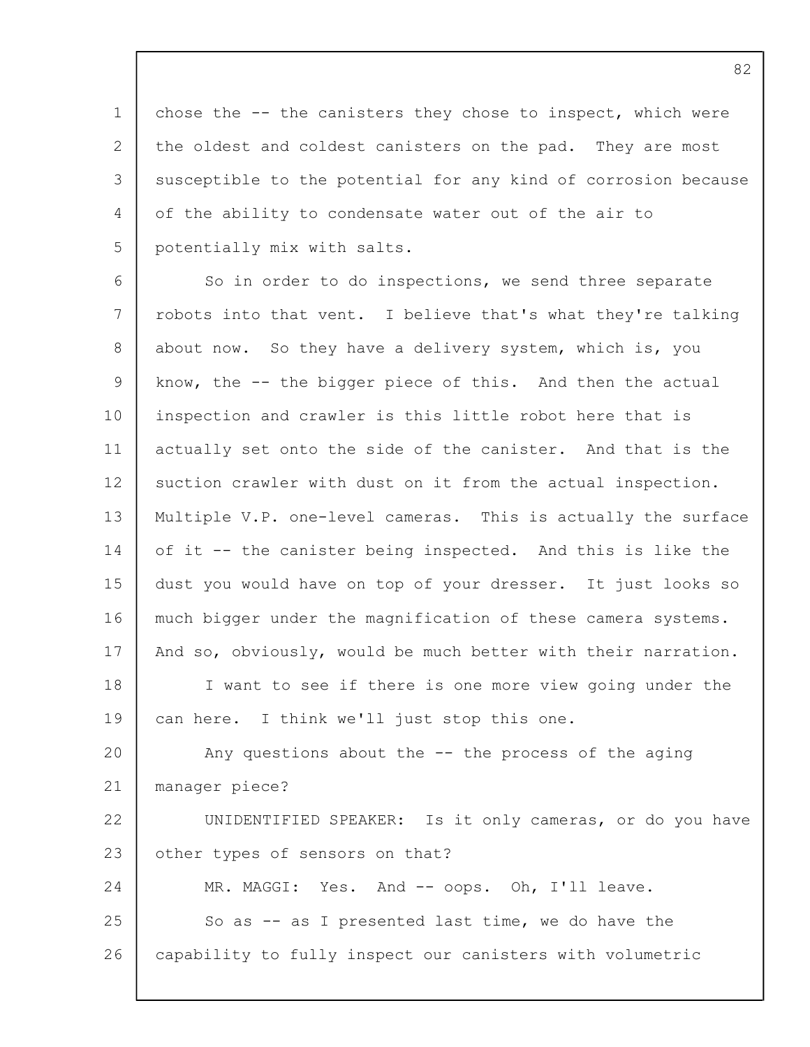chose the -- the canisters they chose to inspect, which were the oldest and coldest canisters on the pad. They are most susceptible to the potential for any kind of corrosion because of the ability to condensate water out of the air to potentially mix with salts.

So in order to do inspections, we send three separate robots into that vent. I believe that's what they're talking about now. So they have a delivery system, which is, you know, the -- the bigger piece of this. And then the actual inspection and crawler is this little robot here that is actually set onto the side of the canister. And that is the suction crawler with dust on it from the actual inspection. Multiple V.P. one-level cameras. This is actually the surface of it -- the canister being inspected. And this is like the dust you would have on top of your dresser. It just looks so much bigger under the magnification of these camera systems. And so, obviously, would be much better with their narration.

I want to see if there is one more view going under the can here. I think we'll just stop this one.

Any questions about the -- the process of the aging manager piece?

UNIDENTIFIED SPEAKER: Is it only cameras, or do you have other types of sensors on that?

MR. MAGGI: Yes. And -- oops. Oh, I'll leave.

So as -- as I presented last time, we do have the capability to fully inspect our canisters with volumetric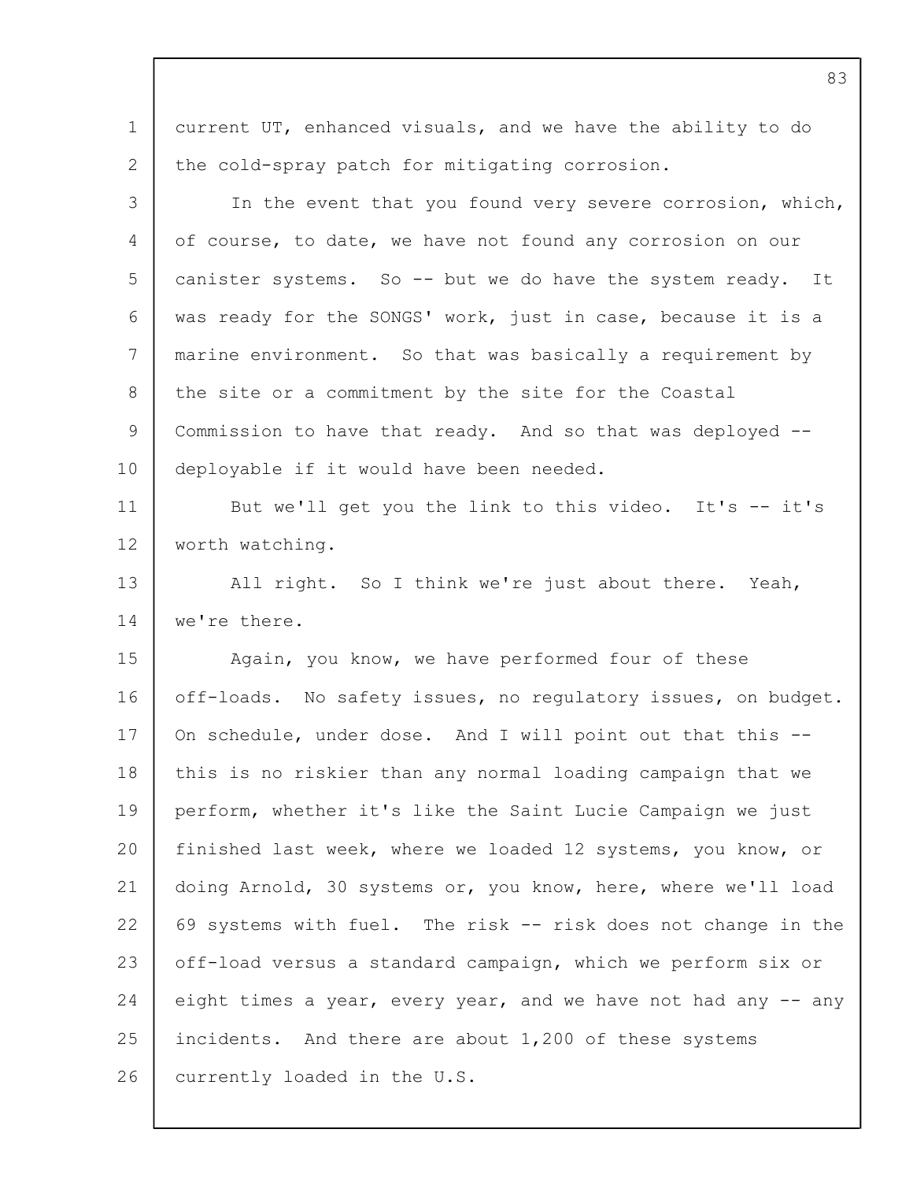current UT, enhanced visuals, and we have the ability to do the cold-spray patch for mitigating corrosion.

In the event that you found very severe corrosion, which, of course, to date, we have not found any corrosion on our canister systems. So -- but we do have the system ready. It was ready for the SONGS' work, just in case, because it is a marine environment. So that was basically a requirement by the site or a commitment by the site for the Coastal Commission to have that ready. And so that was deployed -- deployable if it would have been needed.

But we'll get you the link to this video. It's -- it's worth watching.

All right. So I think we're just about there. Yeah, we're there.

Again, you know, we have performed four of these off-loads. No safety issues, no regulatory issues, on budget. On schedule, under dose. And I will point out that this -- this is no riskier than any normal loading campaign that we perform, whether it's like the Saint Lucie Campaign we just finished last week, where we loaded 12 systems, you know, or doing Arnold, 30 systems or, you know, here, where we'll load 69 systems with fuel. The risk -- risk does not change in the off-load versus a standard campaign, which we perform six or eight times a year, every year, and we have not had any -- any incidents. And there are about 1,200 of these systems currently loaded in the U.S.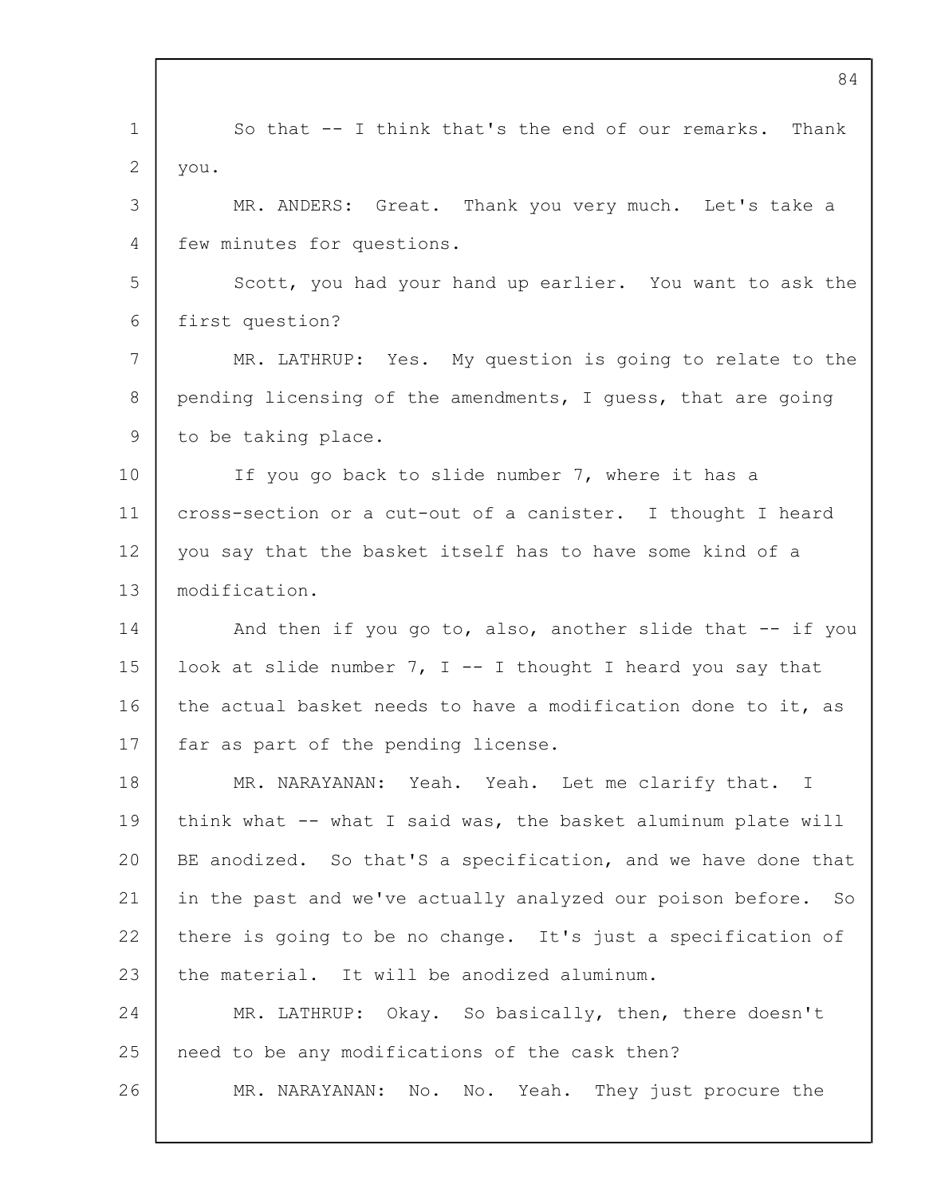So that -- I think that's the end of our remarks. Thank you.

MR. ANDERS: Great. Thank you very much. Let's take a few minutes for questions.

Scott, you had your hand up earlier. You want to ask the first question?

MR. LATHRUP: Yes. My question is going to relate to the pending licensing of the amendments, I guess, that are going to be taking place.

If you go back to slide number 7, where it has a cross-section or a cut-out of a canister. I thought I heard you say that the basket itself has to have some kind of a modification.

And then if you go to, also, another slide that -- if you look at slide number 7, I -- I thought I heard you say that the actual basket needs to have a modification done to it, as far as part of the pending license.

MR. NARAYANAN: Yeah. Yeah. Let me clarify that. I think what -- what I said was, the basket aluminum plate will BE anodized. So that'S a specification, and we have done that in the past and we've actually analyzed our poison before. So there is going to be no change. It's just a specification of the material. It will be anodized aluminum.

MR. LATHRUP: Okay. So basically, then, there doesn't need to be any modifications of the cask then?

MR. NARAYANAN: No. No. Yeah. They just procure the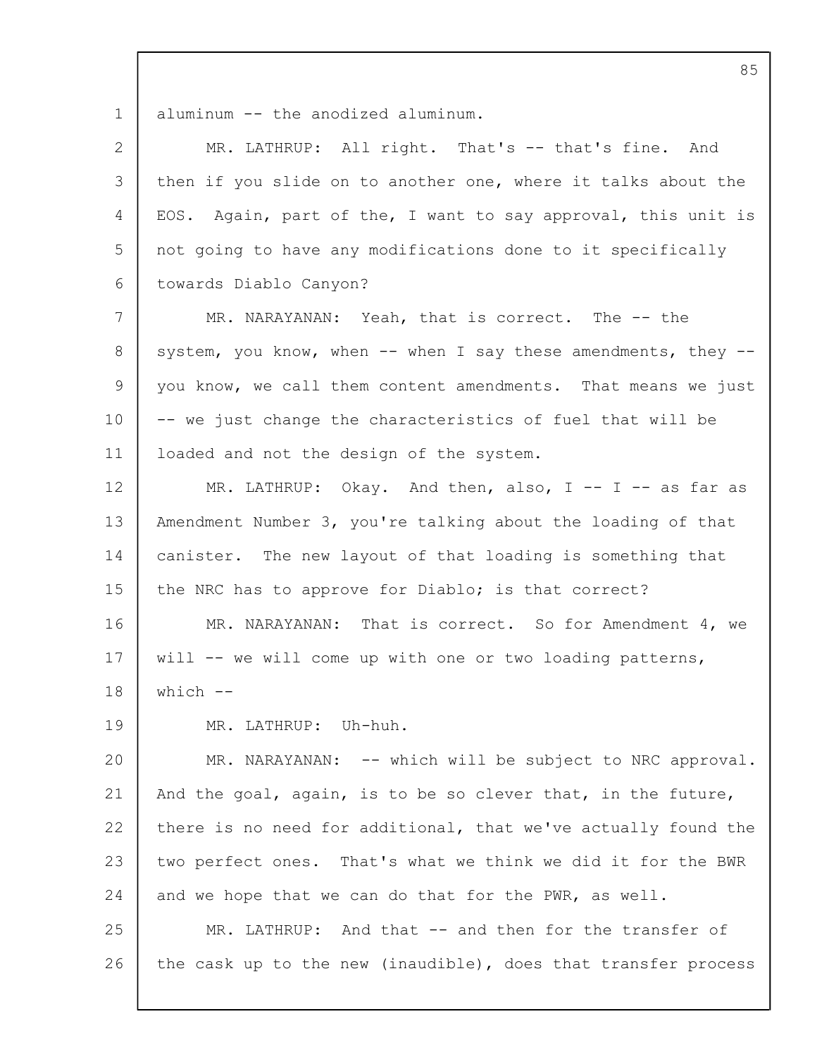aluminum -- the anodized aluminum.

MR. LATHRUP: All right. That's -- that's fine. And then if you slide on to another one, where it talks about the EOS. Again, part of the, I want to say approval, this unit is not going to have any modifications done to it specifically towards Diablo Canyon?

MR. NARAYANAN: Yeah, that is correct. The -- the system, you know, when -- when I say these amendments, they -- you know, we call them content amendments. That means we just -- we just change the characteristics of fuel that will be loaded and not the design of the system.

MR. LATHRUP: Okay. And then, also, I -- I -- as far as Amendment Number 3, you're talking about the loading of that canister. The new layout of that loading is something that the NRC has to approve for Diablo; is that correct?

MR. NARAYANAN: That is correct. So for Amendment 4, we will -- we will come up with one or two loading patterns, which --

MR. LATHRUP: Uh-huh.

MR. NARAYANAN: -- which will be subject to NRC approval. And the goal, again, is to be so clever that, in the future, there is no need for additional, that we've actually found the two perfect ones. That's what we think we did it for the BWR and we hope that we can do that for the PWR, as well.

MR. LATHRUP: And that -- and then for the transfer of the cask up to the new (inaudible), does that transfer process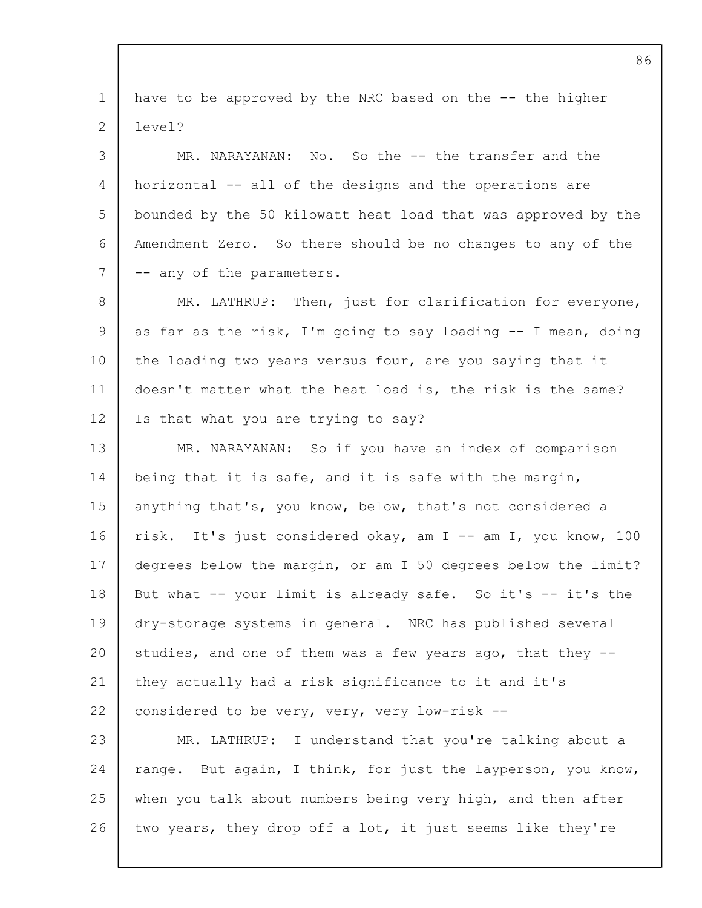have to be approved by the NRC based on the -- the higher level?

MR. NARAYANAN: No. So the -- the transfer and the horizontal -- all of the designs and the operations are bounded by the 50 kilowatt heat load that was approved by the Amendment Zero. So there should be no changes to any of the -- any of the parameters.

MR. LATHRUP: Then, just for clarification for everyone, as far as the risk, I'm going to say loading -- I mean, doing the loading two years versus four, are you saying that it doesn't matter what the heat load is, the risk is the same? Is that what you are trying to say?

MR. NARAYANAN: So if you have an index of comparison being that it is safe, and it is safe with the margin, anything that's, you know, below, that's not considered a risk. It's just considered okay, am I -- am I, you know, 100 degrees below the margin, or am I 50 degrees below the limit? But what -- your limit is already safe. So it's -- it's the dry-storage systems in general. NRC has published several studies, and one of them was a few years ago, that they -- they actually had a risk significance to it and it's considered to be very, very, very low-risk --

MR. LATHRUP: I understand that you're talking about a range. But again, I think, for just the layperson, you know, when you talk about numbers being very high, and then after two years, they drop off a lot, it just seems like they're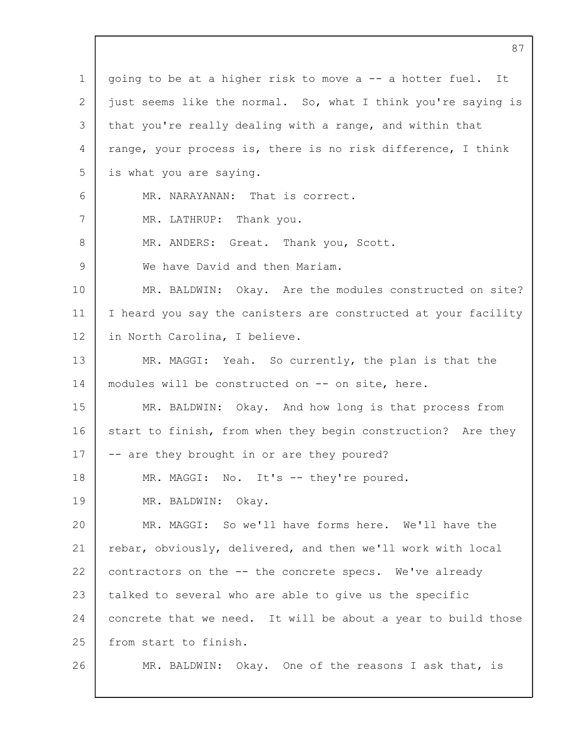going to be at a higher risk to move a -- a hotter fuel. It just seems like the normal. So, what I think you're saying is that you're really dealing with a range, and within that range, your process is, there is no risk difference, I think is what you are saying.

MR. NARAYANAN: That is correct.

MR. LATHRUP: Thank you.

MR. ANDERS: Great. Thank you, Scott.

We have David and then Mariam.

MR. BALDWIN: Okay. Are the modules constructed on site? I heard you say the canisters are constructed at your facility in North Carolina, I believe.

MR. MAGGI: Yeah. So currently, the plan is that the modules will be constructed on -- on site, here.

MR. BALDWIN: Okay. And how long is that process from start to finish, from when they begin construction? Are they -- are they brought in or are they poured?

MR. MAGGI: No. It's -- they're poured.

MR. BALDWIN: Okay.

MR. MAGGI: So we'll have forms here. We'll have the rebar, obviously, delivered, and then we'll work with local contractors on the -- the concrete specs. We've already talked to several who are able to give us the specific concrete that we need. It will be about a year to build those from start to finish.

MR. BALDWIN: Okay. One of the reasons I ask that, is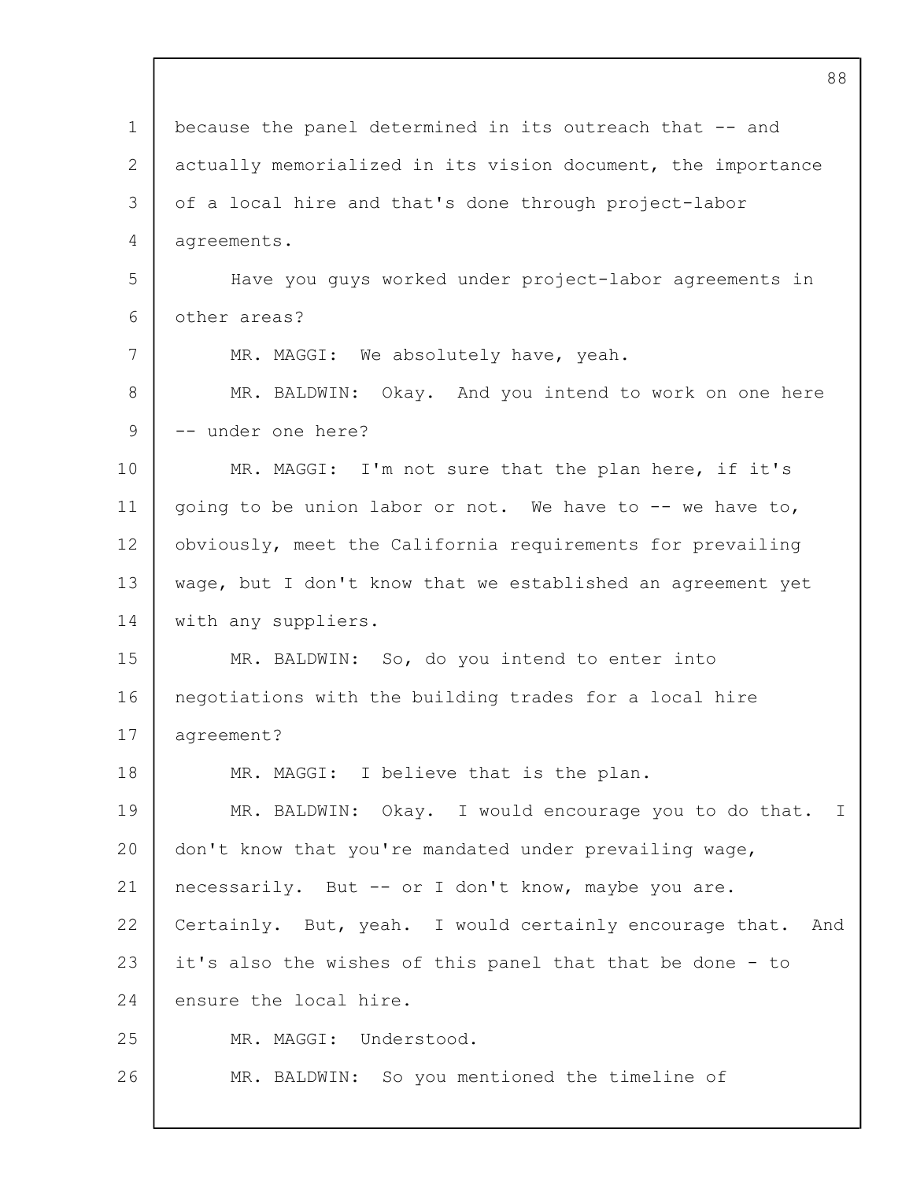because the panel determined in its outreach that -- and actually memorialized in its vision document, the importance of a local hire and that's done through project-labor agreements.

Have you guys worked under project-labor agreements in other areas?

MR. MAGGI: We absolutely have, yeah.

MR. BALDWIN: Okay. And you intend to work on one here -- under one here?

MR. MAGGI: I'm not sure that the plan here, if it's going to be union labor or not. We have to -- we have to, obviously, meet the California requirements for prevailing wage, but I don't know that we established an agreement yet with any suppliers.

MR. BALDWIN: So, do you intend to enter into negotiations with the building trades for a local hire agreement?

MR. MAGGI: I believe that is the plan.

MR. BALDWIN: Okay. I would encourage you to do that. I don't know that you're mandated under prevailing wage, necessarily. But -- or I don't know, maybe you are. Certainly. But, yeah. I would certainly encourage that. And it's also the wishes of this panel that that be done - to ensure the local hire.

MR. MAGGI: Understood.

MR. BALDWIN: So you mentioned the timeline of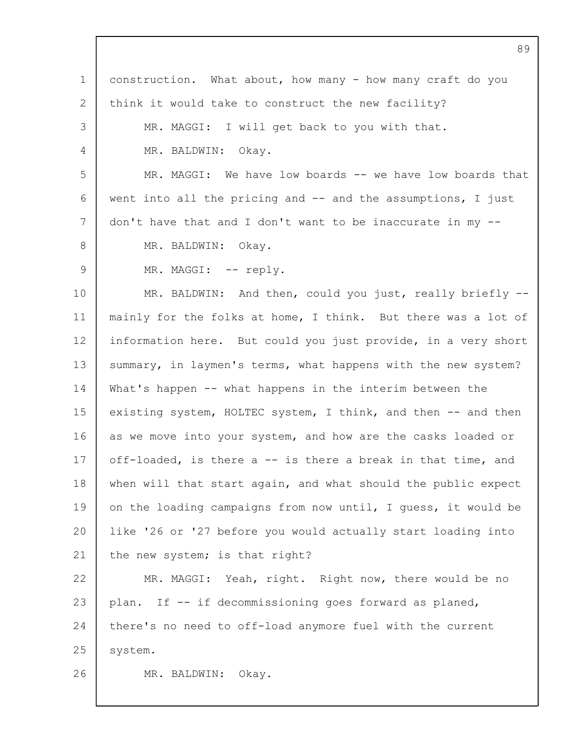construction. What about, how many - how many craft do you think it would take to construct the new facility?

MR. MAGGI: I will get back to you with that.

MR. BALDWIN: Okay.

MR. MAGGI: We have low boards -- we have low boards that went into all the pricing and -- and the assumptions, I just don't have that and I don't want to be inaccurate in my --

MR. BALDWIN: Okay.

MR. MAGGI: -- reply.

MR. BALDWIN: And then, could you just, really briefly -- mainly for the folks at home, I think. But there was a lot of information here. But could you just provide, in a very short summary, in laymen's terms, what happens with the new system? What's happen -- what happens in the interim between the existing system, HOLTEC system, I think, and then -- and then as we move into your system, and how are the casks loaded or off-loaded, is there a -- is there a break in that time, and when will that start again, and what should the public expect on the loading campaigns from now until, I guess, it would be like '26 or '27 before you would actually start loading into the new system; is that right?

MR. MAGGI: Yeah, right. Right now, there would be no plan. If -- if decommissioning goes forward as planed, there's no need to off-load anymore fuel with the current system.

MR. BALDWIN: Okay.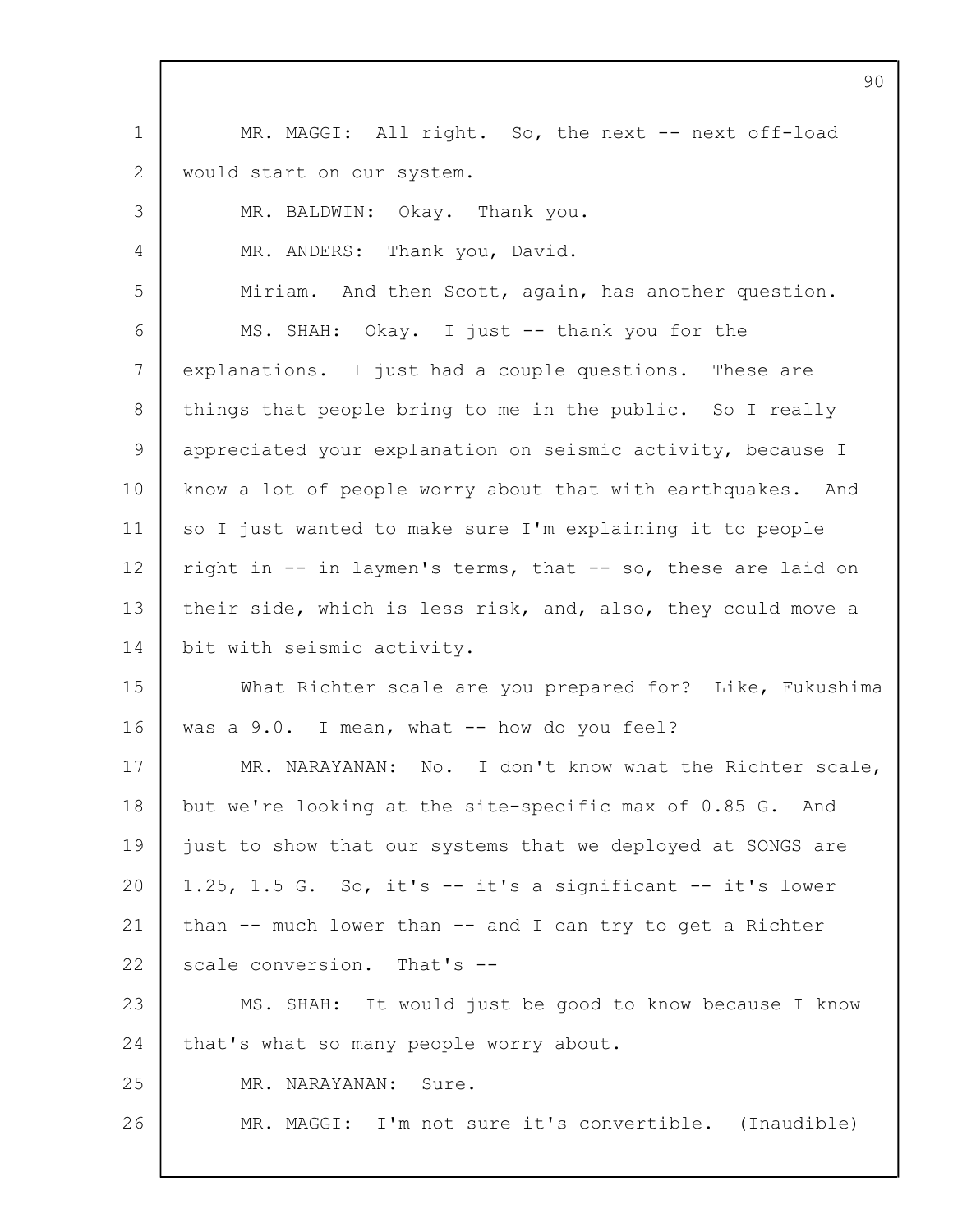MR. MAGGI: All right. So, the next -- next off-load would start on our system.

MR. BALDWIN: Okay. Thank you.

MR. ANDERS: Thank you, David.

Miriam. And then Scott, again, has another question.

MS. SHAH: Okay. I just -- thank you for the explanations. I just had a couple questions. These are things that people bring to me in the public. So I really appreciated your explanation on seismic activity, because I know a lot of people worry about that with earthquakes. And so I just wanted to make sure I'm explaining it to people right in -- in laymen's terms, that -- so, these are laid on their side, which is less risk, and, also, they could move a bit with seismic activity.

What Richter scale are you prepared for? Like, Fukushima was a 9.0. I mean, what -- how do you feel?

MR. NARAYANAN: No. I don't know what the Richter scale, but we're looking at the site-specific max of 0.85 G. And just to show that our systems that we deployed at SONGS are 1.25, 1.5 G. So, it's -- it's a significant -- it's lower than -- much lower than -- and I can try to get a Richter scale conversion. That's --

MS. SHAH: It would just be good to know because I know that's what so many people worry about.

MR. NARAYANAN: Sure.

MR. MAGGI: I'm not sure it's convertible. (Inaudible)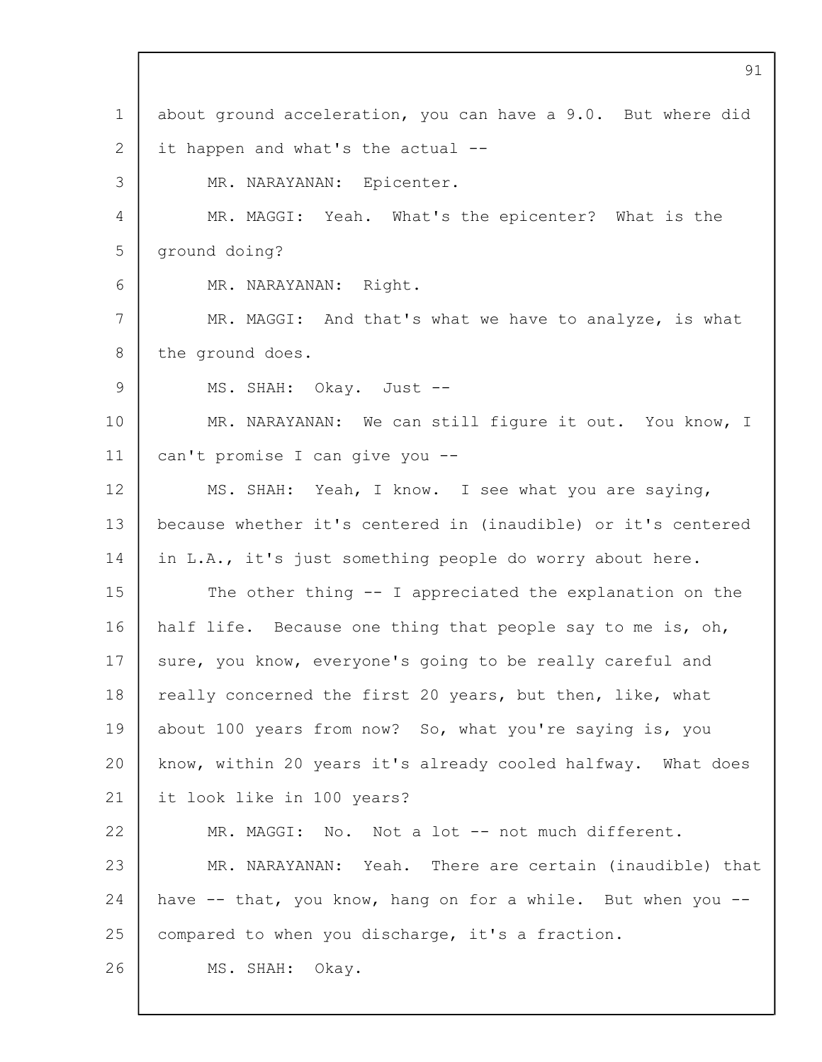about ground acceleration, you can have a 9.0. But where did it happen and what's the actual --

MR. NARAYANAN: Epicenter.

MR. MAGGI: Yeah. What's the epicenter? What is the ground doing?

MR. NARAYANAN: Right.

MR. MAGGI: And that's what we have to analyze, is what the ground does.

MS. SHAH: Okay. Just --

MR. NARAYANAN: We can still figure it out. You know, I can't promise I can give you --

MS. SHAH: Yeah, I know. I see what you are saying, because whether it's centered in (inaudible) or it's centered in L.A., it's just something people do worry about here.

The other thing -- I appreciated the explanation on the half life. Because one thing that people say to me is, oh, sure, you know, everyone's going to be really careful and really concerned the first 20 years, but then, like, what about 100 years from now? So, what you're saying is, you know, within 20 years it's already cooled halfway. What does it look like in 100 years?

MR. MAGGI: No. Not a lot -- not much different.

MR. NARAYANAN: Yeah. There are certain (inaudible) that have -- that, you know, hang on for a while. But when you -- compared to when you discharge, it's a fraction.

MS. SHAH: Okay.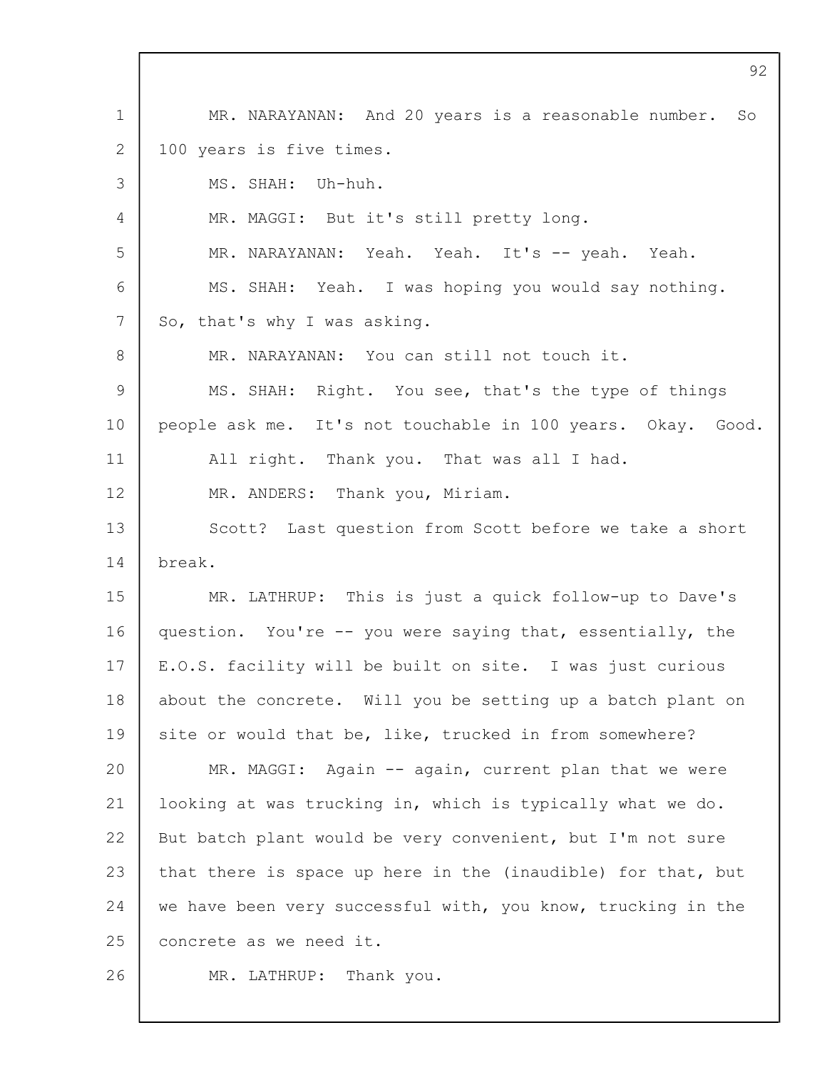MR. NARAYANAN: And 20 years is a reasonable number. So 100 years is five times.

MS. SHAH: Uh-huh.

MR. MAGGI: But it's still pretty long.

MR. NARAYANAN: Yeah. Yeah. It's -- yeah. Yeah.

MS. SHAH: Yeah. I was hoping you would say nothing. So, that's why I was asking.

MR. NARAYANAN: You can still not touch it.

MS. SHAH: Right. You see, that's the type of things people ask me. It's not touchable in 100 years. Okay. Good. All right. Thank you. That was all I had.

MR. ANDERS: Thank you, Miriam.

Scott? Last question from Scott before we take a short break.

MR. LATHRUP: This is just a quick follow-up to Dave's question. You're -- you were saying that, essentially, the E.O.S. facility will be built on site. I was just curious about the concrete. Will you be setting up a batch plant on site or would that be, like, trucked in from somewhere?

MR. MAGGI: Again -- again, current plan that we were looking at was trucking in, which is typically what we do. But batch plant would be very convenient, but I'm not sure that there is space up here in the (inaudible) for that, but we have been very successful with, you know, trucking in the concrete as we need it.

MR. LATHRUP: Thank you.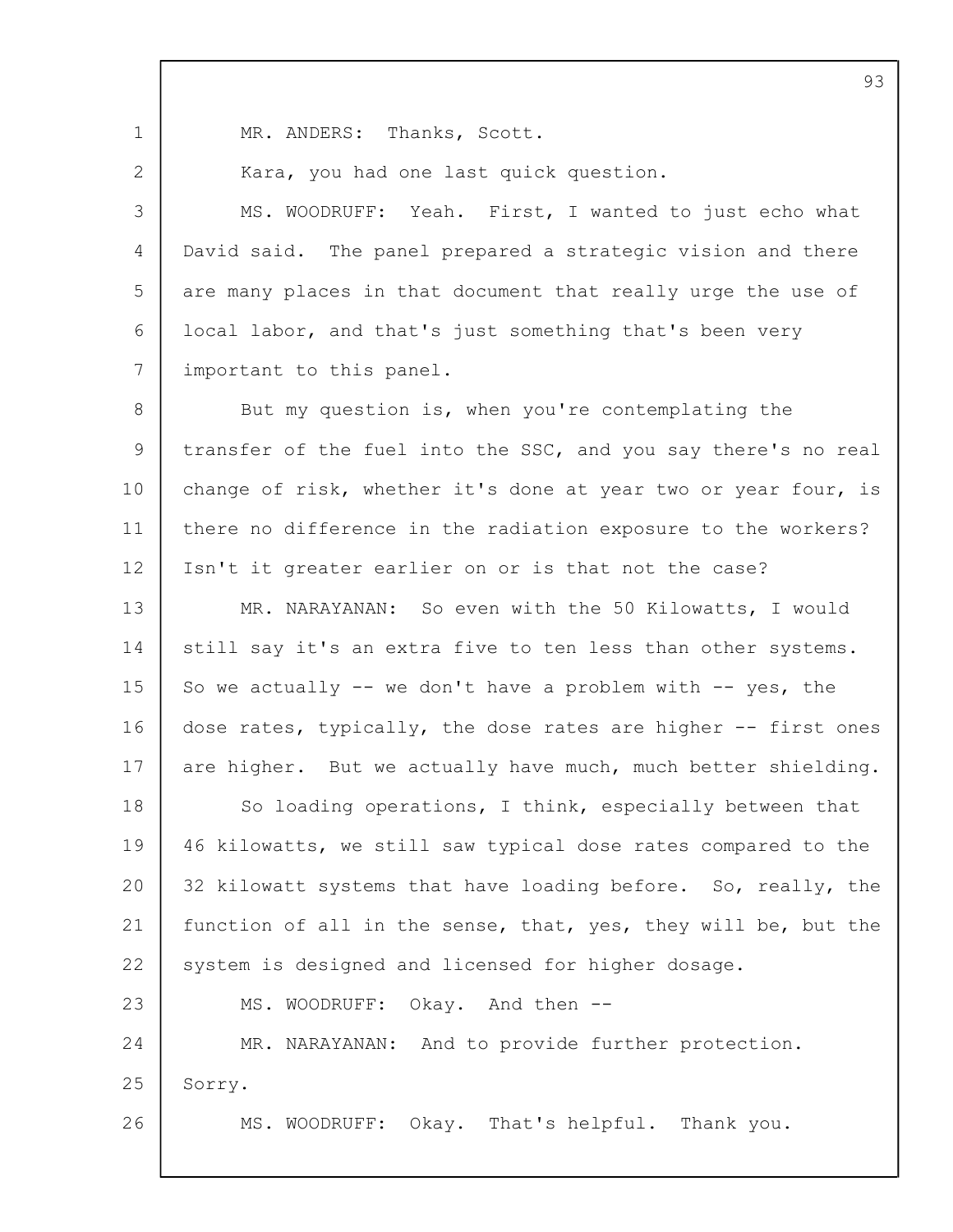MR. ANDERS: Thanks, Scott.

Kara, you had one last quick question.

MS. WOODRUFF: Yeah. First, I wanted to just echo what David said. The panel prepared a strategic vision and there are many places in that document that really urge the use of local labor, and that's just something that's been very important to this panel.

But my question is, when you're contemplating the transfer of the fuel into the SSC, and you say there's no real change of risk, whether it's done at year two or year four, is there no difference in the radiation exposure to the workers? Isn't it greater earlier on or is that not the case?

MR. NARAYANAN: So even with the 50 Kilowatts, I would still say it's an extra five to ten less than other systems. So we actually -- we don't have a problem with -- yes, the dose rates, typically, the dose rates are higher -- first ones are higher. But we actually have much, much better shielding.

So loading operations, I think, especially between that 46 kilowatts, we still saw typical dose rates compared to the 32 kilowatt systems that have loading before. So, really, the function of all in the sense, that, yes, they will be, but the system is designed and licensed for higher dosage.

MS. WOODRUFF: Okay. And then --

MR. NARAYANAN: And to provide further protection. Sorry.

MS. WOODRUFF: Okay. That's helpful. Thank you.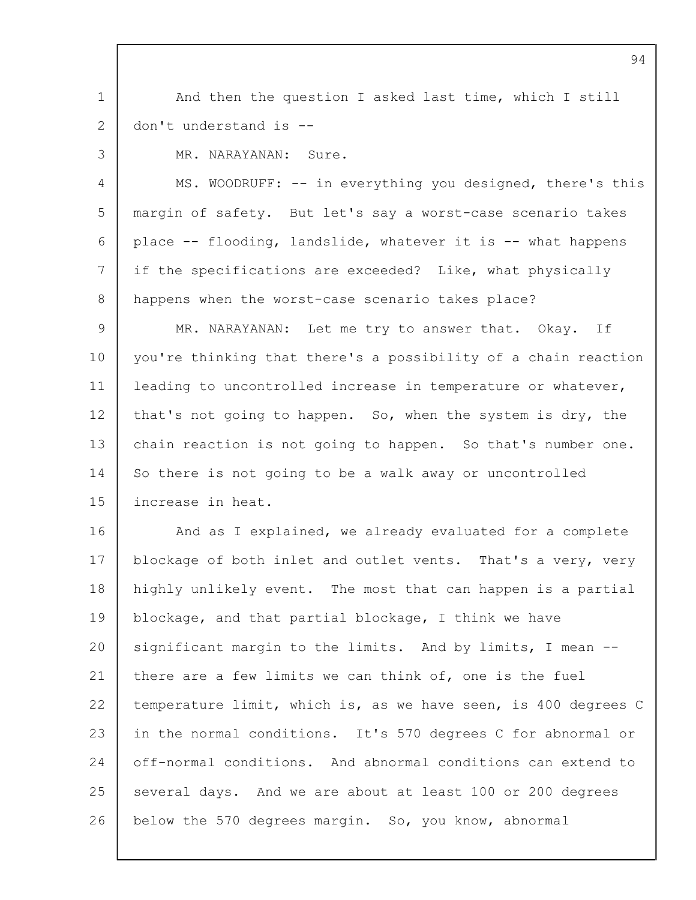And then the question I asked last time, which I still don't understand is --

MR. NARAYANAN: Sure.

MS. WOODRUFF: -- in everything you designed, there's this margin of safety. But let's say a worst-case scenario takes place -- flooding, landslide, whatever it is -- what happens if the specifications are exceeded? Like, what physically happens when the worst-case scenario takes place?

MR. NARAYANAN: Let me try to answer that. Okay. If you're thinking that there's a possibility of a chain reaction leading to uncontrolled increase in temperature or whatever, that's not going to happen. So, when the system is dry, the chain reaction is not going to happen. So that's number one. So there is not going to be a walk away or uncontrolled increase in heat.

And as I explained, we already evaluated for a complete blockage of both inlet and outlet vents. That's a very, very highly unlikely event. The most that can happen is a partial blockage, and that partial blockage, I think we have significant margin to the limits. And by limits, I mean -- there are a few limits we can think of, one is the fuel temperature limit, which is, as we have seen, is 400 degrees C in the normal conditions. It's 570 degrees C for abnormal or off-normal conditions. And abnormal conditions can extend to several days. And we are about at least 100 or 200 degrees below the 570 degrees margin. So, you know, abnormal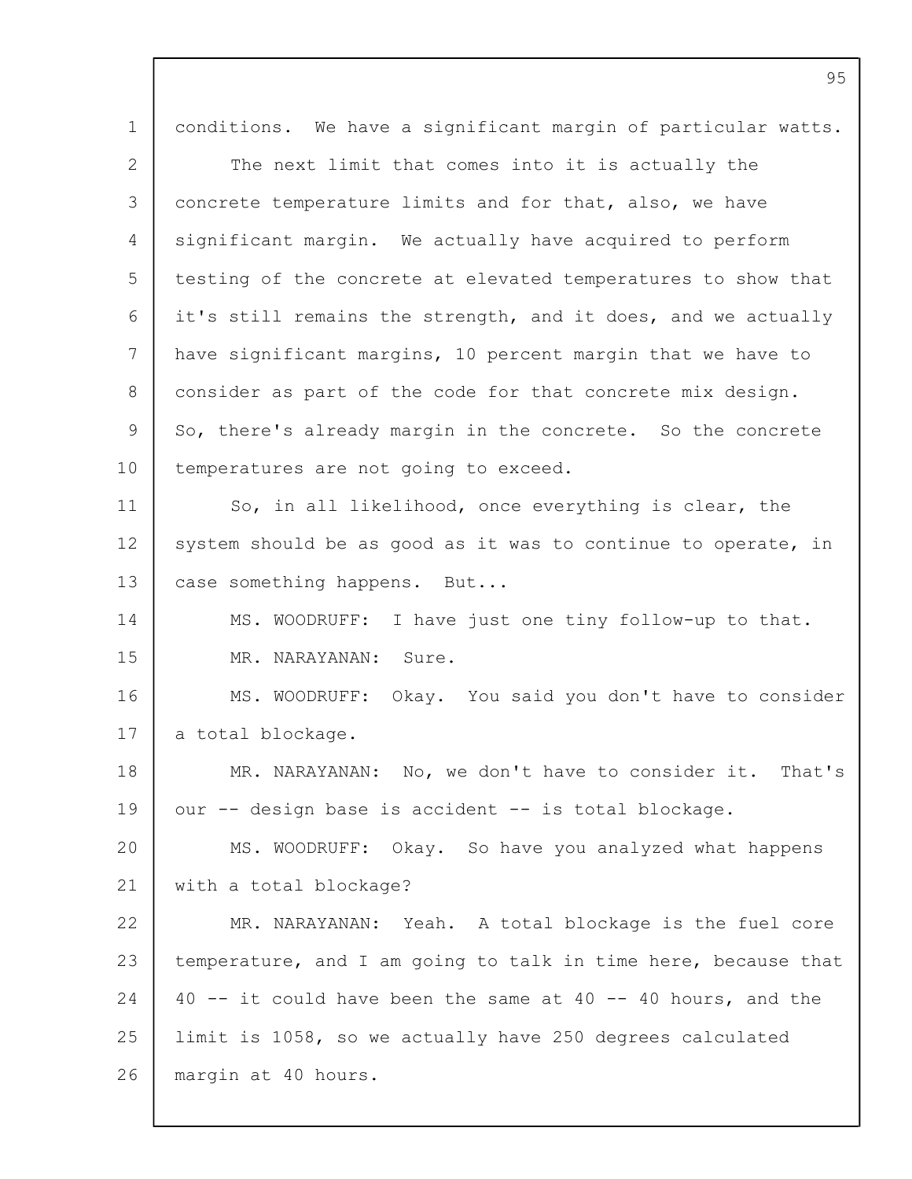conditions. We have a significant margin of particular watts.

The next limit that comes into it is actually the concrete temperature limits and for that, also, we have significant margin. We actually have acquired to perform testing of the concrete at elevated temperatures to show that it's still remains the strength, and it does, and we actually have significant margins, 10 percent margin that we have to consider as part of the code for that concrete mix design. So, there's already margin in the concrete. So the concrete temperatures are not going to exceed.

So, in all likelihood, once everything is clear, the system should be as good as it was to continue to operate, in case something happens. But...

MS. WOODRUFF: I have just one tiny follow-up to that.

MR. NARAYANAN: Sure.

MS. WOODRUFF: Okay. You said you don't have to consider a total blockage.

MR. NARAYANAN: No, we don't have to consider it. That's our -- design base is accident -- is total blockage.

MS. WOODRUFF: Okay. So have you analyzed what happens with a total blockage?

MR. NARAYANAN: Yeah. A total blockage is the fuel core temperature, and I am going to talk in time here, because that 40 -- it could have been the same at 40 -- 40 hours, and the limit is 1058, so we actually have 250 degrees calculated margin at 40 hours.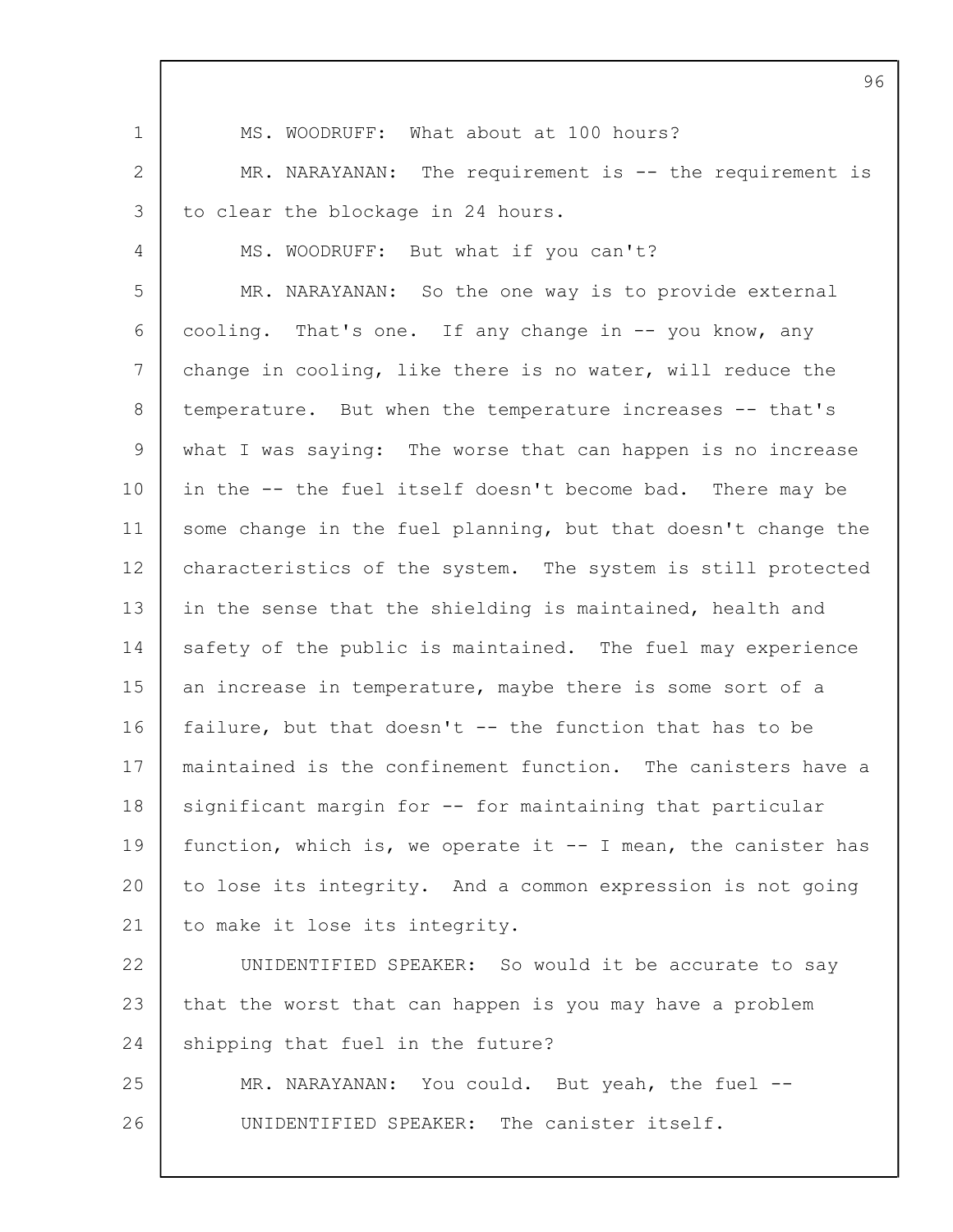MS. WOODRUFF: What about at 100 hours?

MR. NARAYANAN: The requirement is -- the requirement is to clear the blockage in 24 hours.

MS. WOODRUFF: But what if you can't?

MR. NARAYANAN: So the one way is to provide external cooling. That's one. If any change in -- you know, any change in cooling, like there is no water, will reduce the temperature. But when the temperature increases -- that's what I was saying: The worse that can happen is no increase in the -- the fuel itself doesn't become bad. There may be some change in the fuel planning, but that doesn't change the characteristics of the system. The system is still protected in the sense that the shielding is maintained, health and safety of the public is maintained. The fuel may experience an increase in temperature, maybe there is some sort of a failure, but that doesn't -- the function that has to be maintained is the confinement function. The canisters have a significant margin for -- for maintaining that particular function, which is, we operate it -- I mean, the canister has to lose its integrity. And a common expression is not going to make it lose its integrity.

UNIDENTIFIED SPEAKER: So would it be accurate to say that the worst that can happen is you may have a problem shipping that fuel in the future?

MR. NARAYANAN: You could. But yeah, the fuel --

UNIDENTIFIED SPEAKER: The canister itself.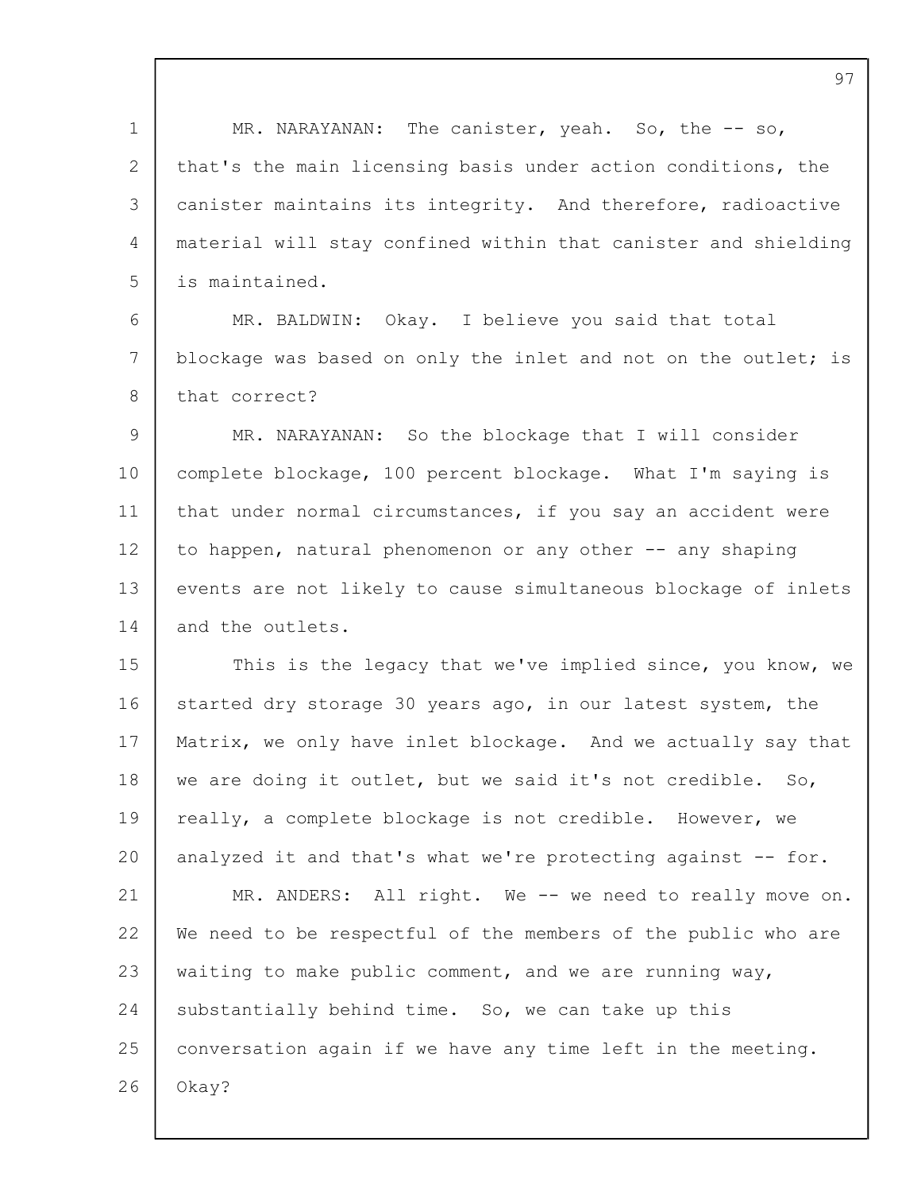MR. NARAYANAN: The canister, yeah. So, the -- so, that's the main licensing basis under action conditions, the canister maintains its integrity. And therefore, radioactive material will stay confined within that canister and shielding is maintained.

MR. BALDWIN: Okay. I believe you said that total blockage was based on only the inlet and not on the outlet; is that correct?

MR. NARAYANAN: So the blockage that I will consider complete blockage, 100 percent blockage. What I'm saying is that under normal circumstances, if you say an accident were to happen, natural phenomenon or any other -- any shaping events are not likely to cause simultaneous blockage of inlets and the outlets.

This is the legacy that we've implied since, you know, we started dry storage 30 years ago, in our latest system, the Matrix, we only have inlet blockage. And we actually say that we are doing it outlet, but we said it's not credible. So, really, a complete blockage is not credible. However, we analyzed it and that's what we're protecting against -- for.

MR. ANDERS: All right. We -- we need to really move on. We need to be respectful of the members of the public who are waiting to make public comment, and we are running way, substantially behind time. So, we can take up this conversation again if we have any time left in the meeting. Okay?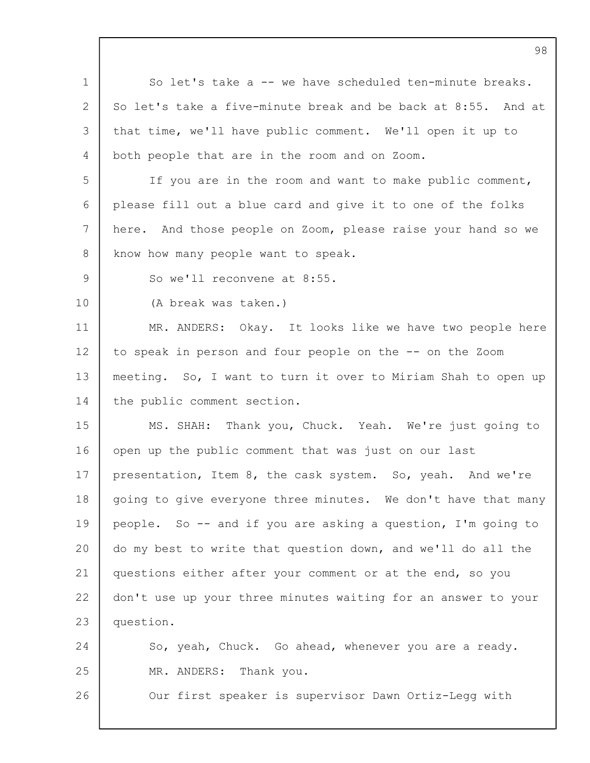So let's take a -- we have scheduled ten-minute breaks. So let's take a five-minute break and be back at 8:55. And at that time, we'll have public comment. We'll open it up to both people that are in the room and on Zoom.

If you are in the room and want to make public comment, please fill out a blue card and give it to one of the folks here. And those people on Zoom, please raise your hand so we know how many people want to speak.

So we'll reconvene at 8:55.

(A break was taken.)

MR. ANDERS: Okay. It looks like we have two people here to speak in person and four people on the -- on the Zoom meeting. So, I want to turn it over to Miriam Shah to open up the public comment section.

MS. SHAH: Thank you, Chuck. Yeah. We're just going to open up the public comment that was just on our last presentation, Item 8, the cask system. So, yeah. And we're going to give everyone three minutes. We don't have that many people. So -- and if you are asking a question, I'm going to do my best to write that question down, and we'll do all the questions either after your comment or at the end, so you don't use up your three minutes waiting for an answer to your question.

So, yeah, Chuck. Go ahead, whenever you are a ready.

MR. ANDERS: Thank you.

Our first speaker is supervisor Dawn Ortiz-Legg with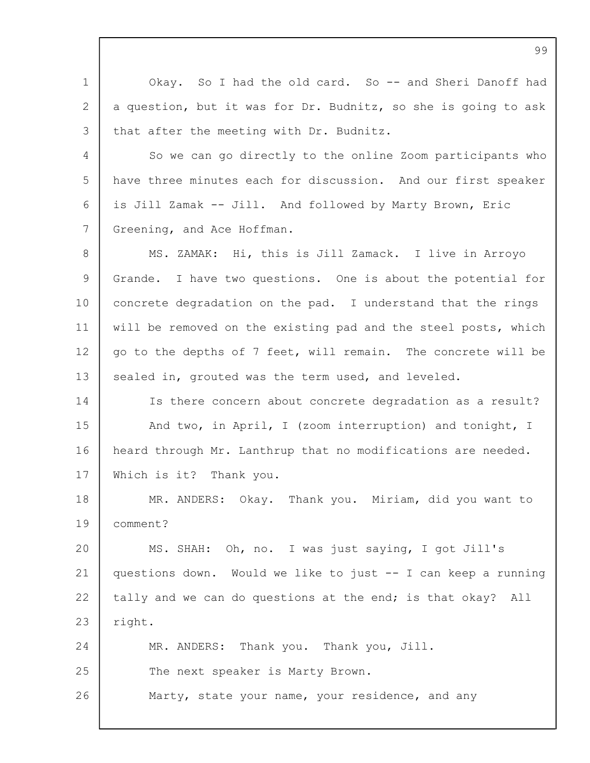Okay. So I had the old card. So -- and Sheri Danoff had a question, but it was for Dr. Budnitz, so she is going to ask that after the meeting with Dr. Budnitz.

So we can go directly to the online Zoom participants who have three minutes each for discussion. And our first speaker is Jill Zamak -- Jill. And followed by Marty Brown, Eric Greening, and Ace Hoffman.

MS. ZAMAK: Hi, this is Jill Zamack. I live in Arroyo Grande. I have two questions. One is about the potential for concrete degradation on the pad. I understand that the rings will be removed on the existing pad and the steel posts, which go to the depths of 7 feet, will remain. The concrete will be sealed in, grouted was the term used, and leveled.

Is there concern about concrete degradation as a result?

And two, in April, I (zoom interruption) and tonight, I heard through Mr. Lanthrup that no modifications are needed. Which is it? Thank you.

MR. ANDERS: Okay. Thank you. Miriam, did you want to comment?

MS. SHAH: Oh, no. I was just saying, I got Jill's questions down. Would we like to just -- I can keep a running tally and we can do questions at the end; is that okay? All right.

MR. ANDERS: Thank you. Thank you, Jill.

The next speaker is Marty Brown.

Marty, state your name, your residence, and any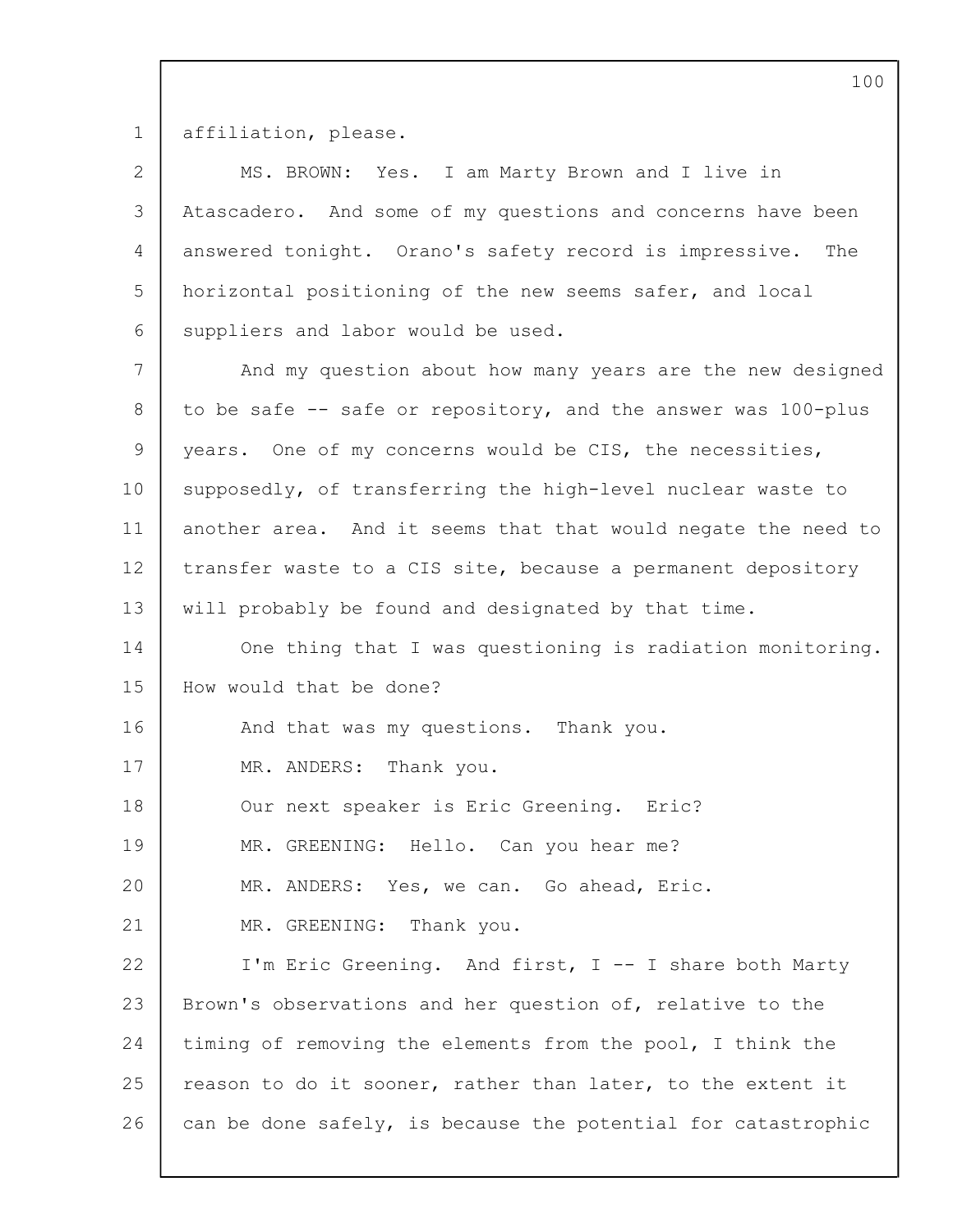affiliation, please.

MS. BROWN: Yes. I am Marty Brown and I live in Atascadero. And some of my questions and concerns have been answered tonight. Orano's safety record is impressive. The horizontal positioning of the new seems safer, and local suppliers and labor would be used.

And my question about how many years are the new designed to be safe -- safe or repository, and the answer was 100-plus years. One of my concerns would be CIS, the necessities, supposedly, of transferring the high-level nuclear waste to another area. And it seems that that would negate the need to transfer waste to a CIS site, because a permanent depository will probably be found and designated by that time.

One thing that I was questioning is radiation monitoring. How would that be done?

And that was my questions. Thank you.

MR. ANDERS: Thank you.

Our next speaker is Eric Greening. Eric?

MR. GREENING: Hello. Can you hear me?

MR. ANDERS: Yes, we can. Go ahead, Eric.

MR. GREENING: Thank you.

I'm Eric Greening. And first, I -- I share both Marty Brown's observations and her question of, relative to the timing of removing the elements from the pool, I think the reason to do it sooner, rather than later, to the extent it can be done safely, is because the potential for catastrophic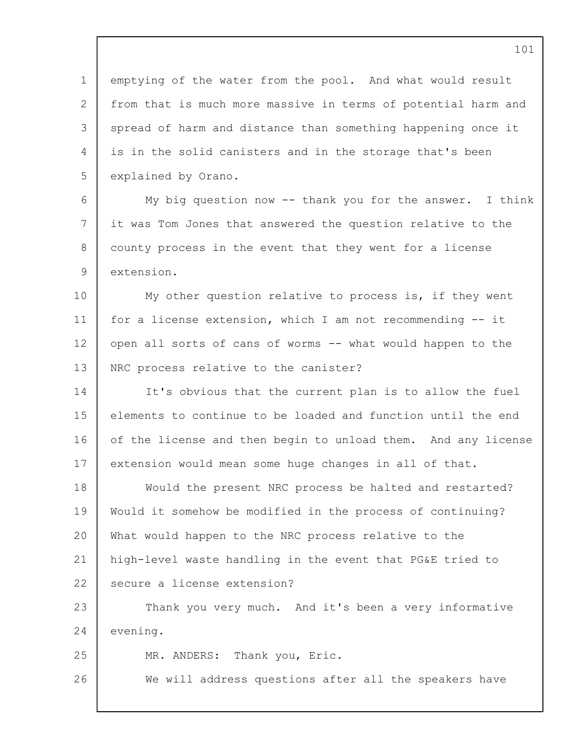emptying of the water from the pool. And what would result from that is much more massive in terms of potential harm and spread of harm and distance than something happening once it is in the solid canisters and in the storage that's been explained by Orano.

My big question now -- thank you for the answer. I think it was Tom Jones that answered the question relative to the county process in the event that they went for a license extension.

My other question relative to process is, if they went for a license extension, which I am not recommending -- it open all sorts of cans of worms -- what would happen to the NRC process relative to the canister?

It's obvious that the current plan is to allow the fuel elements to continue to be loaded and function until the end of the license and then begin to unload them. And any license extension would mean some huge changes in all of that.

Would the present NRC process be halted and restarted? Would it somehow be modified in the process of continuing? What would happen to the NRC process relative to the high-level waste handling in the event that PG&E tried to secure a license extension?

Thank you very much. And it's been a very informative evening.

MR. ANDERS: Thank you, Eric.

We will address questions after all the speakers have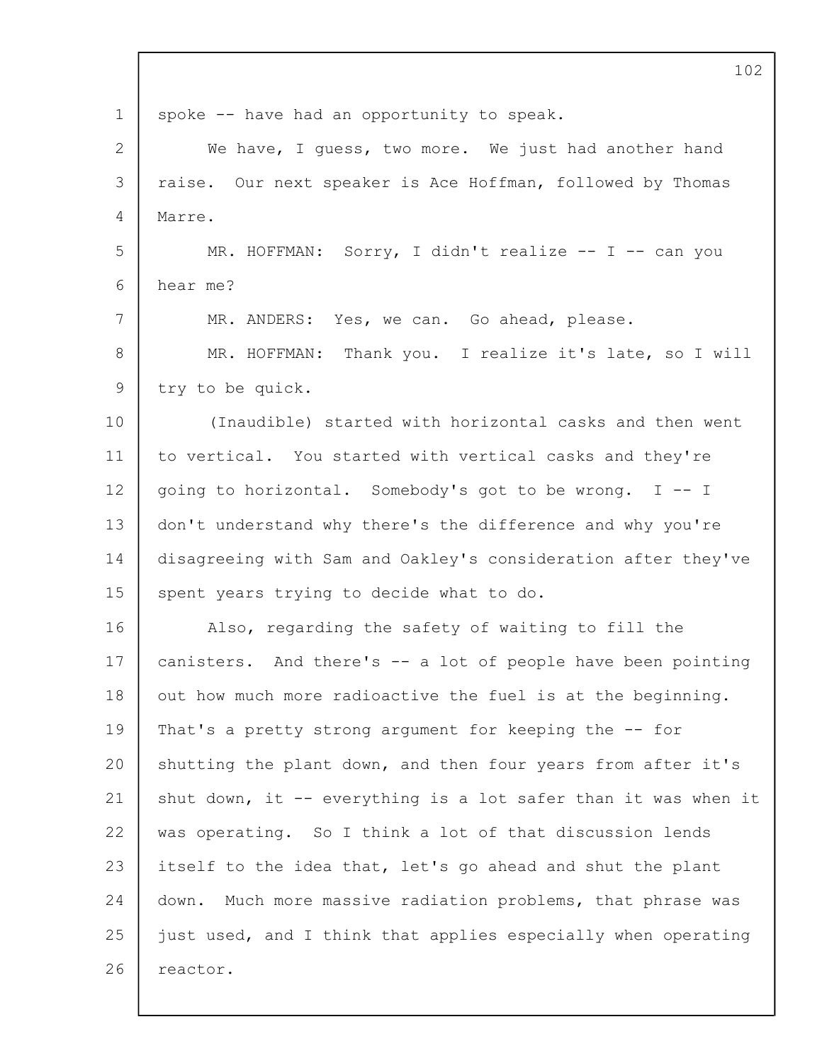spoke -- have had an opportunity to speak.

We have, I guess, two more. We just had another hand raise. Our next speaker is Ace Hoffman, followed by Thomas Marre.

MR. HOFFMAN: Sorry, I didn't realize -- I -- can you hear me?

MR. ANDERS: Yes, we can. Go ahead, please.

MR. HOFFMAN: Thank you. I realize it's late, so I will try to be quick.

(Inaudible) started with horizontal casks and then went to vertical. You started with vertical casks and they're going to horizontal. Somebody's got to be wrong. I -- I don't understand why there's the difference and why you're disagreeing with Sam and Oakley's consideration after they've spent years trying to decide what to do.

Also, regarding the safety of waiting to fill the canisters. And there's -- a lot of people have been pointing out how much more radioactive the fuel is at the beginning. That's a pretty strong argument for keeping the -- for shutting the plant down, and then four years from after it's shut down, it -- everything is a lot safer than it was when it was operating. So I think a lot of that discussion lends itself to the idea that, let's go ahead and shut the plant down. Much more massive radiation problems, that phrase was just used, and I think that applies especially when operating reactor.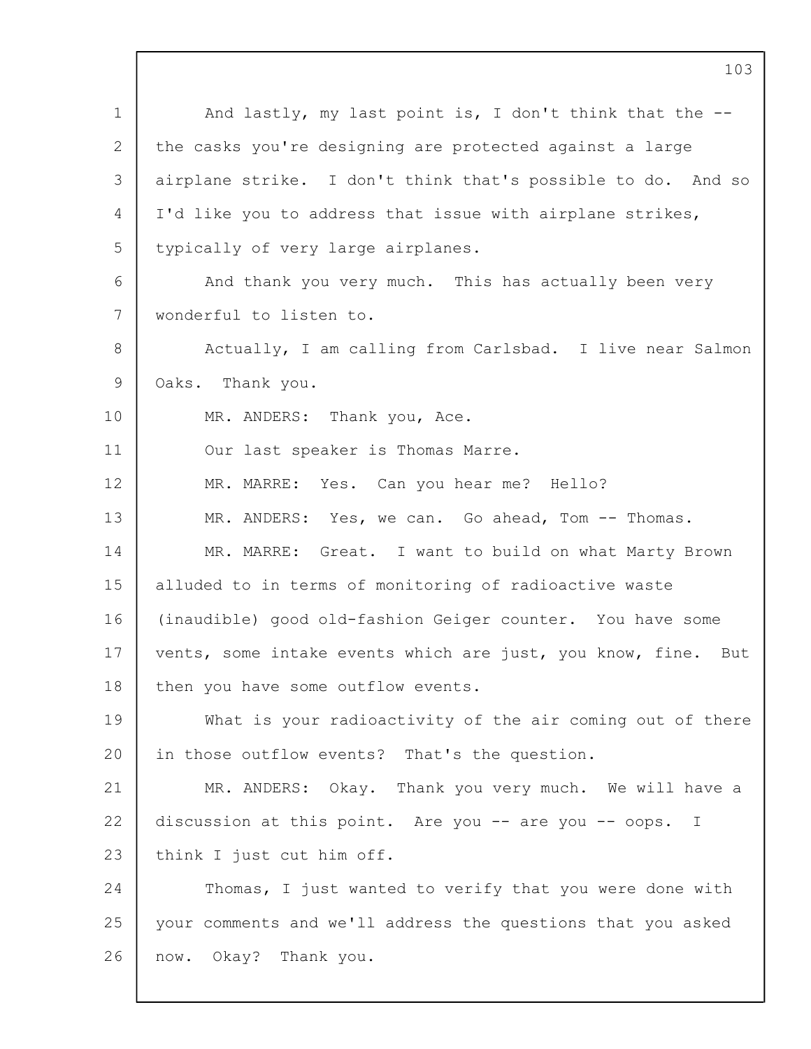And lastly, my last point is, I don't think that the -- the casks you're designing are protected against a large airplane strike. I don't think that's possible to do. And so I'd like you to address that issue with airplane strikes, typically of very large airplanes.

And thank you very much. This has actually been very wonderful to listen to.

Actually, I am calling from Carlsbad. I live near Salmon Oaks. Thank you.

MR. ANDERS: Thank you, Ace.

Our last speaker is Thomas Marre.

MR. MARRE: Yes. Can you hear me? Hello?

MR. ANDERS: Yes, we can. Go ahead, Tom -- Thomas.

MR. MARRE: Great. I want to build on what Marty Brown alluded to in terms of monitoring of radioactive waste (inaudible) good old-fashion Geiger counter. You have some vents, some intake events which are just, you know, fine. But then you have some outflow events.

What is your radioactivity of the air coming out of there in those outflow events? That's the question.

MR. ANDERS: Okay. Thank you very much. We will have a discussion at this point. Are you -- are you -- oops. I think I just cut him off.

Thomas, I just wanted to verify that you were done with your comments and we'll address the questions that you asked now. Okay? Thank you.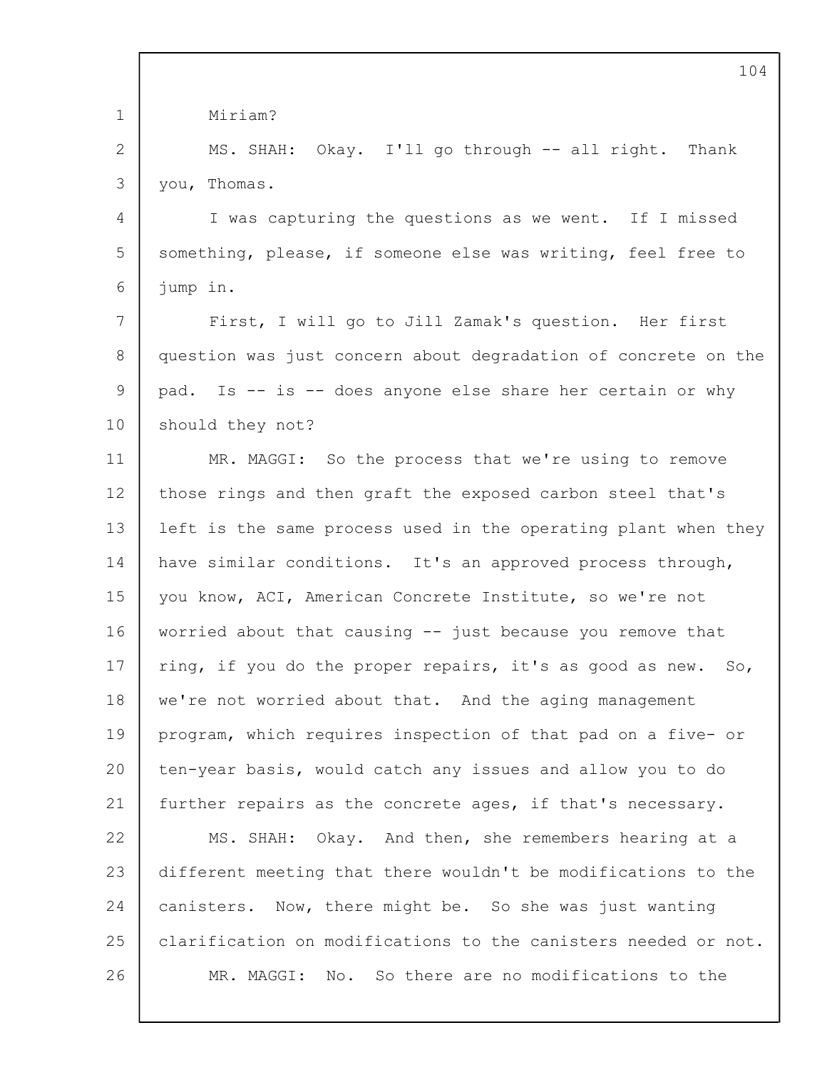Miriam?

MS. SHAH: Okay. I'll go through -- all right. Thank you, Thomas.

I was capturing the questions as we went. If I missed something, please, if someone else was writing, feel free to jump in.

First, I will go to Jill Zamak's question. Her first question was just concern about degradation of concrete on the pad. Is -- is -- does anyone else share her certain or why should they not?

MR. MAGGI: So the process that we're using to remove those rings and then graft the exposed carbon steel that's left is the same process used in the operating plant when they have similar conditions. It's an approved process through, you know, ACI, American Concrete Institute, so we're not worried about that causing -- just because you remove that ring, if you do the proper repairs, it's as good as new. So, we're not worried about that. And the aging management program, which requires inspection of that pad on a five- or ten-year basis, would catch any issues and allow you to do further repairs as the concrete ages, if that's necessary.

MS. SHAH: Okay. And then, she remembers hearing at a different meeting that there wouldn't be modifications to the canisters. Now, there might be. So she was just wanting clarification on modifications to the canisters needed or not.

MR. MAGGI: No. So there are no modifications to the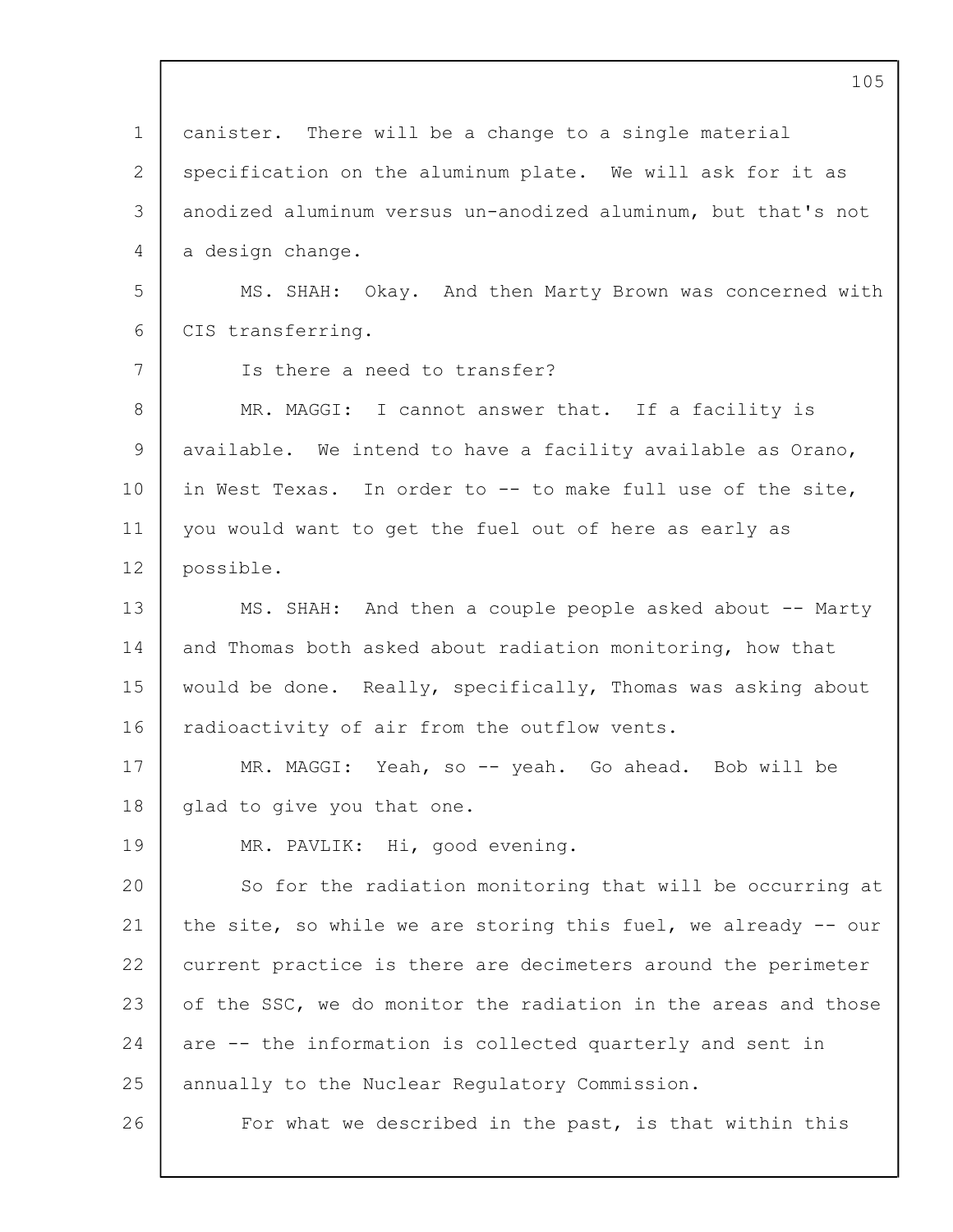canister. There will be a change to a single material specification on the aluminum plate. We will ask for it as anodized aluminum versus un-anodized aluminum, but that's not a design change.

MS. SHAH: Okay. And then Marty Brown was concerned with CIS transferring.

Is there a need to transfer?

MR. MAGGI: I cannot answer that. If a facility is available. We intend to have a facility available as Orano, in West Texas. In order to -- to make full use of the site, you would want to get the fuel out of here as early as possible.

MS. SHAH: And then a couple people asked about -- Marty and Thomas both asked about radiation monitoring, how that would be done. Really, specifically, Thomas was asking about radioactivity of air from the outflow vents.

MR. MAGGI: Yeah, so -- yeah. Go ahead. Bob will be glad to give you that one.

MR. PAVLIK: Hi, good evening.

So for the radiation monitoring that will be occurring at the site, so while we are storing this fuel, we already -- our current practice is there are decimeters around the perimeter of the SSC, we do monitor the radiation in the areas and those are -- the information is collected quarterly and sent in annually to the Nuclear Regulatory Commission.

For what we described in the past, is that within this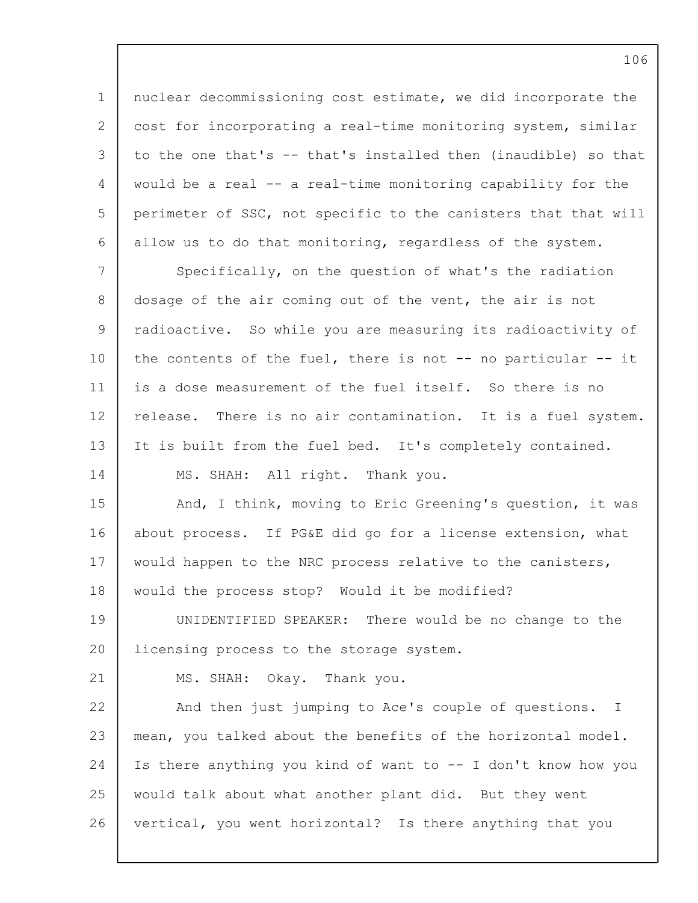nuclear decommissioning cost estimate, we did incorporate the cost for incorporating a real-time monitoring system, similar to the one that's -- that's installed then (inaudible) so that would be a real -- a real-time monitoring capability for the perimeter of SSC, not specific to the canisters that that will allow us to do that monitoring, regardless of the system.

Specifically, on the question of what's the radiation dosage of the air coming out of the vent, the air is not radioactive. So while you are measuring its radioactivity of the contents of the fuel, there is not -- no particular -- it is a dose measurement of the fuel itself. So there is no release. There is no air contamination. It is a fuel system. It is built from the fuel bed. It's completely contained.

MS. SHAH: All right. Thank you.

And, I think, moving to Eric Greening's question, it was about process. If PG&E did go for a license extension, what would happen to the NRC process relative to the canisters, would the process stop? Would it be modified?

UNIDENTIFIED SPEAKER: There would be no change to the licensing process to the storage system.

MS. SHAH: Okay. Thank you.

And then just jumping to Ace's couple of questions. I mean, you talked about the benefits of the horizontal model. Is there anything you kind of want to -- I don't know how you would talk about what another plant did. But they went vertical, you went horizontal? Is there anything that you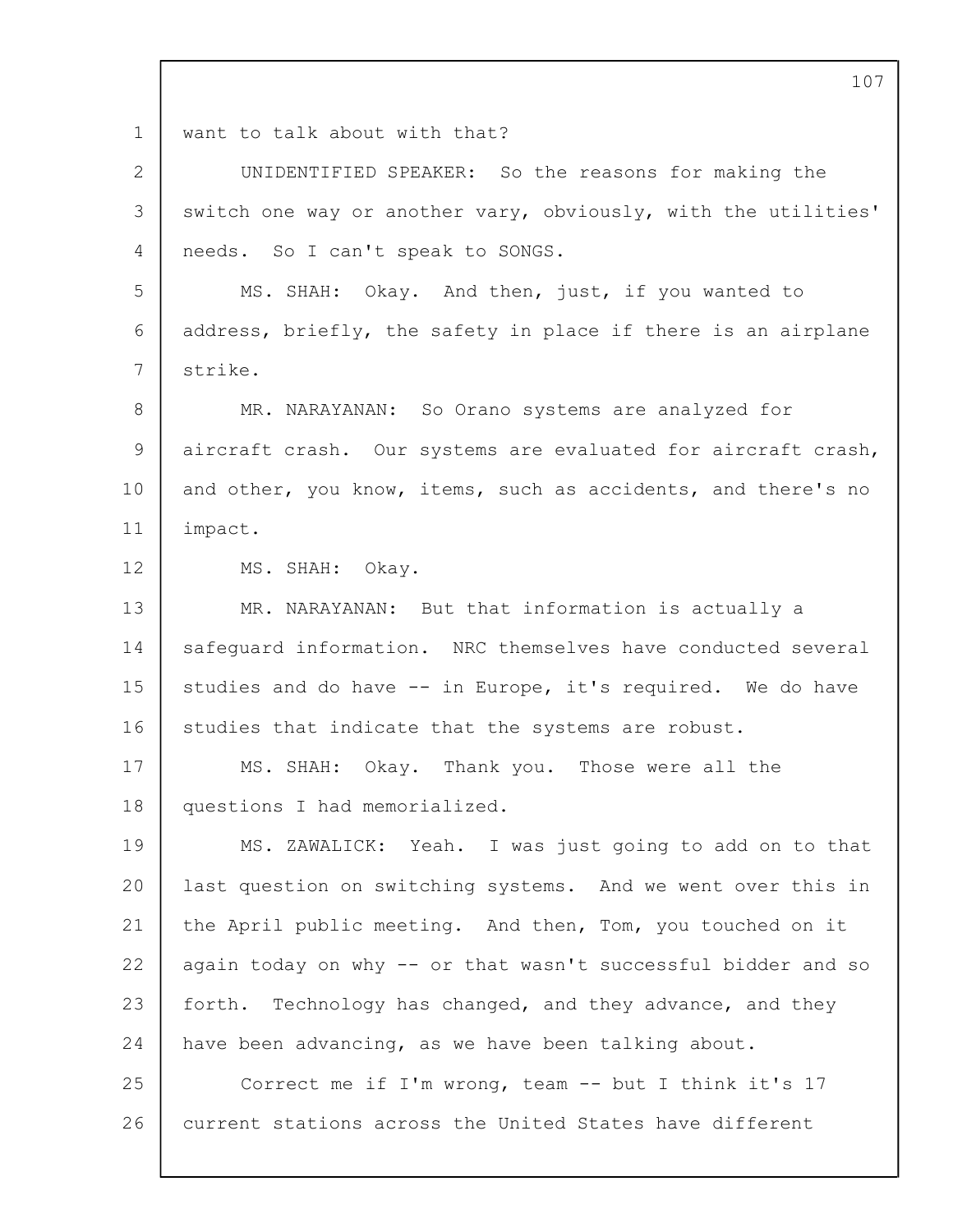want to talk about with that?

UNIDENTIFIED SPEAKER: So the reasons for making the switch one way or another vary, obviously, with the utilities' needs. So I can't speak to SONGS.

MS. SHAH: Okay. And then, just, if you wanted to address, briefly, the safety in place if there is an airplane strike.

MR. NARAYANAN: So Orano systems are analyzed for aircraft crash. Our systems are evaluated for aircraft crash, and other, you know, items, such as accidents, and there's no impact.

MS. SHAH: Okay.

MR. NARAYANAN: But that information is actually a safeguard information. NRC themselves have conducted several studies and do have -- in Europe, it's required. We do have studies that indicate that the systems are robust.

MS. SHAH: Okay. Thank you. Those were all the questions I had memorialized.

MS. ZAWALICK: Yeah. I was just going to add on to that last question on switching systems. And we went over this in the April public meeting. And then, Tom, you touched on it again today on why -- or that wasn't successful bidder and so forth. Technology has changed, and they advance, and they have been advancing, as we have been talking about.

Correct me if I'm wrong, team -- but I think it's 17 current stations across the United States have different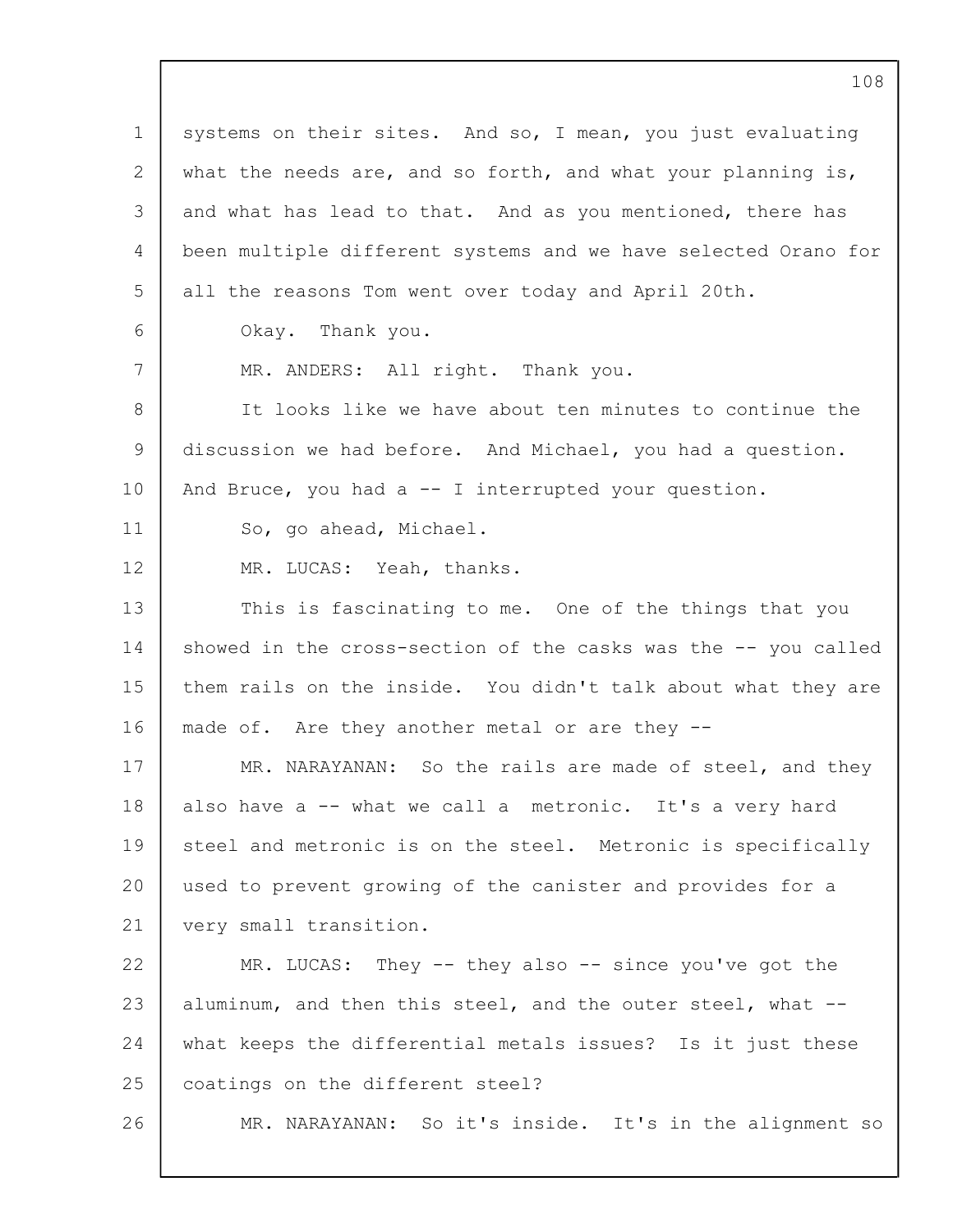systems on their sites. And so, I mean, you just evaluating what the needs are, and so forth, and what your planning is, and what has lead to that. And as you mentioned, there has been multiple different systems and we have selected Orano for all the reasons Tom went over today and April 20th.

Okay. Thank you.

MR. ANDERS: All right. Thank you.

It looks like we have about ten minutes to continue the discussion we had before. And Michael, you had a question. And Bruce, you had a -- I interrupted your question.

So, go ahead, Michael.

MR. LUCAS: Yeah, thanks.

This is fascinating to me. One of the things that you showed in the cross-section of the casks was the -- you called them rails on the inside. You didn't talk about what they are made of. Are they another metal or are they --

MR. NARAYANAN: So the rails are made of steel, and they also have a -- what we call a metronic. It's a very hard steel and metronic is on the steel. Metronic is specifically used to prevent growing of the canister and provides for a very small transition.

MR. LUCAS: They -- they also -- since you've got the aluminum, and then this steel, and the outer steel, what -- what keeps the differential metals issues? Is it just these coatings on the different steel?

MR. NARAYANAN: So it's inside. It's in the alignment so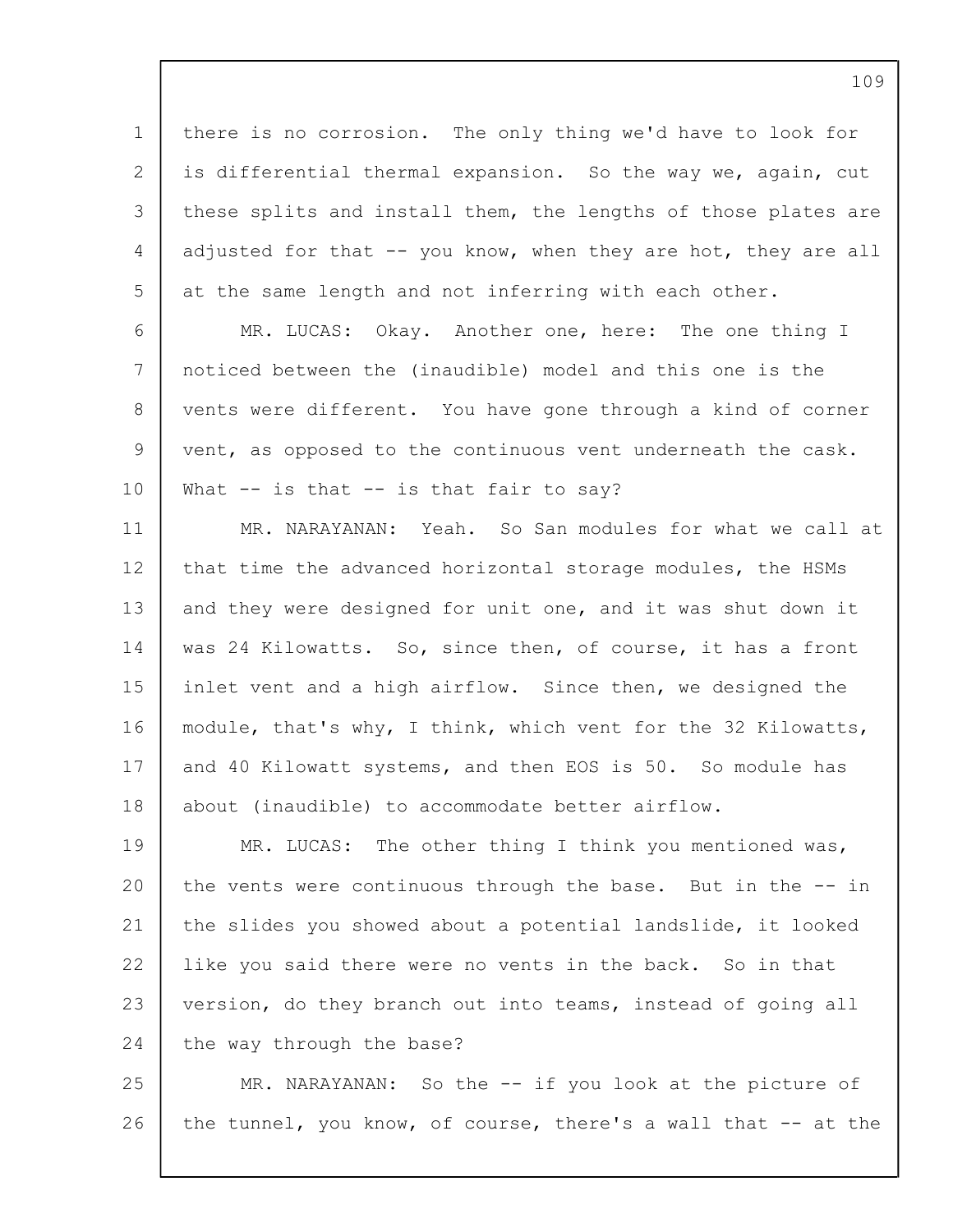there is no corrosion. The only thing we'd have to look for is differential thermal expansion. So the way we, again, cut these splits and install them, the lengths of those plates are adjusted for that -- you know, when they are hot, they are all at the same length and not inferring with each other.

MR. LUCAS: Okay. Another one, here: The one thing I noticed between the (inaudible) model and this one is the vents were different. You have gone through a kind of corner vent, as opposed to the continuous vent underneath the cask. What -- is that -- is that fair to say?

MR. NARAYANAN: Yeah. So San modules for what we call at that time the advanced horizontal storage modules, the HSMs and they were designed for unit one, and it was shut down it was 24 Kilowatts. So, since then, of course, it has a front inlet vent and a high airflow. Since then, we designed the module, that's why, I think, which vent for the 32 Kilowatts, and 40 Kilowatt systems, and then EOS is 50. So module has about (inaudible) to accommodate better airflow.

MR. LUCAS: The other thing I think you mentioned was, the vents were continuous through the base. But in the -- in the slides you showed about a potential landslide, it looked like you said there were no vents in the back. So in that version, do they branch out into teams, instead of going all the way through the base?

MR. NARAYANAN: So the -- if you look at the picture of the tunnel, you know, of course, there's a wall that -- at the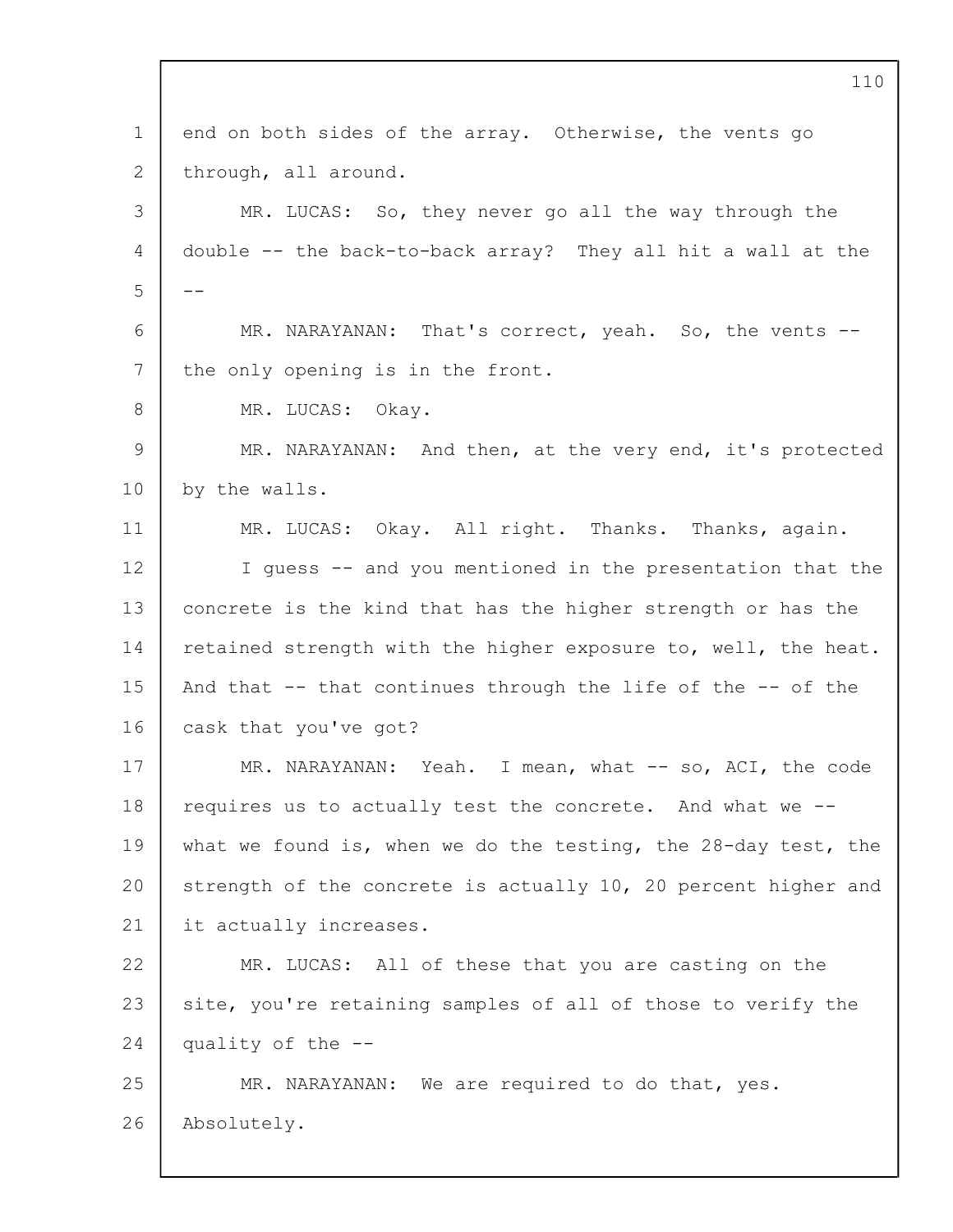end on both sides of the array. Otherwise, the vents go through, all around.

MR. LUCAS: So, they never go all the way through the double -- the back-to-back array? They all hit a wall at the --

MR. NARAYANAN: That's correct, yeah. So, the vents -- the only opening is in the front.

MR. LUCAS: Okay.

MR. NARAYANAN: And then, at the very end, it's protected by the walls.

MR. LUCAS: Okay. All right. Thanks. Thanks, again.

I guess -- and you mentioned in the presentation that the concrete is the kind that has the higher strength or has the retained strength with the higher exposure to, well, the heat. And that -- that continues through the life of the -- of the cask that you've got?

MR. NARAYANAN: Yeah. I mean, what -- so, ACI, the code requires us to actually test the concrete. And what we -- what we found is, when we do the testing, the 28-day test, the strength of the concrete is actually 10, 20 percent higher and it actually increases.

MR. LUCAS: All of these that you are casting on the site, you're retaining samples of all of those to verify the quality of the --

MR. NARAYANAN: We are required to do that, yes. Absolutely.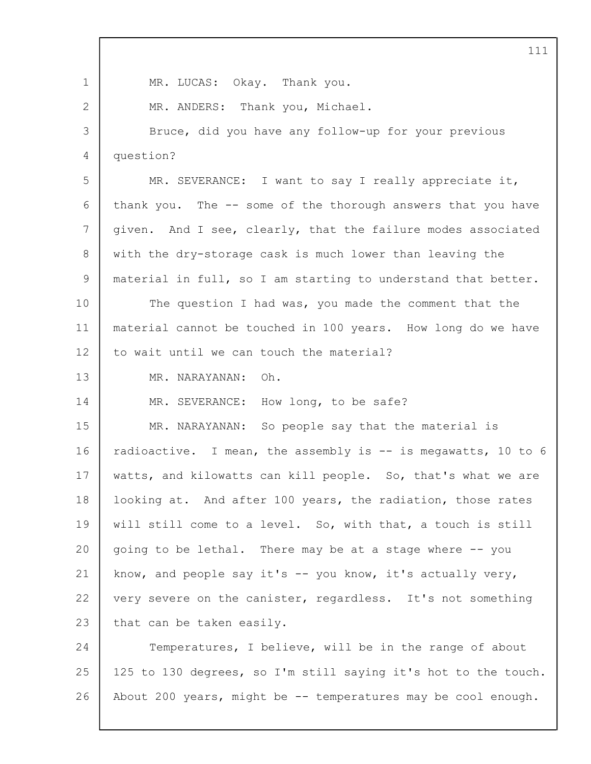MR. LUCAS: Okay. Thank you.

MR. ANDERS: Thank you, Michael.

Bruce, did you have any follow-up for your previous question?

MR. SEVERANCE: I want to say I really appreciate it, thank you. The -- some of the thorough answers that you have given. And I see, clearly, that the failure modes associated with the dry-storage cask is much lower than leaving the material in full, so I am starting to understand that better.

The question I had was, you made the comment that the material cannot be touched in 100 years. How long do we have to wait until we can touch the material?

MR. NARAYANAN: Oh.

MR. SEVERANCE: How long, to be safe?

MR. NARAYANAN: So people say that the material is radioactive. I mean, the assembly is -- is megawatts, 10 to 6 watts, and kilowatts can kill people. So, that's what we are looking at. And after 100 years, the radiation, those rates will still come to a level. So, with that, a touch is still going to be lethal. There may be at a stage where -- you know, and people say it's -- you know, it's actually very, very severe on the canister, regardless. It's not something that can be taken easily.

Temperatures, I believe, will be in the range of about 125 to 130 degrees, so I'm still saying it's hot to the touch. About 200 years, might be -- temperatures may be cool enough.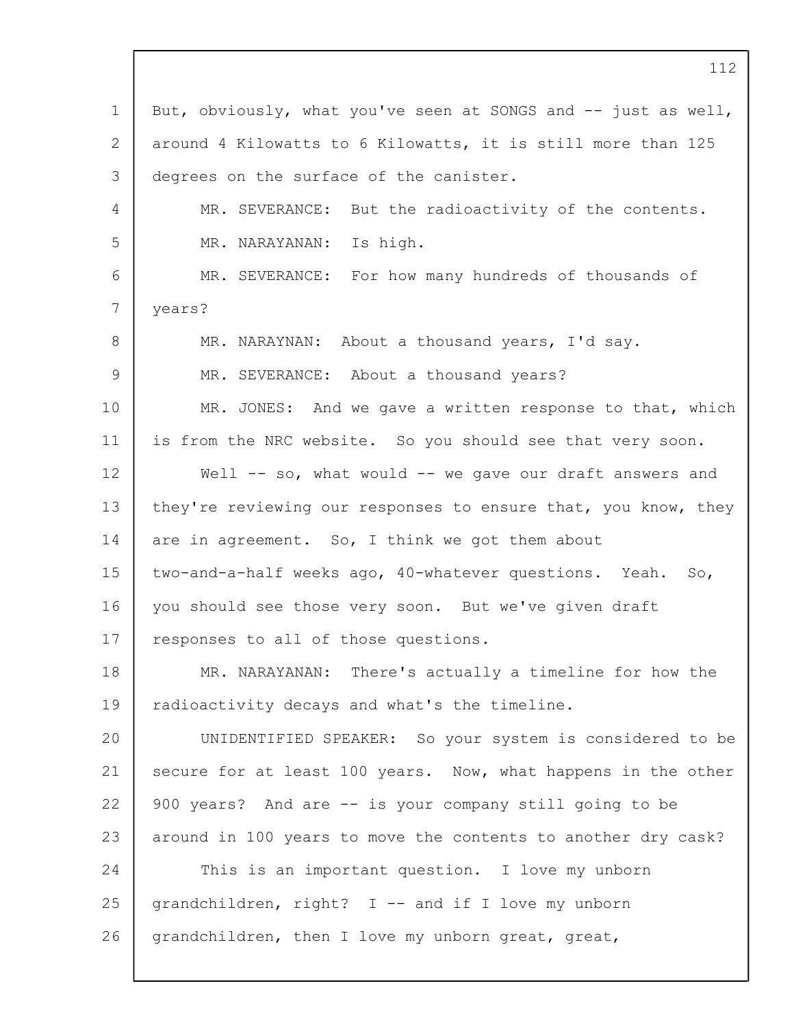But, obviously, what you've seen at SONGS and -- just as well, around 4 Kilowatts to 6 Kilowatts, it is still more than 125 degrees on the surface of the canister.

MR. SEVERANCE: But the radioactivity of the contents.

MR. NARAYANAN: Is high.

MR. SEVERANCE: For how many hundreds of thousands of years?

MR. NARAYNAN: About a thousand years, I'd say.

MR. SEVERANCE: About a thousand years?

MR. JONES: And we gave a written response to that, which is from the NRC website. So you should see that very soon.

Well -- so, what would -- we gave our draft answers and they're reviewing our responses to ensure that, you know, they are in agreement. So, I think we got them about two-and-a-half weeks ago, 40-whatever questions. Yeah. So, you should see those very soon. But we've given draft responses to all of those questions.

MR. NARAYANAN: There's actually a timeline for how the radioactivity decays and what's the timeline.

UNIDENTIFIED SPEAKER: So your system is considered to be secure for at least 100 years. Now, what happens in the other 900 years? And are -- is your company still going to be around in 100 years to move the contents to another dry cask?

This is an important question. I love my unborn grandchildren, right? I -- and if I love my unborn grandchildren, then I love my unborn great, great,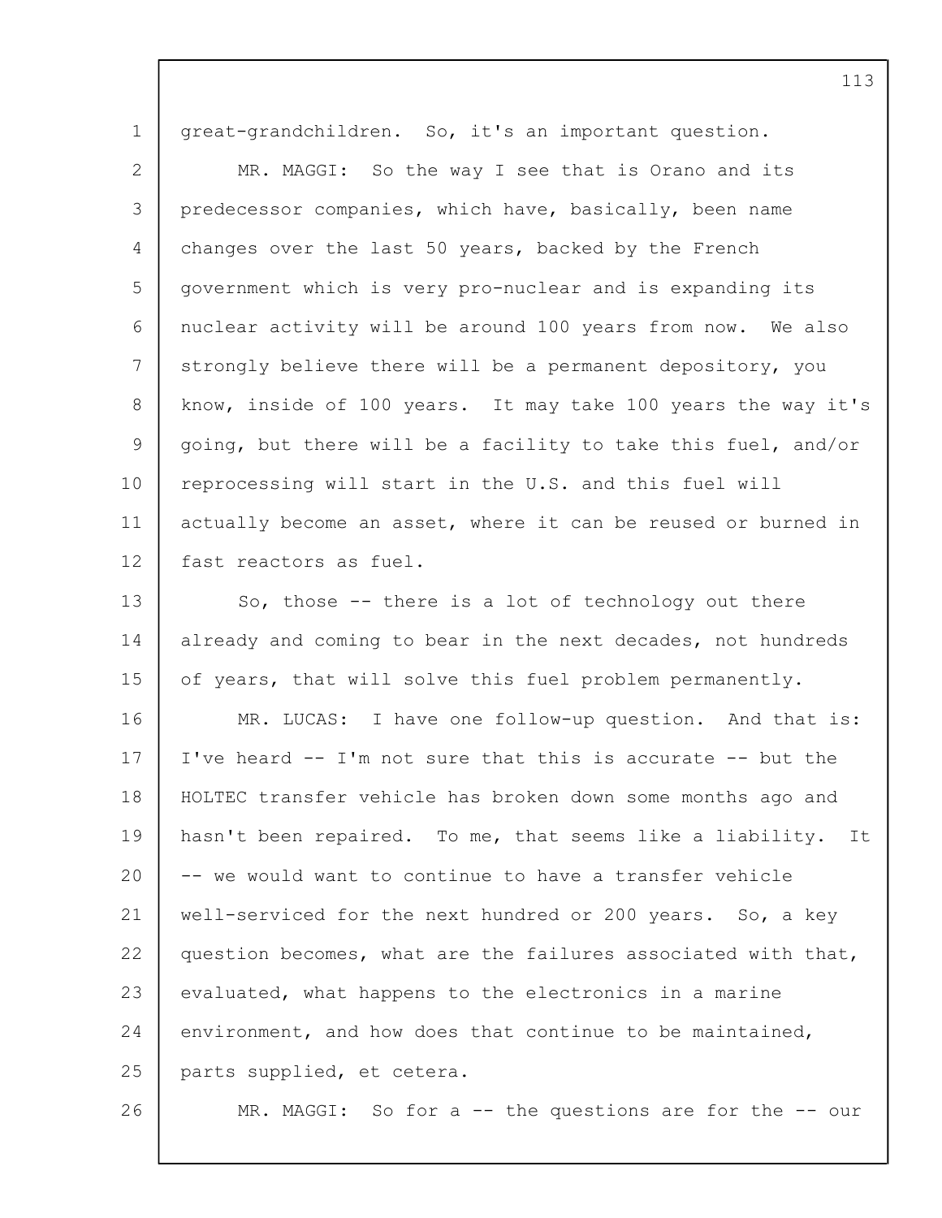great-grandchildren. So, it's an important question.

MR. MAGGI: So the way I see that is Orano and its predecessor companies, which have, basically, been name changes over the last 50 years, backed by the French government which is very pro-nuclear and is expanding its nuclear activity will be around 100 years from now. We also strongly believe there will be a permanent depository, you know, inside of 100 years. It may take 100 years the way it's going, but there will be a facility to take this fuel, and/or reprocessing will start in the U.S. and this fuel will actually become an asset, where it can be reused or burned in fast reactors as fuel.

So, those -- there is a lot of technology out there already and coming to bear in the next decades, not hundreds of years, that will solve this fuel problem permanently.

MR. LUCAS: I have one follow-up question. And that is: I've heard -- I'm not sure that this is accurate -- but the HOLTEC transfer vehicle has broken down some months ago and hasn't been repaired. To me, that seems like a liability. It -- we would want to continue to have a transfer vehicle well-serviced for the next hundred or 200 years. So, a key question becomes, what are the failures associated with that, evaluated, what happens to the electronics in a marine environment, and how does that continue to be maintained, parts supplied, et cetera.

MR. MAGGI: So for a -- the questions are for the -- our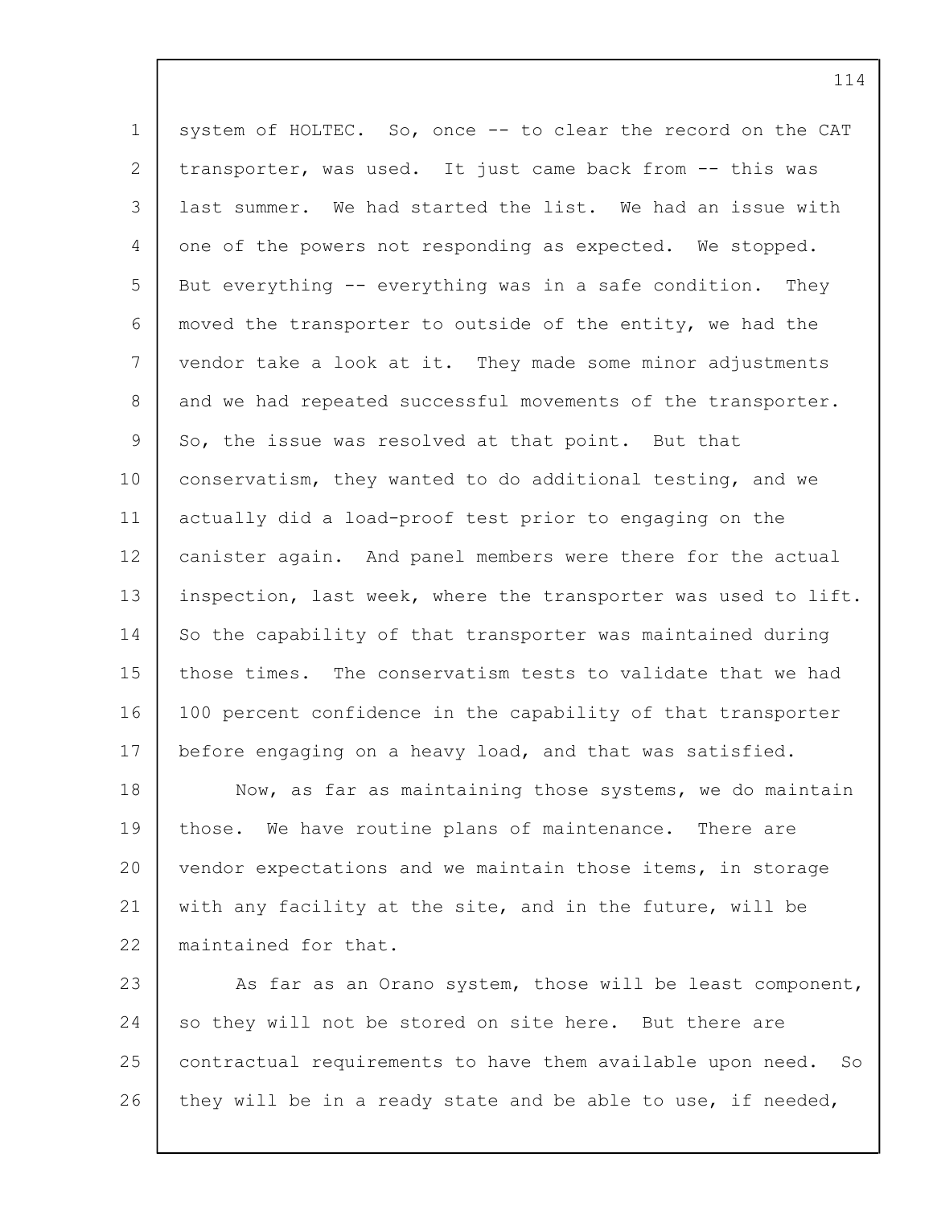system of HOLTEC. So, once -- to clear the record on the CAT transporter, was used. It just came back from -- this was last summer. We had started the list. We had an issue with one of the powers not responding as expected. We stopped. But everything -- everything was in a safe condition. They moved the transporter to outside of the entity, we had the vendor take a look at it. They made some minor adjustments and we had repeated successful movements of the transporter. So, the issue was resolved at that point. But that conservatism, they wanted to do additional testing, and we actually did a load-proof test prior to engaging on the canister again. And panel members were there for the actual inspection, last week, where the transporter was used to lift. So the capability of that transporter was maintained during those times. The conservatism tests to validate that we had 100 percent confidence in the capability of that transporter before engaging on a heavy load, and that was satisfied.

Now, as far as maintaining those systems, we do maintain those. We have routine plans of maintenance. There are vendor expectations and we maintain those items, in storage with any facility at the site, and in the future, will be maintained for that.

As far as an Orano system, those will be least component, so they will not be stored on site here. But there are contractual requirements to have them available upon need. So they will be in a ready state and be able to use, if needed,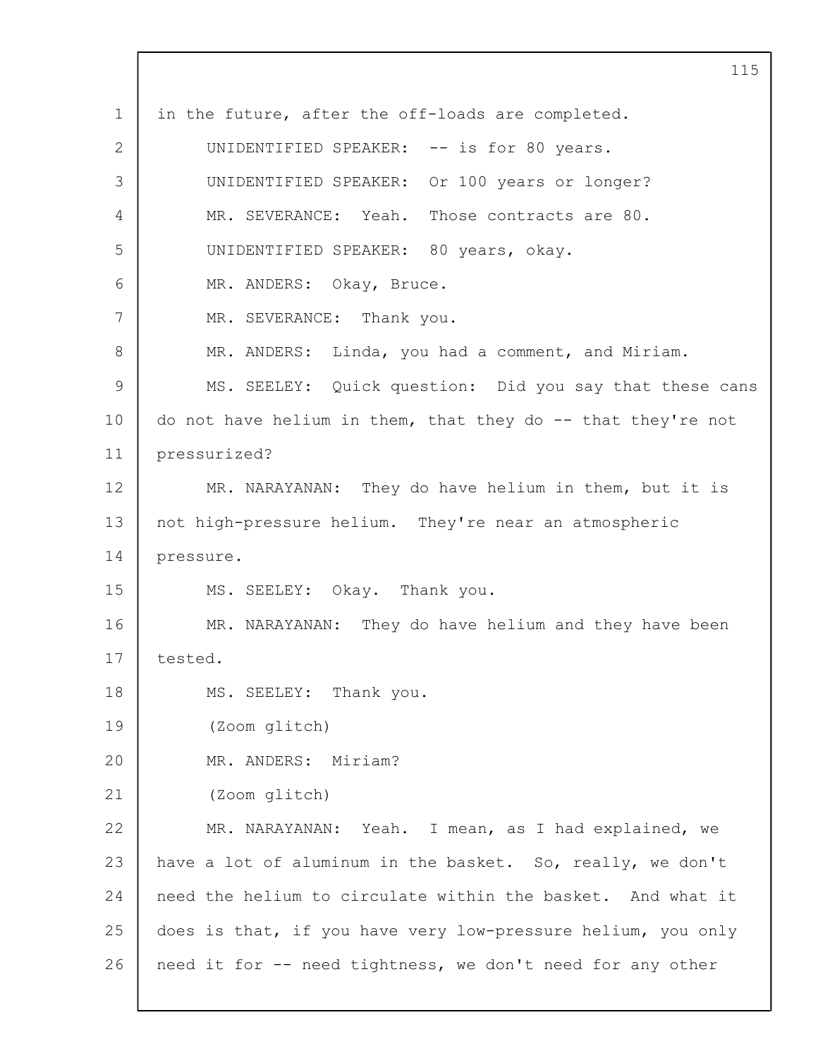in the future, after the off-loads are completed.

UNIDENTIFIED SPEAKER: -- is for 80 years.

UNIDENTIFIED SPEAKER: Or 100 years or longer?

MR. SEVERANCE: Yeah. Those contracts are 80.

UNIDENTIFIED SPEAKER: 80 years, okay.

MR. ANDERS: Okay, Bruce.

MR. SEVERANCE: Thank you.

MR. ANDERS: Linda, you had a comment, and Miriam.

MS. SEELEY: Quick question: Did you say that these cans do not have helium in them, that they do -- that they're not pressurized?

MR. NARAYANAN: They do have helium in them, but it is not high-pressure helium. They're near an atmospheric pressure.

MS. SEELEY: Okay. Thank you.

MR. NARAYANAN: They do have helium and they have been tested.

MS. SEELEY: Thank you.

(Zoom glitch)

MR. ANDERS: Miriam?

(Zoom glitch)

MR. NARAYANAN: Yeah. I mean, as I had explained, we have a lot of aluminum in the basket. So, really, we don't need the helium to circulate within the basket. And what it does is that, if you have very low-pressure helium, you only need it for -- need tightness, we don't need for any other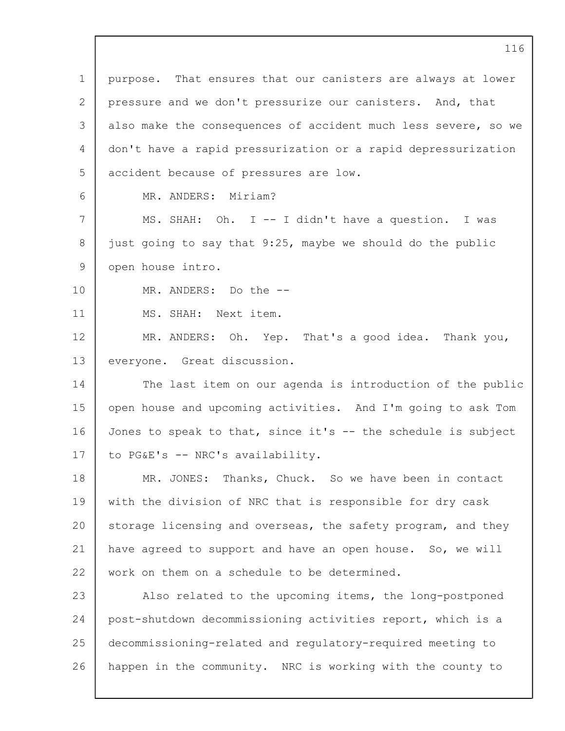purpose. That ensures that our canisters are always at lower pressure and we don't pressurize our canisters. And, that also make the consequences of accident much less severe, so we don't have a rapid pressurization or a rapid depressurization accident because of pressures are low.

MR. ANDERS: Miriam?

MS. SHAH: Oh. I -- I didn't have a question. I was just going to say that 9:25, maybe we should do the public open house intro.

MR. ANDERS: Do the --

MS. SHAH: Next item.

MR. ANDERS: Oh. Yep. That's a good idea. Thank you, everyone. Great discussion.

The last item on our agenda is introduction of the public open house and upcoming activities. And I'm going to ask Tom Jones to speak to that, since it's -- the schedule is subject to PG&E's -- NRC's availability.

MR. JONES: Thanks, Chuck. So we have been in contact with the division of NRC that is responsible for dry cask storage licensing and overseas, the safety program, and they have agreed to support and have an open house. So, we will work on them on a schedule to be determined.

Also related to the upcoming items, the long-postponed post-shutdown decommissioning activities report, which is a decommissioning-related and regulatory-required meeting to happen in the community. NRC is working with the county to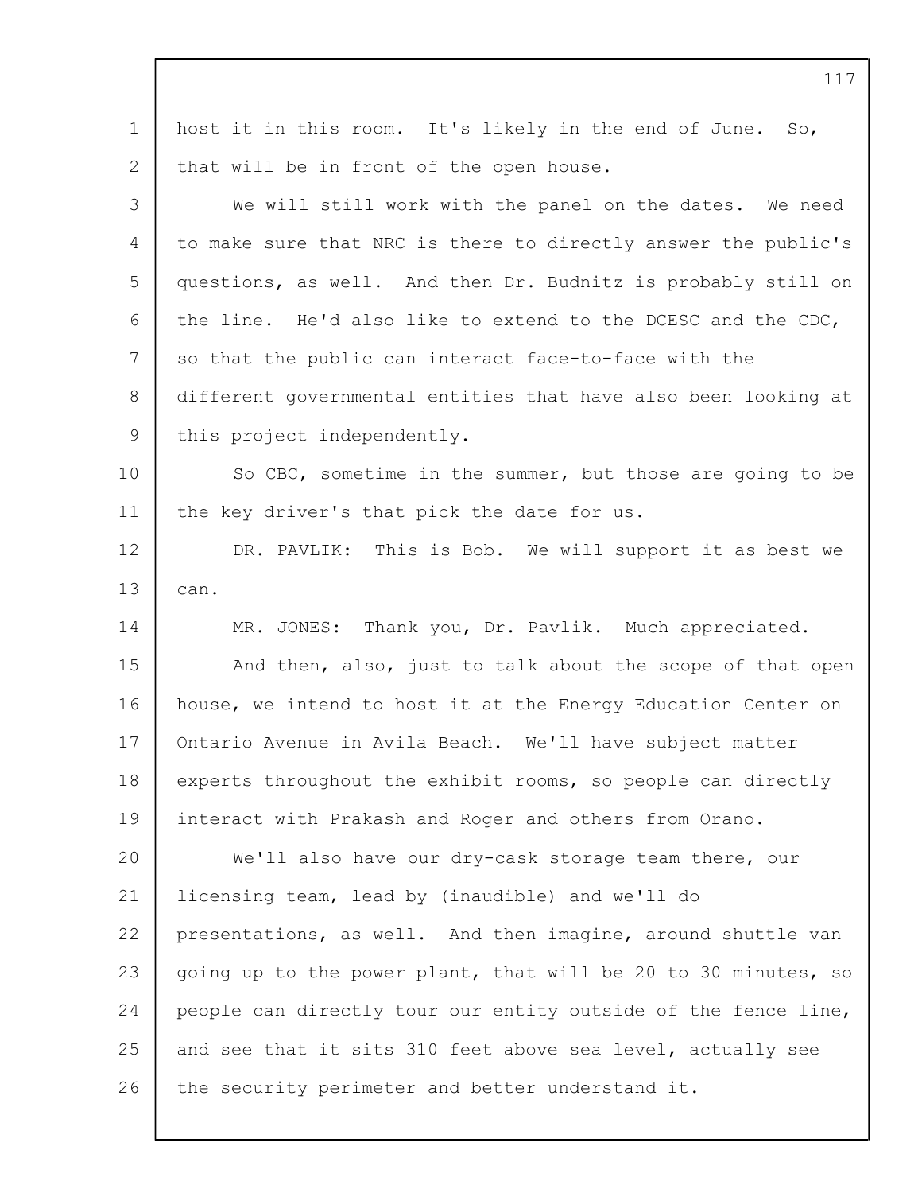host it in this room. It's likely in the end of June. So, that will be in front of the open house.

We will still work with the panel on the dates. We need to make sure that NRC is there to directly answer the public's questions, as well. And then Dr. Budnitz is probably still on the line. He'd also like to extend to the DCESC and the CDC, so that the public can interact face-to-face with the different governmental entities that have also been looking at this project independently.

So CBC, sometime in the summer, but those are going to be the key driver's that pick the date for us.

DR. PAVLIK: This is Bob. We will support it as best we can.

MR. JONES: Thank you, Dr. Pavlik. Much appreciated.

And then, also, just to talk about the scope of that open house, we intend to host it at the Energy Education Center on Ontario Avenue in Avila Beach. We'll have subject matter experts throughout the exhibit rooms, so people can directly interact with Prakash and Roger and others from Orano.

We'll also have our dry-cask storage team there, our licensing team, lead by (inaudible) and we'll do presentations, as well. And then imagine, around shuttle van going up to the power plant, that will be 20 to 30 minutes, so people can directly tour our entity outside of the fence line, and see that it sits 310 feet above sea level, actually see the security perimeter and better understand it.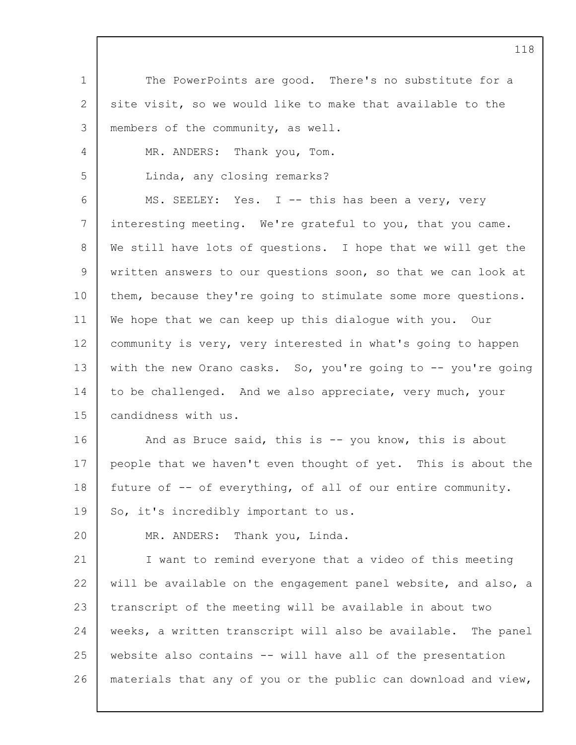The PowerPoints are good. There's no substitute for a site visit, so we would like to make that available to the members of the community, as well.

MR. ANDERS: Thank you, Tom.

Linda, any closing remarks?

MS. SEELEY: Yes. I -- this has been a very, very interesting meeting. We're grateful to you, that you came. We still have lots of questions. I hope that we will get the written answers to our questions soon, so that we can look at them, because they're going to stimulate some more questions. We hope that we can keep up this dialogue with you. Our community is very, very interested in what's going to happen with the new Orano casks. So, you're going to -- you're going to be challenged. And we also appreciate, very much, your candidness with us.

And as Bruce said, this is -- you know, this is about people that we haven't even thought of yet. This is about the future of -- of everything, of all of our entire community. So, it's incredibly important to us.

MR. ANDERS: Thank you, Linda.

I want to remind everyone that a video of this meeting will be available on the engagement panel website, and also, a transcript of the meeting will be available in about two weeks, a written transcript will also be available. The panel website also contains -- will have all of the presentation materials that any of you or the public can download and view,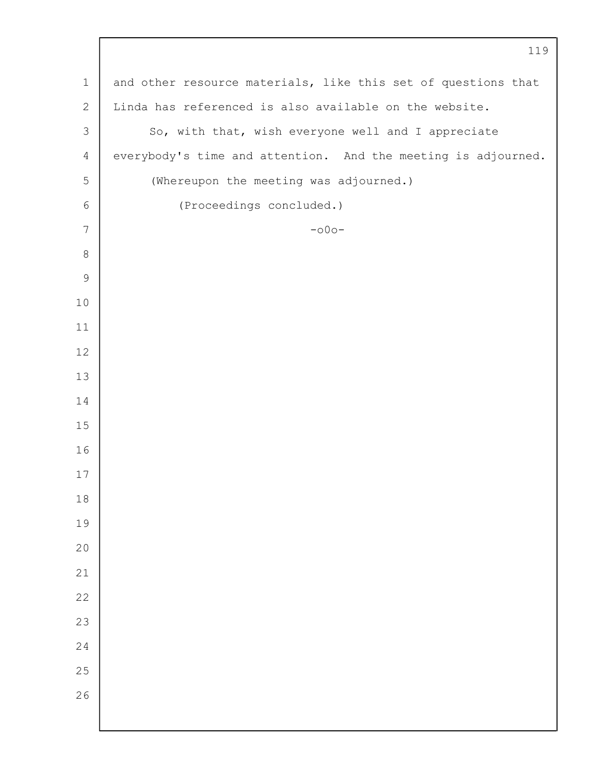and other resource materials, like this set of questions that Linda has referenced is also available on the website.

So, with that, wish everyone well and I appreciate everybody's time and attention. And the meeting is adjourned.

(Whereupon the meeting was adjourned.)

(Proceedings concluded.)

-o0o-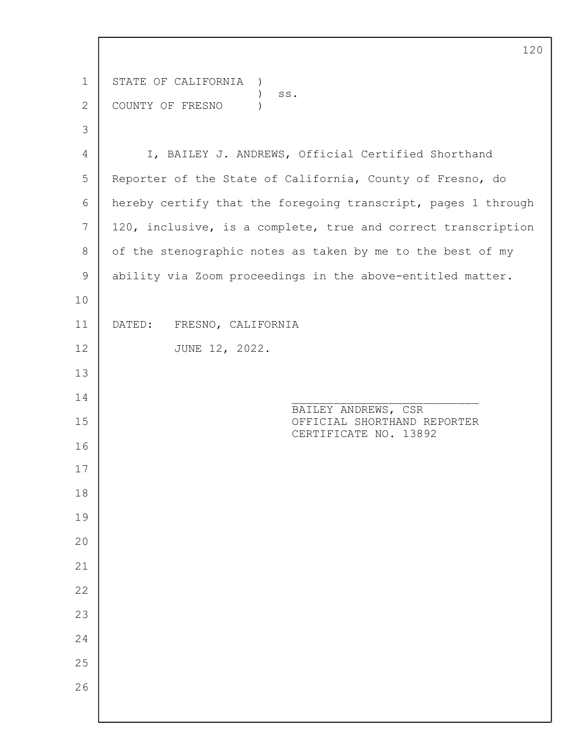STATE OF CALIFORNIA )
) ss.
COUNTY OF FRESNO )

I, BAILEY J. ANDREWS, Official Certified Shorthand Reporter of the State of California, County of Fresno, do hereby certify that the foregoing transcript, pages 1 through 120, inclusive, is a complete, true and correct transcription of the stenographic notes as taken by me to the best of my ability via Zoom proceedings in the above-entitled matter.

DATED: FRESNO, CALIFORNIA
JUNE 12, 2022.

\_\_\_\_\_\_\_\_\_\_\_\_\_\_\_\_\_\_\_\_\_\_\_\_\_\_\_
BAILEY ANDREWS, CSR
OFFICIAL SHORTHAND REPORTER
CERTIFICATE NO. 13892